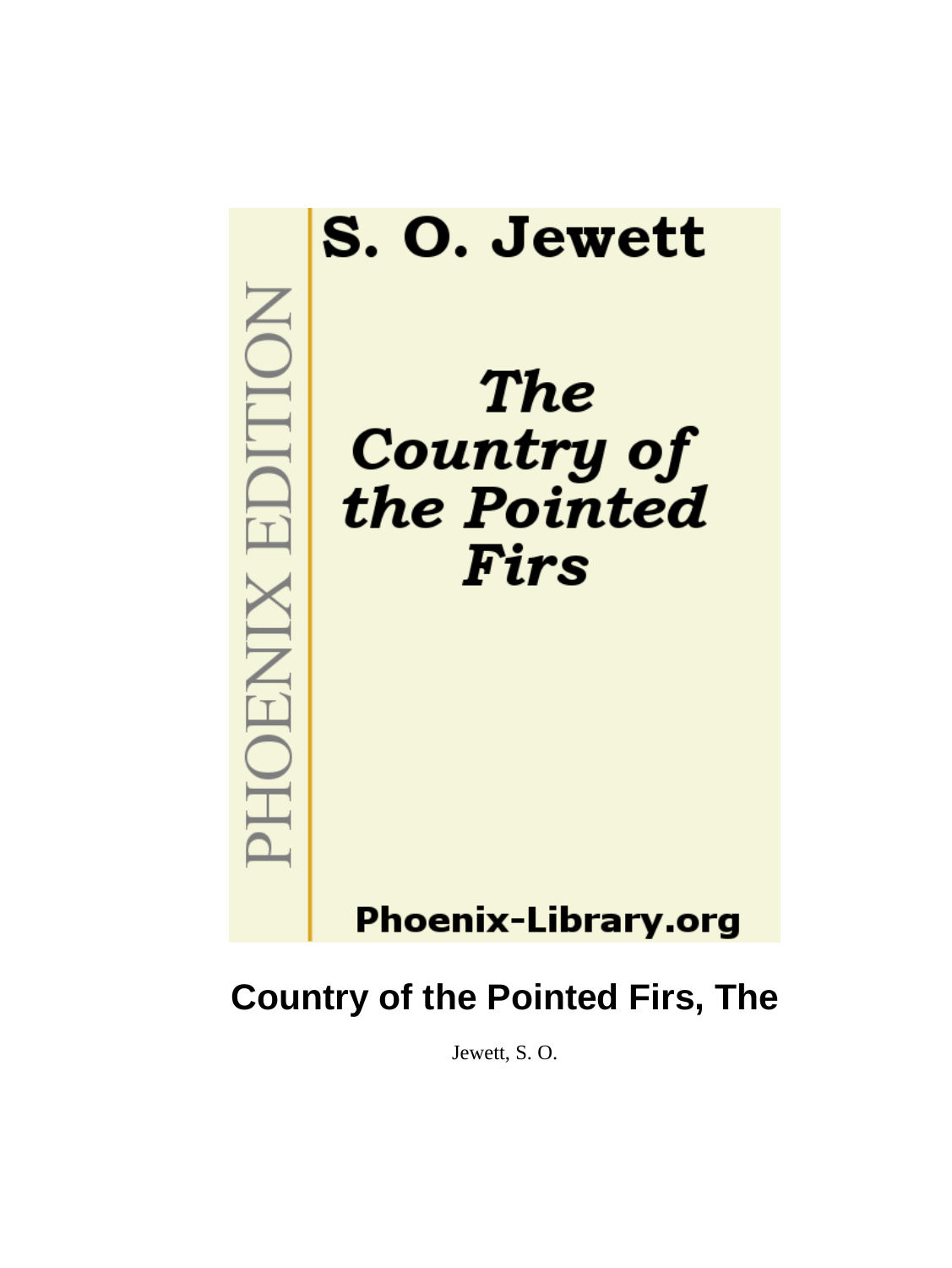S. O. Jewett

*The Country of the Pointed Firs*

PHOENIX EDITION

Phoenix-Library.org

# Country of the Pointed Firs, The

Jewett, S. O.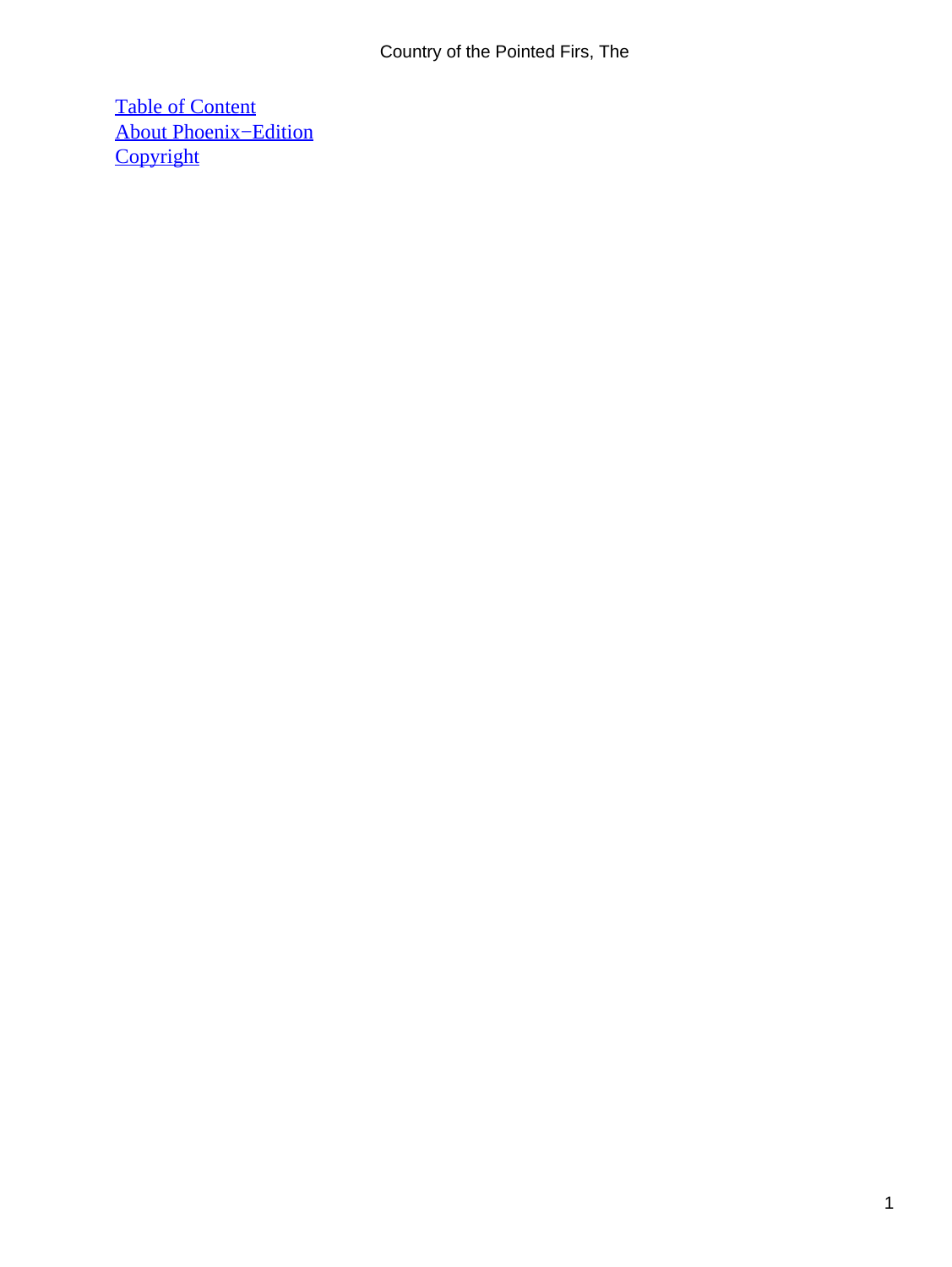[Table of Content](#)
[About Phoenix−Edition](#)
[Copyright](#)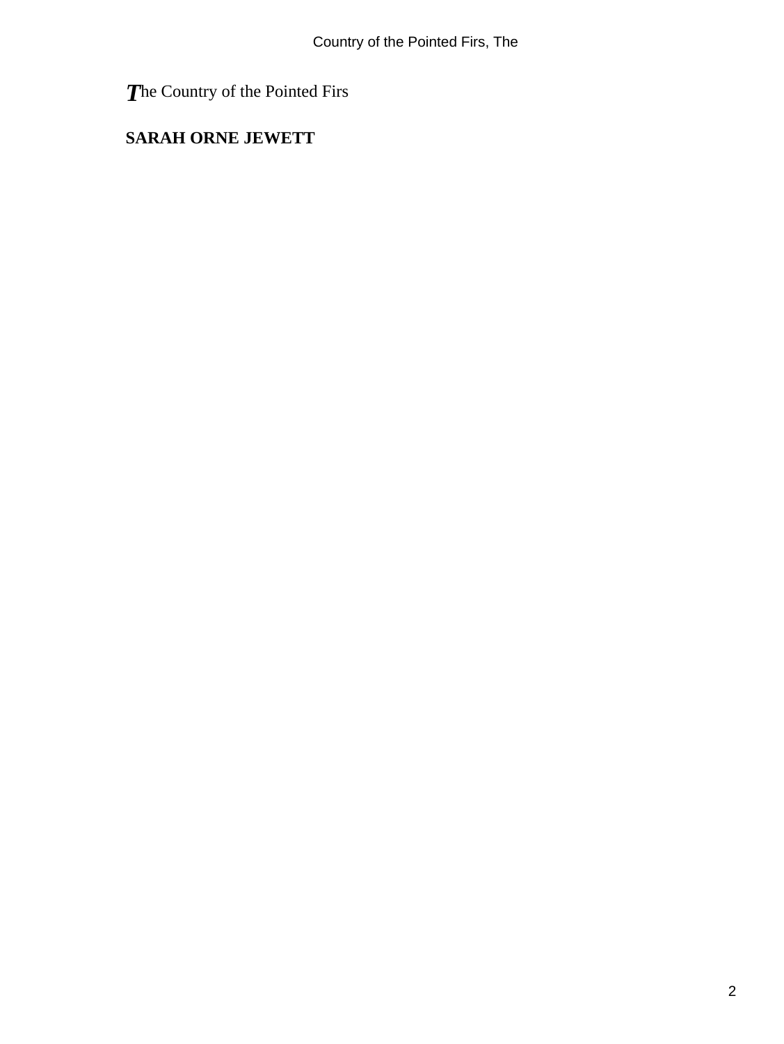The Country of the Pointed Firs

**SARAH ORNE JEWETT**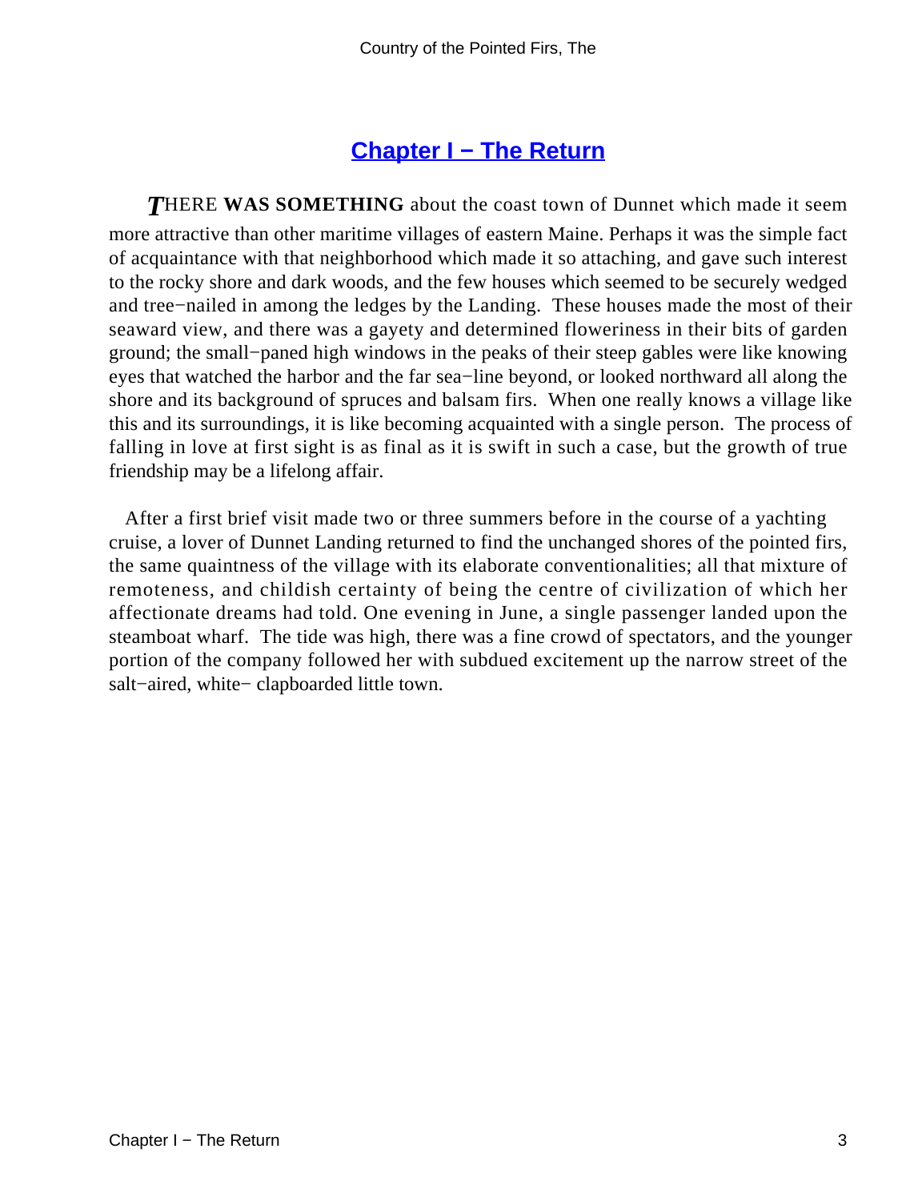## Chapter I − The Return

**THERE WAS SOMETHING** about the coast town of Dunnet which made it seem more attractive than other maritime villages of eastern Maine. Perhaps it was the simple fact of acquaintance with that neighborhood which made it so attaching, and gave such interest to the rocky shore and dark woods, and the few houses which seemed to be securely wedged and tree−nailed in among the ledges by the Landing. These houses made the most of their seaward view, and there was a gayety and determined floweriness in their bits of garden ground; the small−paned high windows in the peaks of their steep gables were like knowing eyes that watched the harbor and the far sea−line beyond, or looked northward all along the shore and its background of spruces and balsam firs. When one really knows a village like this and its surroundings, it is like becoming acquainted with a single person. The process of falling in love at first sight is as final as it is swift in such a case, but the growth of true friendship may be a lifelong affair.

After a first brief visit made two or three summers before in the course of a yachting cruise, a lover of Dunnet Landing returned to find the unchanged shores of the pointed firs, the same quaintness of the village with its elaborate conventionalities; all that mixture of remoteness, and childish certainty of being the centre of civilization of which her affectionate dreams had told. One evening in June, a single passenger landed upon the steamboat wharf. The tide was high, there was a fine crowd of spectators, and the younger portion of the company followed her with subdued excitement up the narrow street of the salt−aired, white− clapboarded little town.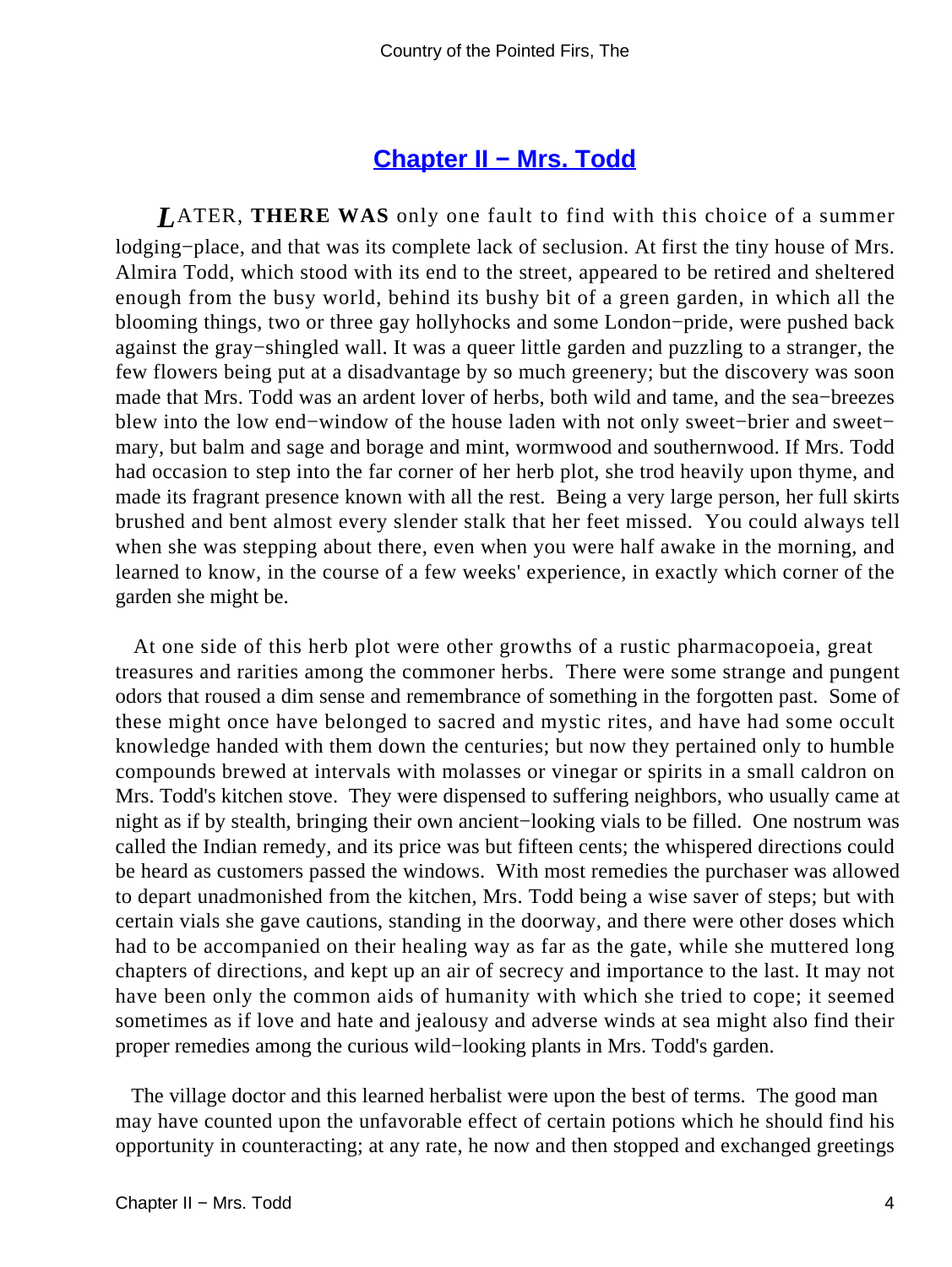## Chapter II − Mrs. Todd

*L*ATER, **THERE WAS** only one fault to find with this choice of a summer lodging−place, and that was its complete lack of seclusion. At first the tiny house of Mrs. Almira Todd, which stood with its end to the street, appeared to be retired and sheltered enough from the busy world, behind its bushy bit of a green garden, in which all the blooming things, two or three gay hollyhocks and some London−pride, were pushed back against the gray−shingled wall. It was a queer little garden and puzzling to a stranger, the few flowers being put at a disadvantage by so much greenery; but the discovery was soon made that Mrs. Todd was an ardent lover of herbs, both wild and tame, and the sea−breezes blew into the low end−window of the house laden with not only sweet−brier and sweet−mary, but balm and sage and borage and mint, wormwood and southernwood. If Mrs. Todd had occasion to step into the far corner of her herb plot, she trod heavily upon thyme, and made its fragrant presence known with all the rest. Being a very large person, her full skirts brushed and bent almost every slender stalk that her feet missed. You could always tell when she was stepping about there, even when you were half awake in the morning, and learned to know, in the course of a few weeks' experience, in exactly which corner of the garden she might be.

At one side of this herb plot were other growths of a rustic pharmacopoeia, great treasures and rarities among the commoner herbs. There were some strange and pungent odors that roused a dim sense and remembrance of something in the forgotten past. Some of these might once have belonged to sacred and mystic rites, and have had some occult knowledge handed with them down the centuries; but now they pertained only to humble compounds brewed at intervals with molasses or vinegar or spirits in a small caldron on Mrs. Todd's kitchen stove. They were dispensed to suffering neighbors, who usually came at night as if by stealth, bringing their own ancient−looking vials to be filled. One nostrum was called the Indian remedy, and its price was but fifteen cents; the whispered directions could be heard as customers passed the windows. With most remedies the purchaser was allowed to depart unadmonished from the kitchen, Mrs. Todd being a wise saver of steps; but with certain vials she gave cautions, standing in the doorway, and there were other doses which had to be accompanied on their healing way as far as the gate, while she muttered long chapters of directions, and kept up an air of secrecy and importance to the last. It may not have been only the common aids of humanity with which she tried to cope; it seemed sometimes as if love and hate and jealousy and adverse winds at sea might also find their proper remedies among the curious wild−looking plants in Mrs. Todd's garden.

The village doctor and this learned herbalist were upon the best of terms. The good man may have counted upon the unfavorable effect of certain potions which he should find his opportunity in counteracting; at any rate, he now and then stopped and exchanged greetings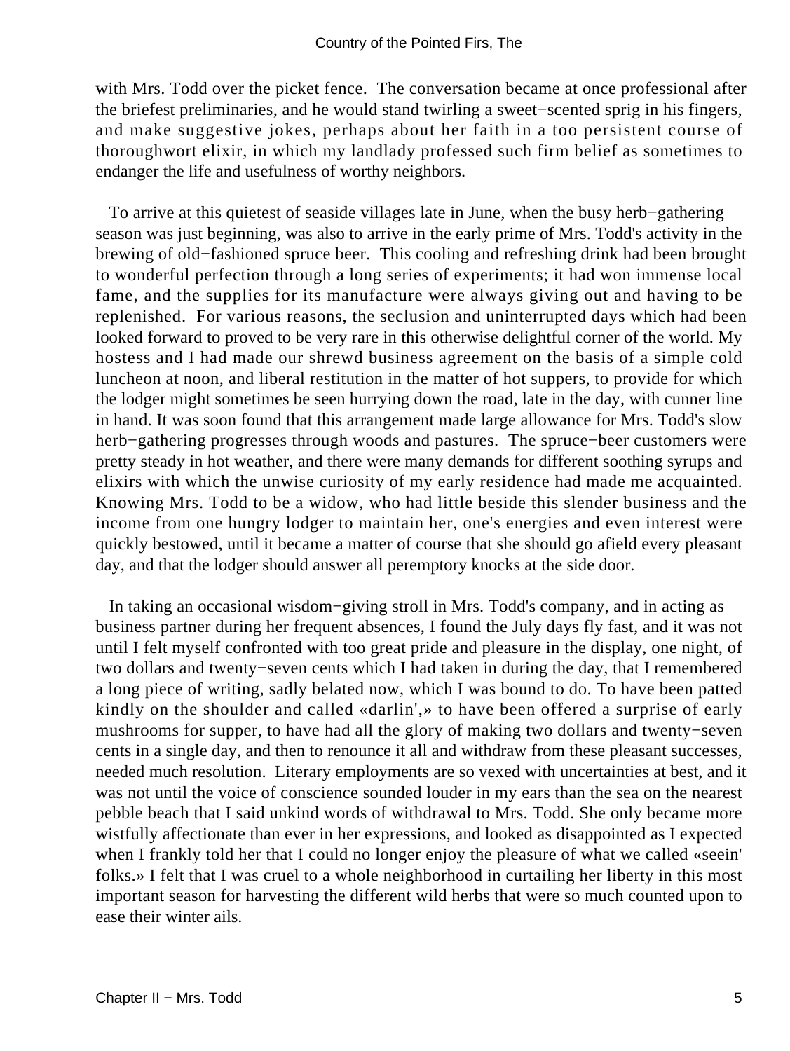with Mrs. Todd over the picket fence. The conversation became at once professional after the briefest preliminaries, and he would stand twirling a sweet−scented sprig in his fingers, and make suggestive jokes, perhaps about her faith in a too persistent course of thoroughwort elixir, in which my landlady professed such firm belief as sometimes to endanger the life and usefulness of worthy neighbors.

To arrive at this quietest of seaside villages late in June, when the busy herb−gathering season was just beginning, was also to arrive in the early prime of Mrs. Todd's activity in the brewing of old−fashioned spruce beer. This cooling and refreshing drink had been brought to wonderful perfection through a long series of experiments; it had won immense local fame, and the supplies for its manufacture were always giving out and having to be replenished. For various reasons, the seclusion and uninterrupted days which had been looked forward to proved to be very rare in this otherwise delightful corner of the world. My hostess and I had made our shrewd business agreement on the basis of a simple cold luncheon at noon, and liberal restitution in the matter of hot suppers, to provide for which the lodger might sometimes be seen hurrying down the road, late in the day, with cunner line in hand. It was soon found that this arrangement made large allowance for Mrs. Todd's slow herb−gathering progresses through woods and pastures. The spruce−beer customers were pretty steady in hot weather, and there were many demands for different soothing syrups and elixirs with which the unwise curiosity of my early residence had made me acquainted. Knowing Mrs. Todd to be a widow, who had little beside this slender business and the income from one hungry lodger to maintain her, one's energies and even interest were quickly bestowed, until it became a matter of course that she should go afield every pleasant day, and that the lodger should answer all peremptory knocks at the side door.

In taking an occasional wisdom−giving stroll in Mrs. Todd's company, and in acting as business partner during her frequent absences, I found the July days fly fast, and it was not until I felt myself confronted with too great pride and pleasure in the display, one night, of two dollars and twenty−seven cents which I had taken in during the day, that I remembered a long piece of writing, sadly belated now, which I was bound to do. To have been patted kindly on the shoulder and called «darlin',» to have been offered a surprise of early mushrooms for supper, to have had all the glory of making two dollars and twenty−seven cents in a single day, and then to renounce it all and withdraw from these pleasant successes, needed much resolution. Literary employments are so vexed with uncertainties at best, and it was not until the voice of conscience sounded louder in my ears than the sea on the nearest pebble beach that I said unkind words of withdrawal to Mrs. Todd. She only became more wistfully affectionate than ever in her expressions, and looked as disappointed as I expected when I frankly told her that I could no longer enjoy the pleasure of what we called «seein' folks.» I felt that I was cruel to a whole neighborhood in curtailing her liberty in this most important season for harvesting the different wild herbs that were so much counted upon to ease their winter ails.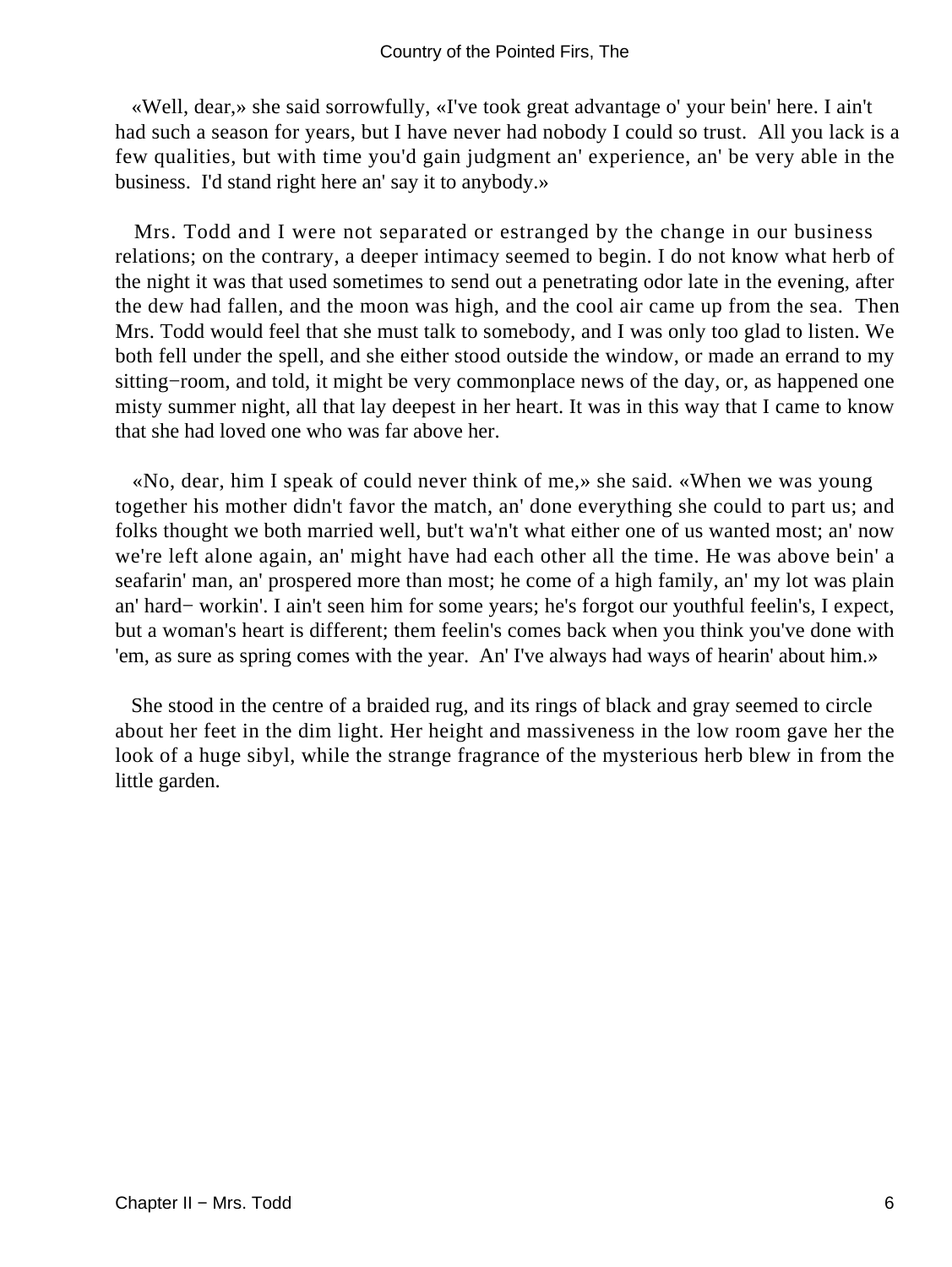«Well, dear,» she said sorrowfully, «I've took great advantage o' your bein' here. I ain't had such a season for years, but I have never had nobody I could so trust. All you lack is a few qualities, but with time you'd gain judgment an' experience, an' be very able in the business. I'd stand right here an' say it to anybody.»

Mrs. Todd and I were not separated or estranged by the change in our business relations; on the contrary, a deeper intimacy seemed to begin. I do not know what herb of the night it was that used sometimes to send out a penetrating odor late in the evening, after the dew had fallen, and the moon was high, and the cool air came up from the sea. Then Mrs. Todd would feel that she must talk to somebody, and I was only too glad to listen. We both fell under the spell, and she either stood outside the window, or made an errand to my sitting−room, and told, it might be very commonplace news of the day, or, as happened one misty summer night, all that lay deepest in her heart. It was in this way that I came to know that she had loved one who was far above her.

«No, dear, him I speak of could never think of me,» she said. «When we was young together his mother didn't favor the match, an' done everything she could to part us; and folks thought we both married well, but't wa'n't what either one of us wanted most; an' now we're left alone again, an' might have had each other all the time. He was above bein' a seafarin' man, an' prospered more than most; he come of a high family, an' my lot was plain an' hard− workin'. I ain't seen him for some years; he's forgot our youthful feelin's, I expect, but a woman's heart is different; them feelin's comes back when you think you've done with 'em, as sure as spring comes with the year. An' I've always had ways of hearin' about him.»

She stood in the centre of a braided rug, and its rings of black and gray seemed to circle about her feet in the dim light. Her height and massiveness in the low room gave her the look of a huge sibyl, while the strange fragrance of the mysterious herb blew in from the little garden.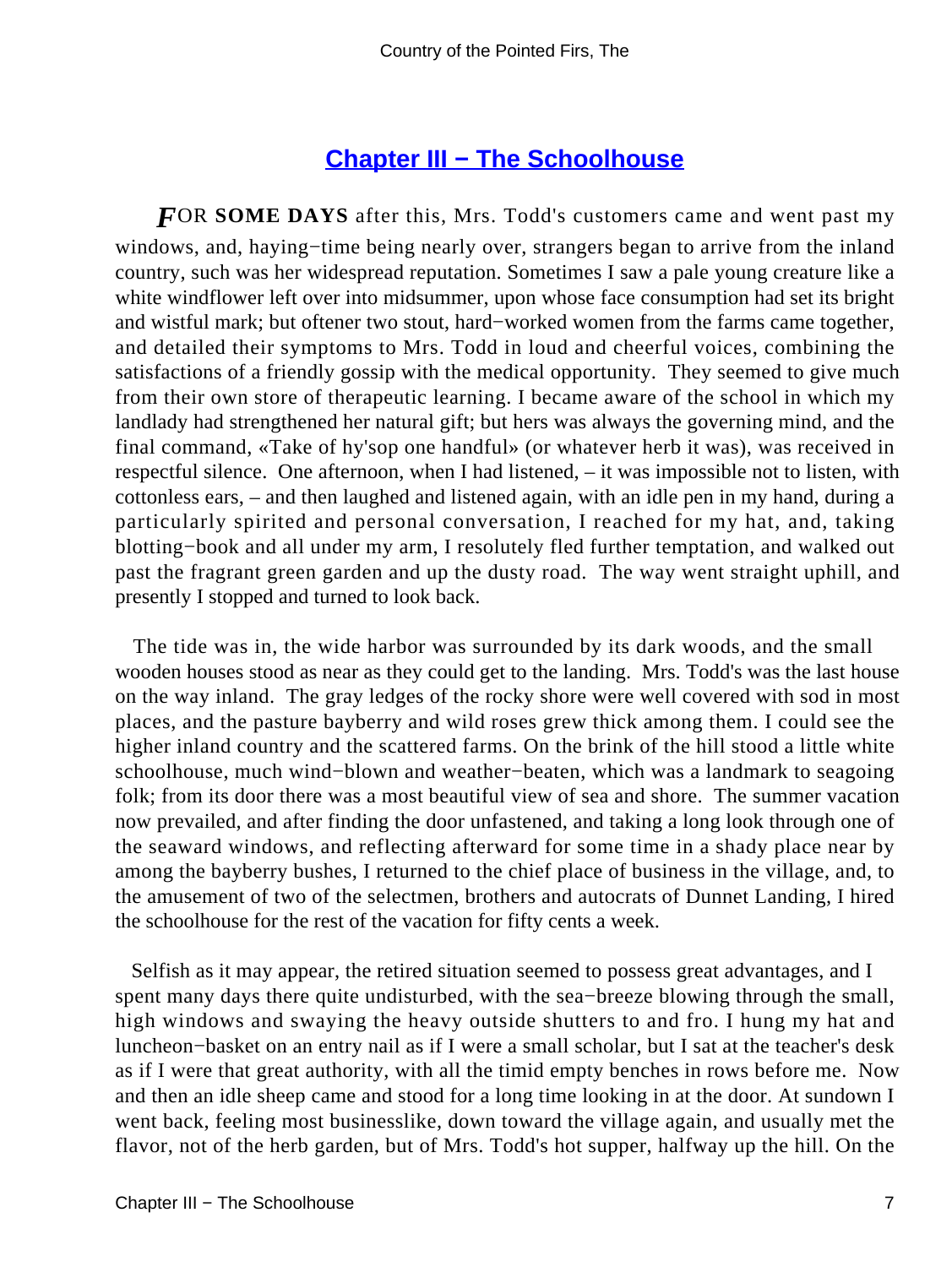## Chapter III − The Schoolhouse

***F*OR SOME DAYS** after this, Mrs. Todd's customers came and went past my windows, and, haying−time being nearly over, strangers began to arrive from the inland country, such was her widespread reputation. Sometimes I saw a pale young creature like a white windflower left over into midsummer, upon whose face consumption had set its bright and wistful mark; but oftener two stout, hard−worked women from the farms came together, and detailed their symptoms to Mrs. Todd in loud and cheerful voices, combining the satisfactions of a friendly gossip with the medical opportunity. They seemed to give much from their own store of therapeutic learning. I became aware of the school in which my landlady had strengthened her natural gift; but hers was always the governing mind, and the final command, «Take of hy'sop one handful» (or whatever herb it was), was received in respectful silence. One afternoon, when I had listened, – it was impossible not to listen, with cottonless ears, – and then laughed and listened again, with an idle pen in my hand, during a particularly spirited and personal conversation, I reached for my hat, and, taking blotting−book and all under my arm, I resolutely fled further temptation, and walked out past the fragrant green garden and up the dusty road. The way went straight uphill, and presently I stopped and turned to look back.

The tide was in, the wide harbor was surrounded by its dark woods, and the small wooden houses stood as near as they could get to the landing. Mrs. Todd's was the last house on the way inland. The gray ledges of the rocky shore were well covered with sod in most places, and the pasture bayberry and wild roses grew thick among them. I could see the higher inland country and the scattered farms. On the brink of the hill stood a little white schoolhouse, much wind−blown and weather−beaten, which was a landmark to seagoing folk; from its door there was a most beautiful view of sea and shore. The summer vacation now prevailed, and after finding the door unfastened, and taking a long look through one of the seaward windows, and reflecting afterward for some time in a shady place near by among the bayberry bushes, I returned to the chief place of business in the village, and, to the amusement of two of the selectmen, brothers and autocrats of Dunnet Landing, I hired the schoolhouse for the rest of the vacation for fifty cents a week.

Selfish as it may appear, the retired situation seemed to possess great advantages, and I spent many days there quite undisturbed, with the sea−breeze blowing through the small, high windows and swaying the heavy outside shutters to and fro. I hung my hat and luncheon−basket on an entry nail as if I were a small scholar, but I sat at the teacher's desk as if I were that great authority, with all the timid empty benches in rows before me. Now and then an idle sheep came and stood for a long time looking in at the door. At sundown I went back, feeling most businesslike, down toward the village again, and usually met the flavor, not of the herb garden, but of Mrs. Todd's hot supper, halfway up the hill. On the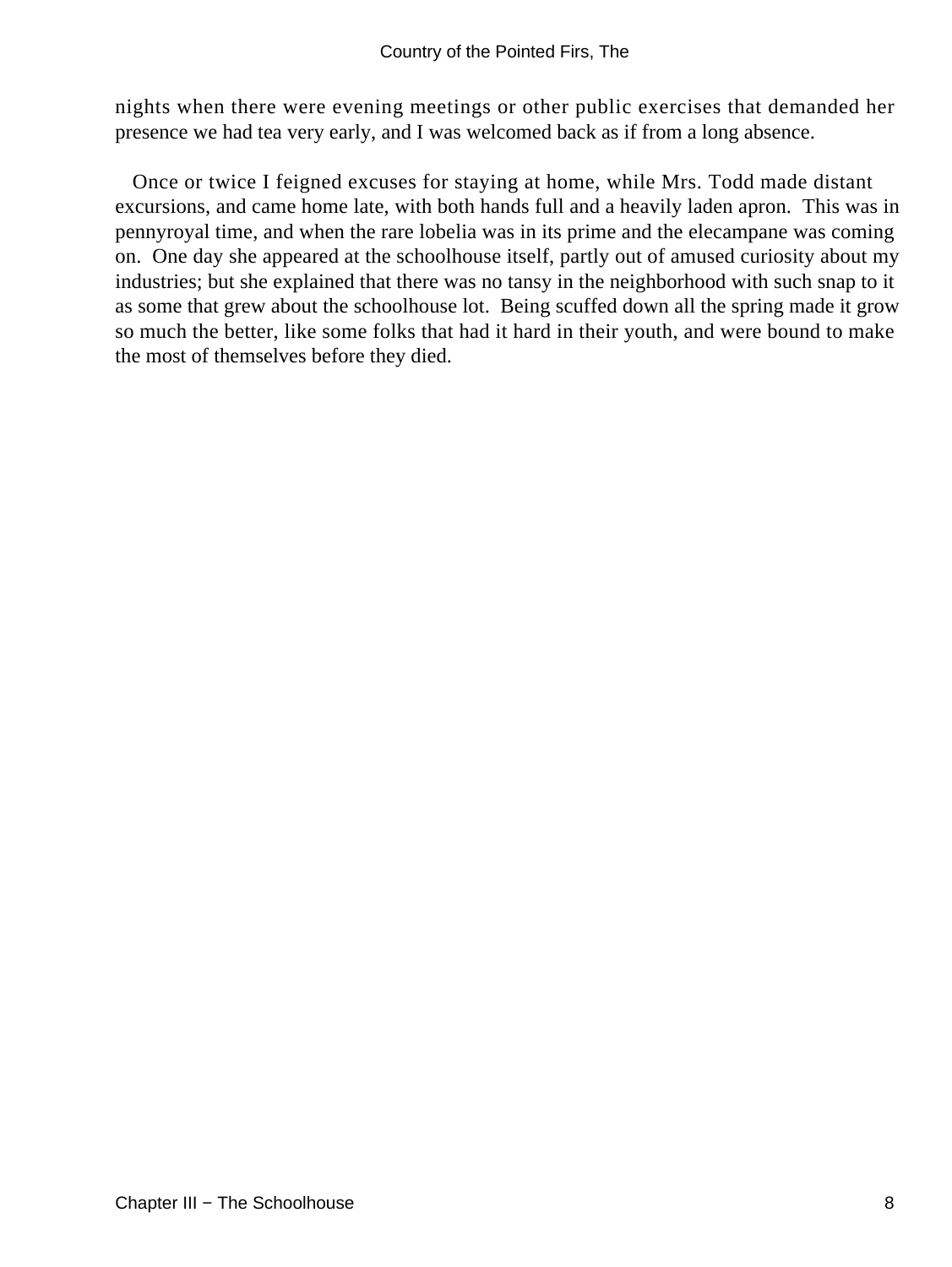nights when there were evening meetings or other public exercises that demanded her presence we had tea very early, and I was welcomed back as if from a long absence.

Once or twice I feigned excuses for staying at home, while Mrs. Todd made distant excursions, and came home late, with both hands full and a heavily laden apron. This was in pennyroyal time, and when the rare lobelia was in its prime and the elecampane was coming on. One day she appeared at the schoolhouse itself, partly out of amused curiosity about my industries; but she explained that there was no tansy in the neighborhood with such snap to it as some that grew about the schoolhouse lot. Being scuffed down all the spring made it grow so much the better, like some folks that had it hard in their youth, and were bound to make the most of themselves before they died.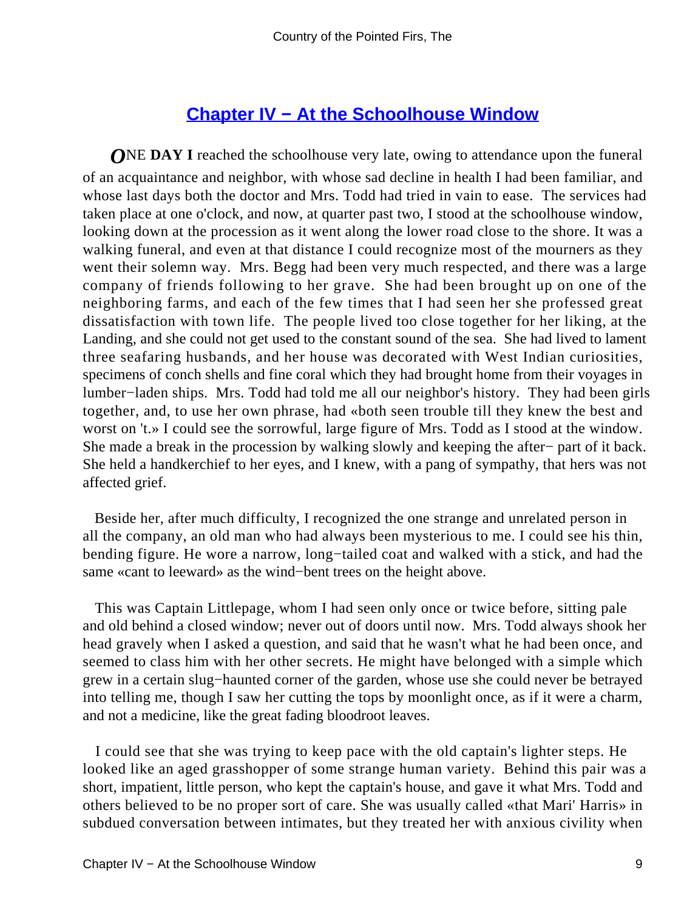## Chapter IV − At the Schoolhouse Window

ONE **DAY I** reached the schoolhouse very late, owing to attendance upon the funeral of an acquaintance and neighbor, with whose sad decline in health I had been familiar, and whose last days both the doctor and Mrs. Todd had tried in vain to ease. The services had taken place at one o'clock, and now, at quarter past two, I stood at the schoolhouse window, looking down at the procession as it went along the lower road close to the shore. It was a walking funeral, and even at that distance I could recognize most of the mourners as they went their solemn way. Mrs. Begg had been very much respected, and there was a large company of friends following to her grave. She had been brought up on one of the neighboring farms, and each of the few times that I had seen her she professed great dissatisfaction with town life. The people lived too close together for her liking, at the Landing, and she could not get used to the constant sound of the sea. She had lived to lament three seafaring husbands, and her house was decorated with West Indian curiosities, specimens of conch shells and fine coral which they had brought home from their voyages in lumber−laden ships. Mrs. Todd had told me all our neighbor's history. They had been girls together, and, to use her own phrase, had «both seen trouble till they knew the best and worst on 't.» I could see the sorrowful, large figure of Mrs. Todd as I stood at the window. She made a break in the procession by walking slowly and keeping the after− part of it back. She held a handkerchief to her eyes, and I knew, with a pang of sympathy, that hers was not affected grief.

Beside her, after much difficulty, I recognized the one strange and unrelated person in all the company, an old man who had always been mysterious to me. I could see his thin, bending figure. He wore a narrow, long−tailed coat and walked with a stick, and had the same «cant to leeward» as the wind−bent trees on the height above.

This was Captain Littlepage, whom I had seen only once or twice before, sitting pale and old behind a closed window; never out of doors until now. Mrs. Todd always shook her head gravely when I asked a question, and said that he wasn't what he had been once, and seemed to class him with her other secrets. He might have belonged with a simple which grew in a certain slug−haunted corner of the garden, whose use she could never be betrayed into telling me, though I saw her cutting the tops by moonlight once, as if it were a charm, and not a medicine, like the great fading bloodroot leaves.

I could see that she was trying to keep pace with the old captain's lighter steps. He looked like an aged grasshopper of some strange human variety. Behind this pair was a short, impatient, little person, who kept the captain's house, and gave it what Mrs. Todd and others believed to be no proper sort of care. She was usually called «that Mari' Harris» in subdued conversation between intimates, but they treated her with anxious civility when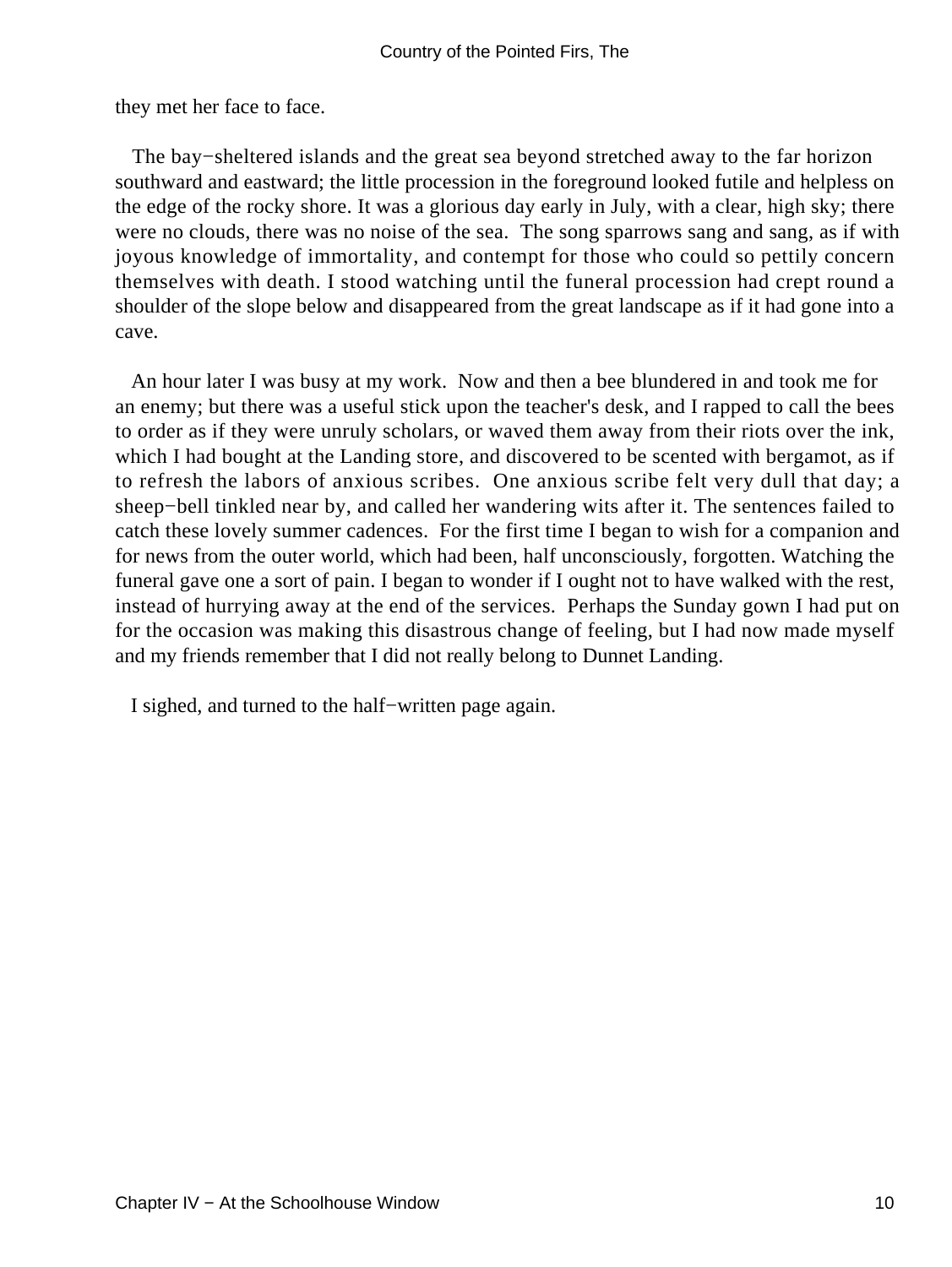they met her face to face.

The bay−sheltered islands and the great sea beyond stretched away to the far horizon southward and eastward; the little procession in the foreground looked futile and helpless on the edge of the rocky shore. It was a glorious day early in July, with a clear, high sky; there were no clouds, there was no noise of the sea. The song sparrows sang and sang, as if with joyous knowledge of immortality, and contempt for those who could so pettily concern themselves with death. I stood watching until the funeral procession had crept round a shoulder of the slope below and disappeared from the great landscape as if it had gone into a cave.

An hour later I was busy at my work. Now and then a bee blundered in and took me for an enemy; but there was a useful stick upon the teacher's desk, and I rapped to call the bees to order as if they were unruly scholars, or waved them away from their riots over the ink, which I had bought at the Landing store, and discovered to be scented with bergamot, as if to refresh the labors of anxious scribes. One anxious scribe felt very dull that day; a sheep−bell tinkled near by, and called her wandering wits after it. The sentences failed to catch these lovely summer cadences. For the first time I began to wish for a companion and for news from the outer world, which had been, half unconsciously, forgotten. Watching the funeral gave one a sort of pain. I began to wonder if I ought not to have walked with the rest, instead of hurrying away at the end of the services. Perhaps the Sunday gown I had put on for the occasion was making this disastrous change of feeling, but I had now made myself and my friends remember that I did not really belong to Dunnet Landing.

I sighed, and turned to the half−written page again.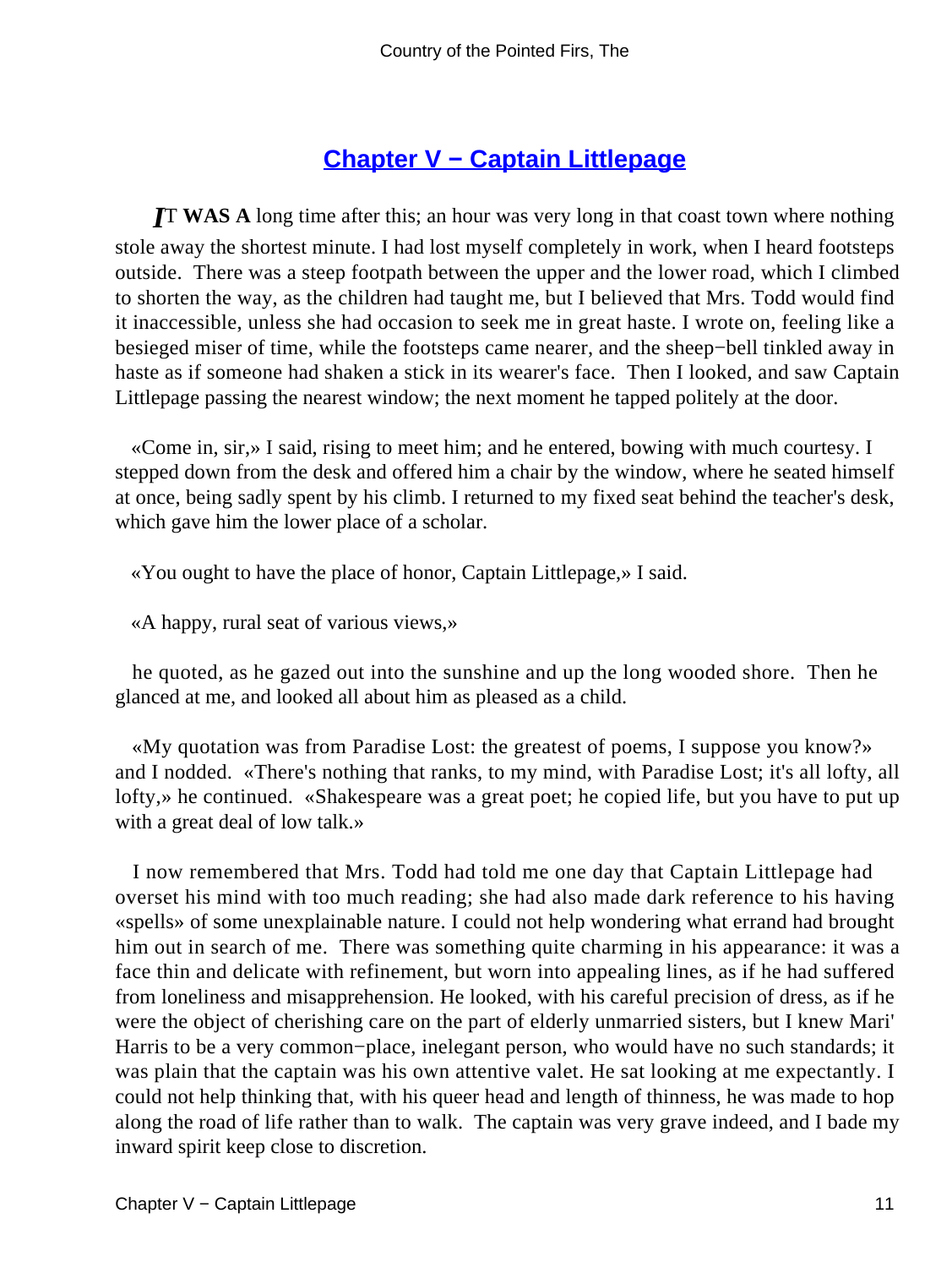## Chapter V − Captain Littlepage

*I*T **WAS A** long time after this; an hour was very long in that coast town where nothing stole away the shortest minute. I had lost myself completely in work, when I heard footsteps outside. There was a steep footpath between the upper and the lower road, which I climbed to shorten the way, as the children had taught me, but I believed that Mrs. Todd would find it inaccessible, unless she had occasion to seek me in great haste. I wrote on, feeling like a besieged miser of time, while the footsteps came nearer, and the sheep−bell tinkled away in haste as if someone had shaken a stick in its wearer's face. Then I looked, and saw Captain Littlepage passing the nearest window; the next moment he tapped politely at the door.

«Come in, sir,» I said, rising to meet him; and he entered, bowing with much courtesy. I stepped down from the desk and offered him a chair by the window, where he seated himself at once, being sadly spent by his climb. I returned to my fixed seat behind the teacher's desk, which gave him the lower place of a scholar.

«You ought to have the place of honor, Captain Littlepage,» I said.

«A happy, rural seat of various views,»

he quoted, as he gazed out into the sunshine and up the long wooded shore. Then he glanced at me, and looked all about him as pleased as a child.

«My quotation was from Paradise Lost: the greatest of poems, I suppose you know?» and I nodded. «There's nothing that ranks, to my mind, with Paradise Lost; it's all lofty, all lofty,» he continued. «Shakespeare was a great poet; he copied life, but you have to put up with a great deal of low talk.»

I now remembered that Mrs. Todd had told me one day that Captain Littlepage had overset his mind with too much reading; she had also made dark reference to his having «spells» of some unexplainable nature. I could not help wondering what errand had brought him out in search of me. There was something quite charming in his appearance: it was a face thin and delicate with refinement, but worn into appealing lines, as if he had suffered from loneliness and misapprehension. He looked, with his careful precision of dress, as if he were the object of cherishing care on the part of elderly unmarried sisters, but I knew Mari' Harris to be a very common−place, inelegant person, who would have no such standards; it was plain that the captain was his own attentive valet. He sat looking at me expectantly. I could not help thinking that, with his queer head and length of thinness, he was made to hop along the road of life rather than to walk. The captain was very grave indeed, and I bade my inward spirit keep close to discretion.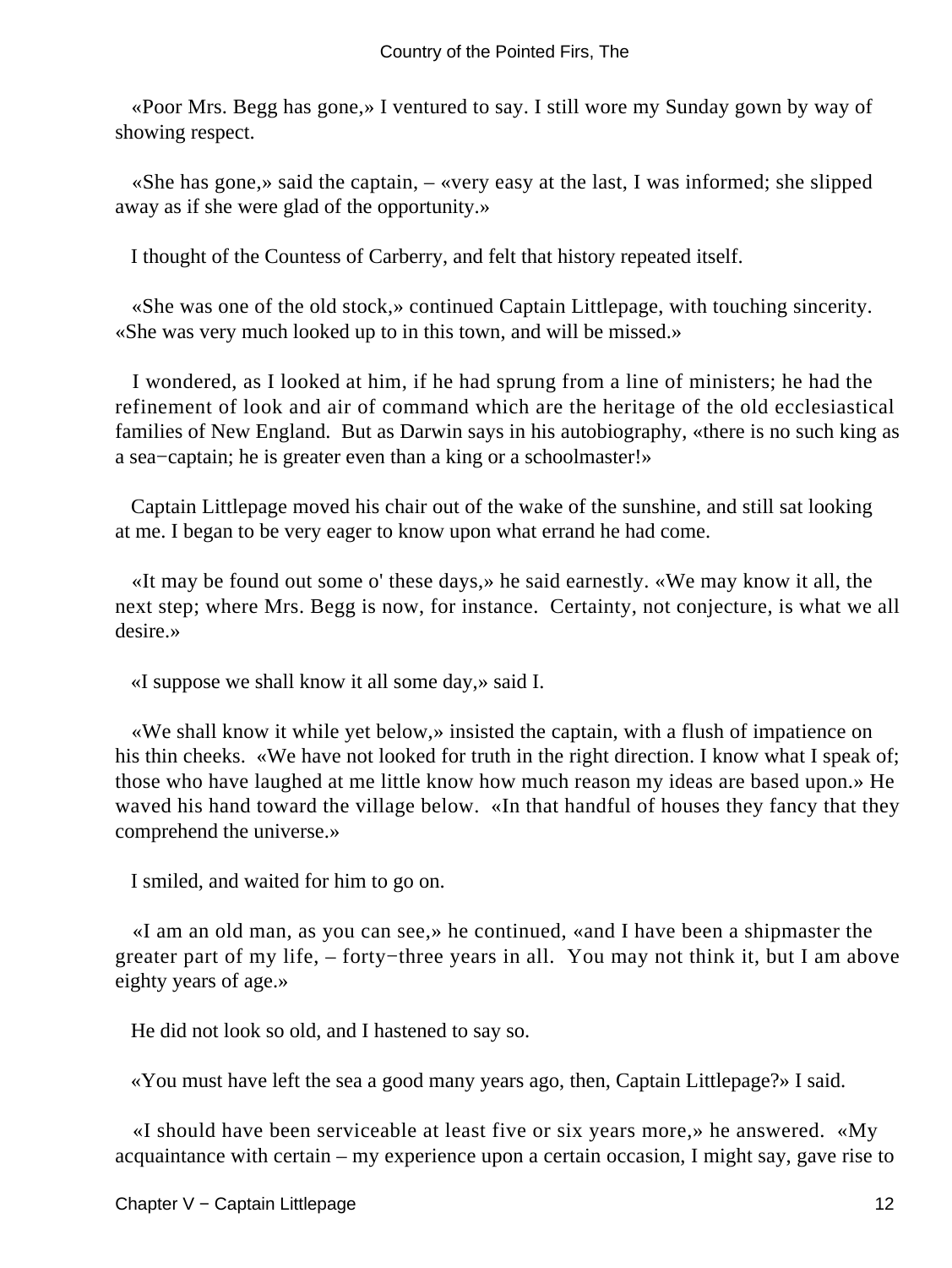«Poor Mrs. Begg has gone,» I ventured to say. I still wore my Sunday gown by way of showing respect.

«She has gone,» said the captain, – «very easy at the last, I was informed; she slipped away as if she were glad of the opportunity.»

I thought of the Countess of Carberry, and felt that history repeated itself.

«She was one of the old stock,» continued Captain Littlepage, with touching sincerity. «She was very much looked up to in this town, and will be missed.»

I wondered, as I looked at him, if he had sprung from a line of ministers; he had the refinement of look and air of command which are the heritage of the old ecclesiastical families of New England. But as Darwin says in his autobiography, «there is no such king as a sea−captain; he is greater even than a king or a schoolmaster!»

Captain Littlepage moved his chair out of the wake of the sunshine, and still sat looking at me. I began to be very eager to know upon what errand he had come.

«It may be found out some o' these days,» he said earnestly. «We may know it all, the next step; where Mrs. Begg is now, for instance. Certainty, not conjecture, is what we all desire.»

«I suppose we shall know it all some day,» said I.

«We shall know it while yet below,» insisted the captain, with a flush of impatience on his thin cheeks. «We have not looked for truth in the right direction. I know what I speak of; those who have laughed at me little know how much reason my ideas are based upon.» He waved his hand toward the village below. «In that handful of houses they fancy that they comprehend the universe.»

I smiled, and waited for him to go on.

«I am an old man, as you can see,» he continued, «and I have been a shipmaster the greater part of my life, – forty−three years in all. You may not think it, but I am above eighty years of age.»

He did not look so old, and I hastened to say so.

«You must have left the sea a good many years ago, then, Captain Littlepage?» I said.

«I should have been serviceable at least five or six years more,» he answered. «My acquaintance with certain – my experience upon a certain occasion, I might say, gave rise to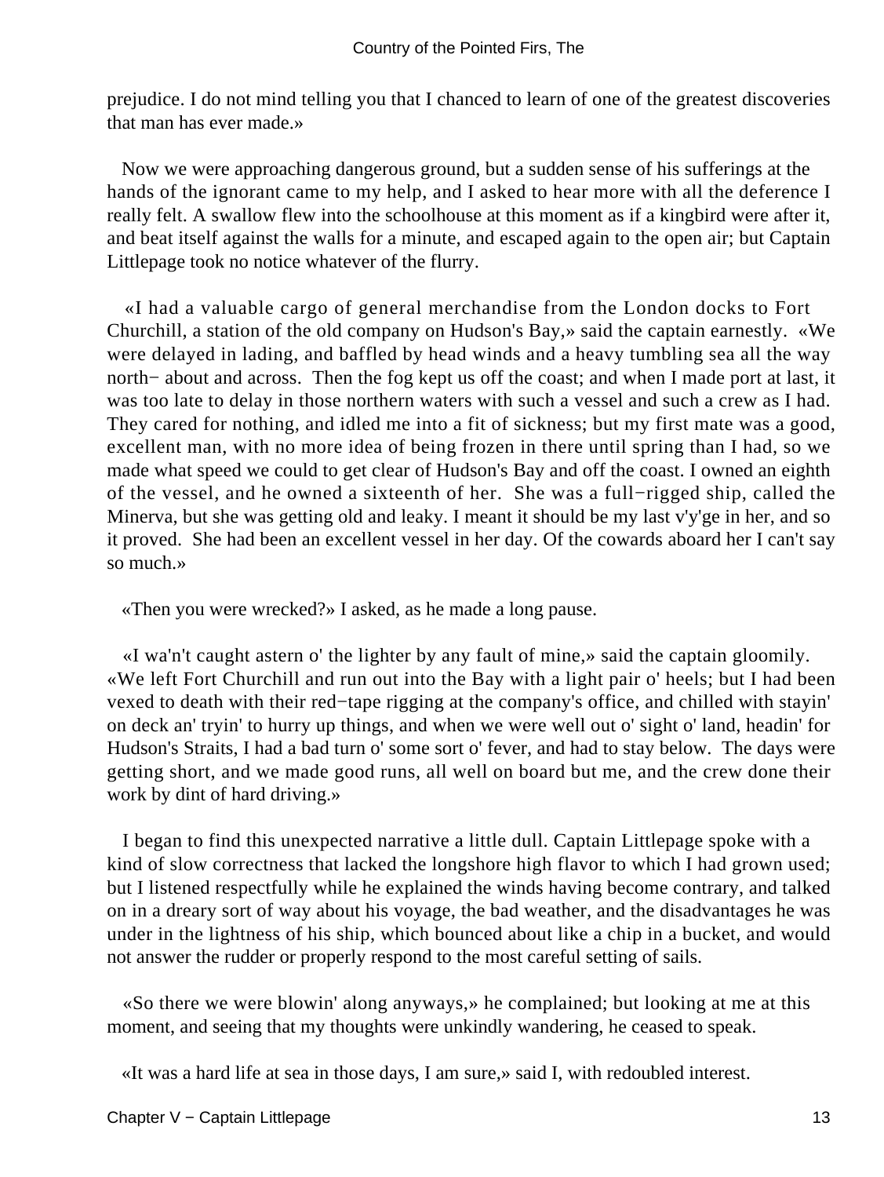prejudice. I do not mind telling you that I chanced to learn of one of the greatest discoveries that man has ever made.»

Now we were approaching dangerous ground, but a sudden sense of his sufferings at the hands of the ignorant came to my help, and I asked to hear more with all the deference I really felt. A swallow flew into the schoolhouse at this moment as if a kingbird were after it, and beat itself against the walls for a minute, and escaped again to the open air; but Captain Littlepage took no notice whatever of the flurry.

«I had a valuable cargo of general merchandise from the London docks to Fort Churchill, a station of the old company on Hudson's Bay,» said the captain earnestly. «We were delayed in lading, and baffled by head winds and a heavy tumbling sea all the way north− about and across. Then the fog kept us off the coast; and when I made port at last, it was too late to delay in those northern waters with such a vessel and such a crew as I had. They cared for nothing, and idled me into a fit of sickness; but my first mate was a good, excellent man, with no more idea of being frozen in there until spring than I had, so we made what speed we could to get clear of Hudson's Bay and off the coast. I owned an eighth of the vessel, and he owned a sixteenth of her. She was a full−rigged ship, called the Minerva, but she was getting old and leaky. I meant it should be my last v'y'ge in her, and so it proved. She had been an excellent vessel in her day. Of the cowards aboard her I can't say so much.»

«Then you were wrecked?» I asked, as he made a long pause.

«I wa'n't caught astern o' the lighter by any fault of mine,» said the captain gloomily. «We left Fort Churchill and run out into the Bay with a light pair o' heels; but I had been vexed to death with their red−tape rigging at the company's office, and chilled with stayin' on deck an' tryin' to hurry up things, and when we were well out o' sight o' land, headin' for Hudson's Straits, I had a bad turn o' some sort o' fever, and had to stay below. The days were getting short, and we made good runs, all well on board but me, and the crew done their work by dint of hard driving.»

I began to find this unexpected narrative a little dull. Captain Littlepage spoke with a kind of slow correctness that lacked the longshore high flavor to which I had grown used; but I listened respectfully while he explained the winds having become contrary, and talked on in a dreary sort of way about his voyage, the bad weather, and the disadvantages he was under in the lightness of his ship, which bounced about like a chip in a bucket, and would not answer the rudder or properly respond to the most careful setting of sails.

«So there we were blowin' along anyways,» he complained; but looking at me at this moment, and seeing that my thoughts were unkindly wandering, he ceased to speak.

«It was a hard life at sea in those days, I am sure,» said I, with redoubled interest.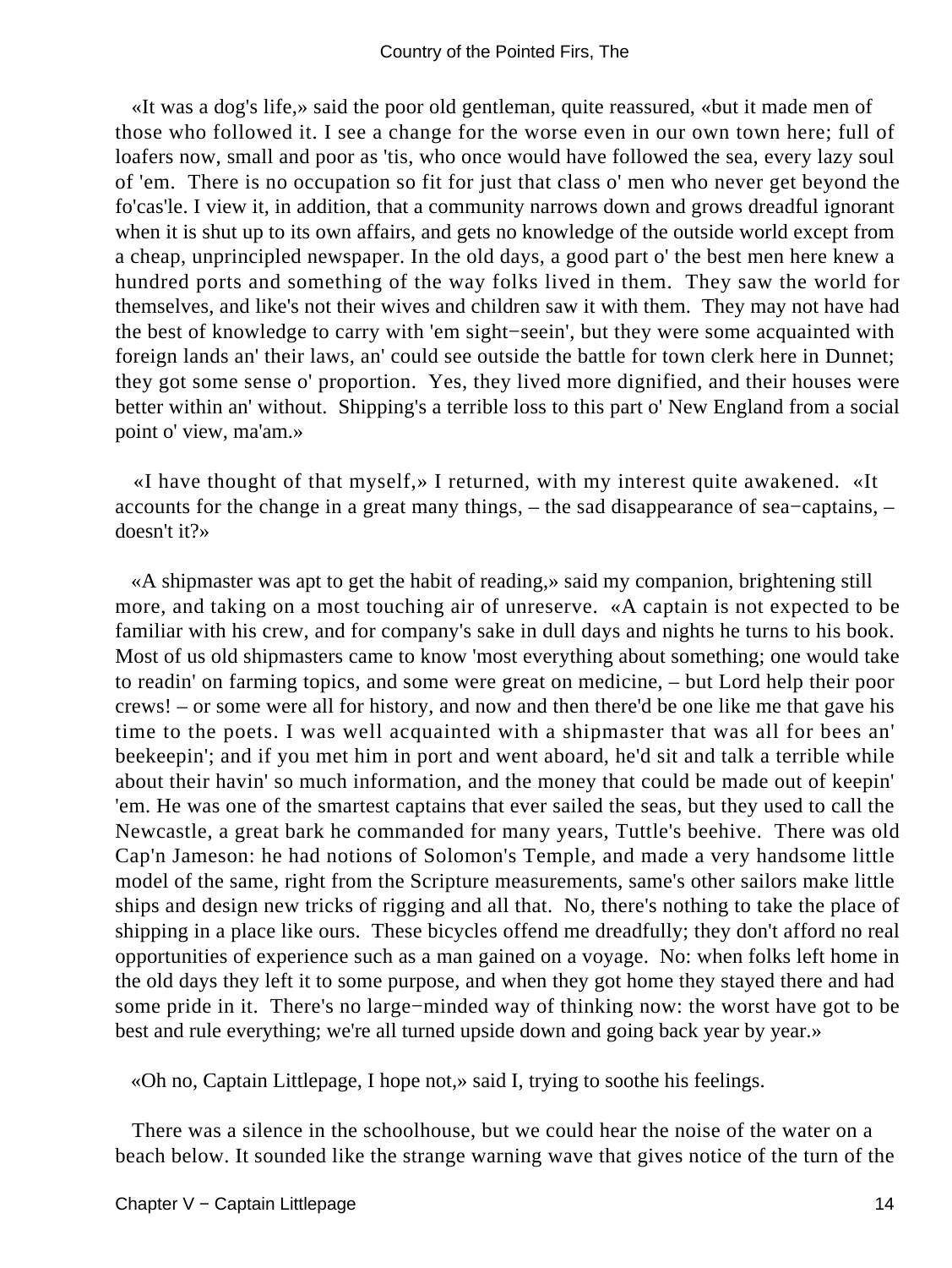«It was a dog's life,» said the poor old gentleman, quite reassured, «but it made men of those who followed it. I see a change for the worse even in our own town here; full of loafers now, small and poor as 'tis, who once would have followed the sea, every lazy soul of 'em. There is no occupation so fit for just that class o' men who never get beyond the fo'cas'le. I view it, in addition, that a community narrows down and grows dreadful ignorant when it is shut up to its own affairs, and gets no knowledge of the outside world except from a cheap, unprincipled newspaper. In the old days, a good part o' the best men here knew a hundred ports and something of the way folks lived in them. They saw the world for themselves, and like's not their wives and children saw it with them. They may not have had the best of knowledge to carry with 'em sight−seein', but they were some acquainted with foreign lands an' their laws, an' could see outside the battle for town clerk here in Dunnet; they got some sense o' proportion. Yes, they lived more dignified, and their houses were better within an' without. Shipping's a terrible loss to this part o' New England from a social point o' view, ma'am.»

«I have thought of that myself,» I returned, with my interest quite awakened. «It accounts for the change in a great many things, – the sad disappearance of sea−captains, – doesn't it?»

«A shipmaster was apt to get the habit of reading,» said my companion, brightening still more, and taking on a most touching air of unreserve. «A captain is not expected to be familiar with his crew, and for company's sake in dull days and nights he turns to his book. Most of us old shipmasters came to know 'most everything about something; one would take to readin' on farming topics, and some were great on medicine, – but Lord help their poor crews! – or some were all for history, and now and then there'd be one like me that gave his time to the poets. I was well acquainted with a shipmaster that was all for bees an' beekeepin'; and if you met him in port and went aboard, he'd sit and talk a terrible while about their havin' so much information, and the money that could be made out of keepin' 'em. He was one of the smartest captains that ever sailed the seas, but they used to call the Newcastle, a great bark he commanded for many years, Tuttle's beehive. There was old Cap'n Jameson: he had notions of Solomon's Temple, and made a very handsome little model of the same, right from the Scripture measurements, same's other sailors make little ships and design new tricks of rigging and all that. No, there's nothing to take the place of shipping in a place like ours. These bicycles offend me dreadfully; they don't afford no real opportunities of experience such as a man gained on a voyage. No: when folks left home in the old days they left it to some purpose, and when they got home they stayed there and had some pride in it. There's no large−minded way of thinking now: the worst have got to be best and rule everything; we're all turned upside down and going back year by year.»

«Oh no, Captain Littlepage, I hope not,» said I, trying to soothe his feelings.

There was a silence in the schoolhouse, but we could hear the noise of the water on a beach below. It sounded like the strange warning wave that gives notice of the turn of the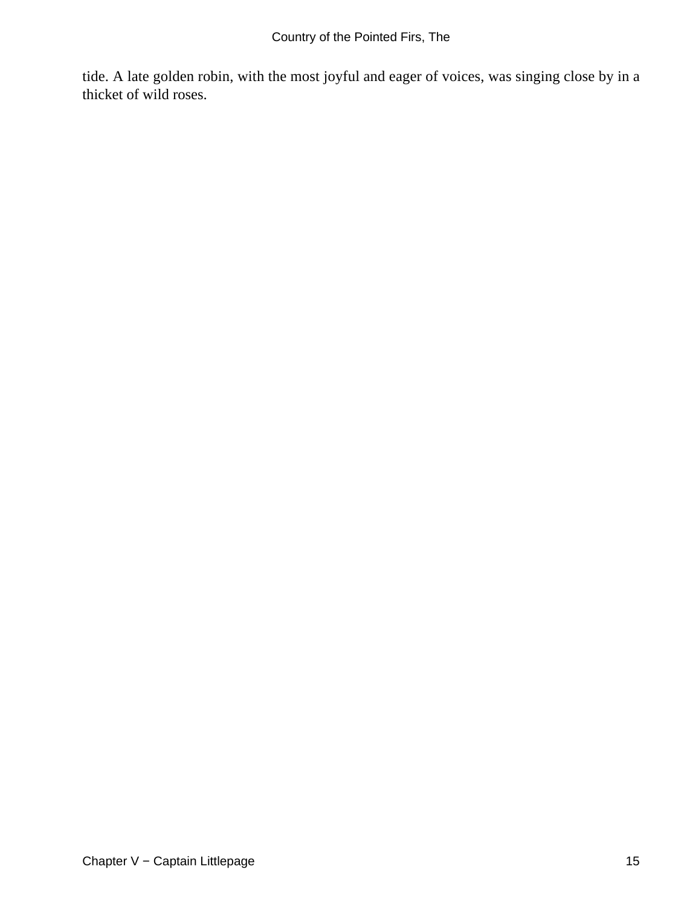tide. A late golden robin, with the most joyful and eager of voices, was singing close by in a thicket of wild roses.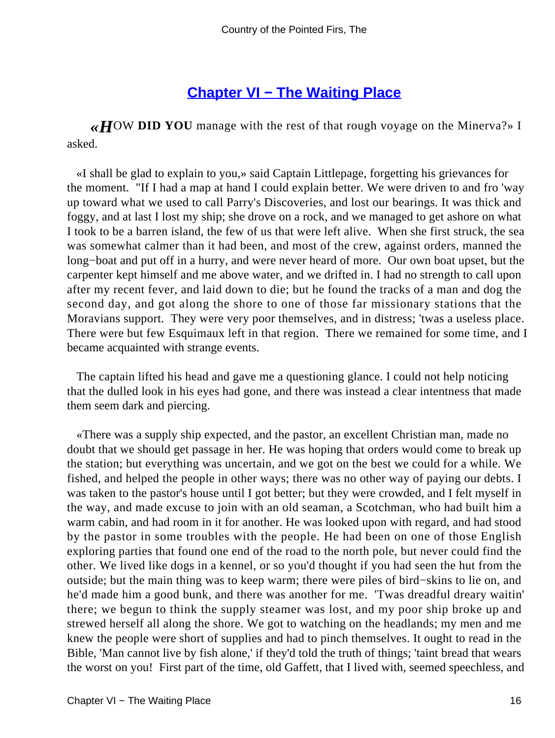## Chapter VI − The Waiting Place

«*H*OW **DID YOU** manage with the rest of that rough voyage on the Minerva?» I asked.

«I shall be glad to explain to you,» said Captain Littlepage, forgetting his grievances for the moment. "If I had a map at hand I could explain better. We were driven to and fro 'way up toward what we used to call Parry's Discoveries, and lost our bearings. It was thick and foggy, and at last I lost my ship; she drove on a rock, and we managed to get ashore on what I took to be a barren island, the few of us that were left alive. When she first struck, the sea was somewhat calmer than it had been, and most of the crew, against orders, manned the long−boat and put off in a hurry, and were never heard of more. Our own boat upset, but the carpenter kept himself and me above water, and we drifted in. I had no strength to call upon after my recent fever, and laid down to die; but he found the tracks of a man and dog the second day, and got along the shore to one of those far missionary stations that the Moravians support. They were very poor themselves, and in distress; 'twas a useless place. There were but few Esquimaux left in that region. There we remained for some time, and I became acquainted with strange events.

The captain lifted his head and gave me a questioning glance. I could not help noticing that the dulled look in his eyes had gone, and there was instead a clear intentness that made them seem dark and piercing.

«There was a supply ship expected, and the pastor, an excellent Christian man, made no doubt that we should get passage in her. He was hoping that orders would come to break up the station; but everything was uncertain, and we got on the best we could for a while. We fished, and helped the people in other ways; there was no other way of paying our debts. I was taken to the pastor's house until I got better; but they were crowded, and I felt myself in the way, and made excuse to join with an old seaman, a Scotchman, who had built him a warm cabin, and had room in it for another. He was looked upon with regard, and had stood by the pastor in some troubles with the people. He had been on one of those English exploring parties that found one end of the road to the north pole, but never could find the other. We lived like dogs in a kennel, or so you'd thought if you had seen the hut from the outside; but the main thing was to keep warm; there were piles of bird−skins to lie on, and he'd made him a good bunk, and there was another for me. 'Twas dreadful dreary waitin' there; we begun to think the supply steamer was lost, and my poor ship broke up and strewed herself all along the shore. We got to watching on the headlands; my men and me knew the people were short of supplies and had to pinch themselves. It ought to read in the Bible, 'Man cannot live by fish alone,' if they'd told the truth of things; 'taint bread that wears the worst on you! First part of the time, old Gaffett, that I lived with, seemed speechless, and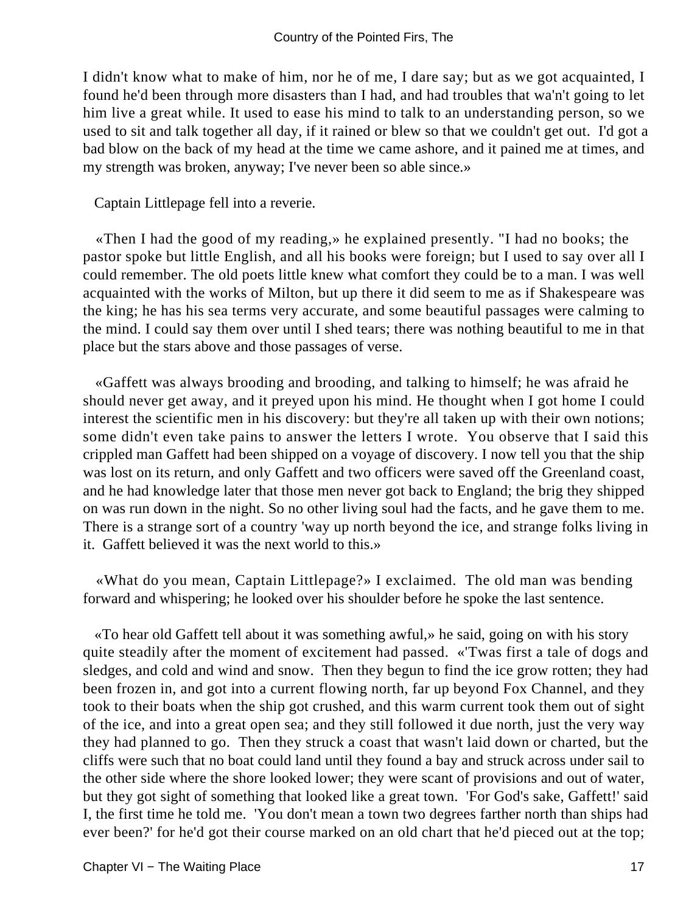I didn't know what to make of him, nor he of me, I dare say; but as we got acquainted, I found he'd been through more disasters than I had, and had troubles that wa'n't going to let him live a great while. It used to ease his mind to talk to an understanding person, so we used to sit and talk together all day, if it rained or blew so that we couldn't get out. I'd got a bad blow on the back of my head at the time we came ashore, and it pained me at times, and my strength was broken, anyway; I've never been so able since.»

Captain Littlepage fell into a reverie.

«Then I had the good of my reading,» he explained presently. "I had no books; the pastor spoke but little English, and all his books were foreign; but I used to say over all I could remember. The old poets little knew what comfort they could be to a man. I was well acquainted with the works of Milton, but up there it did seem to me as if Shakespeare was the king; he has his sea terms very accurate, and some beautiful passages were calming to the mind. I could say them over until I shed tears; there was nothing beautiful to me in that place but the stars above and those passages of verse.

«Gaffett was always brooding and brooding, and talking to himself; he was afraid he should never get away, and it preyed upon his mind. He thought when I got home I could interest the scientific men in his discovery: but they're all taken up with their own notions; some didn't even take pains to answer the letters I wrote. You observe that I said this crippled man Gaffett had been shipped on a voyage of discovery. I now tell you that the ship was lost on its return, and only Gaffett and two officers were saved off the Greenland coast, and he had knowledge later that those men never got back to England; the brig they shipped on was run down in the night. So no other living soul had the facts, and he gave them to me. There is a strange sort of a country 'way up north beyond the ice, and strange folks living in it. Gaffett believed it was the next world to this.»

«What do you mean, Captain Littlepage?» I exclaimed. The old man was bending forward and whispering; he looked over his shoulder before he spoke the last sentence.

«To hear old Gaffett tell about it was something awful,» he said, going on with his story quite steadily after the moment of excitement had passed. «'Twas first a tale of dogs and sledges, and cold and wind and snow. Then they begun to find the ice grow rotten; they had been frozen in, and got into a current flowing north, far up beyond Fox Channel, and they took to their boats when the ship got crushed, and this warm current took them out of sight of the ice, and into a great open sea; and they still followed it due north, just the very way they had planned to go. Then they struck a coast that wasn't laid down or charted, but the cliffs were such that no boat could land until they found a bay and struck across under sail to the other side where the shore looked lower; they were scant of provisions and out of water, but they got sight of something that looked like a great town. 'For God's sake, Gaffett!' said I, the first time he told me. 'You don't mean a town two degrees farther north than ships had ever been?' for he'd got their course marked on an old chart that he'd pieced out at the top;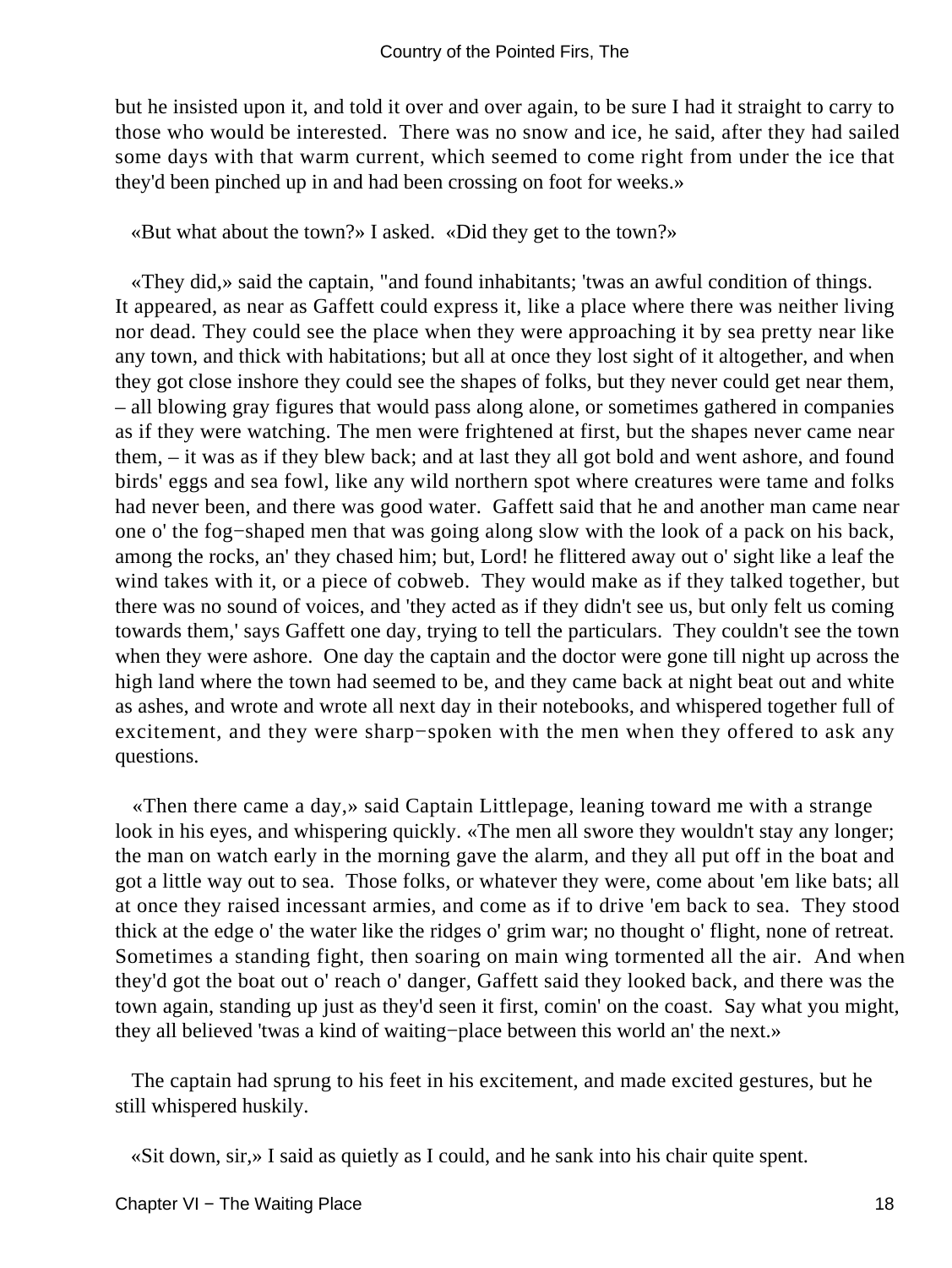but he insisted upon it, and told it over and over again, to be sure I had it straight to carry to those who would be interested. There was no snow and ice, he said, after they had sailed some days with that warm current, which seemed to come right from under the ice that they'd been pinched up in and had been crossing on foot for weeks.»

«But what about the town?» I asked. «Did they get to the town?»

«They did,» said the captain, "and found inhabitants; 'twas an awful condition of things. It appeared, as near as Gaffett could express it, like a place where there was neither living nor dead. They could see the place when they were approaching it by sea pretty near like any town, and thick with habitations; but all at once they lost sight of it altogether, and when they got close inshore they could see the shapes of folks, but they never could get near them, – all blowing gray figures that would pass along alone, or sometimes gathered in companies as if they were watching. The men were frightened at first, but the shapes never came near them, – it was as if they blew back; and at last they all got bold and went ashore, and found birds' eggs and sea fowl, like any wild northern spot where creatures were tame and folks had never been, and there was good water. Gaffett said that he and another man came near one o' the fog−shaped men that was going along slow with the look of a pack on his back, among the rocks, an' they chased him; but, Lord! he flittered away out o' sight like a leaf the wind takes with it, or a piece of cobweb. They would make as if they talked together, but there was no sound of voices, and 'they acted as if they didn't see us, but only felt us coming towards them,' says Gaffett one day, trying to tell the particulars. They couldn't see the town when they were ashore. One day the captain and the doctor were gone till night up across the high land where the town had seemed to be, and they came back at night beat out and white as ashes, and wrote and wrote all next day in their notebooks, and whispered together full of excitement, and they were sharp−spoken with the men when they offered to ask any questions.

«Then there came a day,» said Captain Littlepage, leaning toward me with a strange look in his eyes, and whispering quickly. «The men all swore they wouldn't stay any longer; the man on watch early in the morning gave the alarm, and they all put off in the boat and got a little way out to sea. Those folks, or whatever they were, come about 'em like bats; all at once they raised incessant armies, and come as if to drive 'em back to sea. They stood thick at the edge o' the water like the ridges o' grim war; no thought o' flight, none of retreat. Sometimes a standing fight, then soaring on main wing tormented all the air. And when they'd got the boat out o' reach o' danger, Gaffett said they looked back, and there was the town again, standing up just as they'd seen it first, comin' on the coast. Say what you might, they all believed 'twas a kind of waiting−place between this world an' the next.»

The captain had sprung to his feet in his excitement, and made excited gestures, but he still whispered huskily.

«Sit down, sir,» I said as quietly as I could, and he sank into his chair quite spent.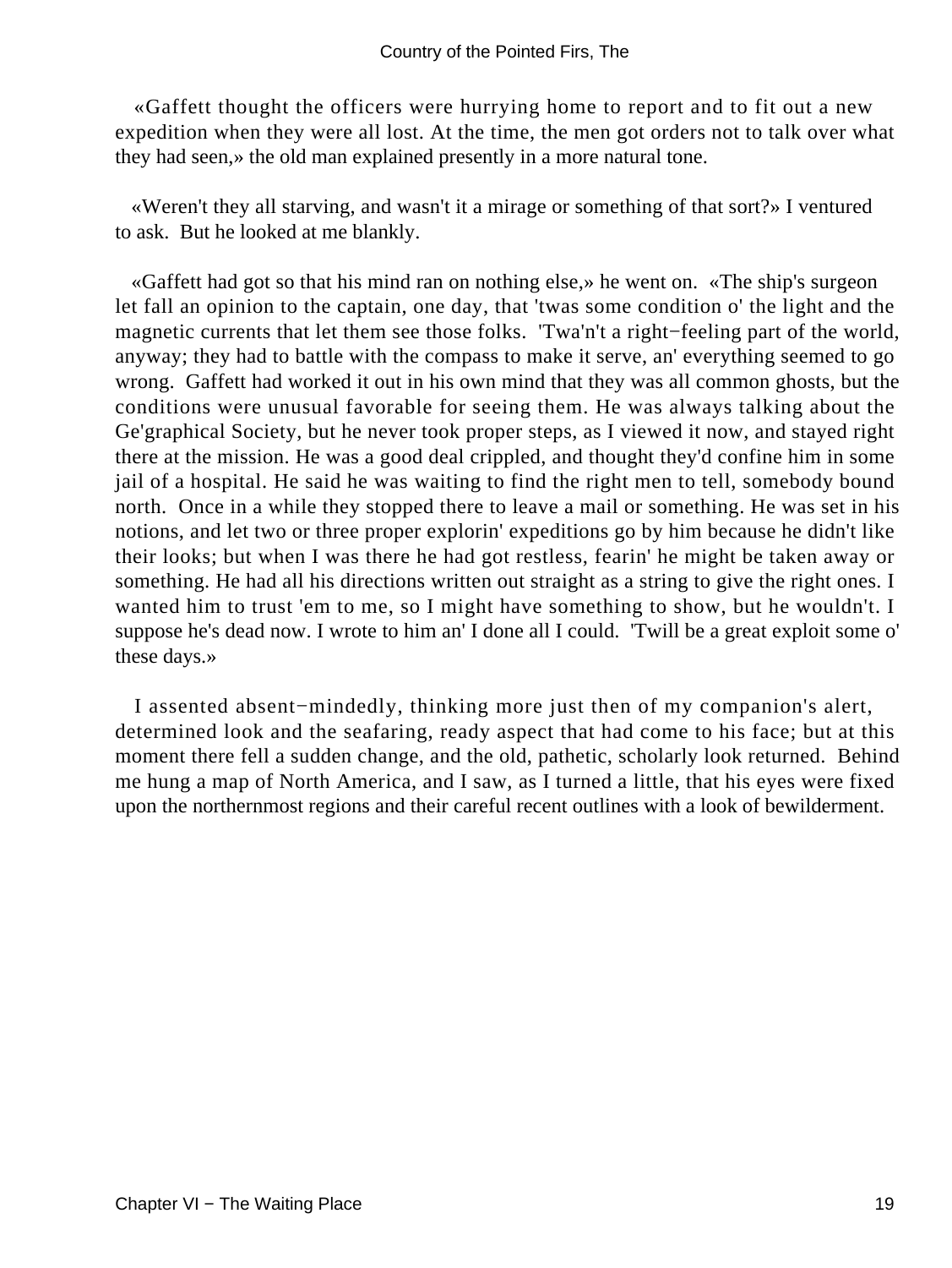«Gaffett thought the officers were hurrying home to report and to fit out a new expedition when they were all lost. At the time, the men got orders not to talk over what they had seen,» the old man explained presently in a more natural tone.

«Weren't they all starving, and wasn't it a mirage or something of that sort?» I ventured to ask. But he looked at me blankly.

«Gaffett had got so that his mind ran on nothing else,» he went on. «The ship's surgeon let fall an opinion to the captain, one day, that 'twas some condition o' the light and the magnetic currents that let them see those folks. 'Twa'n't a right−feeling part of the world, anyway; they had to battle with the compass to make it serve, an' everything seemed to go wrong. Gaffett had worked it out in his own mind that they was all common ghosts, but the conditions were unusual favorable for seeing them. He was always talking about the Ge'graphical Society, but he never took proper steps, as I viewed it now, and stayed right there at the mission. He was a good deal crippled, and thought they'd confine him in some jail of a hospital. He said he was waiting to find the right men to tell, somebody bound north. Once in a while they stopped there to leave a mail or something. He was set in his notions, and let two or three proper explorin' expeditions go by him because he didn't like their looks; but when I was there he had got restless, fearin' he might be taken away or something. He had all his directions written out straight as a string to give the right ones. I wanted him to trust 'em to me, so I might have something to show, but he wouldn't. I suppose he's dead now. I wrote to him an' I done all I could. 'Twill be a great exploit some o' these days.»

I assented absent−mindedly, thinking more just then of my companion's alert, determined look and the seafaring, ready aspect that had come to his face; but at this moment there fell a sudden change, and the old, pathetic, scholarly look returned. Behind me hung a map of North America, and I saw, as I turned a little, that his eyes were fixed upon the northernmost regions and their careful recent outlines with a look of bewilderment.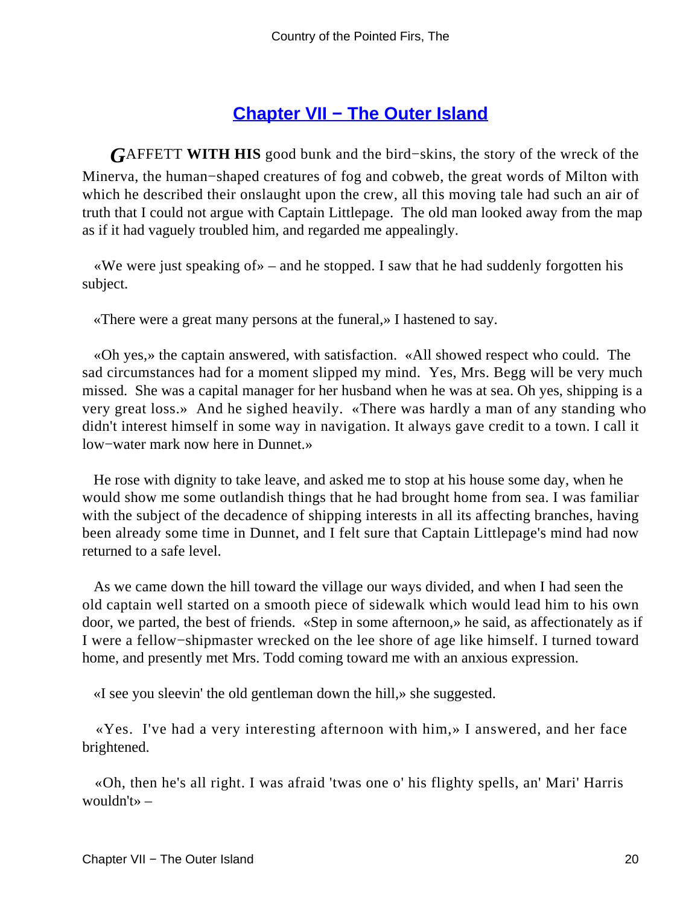## Chapter VII − The Outer Island

GAFFETT **WITH HIS** good bunk and the bird−skins, the story of the wreck of the Minerva, the human−shaped creatures of fog and cobweb, the great words of Milton with which he described their onslaught upon the crew, all this moving tale had such an air of truth that I could not argue with Captain Littlepage. The old man looked away from the map as if it had vaguely troubled him, and regarded me appealingly.

«We were just speaking of» – and he stopped. I saw that he had suddenly forgotten his subject.

«There were a great many persons at the funeral,» I hastened to say.

«Oh yes,» the captain answered, with satisfaction. «All showed respect who could. The sad circumstances had for a moment slipped my mind. Yes, Mrs. Begg will be very much missed. She was a capital manager for her husband when he was at sea. Oh yes, shipping is a very great loss.» And he sighed heavily. «There was hardly a man of any standing who didn't interest himself in some way in navigation. It always gave credit to a town. I call it low−water mark now here in Dunnet.»

He rose with dignity to take leave, and asked me to stop at his house some day, when he would show me some outlandish things that he had brought home from sea. I was familiar with the subject of the decadence of shipping interests in all its affecting branches, having been already some time in Dunnet, and I felt sure that Captain Littlepage's mind had now returned to a safe level.

As we came down the hill toward the village our ways divided, and when I had seen the old captain well started on a smooth piece of sidewalk which would lead him to his own door, we parted, the best of friends. «Step in some afternoon,» he said, as affectionately as if I were a fellow−shipmaster wrecked on the lee shore of age like himself. I turned toward home, and presently met Mrs. Todd coming toward me with an anxious expression.

«I see you sleevin' the old gentleman down the hill,» she suggested.

«Yes. I've had a very interesting afternoon with him,» I answered, and her face brightened.

«Oh, then he's all right. I was afraid 'twas one o' his flighty spells, an' Mari' Harris wouldn't» –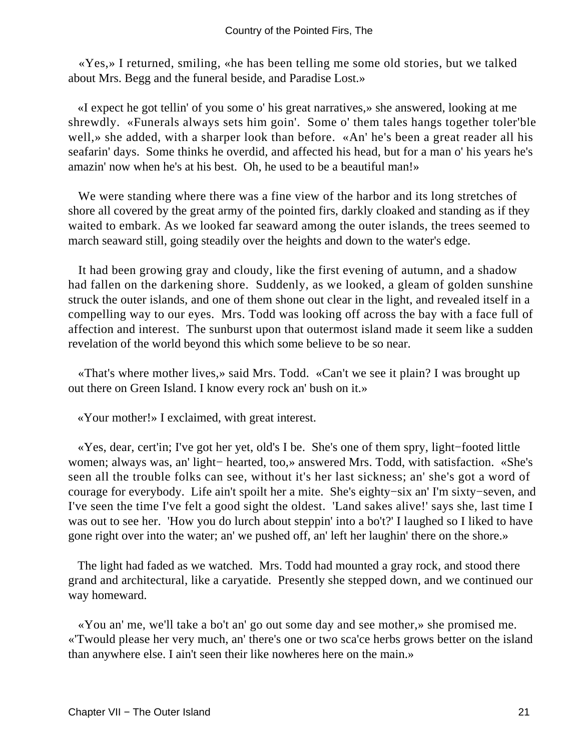«Yes,» I returned, smiling, «he has been telling me some old stories, but we talked about Mrs. Begg and the funeral beside, and Paradise Lost.»

«I expect he got tellin' of you some o' his great narratives,» she answered, looking at me shrewdly. «Funerals always sets him goin'. Some o' them tales hangs together toler'ble well,» she added, with a sharper look than before. «An' he's been a great reader all his seafarin' days. Some thinks he overdid, and affected his head, but for a man o' his years he's amazin' now when he's at his best. Oh, he used to be a beautiful man!»

We were standing where there was a fine view of the harbor and its long stretches of shore all covered by the great army of the pointed firs, darkly cloaked and standing as if they waited to embark. As we looked far seaward among the outer islands, the trees seemed to march seaward still, going steadily over the heights and down to the water's edge.

It had been growing gray and cloudy, like the first evening of autumn, and a shadow had fallen on the darkening shore. Suddenly, as we looked, a gleam of golden sunshine struck the outer islands, and one of them shone out clear in the light, and revealed itself in a compelling way to our eyes. Mrs. Todd was looking off across the bay with a face full of affection and interest. The sunburst upon that outermost island made it seem like a sudden revelation of the world beyond this which some believe to be so near.

«That's where mother lives,» said Mrs. Todd. «Can't we see it plain? I was brought up out there on Green Island. I know every rock an' bush on it.»

«Your mother!» I exclaimed, with great interest.

«Yes, dear, cert'in; I've got her yet, old's I be. She's one of them spry, light−footed little women; always was, an' light− hearted, too,» answered Mrs. Todd, with satisfaction. «She's seen all the trouble folks can see, without it's her last sickness; an' she's got a word of courage for everybody. Life ain't spoilt her a mite. She's eighty−six an' I'm sixty−seven, and I've seen the time I've felt a good sight the oldest. 'Land sakes alive!' says she, last time I was out to see her. 'How you do lurch about steppin' into a bo't?' I laughed so I liked to have gone right over into the water; an' we pushed off, an' left her laughin' there on the shore.»

The light had faded as we watched. Mrs. Todd had mounted a gray rock, and stood there grand and architectural, like a caryatide. Presently she stepped down, and we continued our way homeward.

«You an' me, we'll take a bo't an' go out some day and see mother,» she promised me. «'Twould please her very much, an' there's one or two sca'ce herbs grows better on the island than anywhere else. I ain't seen their like nowheres here on the main.»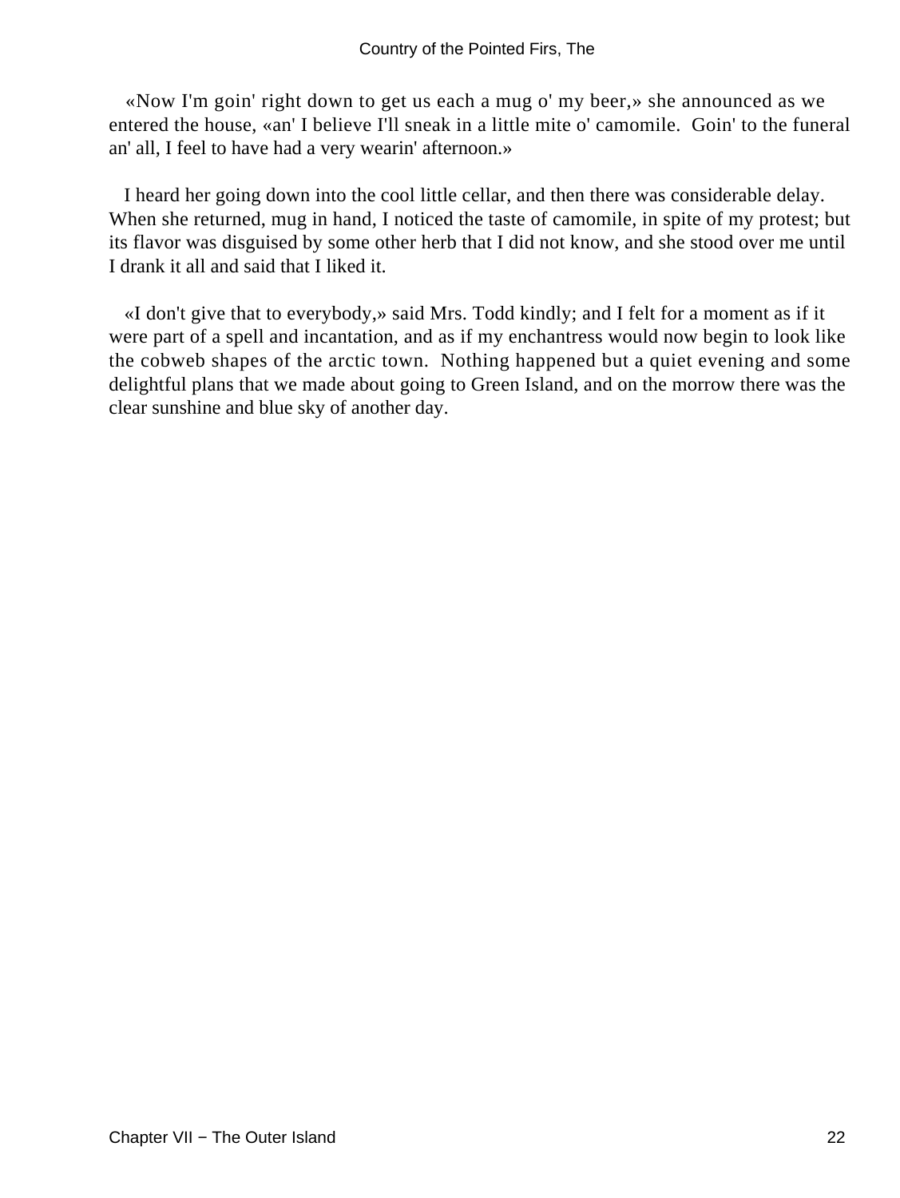«Now I'm goin' right down to get us each a mug o' my beer,» she announced as we entered the house, «an' I believe I'll sneak in a little mite o' camomile. Goin' to the funeral an' all, I feel to have had a very wearin' afternoon.»

I heard her going down into the cool little cellar, and then there was considerable delay. When she returned, mug in hand, I noticed the taste of camomile, in spite of my protest; but its flavor was disguised by some other herb that I did not know, and she stood over me until I drank it all and said that I liked it.

«I don't give that to everybody,» said Mrs. Todd kindly; and I felt for a moment as if it were part of a spell and incantation, and as if my enchantress would now begin to look like the cobweb shapes of the arctic town. Nothing happened but a quiet evening and some delightful plans that we made about going to Green Island, and on the morrow there was the clear sunshine and blue sky of another day.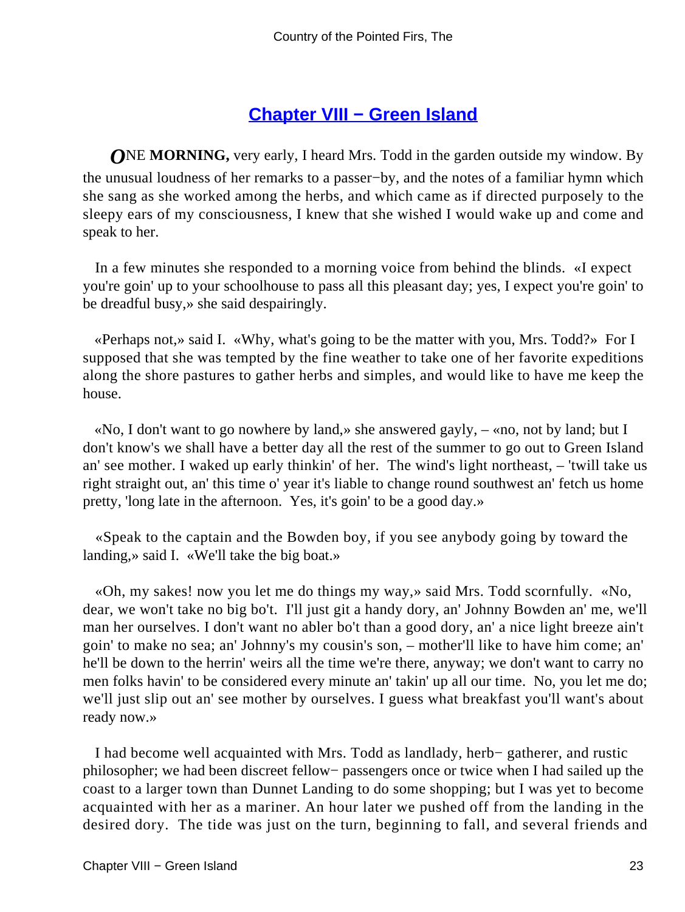## Chapter VIII − Green Island

**ONE MORNING,** very early, I heard Mrs. Todd in the garden outside my window. By the unusual loudness of her remarks to a passer−by, and the notes of a familiar hymn which she sang as she worked among the herbs, and which came as if directed purposely to the sleepy ears of my consciousness, I knew that she wished I would wake up and come and speak to her.

In a few minutes she responded to a morning voice from behind the blinds. «I expect you're goin' up to your schoolhouse to pass all this pleasant day; yes, I expect you're goin' to be dreadful busy,» she said despairingly.

«Perhaps not,» said I. «Why, what's going to be the matter with you, Mrs. Todd?» For I supposed that she was tempted by the fine weather to take one of her favorite expeditions along the shore pastures to gather herbs and simples, and would like to have me keep the house.

«No, I don't want to go nowhere by land,» she answered gayly, – «no, not by land; but I don't know's we shall have a better day all the rest of the summer to go out to Green Island an' see mother. I waked up early thinkin' of her. The wind's light northeast, – 'twill take us right straight out, an' this time o' year it's liable to change round southwest an' fetch us home pretty, 'long late in the afternoon. Yes, it's goin' to be a good day.»

«Speak to the captain and the Bowden boy, if you see anybody going by toward the landing,» said I. «We'll take the big boat.»

«Oh, my sakes! now you let me do things my way,» said Mrs. Todd scornfully. «No, dear, we won't take no big bo't. I'll just git a handy dory, an' Johnny Bowden an' me, we'll man her ourselves. I don't want no abler bo't than a good dory, an' a nice light breeze ain't goin' to make no sea; an' Johnny's my cousin's son, – mother'll like to have him come; an' he'll be down to the herrin' weirs all the time we're there, anyway; we don't want to carry no men folks havin' to be considered every minute an' takin' up all our time. No, you let me do; we'll just slip out an' see mother by ourselves. I guess what breakfast you'll want's about ready now.»

I had become well acquainted with Mrs. Todd as landlady, herb− gatherer, and rustic philosopher; we had been discreet fellow− passengers once or twice when I had sailed up the coast to a larger town than Dunnet Landing to do some shopping; but I was yet to become acquainted with her as a mariner. An hour later we pushed off from the landing in the desired dory. The tide was just on the turn, beginning to fall, and several friends and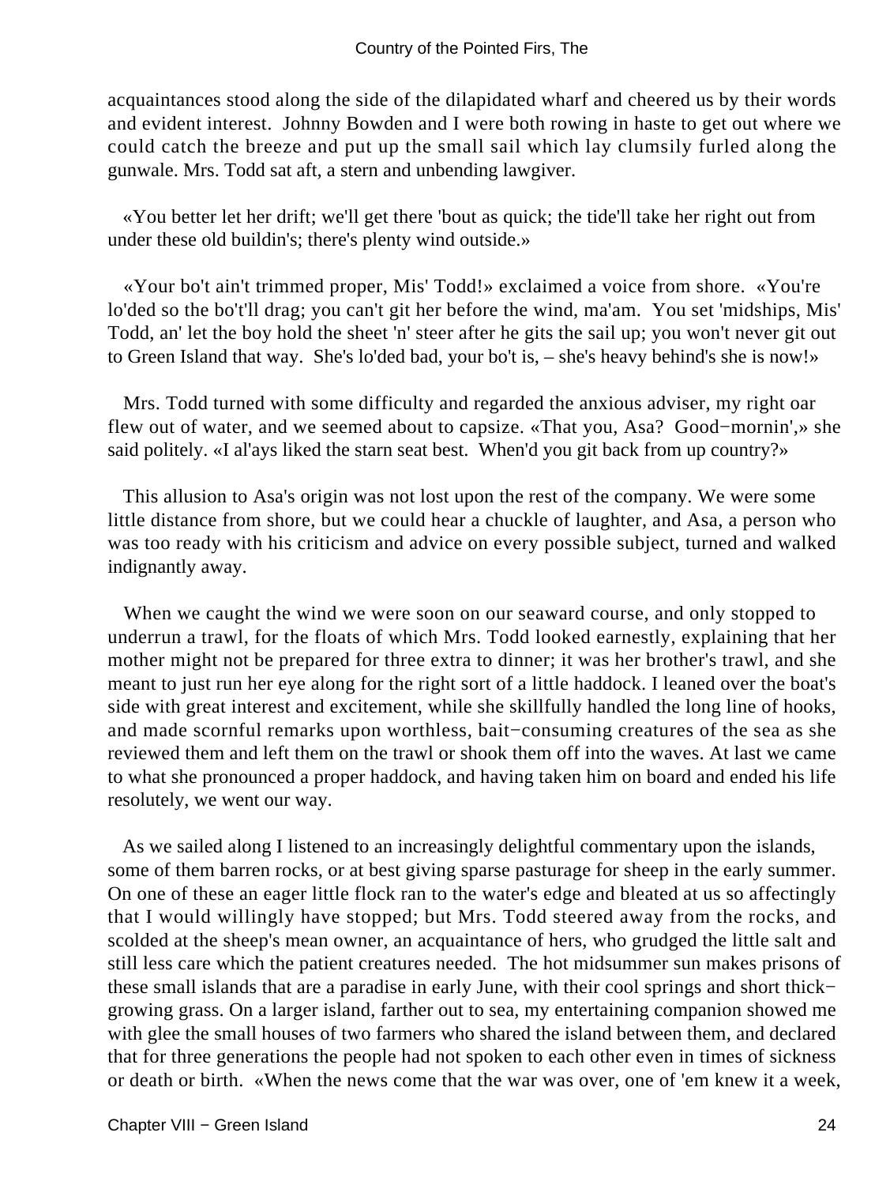acquaintances stood along the side of the dilapidated wharf and cheered us by their words and evident interest. Johnny Bowden and I were both rowing in haste to get out where we could catch the breeze and put up the small sail which lay clumsily furled along the gunwale. Mrs. Todd sat aft, a stern and unbending lawgiver.

«You better let her drift; we'll get there 'bout as quick; the tide'll take her right out from under these old buildin's; there's plenty wind outside.»

«Your bo't ain't trimmed proper, Mis' Todd!» exclaimed a voice from shore. «You're lo'ded so the bo't'll drag; you can't git her before the wind, ma'am. You set 'midships, Mis' Todd, an' let the boy hold the sheet 'n' steer after he gits the sail up; you won't never git out to Green Island that way. She's lo'ded bad, your bo't is, – she's heavy behind's she is now!»

Mrs. Todd turned with some difficulty and regarded the anxious adviser, my right oar flew out of water, and we seemed about to capsize. «That you, Asa? Good−mornin',» she said politely. «I al'ays liked the starn seat best. When'd you git back from up country?»

This allusion to Asa's origin was not lost upon the rest of the company. We were some little distance from shore, but we could hear a chuckle of laughter, and Asa, a person who was too ready with his criticism and advice on every possible subject, turned and walked indignantly away.

When we caught the wind we were soon on our seaward course, and only stopped to underrun a trawl, for the floats of which Mrs. Todd looked earnestly, explaining that her mother might not be prepared for three extra to dinner; it was her brother's trawl, and she meant to just run her eye along for the right sort of a little haddock. I leaned over the boat's side with great interest and excitement, while she skillfully handled the long line of hooks, and made scornful remarks upon worthless, bait−consuming creatures of the sea as she reviewed them and left them on the trawl or shook them off into the waves. At last we came to what she pronounced a proper haddock, and having taken him on board and ended his life resolutely, we went our way.

As we sailed along I listened to an increasingly delightful commentary upon the islands, some of them barren rocks, or at best giving sparse pasturage for sheep in the early summer. On one of these an eager little flock ran to the water's edge and bleated at us so affectingly that I would willingly have stopped; but Mrs. Todd steered away from the rocks, and scolded at the sheep's mean owner, an acquaintance of hers, who grudged the little salt and still less care which the patient creatures needed. The hot midsummer sun makes prisons of these small islands that are a paradise in early June, with their cool springs and short thick−growing grass. On a larger island, farther out to sea, my entertaining companion showed me with glee the small houses of two farmers who shared the island between them, and declared that for three generations the people had not spoken to each other even in times of sickness or death or birth. «When the news come that the war was over, one of 'em knew it a week,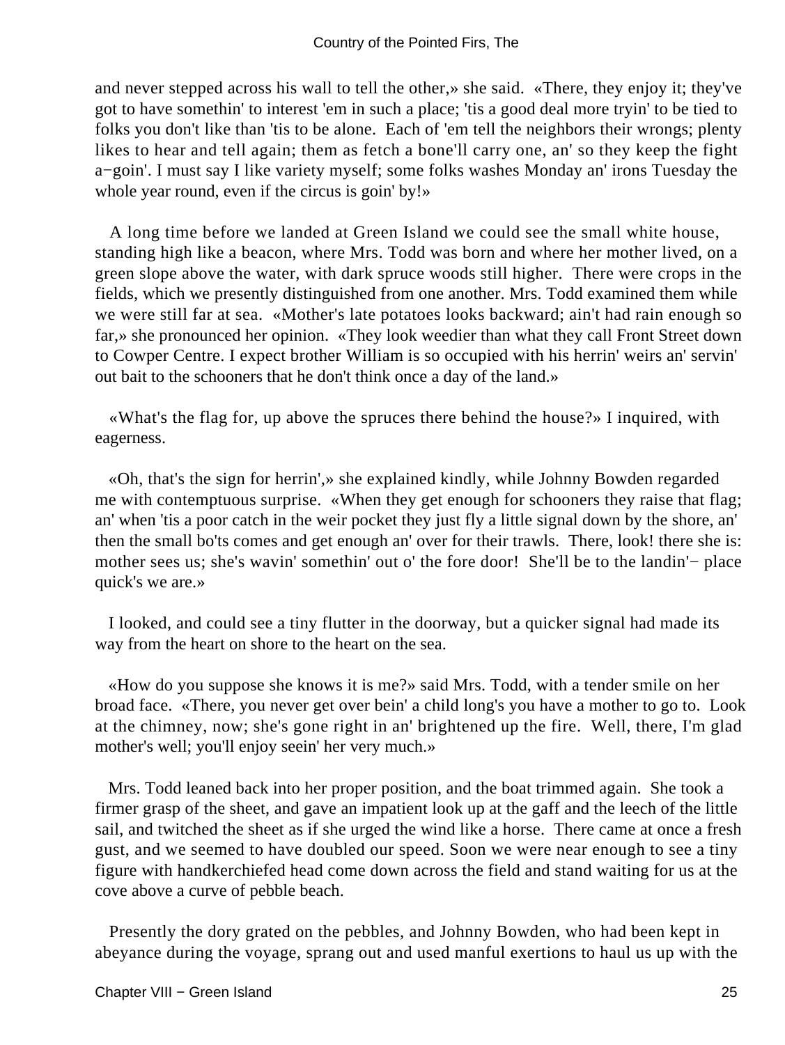and never stepped across his wall to tell the other,» she said. «There, they enjoy it; they've got to have somethin' to interest 'em in such a place; 'tis a good deal more tryin' to be tied to folks you don't like than 'tis to be alone. Each of 'em tell the neighbors their wrongs; plenty likes to hear and tell again; them as fetch a bone'll carry one, an' so they keep the fight a−goin'. I must say I like variety myself; some folks washes Monday an' irons Tuesday the whole year round, even if the circus is goin' by!»

A long time before we landed at Green Island we could see the small white house, standing high like a beacon, where Mrs. Todd was born and where her mother lived, on a green slope above the water, with dark spruce woods still higher. There were crops in the fields, which we presently distinguished from one another. Mrs. Todd examined them while we were still far at sea. «Mother's late potatoes looks backward; ain't had rain enough so far,» she pronounced her opinion. «They look weedier than what they call Front Street down to Cowper Centre. I expect brother William is so occupied with his herrin' weirs an' servin' out bait to the schooners that he don't think once a day of the land.»

«What's the flag for, up above the spruces there behind the house?» I inquired, with eagerness.

«Oh, that's the sign for herrin',» she explained kindly, while Johnny Bowden regarded me with contemptuous surprise. «When they get enough for schooners they raise that flag; an' when 'tis a poor catch in the weir pocket they just fly a little signal down by the shore, an' then the small bo'ts comes and get enough an' over for their trawls. There, look! there she is: mother sees us; she's wavin' somethin' out o' the fore door! She'll be to the landin'− place quick's we are.»

I looked, and could see a tiny flutter in the doorway, but a quicker signal had made its way from the heart on shore to the heart on the sea.

«How do you suppose she knows it is me?» said Mrs. Todd, with a tender smile on her broad face. «There, you never get over bein' a child long's you have a mother to go to. Look at the chimney, now; she's gone right in an' brightened up the fire. Well, there, I'm glad mother's well; you'll enjoy seein' her very much.»

Mrs. Todd leaned back into her proper position, and the boat trimmed again. She took a firmer grasp of the sheet, and gave an impatient look up at the gaff and the leech of the little sail, and twitched the sheet as if she urged the wind like a horse. There came at once a fresh gust, and we seemed to have doubled our speed. Soon we were near enough to see a tiny figure with handkerchiefed head come down across the field and stand waiting for us at the cove above a curve of pebble beach.

Presently the dory grated on the pebbles, and Johnny Bowden, who had been kept in abeyance during the voyage, sprang out and used manful exertions to haul us up with the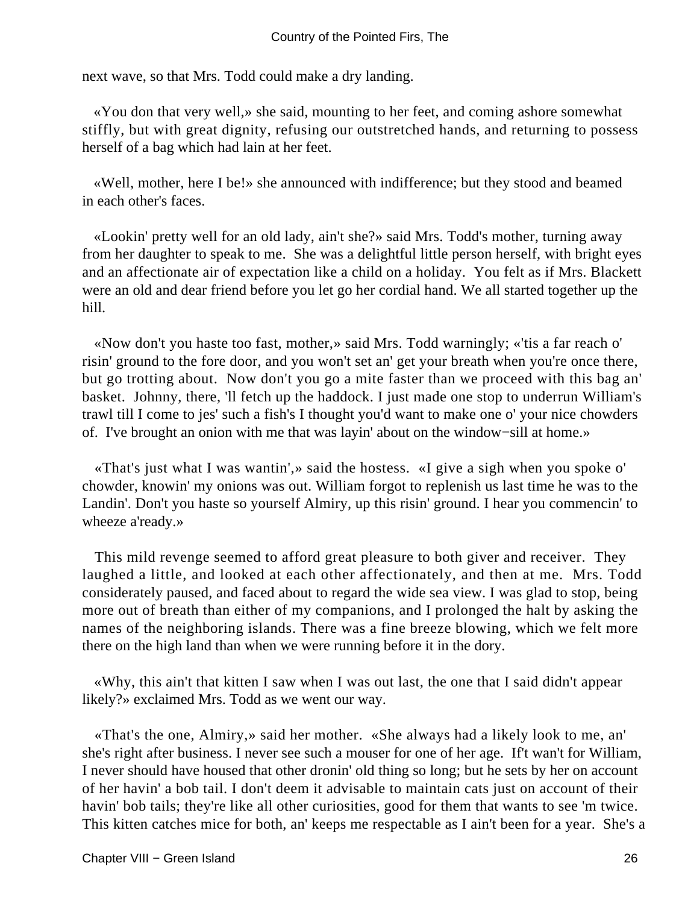next wave, so that Mrs. Todd could make a dry landing.

«You don that very well,» she said, mounting to her feet, and coming ashore somewhat stiffly, but with great dignity, refusing our outstretched hands, and returning to possess herself of a bag which had lain at her feet.

«Well, mother, here I be!» she announced with indifference; but they stood and beamed in each other's faces.

«Lookin' pretty well for an old lady, ain't she?» said Mrs. Todd's mother, turning away from her daughter to speak to me. She was a delightful little person herself, with bright eyes and an affectionate air of expectation like a child on a holiday. You felt as if Mrs. Blackett were an old and dear friend before you let go her cordial hand. We all started together up the hill.

«Now don't you haste too fast, mother,» said Mrs. Todd warningly; «'tis a far reach o' risin' ground to the fore door, and you won't set an' get your breath when you're once there, but go trotting about. Now don't you go a mite faster than we proceed with this bag an' basket. Johnny, there, 'll fetch up the haddock. I just made one stop to underrun William's trawl till I come to jes' such a fish's I thought you'd want to make one o' your nice chowders of. I've brought an onion with me that was layin' about on the window−sill at home.»

«That's just what I was wantin',» said the hostess. «I give a sigh when you spoke o' chowder, knowin' my onions was out. William forgot to replenish us last time he was to the Landin'. Don't you haste so yourself Almiry, up this risin' ground. I hear you commencin' to wheeze a'ready.»

This mild revenge seemed to afford great pleasure to both giver and receiver. They laughed a little, and looked at each other affectionately, and then at me. Mrs. Todd considerately paused, and faced about to regard the wide sea view. I was glad to stop, being more out of breath than either of my companions, and I prolonged the halt by asking the names of the neighboring islands. There was a fine breeze blowing, which we felt more there on the high land than when we were running before it in the dory.

«Why, this ain't that kitten I saw when I was out last, the one that I said didn't appear likely?» exclaimed Mrs. Todd as we went our way.

«That's the one, Almiry,» said her mother. «She always had a likely look to me, an' she's right after business. I never see such a mouser for one of her age. If't wan't for William, I never should have housed that other dronin' old thing so long; but he sets by her on account of her havin' a bob tail. I don't deem it advisable to maintain cats just on account of their havin' bob tails; they're like all other curiosities, good for them that wants to see 'm twice. This kitten catches mice for both, an' keeps me respectable as I ain't been for a year. She's a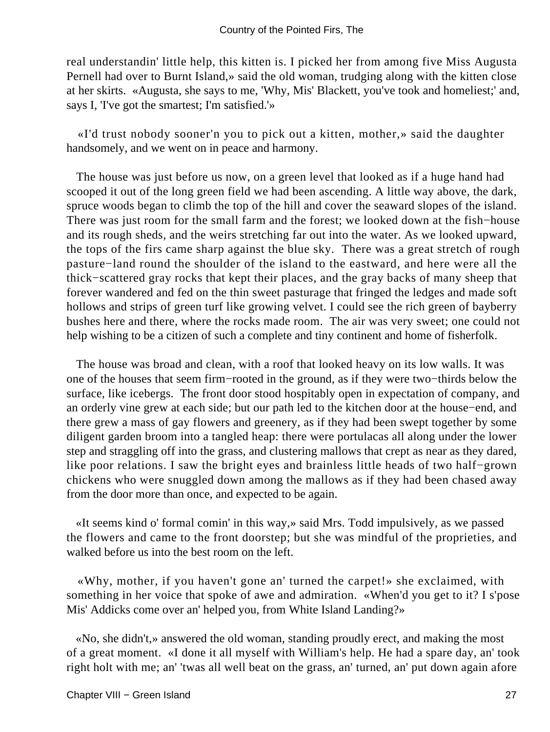real understandin' little help, this kitten is. I picked her from among five Miss Augusta Pernell had over to Burnt Island,» said the old woman, trudging along with the kitten close at her skirts. «Augusta, she says to me, 'Why, Mis' Blackett, you've took and homeliest;' and, says I, 'I've got the smartest; I'm satisfied.'»

«I'd trust nobody sooner'n you to pick out a kitten, mother,» said the daughter handsomely, and we went on in peace and harmony.

The house was just before us now, on a green level that looked as if a huge hand had scooped it out of the long green field we had been ascending. A little way above, the dark, spruce woods began to climb the top of the hill and cover the seaward slopes of the island. There was just room for the small farm and the forest; we looked down at the fish−house and its rough sheds, and the weirs stretching far out into the water. As we looked upward, the tops of the firs came sharp against the blue sky. There was a great stretch of rough pasture−land round the shoulder of the island to the eastward, and here were all the thick−scattered gray rocks that kept their places, and the gray backs of many sheep that forever wandered and fed on the thin sweet pasturage that fringed the ledges and made soft hollows and strips of green turf like growing velvet. I could see the rich green of bayberry bushes here and there, where the rocks made room. The air was very sweet; one could not help wishing to be a citizen of such a complete and tiny continent and home of fisherfolk.

The house was broad and clean, with a roof that looked heavy on its low walls. It was one of the houses that seem firm−rooted in the ground, as if they were two−thirds below the surface, like icebergs. The front door stood hospitably open in expectation of company, and an orderly vine grew at each side; but our path led to the kitchen door at the house−end, and there grew a mass of gay flowers and greenery, as if they had been swept together by some diligent garden broom into a tangled heap: there were portulacas all along under the lower step and straggling off into the grass, and clustering mallows that crept as near as they dared, like poor relations. I saw the bright eyes and brainless little heads of two half−grown chickens who were snuggled down among the mallows as if they had been chased away from the door more than once, and expected to be again.

«It seems kind o' formal comin' in this way,» said Mrs. Todd impulsively, as we passed the flowers and came to the front doorstep; but she was mindful of the proprieties, and walked before us into the best room on the left.

«Why, mother, if you haven't gone an' turned the carpet!» she exclaimed, with something in her voice that spoke of awe and admiration. «When'd you get to it? I s'pose Mis' Addicks come over an' helped you, from White Island Landing?»

«No, she didn't,» answered the old woman, standing proudly erect, and making the most of a great moment. «I done it all myself with William's help. He had a spare day, an' took right holt with me; an' 'twas all well beat on the grass, an' turned, an' put down again afore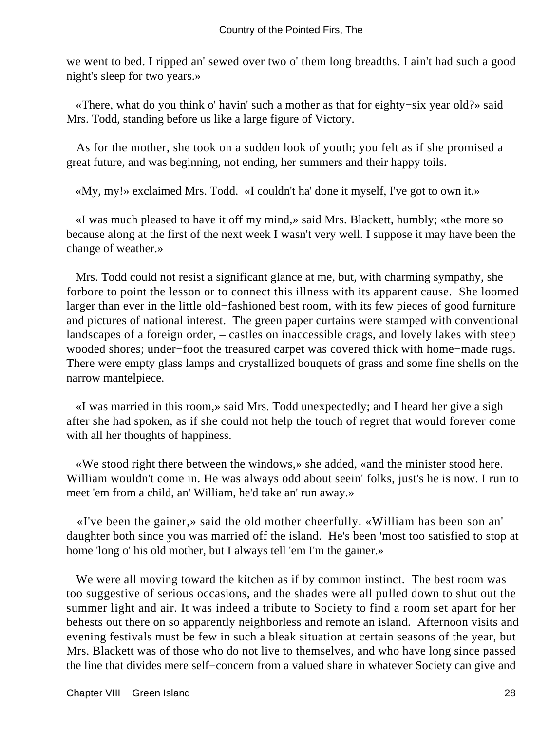we went to bed. I ripped an' sewed over two o' them long breadths. I ain't had such a good night's sleep for two years.»

«There, what do you think o' havin' such a mother as that for eighty−six year old?» said Mrs. Todd, standing before us like a large figure of Victory.

As for the mother, she took on a sudden look of youth; you felt as if she promised a great future, and was beginning, not ending, her summers and their happy toils.

«My, my!» exclaimed Mrs. Todd. «I couldn't ha' done it myself, I've got to own it.»

«I was much pleased to have it off my mind,» said Mrs. Blackett, humbly; «the more so because along at the first of the next week I wasn't very well. I suppose it may have been the change of weather.»

Mrs. Todd could not resist a significant glance at me, but, with charming sympathy, she forbore to point the lesson or to connect this illness with its apparent cause. She loomed larger than ever in the little old−fashioned best room, with its few pieces of good furniture and pictures of national interest. The green paper curtains were stamped with conventional landscapes of a foreign order, – castles on inaccessible crags, and lovely lakes with steep wooded shores; under−foot the treasured carpet was covered thick with home−made rugs. There were empty glass lamps and crystallized bouquets of grass and some fine shells on the narrow mantelpiece.

«I was married in this room,» said Mrs. Todd unexpectedly; and I heard her give a sigh after she had spoken, as if she could not help the touch of regret that would forever come with all her thoughts of happiness.

«We stood right there between the windows,» she added, «and the minister stood here. William wouldn't come in. He was always odd about seein' folks, just's he is now. I run to meet 'em from a child, an' William, he'd take an' run away.»

«I've been the gainer,» said the old mother cheerfully. «William has been son an' daughter both since you was married off the island. He's been 'most too satisfied to stop at home 'long o' his old mother, but I always tell 'em I'm the gainer.»

We were all moving toward the kitchen as if by common instinct. The best room was too suggestive of serious occasions, and the shades were all pulled down to shut out the summer light and air. It was indeed a tribute to Society to find a room set apart for her behests out there on so apparently neighborless and remote an island. Afternoon visits and evening festivals must be few in such a bleak situation at certain seasons of the year, but Mrs. Blackett was of those who do not live to themselves, and who have long since passed the line that divides mere self−concern from a valued share in whatever Society can give and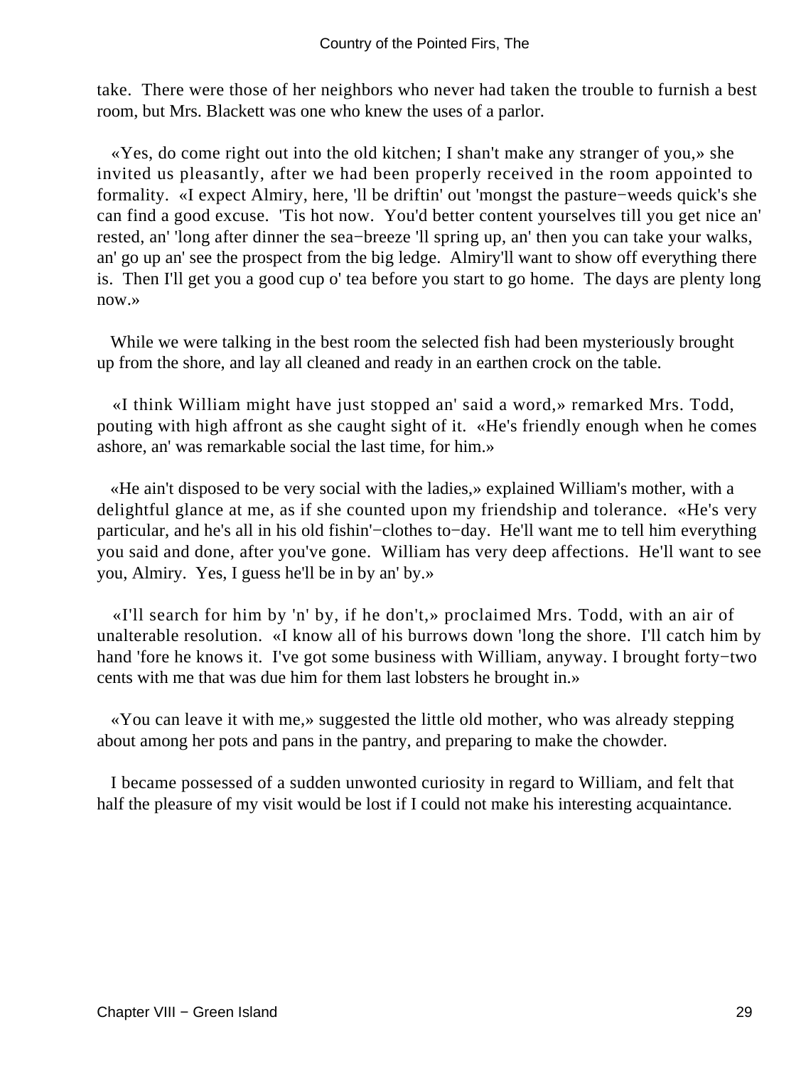take. There were those of her neighbors who never had taken the trouble to furnish a best room, but Mrs. Blackett was one who knew the uses of a parlor.

«Yes, do come right out into the old kitchen; I shan't make any stranger of you,» she invited us pleasantly, after we had been properly received in the room appointed to formality. «I expect Almiry, here, 'll be driftin' out 'mongst the pasture−weeds quick's she can find a good excuse. 'Tis hot now. You'd better content yourselves till you get nice an' rested, an' 'long after dinner the sea−breeze 'll spring up, an' then you can take your walks, an' go up an' see the prospect from the big ledge. Almiry'll want to show off everything there is. Then I'll get you a good cup o' tea before you start to go home. The days are plenty long now.»

While we were talking in the best room the selected fish had been mysteriously brought up from the shore, and lay all cleaned and ready in an earthen crock on the table.

«I think William might have just stopped an' said a word,» remarked Mrs. Todd, pouting with high affront as she caught sight of it. «He's friendly enough when he comes ashore, an' was remarkable social the last time, for him.»

«He ain't disposed to be very social with the ladies,» explained William's mother, with a delightful glance at me, as if she counted upon my friendship and tolerance. «He's very particular, and he's all in his old fishin'−clothes to−day. He'll want me to tell him everything you said and done, after you've gone. William has very deep affections. He'll want to see you, Almiry. Yes, I guess he'll be in by an' by.»

«I'll search for him by 'n' by, if he don't,» proclaimed Mrs. Todd, with an air of unalterable resolution. «I know all of his burrows down 'long the shore. I'll catch him by hand 'fore he knows it. I've got some business with William, anyway. I brought forty−two cents with me that was due him for them last lobsters he brought in.»

«You can leave it with me,» suggested the little old mother, who was already stepping about among her pots and pans in the pantry, and preparing to make the chowder.

I became possessed of a sudden unwonted curiosity in regard to William, and felt that half the pleasure of my visit would be lost if I could not make his interesting acquaintance.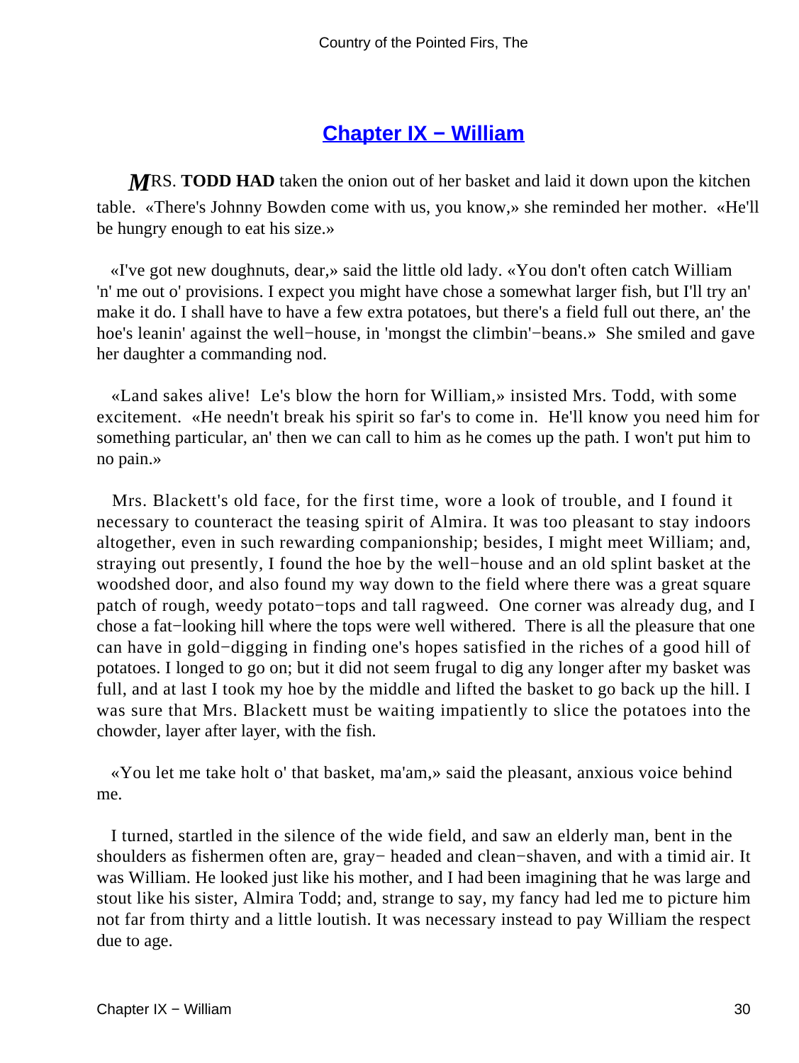## Chapter IX − William

**MRS. TODD HAD** taken the onion out of her basket and laid it down upon the kitchen table. «There's Johnny Bowden come with us, you know,» she reminded her mother. «He'll be hungry enough to eat his size.»

«I've got new doughnuts, dear,» said the little old lady. «You don't often catch William 'n' me out o' provisions. I expect you might have chose a somewhat larger fish, but I'll try an' make it do. I shall have to have a few extra potatoes, but there's a field full out there, an' the hoe's leanin' against the well−house, in 'mongst the climbin'−beans.» She smiled and gave her daughter a commanding nod.

«Land sakes alive! Le's blow the horn for William,» insisted Mrs. Todd, with some excitement. «He needn't break his spirit so far's to come in. He'll know you need him for something particular, an' then we can call to him as he comes up the path. I won't put him to no pain.»

Mrs. Blackett's old face, for the first time, wore a look of trouble, and I found it necessary to counteract the teasing spirit of Almira. It was too pleasant to stay indoors altogether, even in such rewarding companionship; besides, I might meet William; and, straying out presently, I found the hoe by the well−house and an old splint basket at the woodshed door, and also found my way down to the field where there was a great square patch of rough, weedy potato−tops and tall ragweed. One corner was already dug, and I chose a fat−looking hill where the tops were well withered. There is all the pleasure that one can have in gold−digging in finding one's hopes satisfied in the riches of a good hill of potatoes. I longed to go on; but it did not seem frugal to dig any longer after my basket was full, and at last I took my hoe by the middle and lifted the basket to go back up the hill. I was sure that Mrs. Blackett must be waiting impatiently to slice the potatoes into the chowder, layer after layer, with the fish.

«You let me take holt o' that basket, ma'am,» said the pleasant, anxious voice behind me.

I turned, startled in the silence of the wide field, and saw an elderly man, bent in the shoulders as fishermen often are, gray− headed and clean−shaven, and with a timid air. It was William. He looked just like his mother, and I had been imagining that he was large and stout like his sister, Almira Todd; and, strange to say, my fancy had led me to picture him not far from thirty and a little loutish. It was necessary instead to pay William the respect due to age.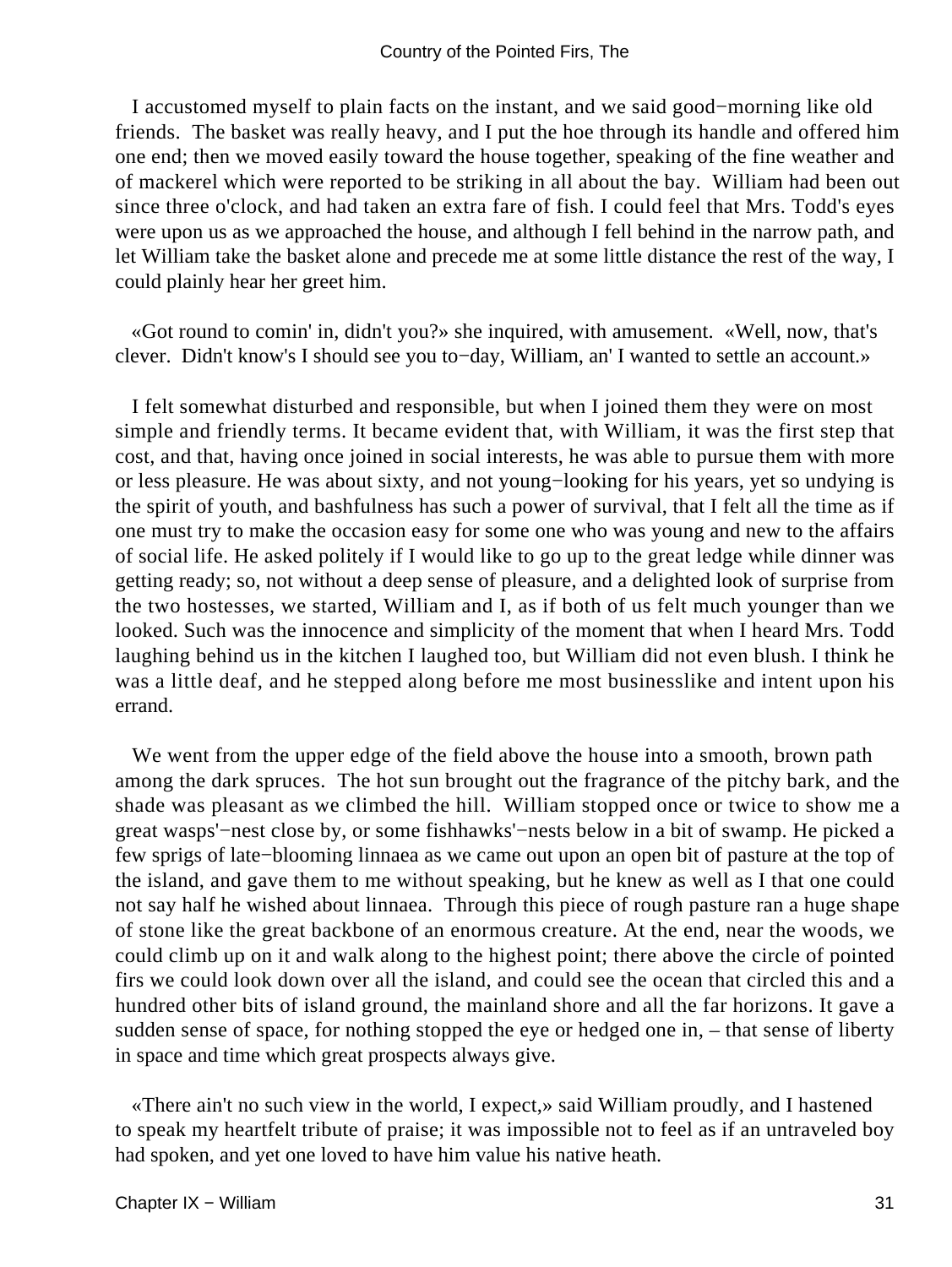I accustomed myself to plain facts on the instant, and we said good−morning like old friends. The basket was really heavy, and I put the hoe through its handle and offered him one end; then we moved easily toward the house together, speaking of the fine weather and of mackerel which were reported to be striking in all about the bay. William had been out since three o'clock, and had taken an extra fare of fish. I could feel that Mrs. Todd's eyes were upon us as we approached the house, and although I fell behind in the narrow path, and let William take the basket alone and precede me at some little distance the rest of the way, I could plainly hear her greet him.

«Got round to comin' in, didn't you?» she inquired, with amusement. «Well, now, that's clever. Didn't know's I should see you to−day, William, an' I wanted to settle an account.»

I felt somewhat disturbed and responsible, but when I joined them they were on most simple and friendly terms. It became evident that, with William, it was the first step that cost, and that, having once joined in social interests, he was able to pursue them with more or less pleasure. He was about sixty, and not young−looking for his years, yet so undying is the spirit of youth, and bashfulness has such a power of survival, that I felt all the time as if one must try to make the occasion easy for some one who was young and new to the affairs of social life. He asked politely if I would like to go up to the great ledge while dinner was getting ready; so, not without a deep sense of pleasure, and a delighted look of surprise from the two hostesses, we started, William and I, as if both of us felt much younger than we looked. Such was the innocence and simplicity of the moment that when I heard Mrs. Todd laughing behind us in the kitchen I laughed too, but William did not even blush. I think he was a little deaf, and he stepped along before me most businesslike and intent upon his errand.

We went from the upper edge of the field above the house into a smooth, brown path among the dark spruces. The hot sun brought out the fragrance of the pitchy bark, and the shade was pleasant as we climbed the hill. William stopped once or twice to show me a great wasps'−nest close by, or some fishhawks'−nests below in a bit of swamp. He picked a few sprigs of late−blooming linnaea as we came out upon an open bit of pasture at the top of the island, and gave them to me without speaking, but he knew as well as I that one could not say half he wished about linnaea. Through this piece of rough pasture ran a huge shape of stone like the great backbone of an enormous creature. At the end, near the woods, we could climb up on it and walk along to the highest point; there above the circle of pointed firs we could look down over all the island, and could see the ocean that circled this and a hundred other bits of island ground, the mainland shore and all the far horizons. It gave a sudden sense of space, for nothing stopped the eye or hedged one in, – that sense of liberty in space and time which great prospects always give.

«There ain't no such view in the world, I expect,» said William proudly, and I hastened to speak my heartfelt tribute of praise; it was impossible not to feel as if an untraveled boy had spoken, and yet one loved to have him value his native heath.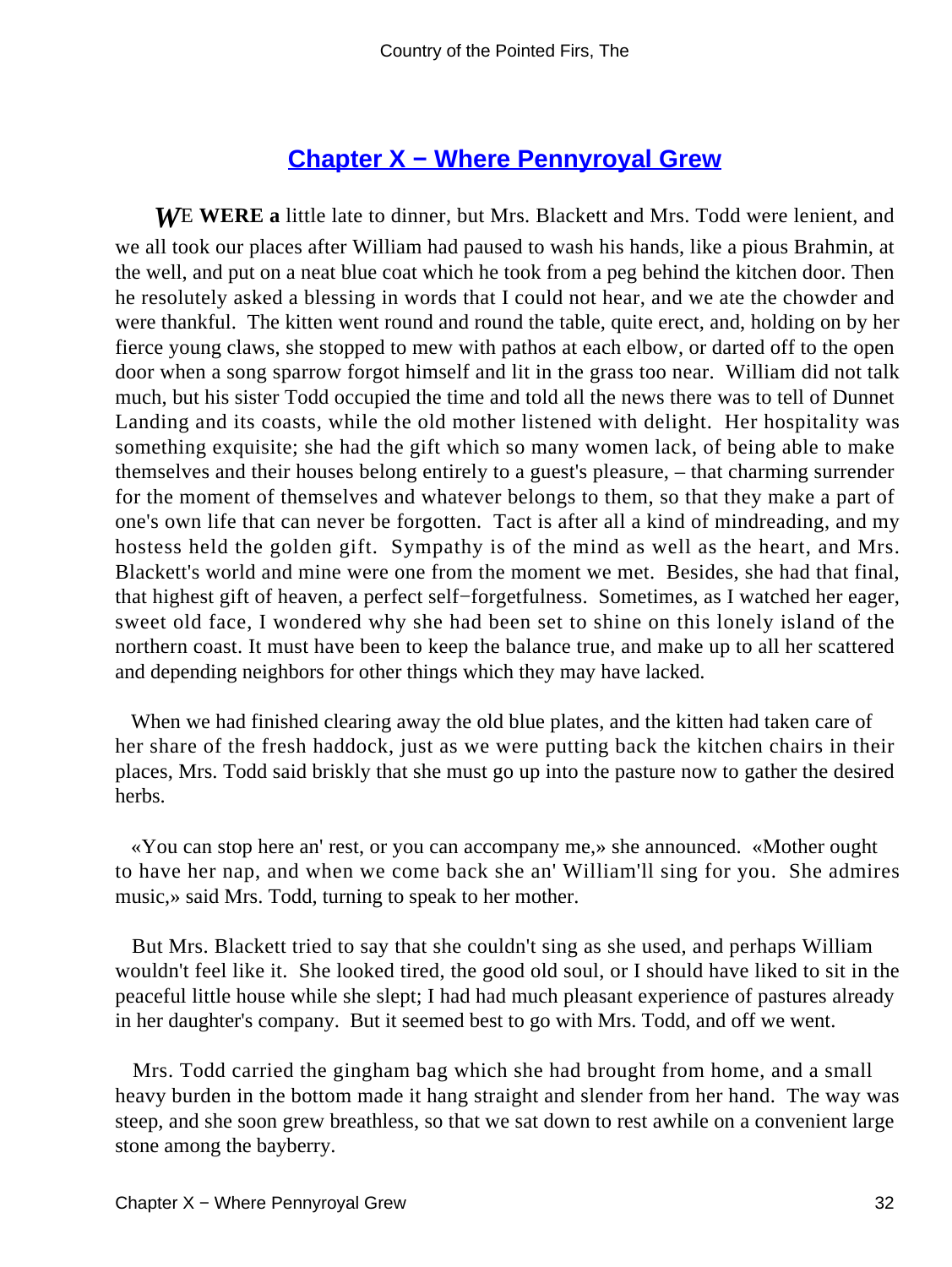## Chapter X − Where Pennyroyal Grew

WE **WERE a** little late to dinner, but Mrs. Blackett and Mrs. Todd were lenient, and we all took our places after William had paused to wash his hands, like a pious Brahmin, at the well, and put on a neat blue coat which he took from a peg behind the kitchen door. Then he resolutely asked a blessing in words that I could not hear, and we ate the chowder and were thankful. The kitten went round and round the table, quite erect, and, holding on by her fierce young claws, she stopped to mew with pathos at each elbow, or darted off to the open door when a song sparrow forgot himself and lit in the grass too near. William did not talk much, but his sister Todd occupied the time and told all the news there was to tell of Dunnet Landing and its coasts, while the old mother listened with delight. Her hospitality was something exquisite; she had the gift which so many women lack, of being able to make themselves and their houses belong entirely to a guest's pleasure, – that charming surrender for the moment of themselves and whatever belongs to them, so that they make a part of one's own life that can never be forgotten. Tact is after all a kind of mindreading, and my hostess held the golden gift. Sympathy is of the mind as well as the heart, and Mrs. Blackett's world and mine were one from the moment we met. Besides, she had that final, that highest gift of heaven, a perfect self−forgetfulness. Sometimes, as I watched her eager, sweet old face, I wondered why she had been set to shine on this lonely island of the northern coast. It must have been to keep the balance true, and make up to all her scattered and depending neighbors for other things which they may have lacked.

When we had finished clearing away the old blue plates, and the kitten had taken care of her share of the fresh haddock, just as we were putting back the kitchen chairs in their places, Mrs. Todd said briskly that she must go up into the pasture now to gather the desired herbs.

«You can stop here an' rest, or you can accompany me,» she announced. «Mother ought to have her nap, and when we come back she an' William'll sing for you. She admires music,» said Mrs. Todd, turning to speak to her mother.

But Mrs. Blackett tried to say that she couldn't sing as she used, and perhaps William wouldn't feel like it. She looked tired, the good old soul, or I should have liked to sit in the peaceful little house while she slept; I had had much pleasant experience of pastures already in her daughter's company. But it seemed best to go with Mrs. Todd, and off we went.

Mrs. Todd carried the gingham bag which she had brought from home, and a small heavy burden in the bottom made it hang straight and slender from her hand. The way was steep, and she soon grew breathless, so that we sat down to rest awhile on a convenient large stone among the bayberry.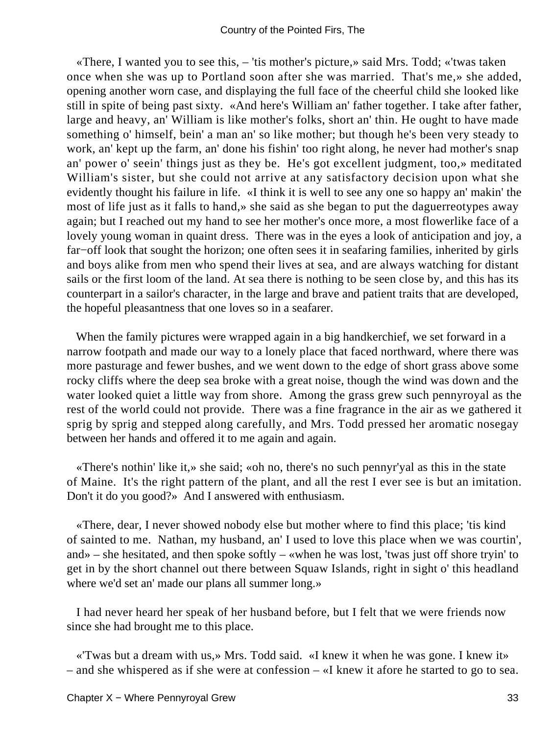«There, I wanted you to see this, – 'tis mother's picture,» said Mrs. Todd; «'twas taken once when she was up to Portland soon after she was married. That's me,» she added, opening another worn case, and displaying the full face of the cheerful child she looked like still in spite of being past sixty. «And here's William an' father together. I take after father, large and heavy, an' William is like mother's folks, short an' thin. He ought to have made something o' himself, bein' a man an' so like mother; but though he's been very steady to work, an' kept up the farm, an' done his fishin' too right along, he never had mother's snap an' power o' seein' things just as they be. He's got excellent judgment, too,» meditated William's sister, but she could not arrive at any satisfactory decision upon what she evidently thought his failure in life. «I think it is well to see any one so happy an' makin' the most of life just as it falls to hand,» she said as she began to put the daguerreotypes away again; but I reached out my hand to see her mother's once more, a most flowerlike face of a lovely young woman in quaint dress. There was in the eyes a look of anticipation and joy, a far−off look that sought the horizon; one often sees it in seafaring families, inherited by girls and boys alike from men who spend their lives at sea, and are always watching for distant sails or the first loom of the land. At sea there is nothing to be seen close by, and this has its counterpart in a sailor's character, in the large and brave and patient traits that are developed, the hopeful pleasantness that one loves so in a seafarer.

When the family pictures were wrapped again in a big handkerchief, we set forward in a narrow footpath and made our way to a lonely place that faced northward, where there was more pasturage and fewer bushes, and we went down to the edge of short grass above some rocky cliffs where the deep sea broke with a great noise, though the wind was down and the water looked quiet a little way from shore. Among the grass grew such pennyroyal as the rest of the world could not provide. There was a fine fragrance in the air as we gathered it sprig by sprig and stepped along carefully, and Mrs. Todd pressed her aromatic nosegay between her hands and offered it to me again and again.

«There's nothin' like it,» she said; «oh no, there's no such pennyr'yal as this in the state of Maine. It's the right pattern of the plant, and all the rest I ever see is but an imitation. Don't it do you good?» And I answered with enthusiasm.

«There, dear, I never showed nobody else but mother where to find this place; 'tis kind of sainted to me. Nathan, my husband, an' I used to love this place when we was courtin', and» – she hesitated, and then spoke softly – «when he was lost, 'twas just off shore tryin' to get in by the short channel out there between Squaw Islands, right in sight o' this headland where we'd set an' made our plans all summer long.»

I had never heard her speak of her husband before, but I felt that we were friends now since she had brought me to this place.

«'Twas but a dream with us,» Mrs. Todd said. «I knew it when he was gone. I knew it» – and she whispered as if she were at confession – «I knew it afore he started to go to sea.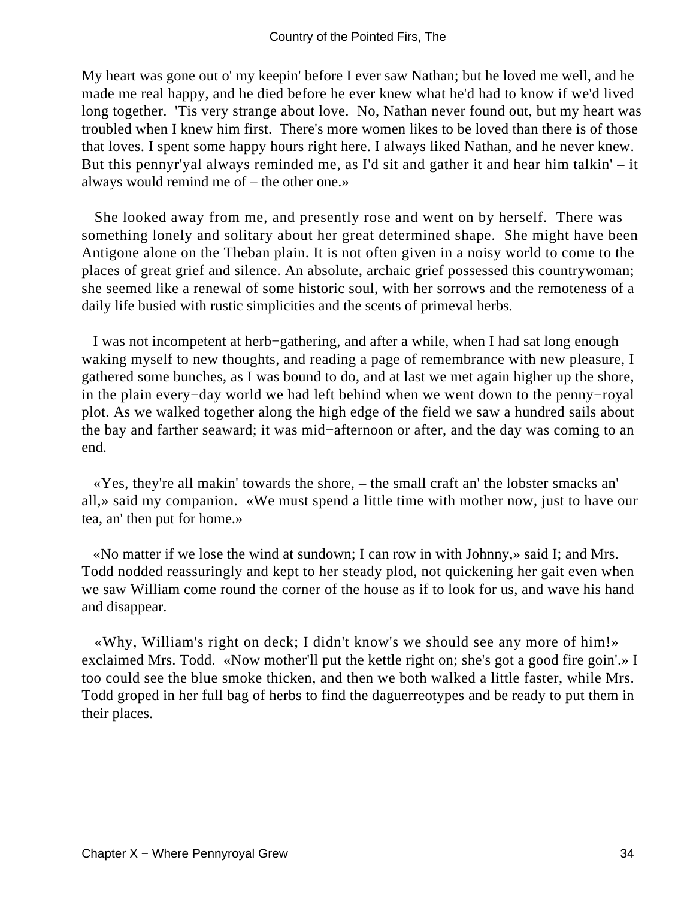My heart was gone out o' my keepin' before I ever saw Nathan; but he loved me well, and he made me real happy, and he died before he ever knew what he'd had to know if we'd lived long together. 'Tis very strange about love. No, Nathan never found out, but my heart was troubled when I knew him first. There's more women likes to be loved than there is of those that loves. I spent some happy hours right here. I always liked Nathan, and he never knew. But this pennyr'yal always reminded me, as I'd sit and gather it and hear him talkin' – it always would remind me of – the other one.»

She looked away from me, and presently rose and went on by herself. There was something lonely and solitary about her great determined shape. She might have been Antigone alone on the Theban plain. It is not often given in a noisy world to come to the places of great grief and silence. An absolute, archaic grief possessed this countrywoman; she seemed like a renewal of some historic soul, with her sorrows and the remoteness of a daily life busied with rustic simplicities and the scents of primeval herbs.

I was not incompetent at herb−gathering, and after a while, when I had sat long enough waking myself to new thoughts, and reading a page of remembrance with new pleasure, I gathered some bunches, as I was bound to do, and at last we met again higher up the shore, in the plain every−day world we had left behind when we went down to the penny−royal plot. As we walked together along the high edge of the field we saw a hundred sails about the bay and farther seaward; it was mid−afternoon or after, and the day was coming to an end.

«Yes, they're all makin' towards the shore, – the small craft an' the lobster smacks an' all,» said my companion. «We must spend a little time with mother now, just to have our tea, an' then put for home.»

«No matter if we lose the wind at sundown; I can row in with Johnny,» said I; and Mrs. Todd nodded reassuringly and kept to her steady plod, not quickening her gait even when we saw William come round the corner of the house as if to look for us, and wave his hand and disappear.

«Why, William's right on deck; I didn't know's we should see any more of him!» exclaimed Mrs. Todd. «Now mother'll put the kettle right on; she's got a good fire goin'.» I too could see the blue smoke thicken, and then we both walked a little faster, while Mrs. Todd groped in her full bag of herbs to find the daguerreotypes and be ready to put them in their places.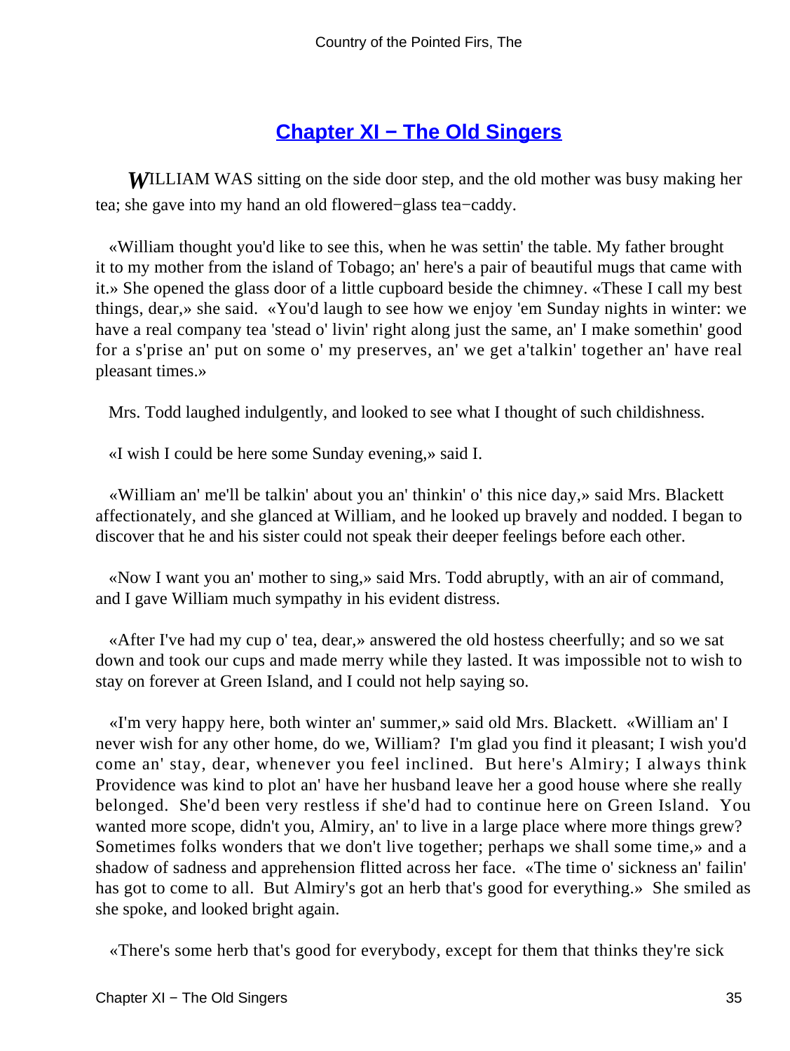## Chapter XI − The Old Singers

*W*ILLIAM WAS sitting on the side door step, and the old mother was busy making her tea; she gave into my hand an old flowered−glass tea−caddy.

«William thought you'd like to see this, when he was settin' the table. My father brought it to my mother from the island of Tobago; an' here's a pair of beautiful mugs that came with it.» She opened the glass door of a little cupboard beside the chimney. «These I call my best things, dear,» she said. «You'd laugh to see how we enjoy 'em Sunday nights in winter: we have a real company tea 'stead o' livin' right along just the same, an' I make somethin' good for a s'prise an' put on some o' my preserves, an' we get a'talkin' together an' have real pleasant times.»

Mrs. Todd laughed indulgently, and looked to see what I thought of such childishness.

«I wish I could be here some Sunday evening,» said I.

«William an' me'll be talkin' about you an' thinkin' o' this nice day,» said Mrs. Blackett affectionately, and she glanced at William, and he looked up bravely and nodded. I began to discover that he and his sister could not speak their deeper feelings before each other.

«Now I want you an' mother to sing,» said Mrs. Todd abruptly, with an air of command, and I gave William much sympathy in his evident distress.

«After I've had my cup o' tea, dear,» answered the old hostess cheerfully; and so we sat down and took our cups and made merry while they lasted. It was impossible not to wish to stay on forever at Green Island, and I could not help saying so.

«I'm very happy here, both winter an' summer,» said old Mrs. Blackett. «William an' I never wish for any other home, do we, William? I'm glad you find it pleasant; I wish you'd come an' stay, dear, whenever you feel inclined. But here's Almiry; I always think Providence was kind to plot an' have her husband leave her a good house where she really belonged. She'd been very restless if she'd had to continue here on Green Island. You wanted more scope, didn't you, Almiry, an' to live in a large place where more things grew? Sometimes folks wonders that we don't live together; perhaps we shall some time,» and a shadow of sadness and apprehension flitted across her face. «The time o' sickness an' failin' has got to come to all. But Almiry's got an herb that's good for everything.» She smiled as she spoke, and looked bright again.

«There's some herb that's good for everybody, except for them that thinks they're sick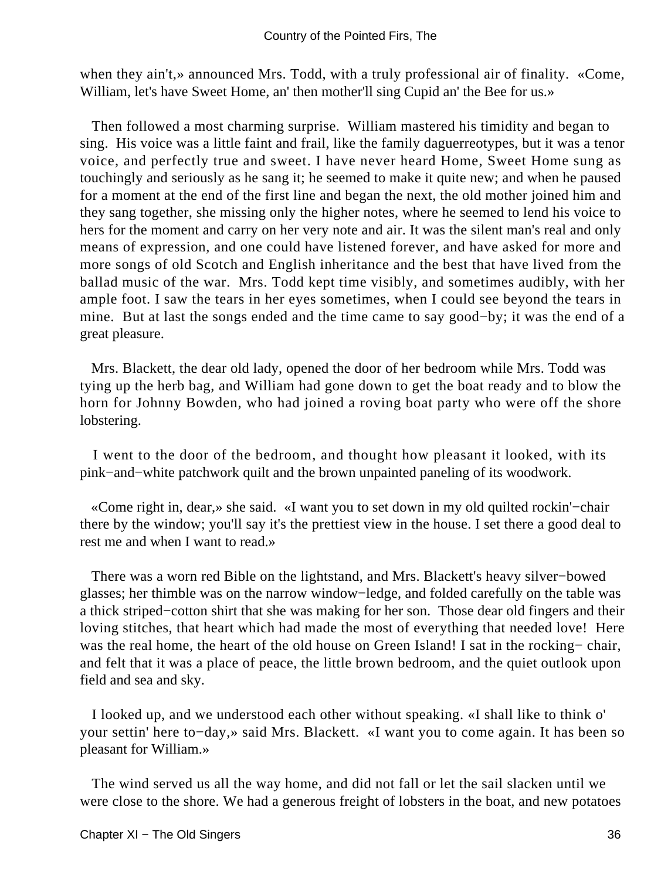when they ain't,» announced Mrs. Todd, with a truly professional air of finality. «Come, William, let's have Sweet Home, an' then mother'll sing Cupid an' the Bee for us.»

Then followed a most charming surprise. William mastered his timidity and began to sing. His voice was a little faint and frail, like the family daguerreotypes, but it was a tenor voice, and perfectly true and sweet. I have never heard Home, Sweet Home sung as touchingly and seriously as he sang it; he seemed to make it quite new; and when he paused for a moment at the end of the first line and began the next, the old mother joined him and they sang together, she missing only the higher notes, where he seemed to lend his voice to hers for the moment and carry on her very note and air. It was the silent man's real and only means of expression, and one could have listened forever, and have asked for more and more songs of old Scotch and English inheritance and the best that have lived from the ballad music of the war. Mrs. Todd kept time visibly, and sometimes audibly, with her ample foot. I saw the tears in her eyes sometimes, when I could see beyond the tears in mine. But at last the songs ended and the time came to say good−by; it was the end of a great pleasure.

Mrs. Blackett, the dear old lady, opened the door of her bedroom while Mrs. Todd was tying up the herb bag, and William had gone down to get the boat ready and to blow the horn for Johnny Bowden, who had joined a roving boat party who were off the shore lobstering.

I went to the door of the bedroom, and thought how pleasant it looked, with its pink−and−white patchwork quilt and the brown unpainted paneling of its woodwork.

«Come right in, dear,» she said. «I want you to set down in my old quilted rockin'−chair there by the window; you'll say it's the prettiest view in the house. I set there a good deal to rest me and when I want to read.»

There was a worn red Bible on the lightstand, and Mrs. Blackett's heavy silver−bowed glasses; her thimble was on the narrow window−ledge, and folded carefully on the table was a thick striped−cotton shirt that she was making for her son. Those dear old fingers and their loving stitches, that heart which had made the most of everything that needed love! Here was the real home, the heart of the old house on Green Island! I sat in the rocking− chair, and felt that it was a place of peace, the little brown bedroom, and the quiet outlook upon field and sea and sky.

I looked up, and we understood each other without speaking. «I shall like to think o' your settin' here to−day,» said Mrs. Blackett. «I want you to come again. It has been so pleasant for William.»

The wind served us all the way home, and did not fall or let the sail slacken until we were close to the shore. We had a generous freight of lobsters in the boat, and new potatoes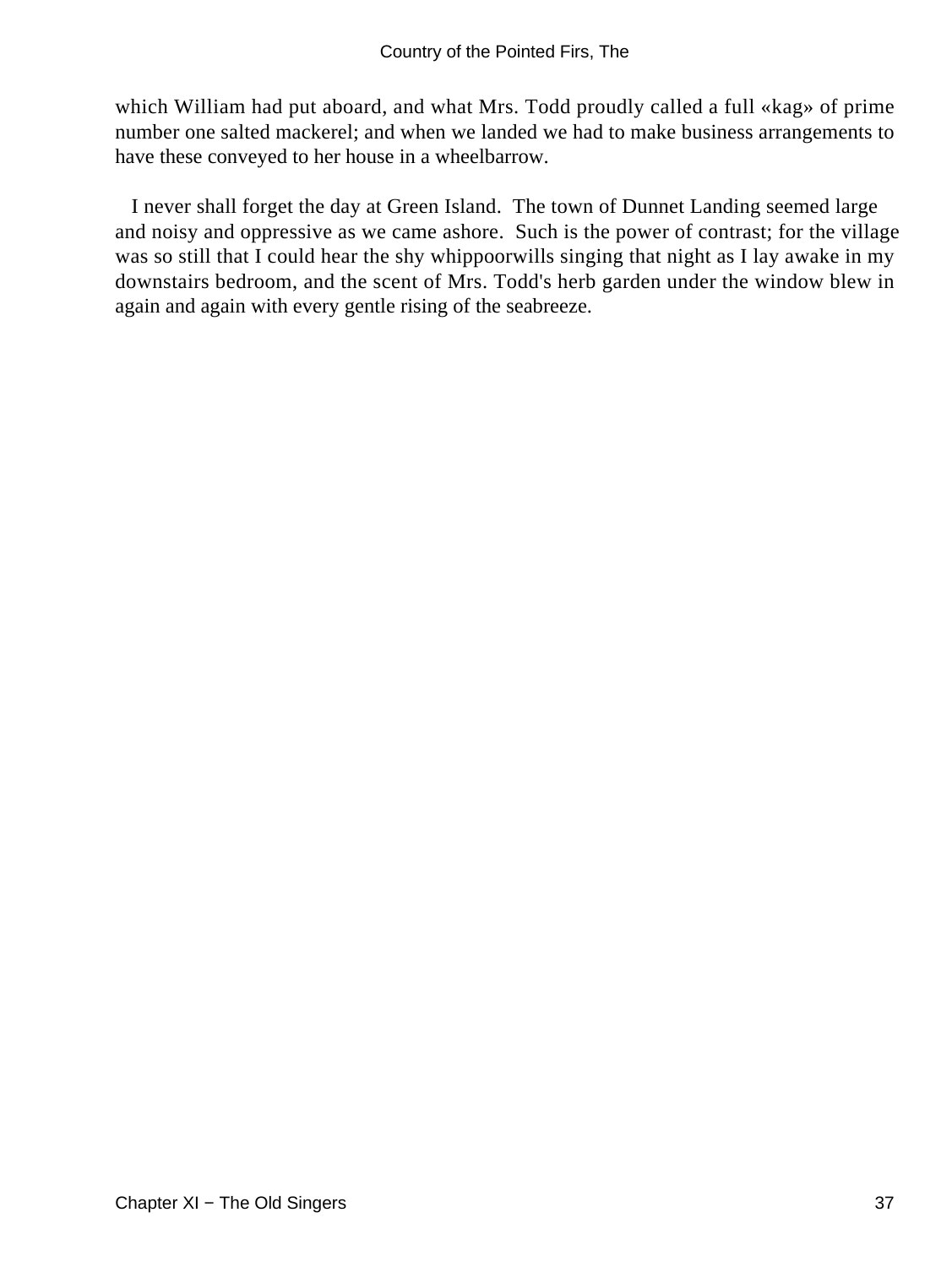which William had put aboard, and what Mrs. Todd proudly called a full «kag» of prime number one salted mackerel; and when we landed we had to make business arrangements to have these conveyed to her house in a wheelbarrow.

I never shall forget the day at Green Island. The town of Dunnet Landing seemed large and noisy and oppressive as we came ashore. Such is the power of contrast; for the village was so still that I could hear the shy whippoorwills singing that night as I lay awake in my downstairs bedroom, and the scent of Mrs. Todd's herb garden under the window blew in again and again with every gentle rising of the seabreeze.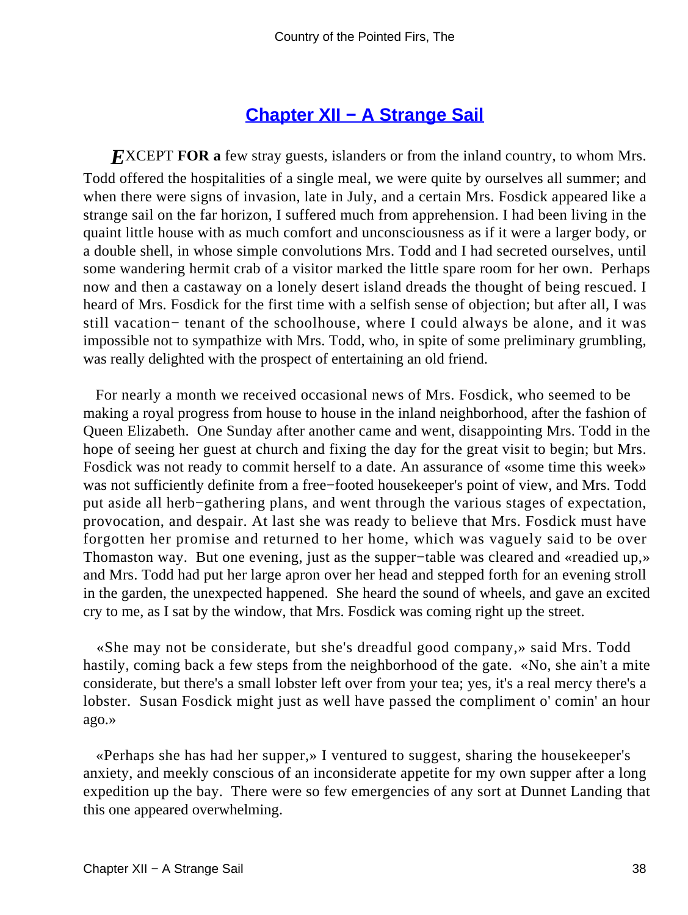## Chapter XII − A Strange Sail

*E*XCEPT **FOR a** few stray guests, islanders or from the inland country, to whom Mrs. Todd offered the hospitalities of a single meal, we were quite by ourselves all summer; and when there were signs of invasion, late in July, and a certain Mrs. Fosdick appeared like a strange sail on the far horizon, I suffered much from apprehension. I had been living in the quaint little house with as much comfort and unconsciousness as if it were a larger body, or a double shell, in whose simple convolutions Mrs. Todd and I had secreted ourselves, until some wandering hermit crab of a visitor marked the little spare room for her own. Perhaps now and then a castaway on a lonely desert island dreads the thought of being rescued. I heard of Mrs. Fosdick for the first time with a selfish sense of objection; but after all, I was still vacation− tenant of the schoolhouse, where I could always be alone, and it was impossible not to sympathize with Mrs. Todd, who, in spite of some preliminary grumbling, was really delighted with the prospect of entertaining an old friend.

For nearly a month we received occasional news of Mrs. Fosdick, who seemed to be making a royal progress from house to house in the inland neighborhood, after the fashion of Queen Elizabeth. One Sunday after another came and went, disappointing Mrs. Todd in the hope of seeing her guest at church and fixing the day for the great visit to begin; but Mrs. Fosdick was not ready to commit herself to a date. An assurance of «some time this week» was not sufficiently definite from a free−footed housekeeper's point of view, and Mrs. Todd put aside all herb−gathering plans, and went through the various stages of expectation, provocation, and despair. At last she was ready to believe that Mrs. Fosdick must have forgotten her promise and returned to her home, which was vaguely said to be over Thomaston way. But one evening, just as the supper−table was cleared and «readied up,» and Mrs. Todd had put her large apron over her head and stepped forth for an evening stroll in the garden, the unexpected happened. She heard the sound of wheels, and gave an excited cry to me, as I sat by the window, that Mrs. Fosdick was coming right up the street.

«She may not be considerate, but she's dreadful good company,» said Mrs. Todd hastily, coming back a few steps from the neighborhood of the gate. «No, she ain't a mite considerate, but there's a small lobster left over from your tea; yes, it's a real mercy there's a lobster. Susan Fosdick might just as well have passed the compliment o' comin' an hour ago.»

«Perhaps she has had her supper,» I ventured to suggest, sharing the housekeeper's anxiety, and meekly conscious of an inconsiderate appetite for my own supper after a long expedition up the bay. There were so few emergencies of any sort at Dunnet Landing that this one appeared overwhelming.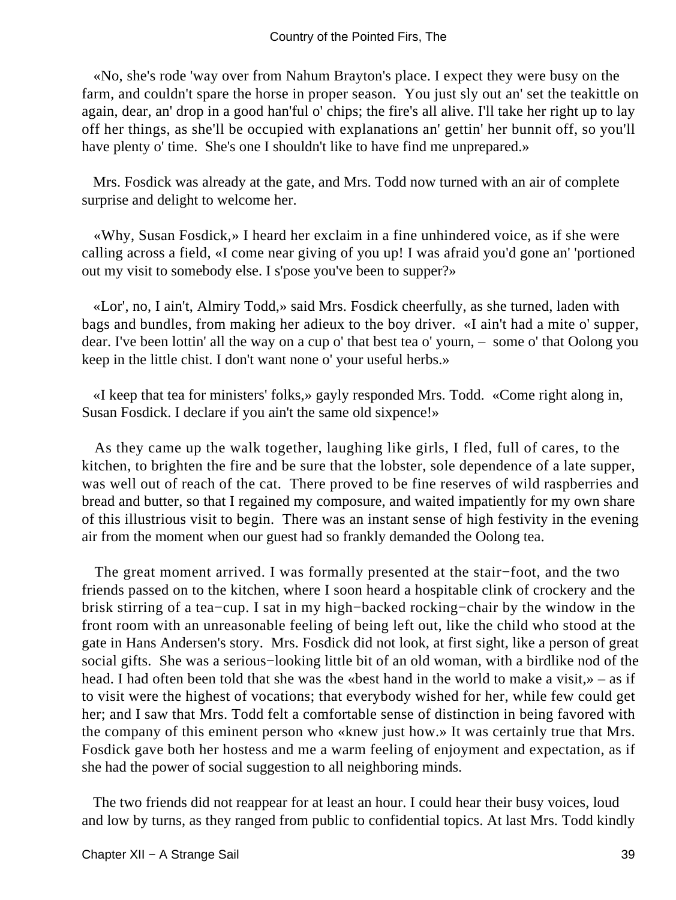«No, she's rode 'way over from Nahum Brayton's place. I expect they were busy on the farm, and couldn't spare the horse in proper season. You just sly out an' set the teakittle on again, dear, an' drop in a good han'ful o' chips; the fire's all alive. I'll take her right up to lay off her things, as she'll be occupied with explanations an' gettin' her bunnit off, so you'll have plenty o' time. She's one I shouldn't like to have find me unprepared.»

Mrs. Fosdick was already at the gate, and Mrs. Todd now turned with an air of complete surprise and delight to welcome her.

«Why, Susan Fosdick,» I heard her exclaim in a fine unhindered voice, as if she were calling across a field, «I come near giving of you up! I was afraid you'd gone an' 'portioned out my visit to somebody else. I s'pose you've been to supper?»

«Lor', no, I ain't, Almiry Todd,» said Mrs. Fosdick cheerfully, as she turned, laden with bags and bundles, from making her adieux to the boy driver. «I ain't had a mite o' supper, dear. I've been lottin' all the way on a cup o' that best tea o' yourn, – some o' that Oolong you keep in the little chist. I don't want none o' your useful herbs.»

«I keep that tea for ministers' folks,» gayly responded Mrs. Todd. «Come right along in, Susan Fosdick. I declare if you ain't the same old sixpence!»

As they came up the walk together, laughing like girls, I fled, full of cares, to the kitchen, to brighten the fire and be sure that the lobster, sole dependence of a late supper, was well out of reach of the cat. There proved to be fine reserves of wild raspberries and bread and butter, so that I regained my composure, and waited impatiently for my own share of this illustrious visit to begin. There was an instant sense of high festivity in the evening air from the moment when our guest had so frankly demanded the Oolong tea.

The great moment arrived. I was formally presented at the stair−foot, and the two friends passed on to the kitchen, where I soon heard a hospitable clink of crockery and the brisk stirring of a tea−cup. I sat in my high−backed rocking−chair by the window in the front room with an unreasonable feeling of being left out, like the child who stood at the gate in Hans Andersen's story. Mrs. Fosdick did not look, at first sight, like a person of great social gifts. She was a serious−looking little bit of an old woman, with a birdlike nod of the head. I had often been told that she was the «best hand in the world to make a visit,» – as if to visit were the highest of vocations; that everybody wished for her, while few could get her; and I saw that Mrs. Todd felt a comfortable sense of distinction in being favored with the company of this eminent person who «knew just how.» It was certainly true that Mrs. Fosdick gave both her hostess and me a warm feeling of enjoyment and expectation, as if she had the power of social suggestion to all neighboring minds.

The two friends did not reappear for at least an hour. I could hear their busy voices, loud and low by turns, as they ranged from public to confidential topics. At last Mrs. Todd kindly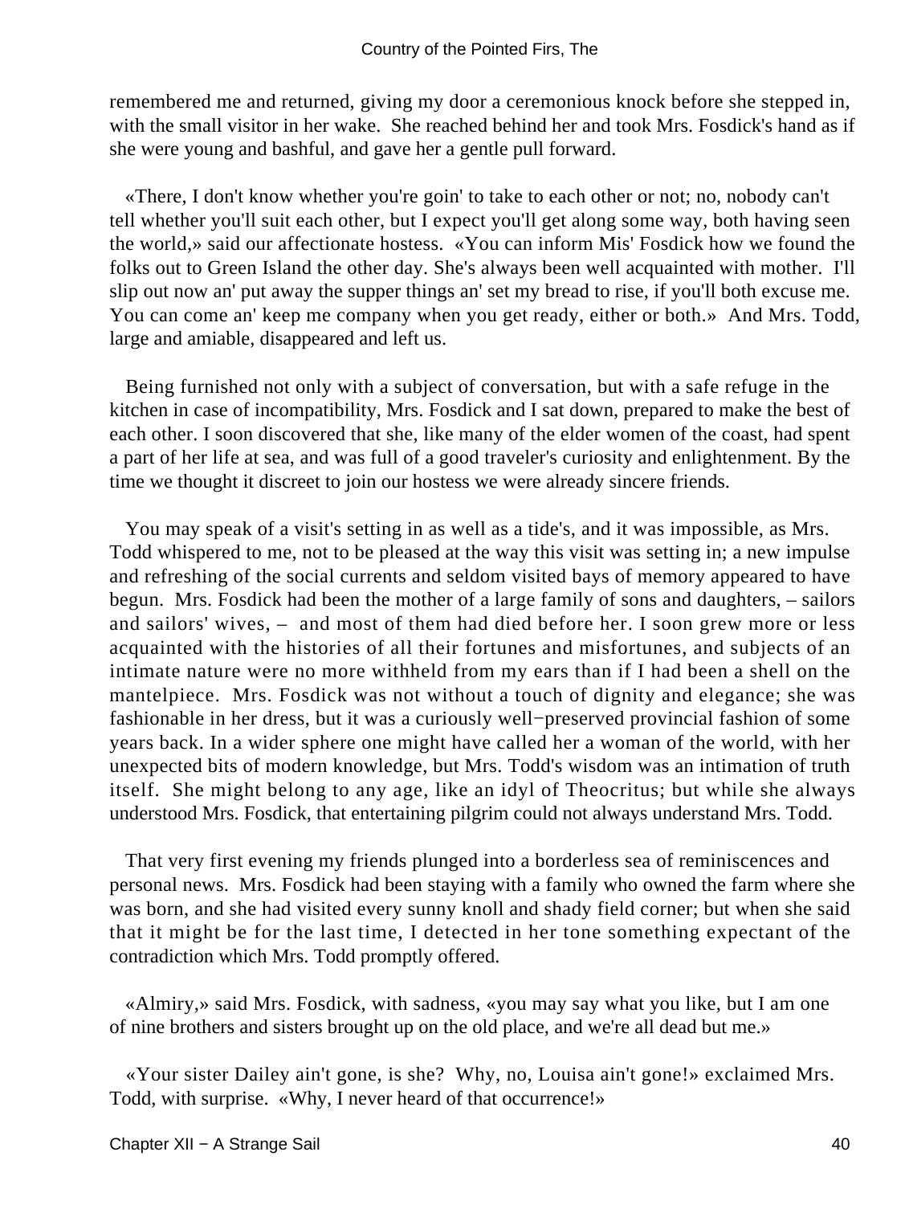remembered me and returned, giving my door a ceremonious knock before she stepped in, with the small visitor in her wake. She reached behind her and took Mrs. Fosdick's hand as if she were young and bashful, and gave her a gentle pull forward.

«There, I don't know whether you're goin' to take to each other or not; no, nobody can't tell whether you'll suit each other, but I expect you'll get along some way, both having seen the world,» said our affectionate hostess. «You can inform Mis' Fosdick how we found the folks out to Green Island the other day. She's always been well acquainted with mother. I'll slip out now an' put away the supper things an' set my bread to rise, if you'll both excuse me. You can come an' keep me company when you get ready, either or both.» And Mrs. Todd, large and amiable, disappeared and left us.

Being furnished not only with a subject of conversation, but with a safe refuge in the kitchen in case of incompatibility, Mrs. Fosdick and I sat down, prepared to make the best of each other. I soon discovered that she, like many of the elder women of the coast, had spent a part of her life at sea, and was full of a good traveler's curiosity and enlightenment. By the time we thought it discreet to join our hostess we were already sincere friends.

You may speak of a visit's setting in as well as a tide's, and it was impossible, as Mrs. Todd whispered to me, not to be pleased at the way this visit was setting in; a new impulse and refreshing of the social currents and seldom visited bays of memory appeared to have begun. Mrs. Fosdick had been the mother of a large family of sons and daughters, – sailors and sailors' wives, – and most of them had died before her. I soon grew more or less acquainted with the histories of all their fortunes and misfortunes, and subjects of an intimate nature were no more withheld from my ears than if I had been a shell on the mantelpiece. Mrs. Fosdick was not without a touch of dignity and elegance; she was fashionable in her dress, but it was a curiously well−preserved provincial fashion of some years back. In a wider sphere one might have called her a woman of the world, with her unexpected bits of modern knowledge, but Mrs. Todd's wisdom was an intimation of truth itself. She might belong to any age, like an idyl of Theocritus; but while she always understood Mrs. Fosdick, that entertaining pilgrim could not always understand Mrs. Todd.

That very first evening my friends plunged into a borderless sea of reminiscences and personal news. Mrs. Fosdick had been staying with a family who owned the farm where she was born, and she had visited every sunny knoll and shady field corner; but when she said that it might be for the last time, I detected in her tone something expectant of the contradiction which Mrs. Todd promptly offered.

«Almiry,» said Mrs. Fosdick, with sadness, «you may say what you like, but I am one of nine brothers and sisters brought up on the old place, and we're all dead but me.»

«Your sister Dailey ain't gone, is she? Why, no, Louisa ain't gone!» exclaimed Mrs. Todd, with surprise. «Why, I never heard of that occurrence!»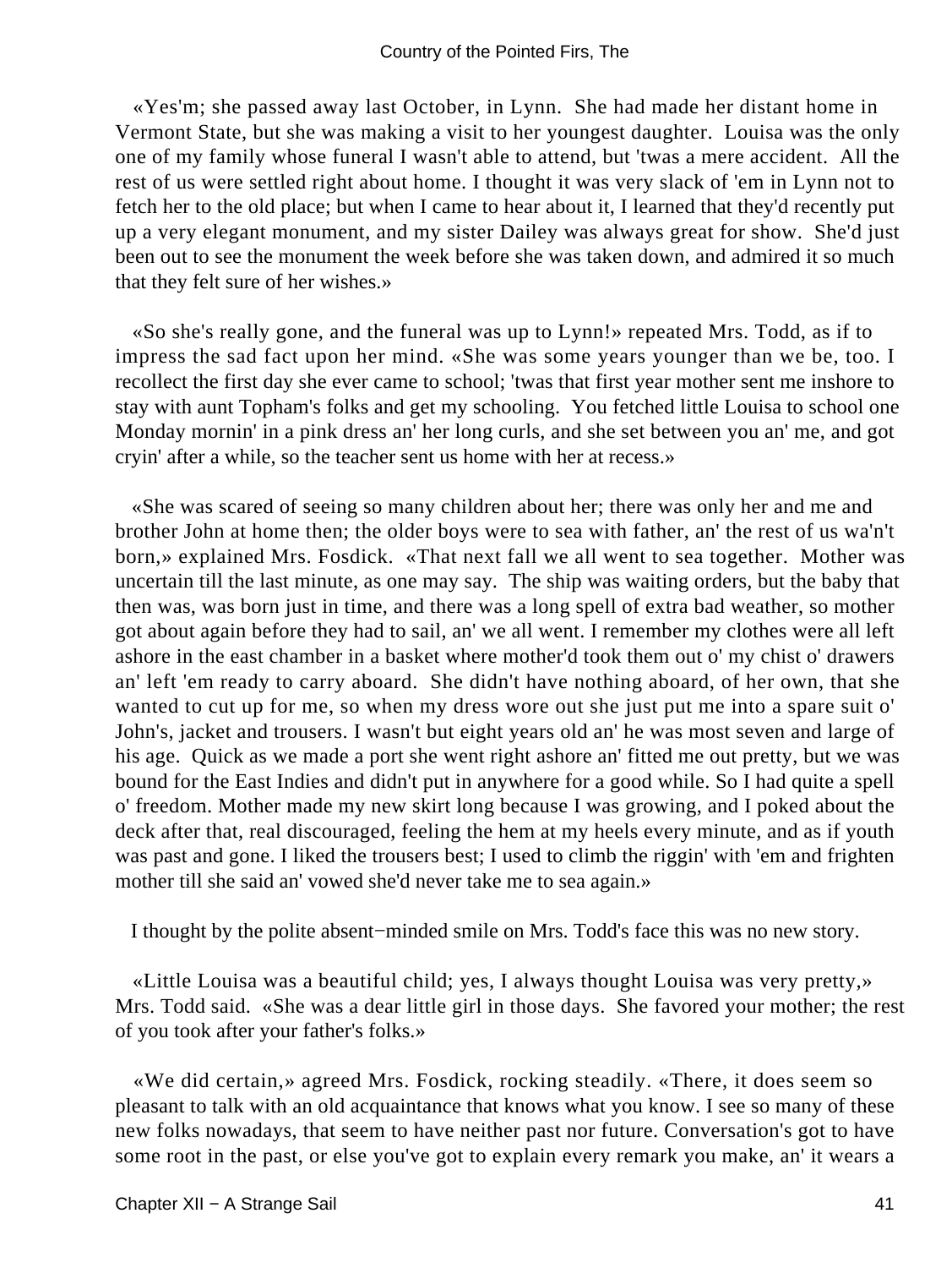«Yes'm; she passed away last October, in Lynn. She had made her distant home in Vermont State, but she was making a visit to her youngest daughter. Louisa was the only one of my family whose funeral I wasn't able to attend, but 'twas a mere accident. All the rest of us were settled right about home. I thought it was very slack of 'em in Lynn not to fetch her to the old place; but when I came to hear about it, I learned that they'd recently put up a very elegant monument, and my sister Dailey was always great for show. She'd just been out to see the monument the week before she was taken down, and admired it so much that they felt sure of her wishes.»

«So she's really gone, and the funeral was up to Lynn!» repeated Mrs. Todd, as if to impress the sad fact upon her mind. «She was some years younger than we be, too. I recollect the first day she ever came to school; 'twas that first year mother sent me inshore to stay with aunt Topham's folks and get my schooling. You fetched little Louisa to school one Monday mornin' in a pink dress an' her long curls, and she set between you an' me, and got cryin' after a while, so the teacher sent us home with her at recess.»

«She was scared of seeing so many children about her; there was only her and me and brother John at home then; the older boys were to sea with father, an' the rest of us wa'n't born,» explained Mrs. Fosdick. «That next fall we all went to sea together. Mother was uncertain till the last minute, as one may say. The ship was waiting orders, but the baby that then was, was born just in time, and there was a long spell of extra bad weather, so mother got about again before they had to sail, an' we all went. I remember my clothes were all left ashore in the east chamber in a basket where mother'd took them out o' my chist o' drawers an' left 'em ready to carry aboard. She didn't have nothing aboard, of her own, that she wanted to cut up for me, so when my dress wore out she just put me into a spare suit o' John's, jacket and trousers. I wasn't but eight years old an' he was most seven and large of his age. Quick as we made a port she went right ashore an' fitted me out pretty, but we was bound for the East Indies and didn't put in anywhere for a good while. So I had quite a spell o' freedom. Mother made my new skirt long because I was growing, and I poked about the deck after that, real discouraged, feeling the hem at my heels every minute, and as if youth was past and gone. I liked the trousers best; I used to climb the riggin' with 'em and frighten mother till she said an' vowed she'd never take me to sea again.»

I thought by the polite absent−minded smile on Mrs. Todd's face this was no new story.

«Little Louisa was a beautiful child; yes, I always thought Louisa was very pretty,» Mrs. Todd said. «She was a dear little girl in those days. She favored your mother; the rest of you took after your father's folks.»

«We did certain,» agreed Mrs. Fosdick, rocking steadily. «There, it does seem so pleasant to talk with an old acquaintance that knows what you know. I see so many of these new folks nowadays, that seem to have neither past nor future. Conversation's got to have some root in the past, or else you've got to explain every remark you make, an' it wears a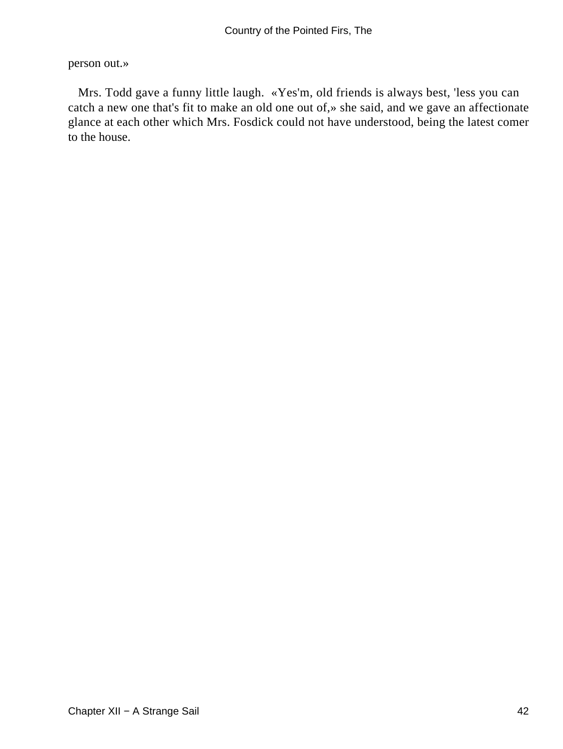person out.»

Mrs. Todd gave a funny little laugh. «Yes'm, old friends is always best, 'less you can catch a new one that's fit to make an old one out of,» she said, and we gave an affectionate glance at each other which Mrs. Fosdick could not have understood, being the latest comer to the house.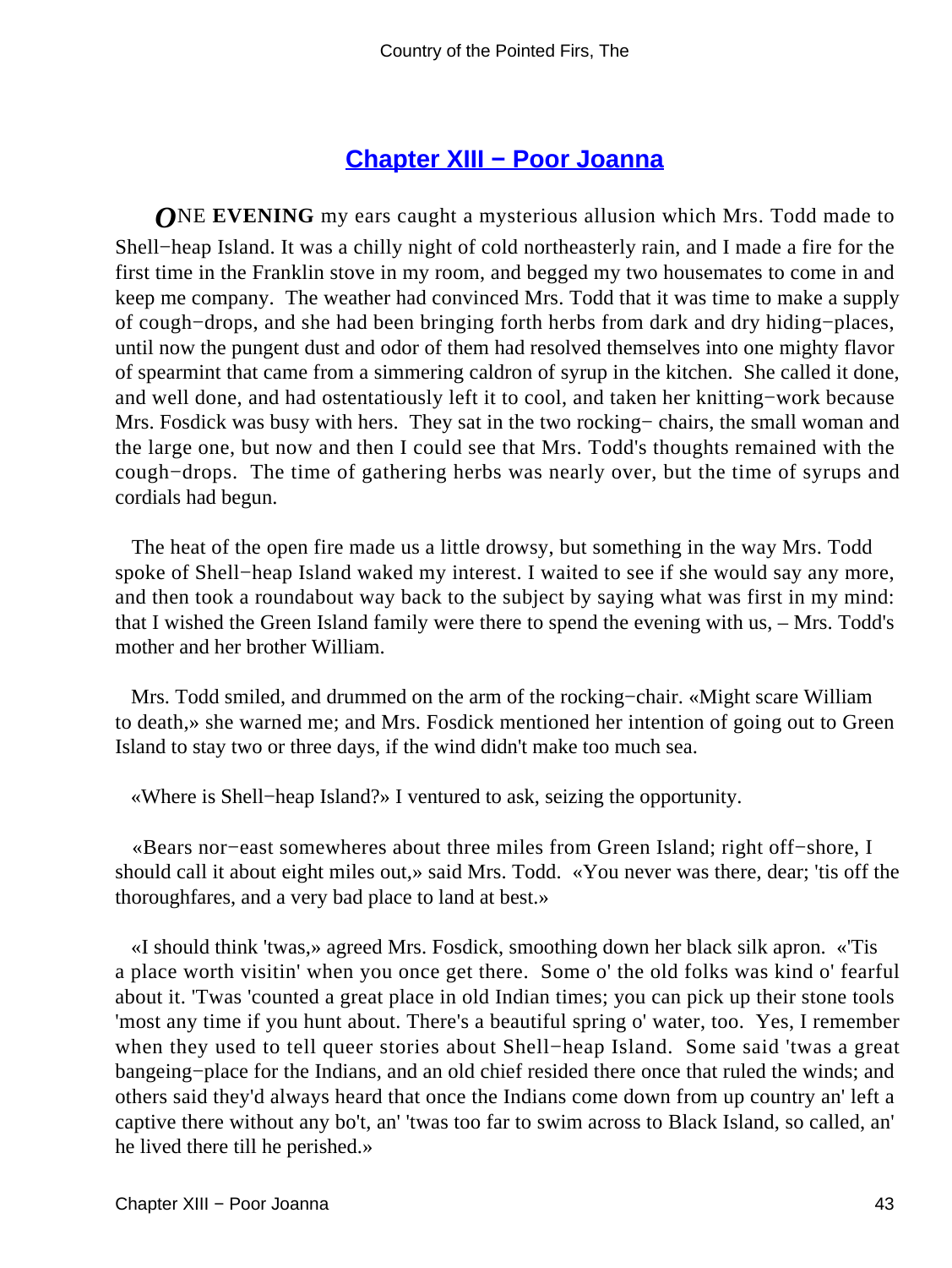## Chapter XIII − Poor Joanna

*O*NE **EVENING** my ears caught a mysterious allusion which Mrs. Todd made to Shell−heap Island. It was a chilly night of cold northeasterly rain, and I made a fire for the first time in the Franklin stove in my room, and begged my two housemates to come in and keep me company. The weather had convinced Mrs. Todd that it was time to make a supply of cough−drops, and she had been bringing forth herbs from dark and dry hiding−places, until now the pungent dust and odor of them had resolved themselves into one mighty flavor of spearmint that came from a simmering caldron of syrup in the kitchen. She called it done, and well done, and had ostentatiously left it to cool, and taken her knitting−work because Mrs. Fosdick was busy with hers. They sat in the two rocking− chairs, the small woman and the large one, but now and then I could see that Mrs. Todd's thoughts remained with the cough−drops. The time of gathering herbs was nearly over, but the time of syrups and cordials had begun.

The heat of the open fire made us a little drowsy, but something in the way Mrs. Todd spoke of Shell−heap Island waked my interest. I waited to see if she would say any more, and then took a roundabout way back to the subject by saying what was first in my mind: that I wished the Green Island family were there to spend the evening with us, – Mrs. Todd's mother and her brother William.

Mrs. Todd smiled, and drummed on the arm of the rocking−chair. «Might scare William to death,» she warned me; and Mrs. Fosdick mentioned her intention of going out to Green Island to stay two or three days, if the wind didn't make too much sea.

«Where is Shell−heap Island?» I ventured to ask, seizing the opportunity.

«Bears nor−east somewheres about three miles from Green Island; right off−shore, I should call it about eight miles out,» said Mrs. Todd. «You never was there, dear; 'tis off the thoroughfares, and a very bad place to land at best.»

«I should think 'twas,» agreed Mrs. Fosdick, smoothing down her black silk apron. «'Tis a place worth visitin' when you once get there. Some o' the old folks was kind o' fearful about it. 'Twas 'counted a great place in old Indian times; you can pick up their stone tools 'most any time if you hunt about. There's a beautiful spring o' water, too. Yes, I remember when they used to tell queer stories about Shell−heap Island. Some said 'twas a great bangeing−place for the Indians, and an old chief resided there once that ruled the winds; and others said they'd always heard that once the Indians come down from up country an' left a captive there without any bo't, an' 'twas too far to swim across to Black Island, so called, an' he lived there till he perished.»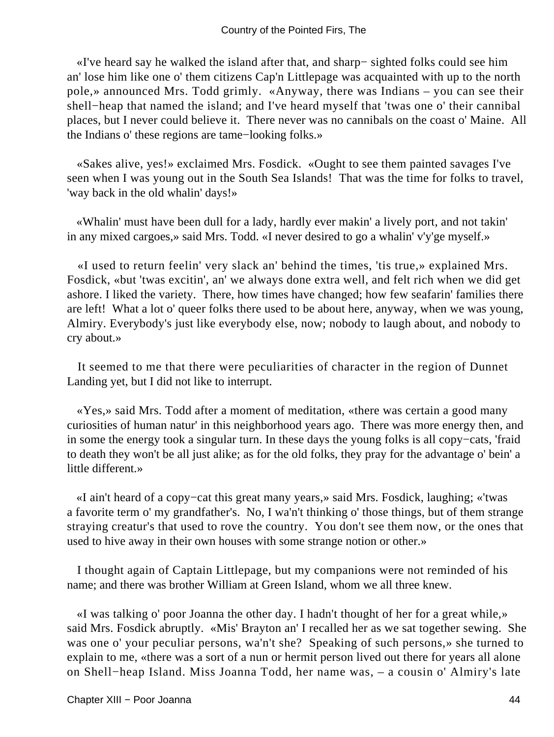«I've heard say he walked the island after that, and sharp− sighted folks could see him an' lose him like one o' them citizens Cap'n Littlepage was acquainted with up to the north pole,» announced Mrs. Todd grimly. «Anyway, there was Indians – you can see their shell−heap that named the island; and I've heard myself that 'twas one o' their cannibal places, but I never could believe it. There never was no cannibals on the coast o' Maine. All the Indians o' these regions are tame−looking folks.»

«Sakes alive, yes!» exclaimed Mrs. Fosdick. «Ought to see them painted savages I've seen when I was young out in the South Sea Islands! That was the time for folks to travel, 'way back in the old whalin' days!»

«Whalin' must have been dull for a lady, hardly ever makin' a lively port, and not takin' in any mixed cargoes,» said Mrs. Todd. «I never desired to go a whalin' v'y'ge myself.»

«I used to return feelin' very slack an' behind the times, 'tis true,» explained Mrs. Fosdick, «but 'twas excitin', an' we always done extra well, and felt rich when we did get ashore. I liked the variety. There, how times have changed; how few seafarin' families there are left! What a lot o' queer folks there used to be about here, anyway, when we was young, Almiry. Everybody's just like everybody else, now; nobody to laugh about, and nobody to cry about.»

It seemed to me that there were peculiarities of character in the region of Dunnet Landing yet, but I did not like to interrupt.

«Yes,» said Mrs. Todd after a moment of meditation, «there was certain a good many curiosities of human natur' in this neighborhood years ago. There was more energy then, and in some the energy took a singular turn. In these days the young folks is all copy−cats, 'fraid to death they won't be all just alike; as for the old folks, they pray for the advantage o' bein' a little different.»

«I ain't heard of a copy−cat this great many years,» said Mrs. Fosdick, laughing; «'twas a favorite term o' my grandfather's. No, I wa'n't thinking o' those things, but of them strange straying creatur's that used to rove the country. You don't see them now, or the ones that used to hive away in their own houses with some strange notion or other.»

I thought again of Captain Littlepage, but my companions were not reminded of his name; and there was brother William at Green Island, whom we all three knew.

«I was talking o' poor Joanna the other day. I hadn't thought of her for a great while,» said Mrs. Fosdick abruptly. «Mis' Brayton an' I recalled her as we sat together sewing. She was one o' your peculiar persons, wa'n't she? Speaking of such persons,» she turned to explain to me, «there was a sort of a nun or hermit person lived out there for years all alone on Shell−heap Island. Miss Joanna Todd, her name was, – a cousin o' Almiry's late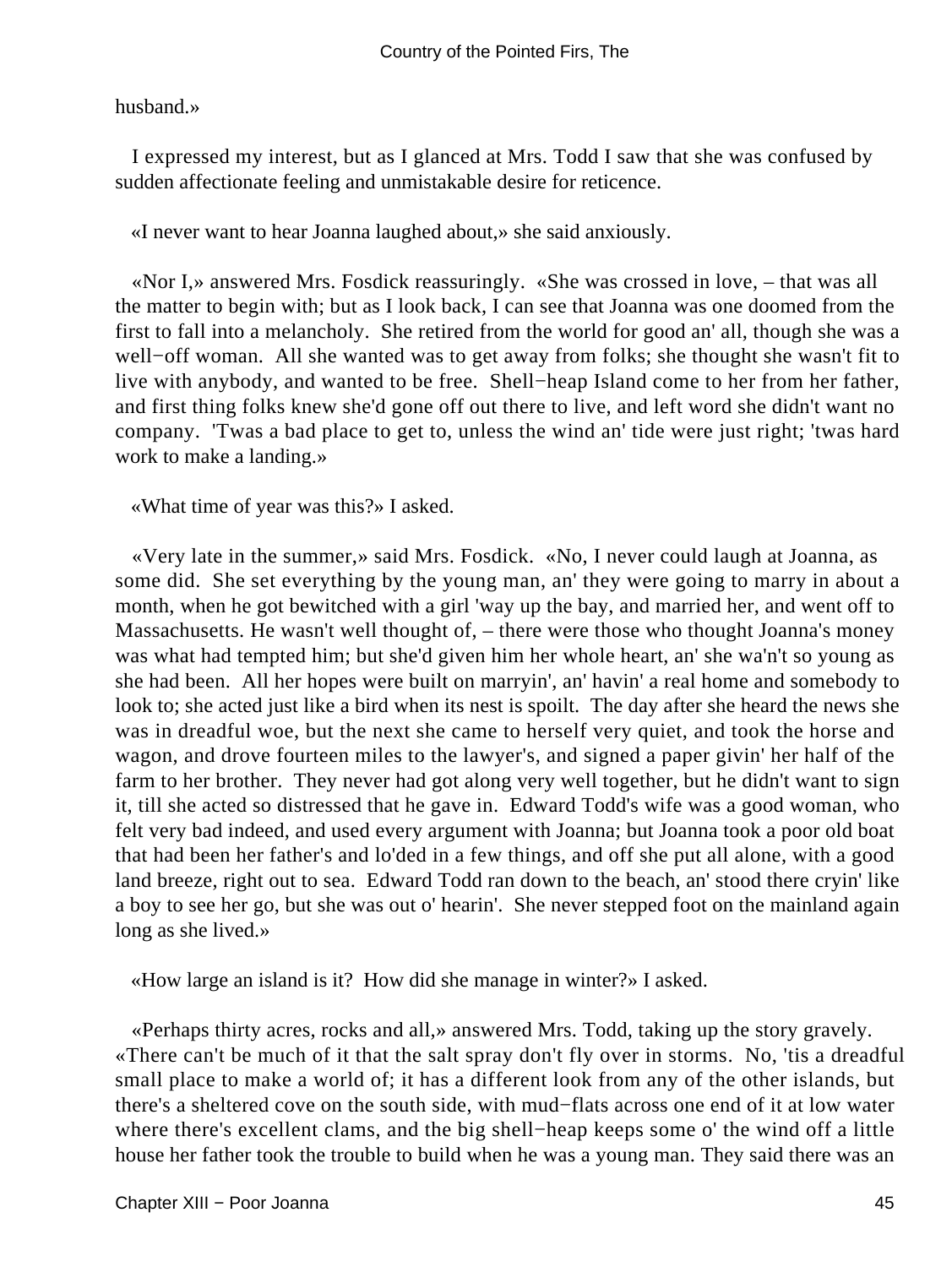husband.»

I expressed my interest, but as I glanced at Mrs. Todd I saw that she was confused by sudden affectionate feeling and unmistakable desire for reticence.

«I never want to hear Joanna laughed about,» she said anxiously.

«Nor I,» answered Mrs. Fosdick reassuringly. «She was crossed in love, – that was all the matter to begin with; but as I look back, I can see that Joanna was one doomed from the first to fall into a melancholy. She retired from the world for good an' all, though she was a well−off woman. All she wanted was to get away from folks; she thought she wasn't fit to live with anybody, and wanted to be free. Shell−heap Island come to her from her father, and first thing folks knew she'd gone off out there to live, and left word she didn't want no company. 'Twas a bad place to get to, unless the wind an' tide were just right; 'twas hard work to make a landing.»

«What time of year was this?» I asked.

«Very late in the summer,» said Mrs. Fosdick. «No, I never could laugh at Joanna, as some did. She set everything by the young man, an' they were going to marry in about a month, when he got bewitched with a girl 'way up the bay, and married her, and went off to Massachusetts. He wasn't well thought of, – there were those who thought Joanna's money was what had tempted him; but she'd given him her whole heart, an' she wa'n't so young as she had been. All her hopes were built on marryin', an' havin' a real home and somebody to look to; she acted just like a bird when its nest is spoilt. The day after she heard the news she was in dreadful woe, but the next she came to herself very quiet, and took the horse and wagon, and drove fourteen miles to the lawyer's, and signed a paper givin' her half of the farm to her brother. They never had got along very well together, but he didn't want to sign it, till she acted so distressed that he gave in. Edward Todd's wife was a good woman, who felt very bad indeed, and used every argument with Joanna; but Joanna took a poor old boat that had been her father's and lo'ded in a few things, and off she put all alone, with a good land breeze, right out to sea. Edward Todd ran down to the beach, an' stood there cryin' like a boy to see her go, but she was out o' hearin'. She never stepped foot on the mainland again long as she lived.»

«How large an island is it? How did she manage in winter?» I asked.

«Perhaps thirty acres, rocks and all,» answered Mrs. Todd, taking up the story gravely. «There can't be much of it that the salt spray don't fly over in storms. No, 'tis a dreadful small place to make a world of; it has a different look from any of the other islands, but there's a sheltered cove on the south side, with mud−flats across one end of it at low water where there's excellent clams, and the big shell−heap keeps some o' the wind off a little house her father took the trouble to build when he was a young man. They said there was an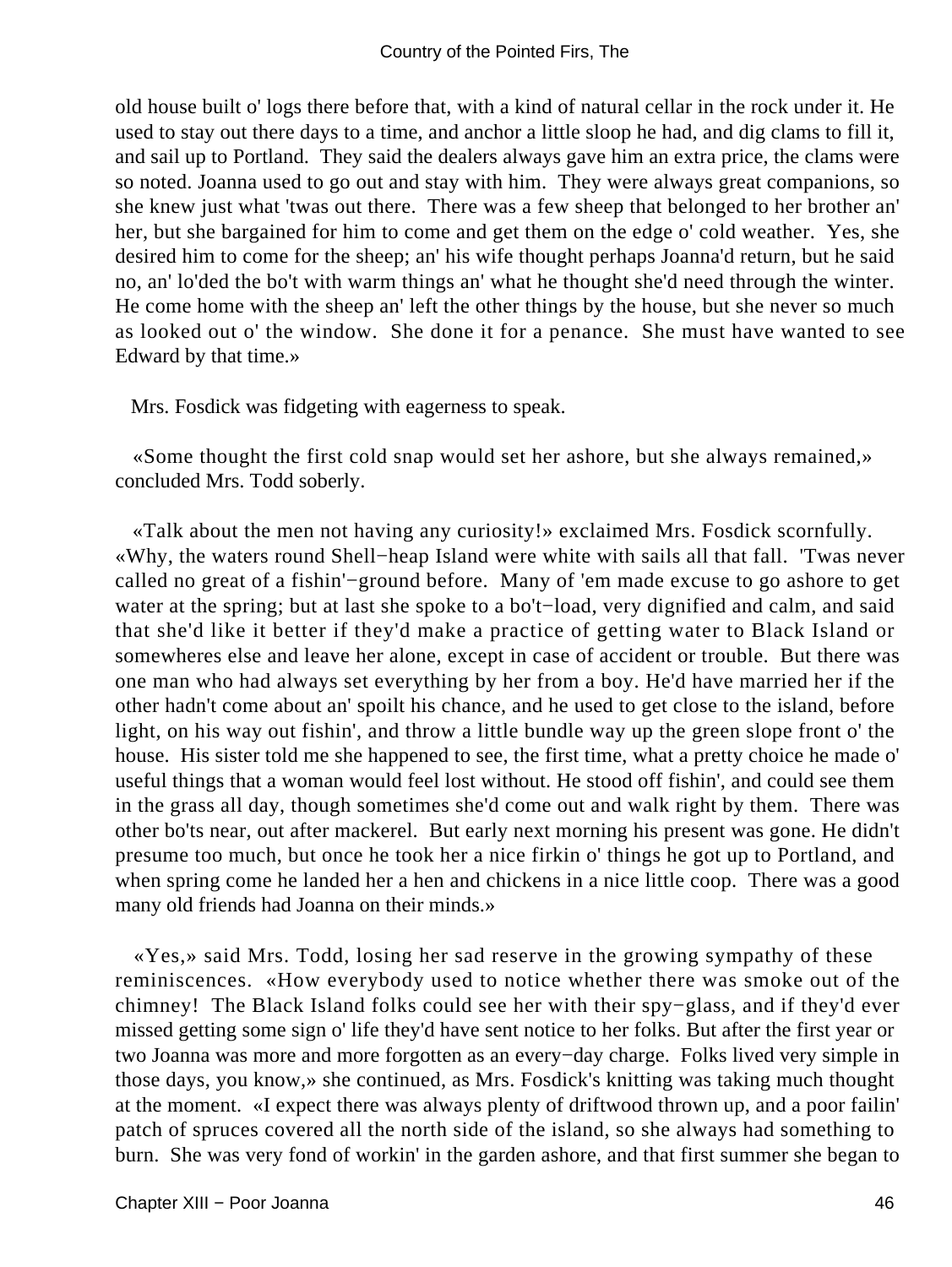old house built o' logs there before that, with a kind of natural cellar in the rock under it. He used to stay out there days to a time, and anchor a little sloop he had, and dig clams to fill it, and sail up to Portland. They said the dealers always gave him an extra price, the clams were so noted. Joanna used to go out and stay with him. They were always great companions, so she knew just what 'twas out there. There was a few sheep that belonged to her brother an' her, but she bargained for him to come and get them on the edge o' cold weather. Yes, she desired him to come for the sheep; an' his wife thought perhaps Joanna'd return, but he said no, an' lo'ded the bo't with warm things an' what he thought she'd need through the winter. He come home with the sheep an' left the other things by the house, but she never so much as looked out o' the window. She done it for a penance. She must have wanted to see Edward by that time.»

Mrs. Fosdick was fidgeting with eagerness to speak.

«Some thought the first cold snap would set her ashore, but she always remained,» concluded Mrs. Todd soberly.

«Talk about the men not having any curiosity!» exclaimed Mrs. Fosdick scornfully. «Why, the waters round Shell−heap Island were white with sails all that fall. 'Twas never called no great of a fishin'−ground before. Many of 'em made excuse to go ashore to get water at the spring; but at last she spoke to a bo't−load, very dignified and calm, and said that she'd like it better if they'd make a practice of getting water to Black Island or somewheres else and leave her alone, except in case of accident or trouble. But there was one man who had always set everything by her from a boy. He'd have married her if the other hadn't come about an' spoilt his chance, and he used to get close to the island, before light, on his way out fishin', and throw a little bundle way up the green slope front o' the house. His sister told me she happened to see, the first time, what a pretty choice he made o' useful things that a woman would feel lost without. He stood off fishin', and could see them in the grass all day, though sometimes she'd come out and walk right by them. There was other bo'ts near, out after mackerel. But early next morning his present was gone. He didn't presume too much, but once he took her a nice firkin o' things he got up to Portland, and when spring come he landed her a hen and chickens in a nice little coop. There was a good many old friends had Joanna on their minds.»

«Yes,» said Mrs. Todd, losing her sad reserve in the growing sympathy of these reminiscences. «How everybody used to notice whether there was smoke out of the chimney! The Black Island folks could see her with their spy−glass, and if they'd ever missed getting some sign o' life they'd have sent notice to her folks. But after the first year or two Joanna was more and more forgotten as an every−day charge. Folks lived very simple in those days, you know,» she continued, as Mrs. Fosdick's knitting was taking much thought at the moment. «I expect there was always plenty of driftwood thrown up, and a poor failin' patch of spruces covered all the north side of the island, so she always had something to burn. She was very fond of workin' in the garden ashore, and that first summer she began to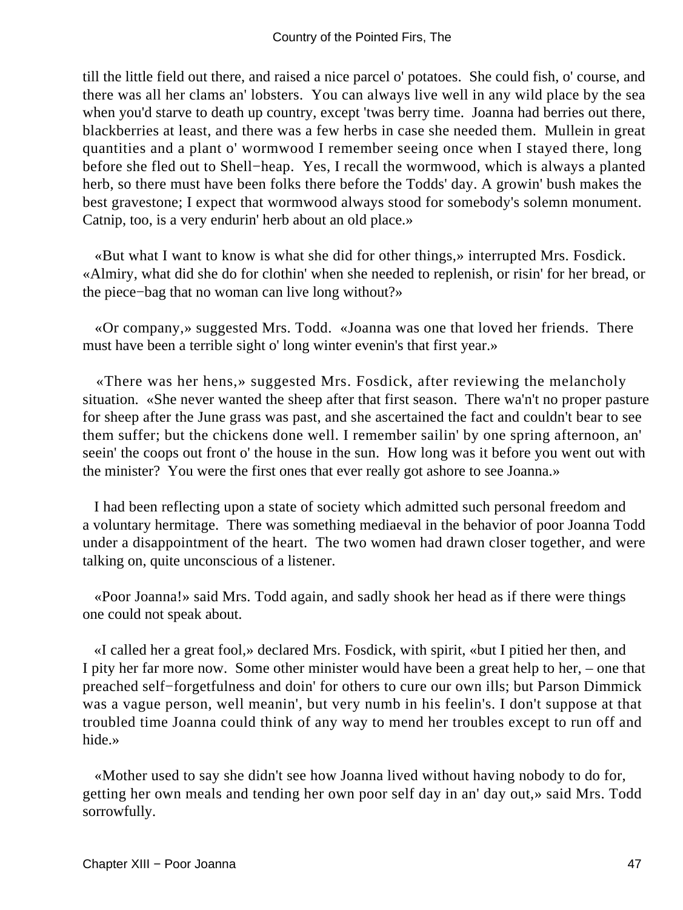till the little field out there, and raised a nice parcel o' potatoes. She could fish, o' course, and there was all her clams an' lobsters. You can always live well in any wild place by the sea when you'd starve to death up country, except 'twas berry time. Joanna had berries out there, blackberries at least, and there was a few herbs in case she needed them. Mullein in great quantities and a plant o' wormwood I remember seeing once when I stayed there, long before she fled out to Shell−heap. Yes, I recall the wormwood, which is always a planted herb, so there must have been folks there before the Todds' day. A growin' bush makes the best gravestone; I expect that wormwood always stood for somebody's solemn monument. Catnip, too, is a very endurin' herb about an old place.»

«But what I want to know is what she did for other things,» interrupted Mrs. Fosdick. «Almiry, what did she do for clothin' when she needed to replenish, or risin' for her bread, or the piece−bag that no woman can live long without?»

«Or company,» suggested Mrs. Todd. «Joanna was one that loved her friends. There must have been a terrible sight o' long winter evenin's that first year.»

«There was her hens,» suggested Mrs. Fosdick, after reviewing the melancholy situation. «She never wanted the sheep after that first season. There wa'n't no proper pasture for sheep after the June grass was past, and she ascertained the fact and couldn't bear to see them suffer; but the chickens done well. I remember sailin' by one spring afternoon, an' seein' the coops out front o' the house in the sun. How long was it before you went out with the minister? You were the first ones that ever really got ashore to see Joanna.»

I had been reflecting upon a state of society which admitted such personal freedom and a voluntary hermitage. There was something mediaeval in the behavior of poor Joanna Todd under a disappointment of the heart. The two women had drawn closer together, and were talking on, quite unconscious of a listener.

«Poor Joanna!» said Mrs. Todd again, and sadly shook her head as if there were things one could not speak about.

«I called her a great fool,» declared Mrs. Fosdick, with spirit, «but I pitied her then, and I pity her far more now. Some other minister would have been a great help to her, – one that preached self−forgetfulness and doin' for others to cure our own ills; but Parson Dimmick was a vague person, well meanin', but very numb in his feelin's. I don't suppose at that troubled time Joanna could think of any way to mend her troubles except to run off and hide.»

«Mother used to say she didn't see how Joanna lived without having nobody to do for, getting her own meals and tending her own poor self day in an' day out,» said Mrs. Todd sorrowfully.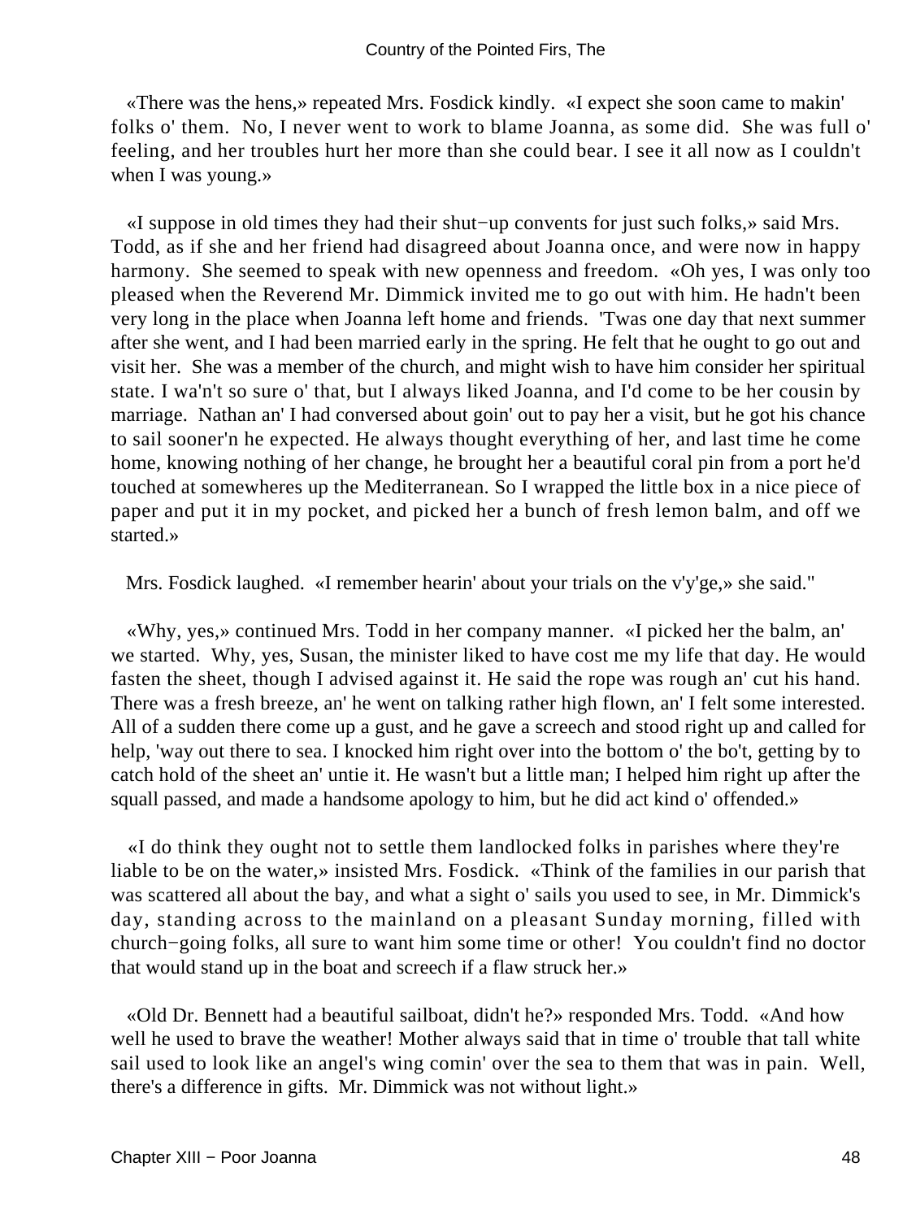«There was the hens,» repeated Mrs. Fosdick kindly. «I expect she soon came to makin' folks o' them. No, I never went to work to blame Joanna, as some did. She was full o' feeling, and her troubles hurt her more than she could bear. I see it all now as I couldn't when I was young.»

«I suppose in old times they had their shut−up convents for just such folks,» said Mrs. Todd, as if she and her friend had disagreed about Joanna once, and were now in happy harmony. She seemed to speak with new openness and freedom. «Oh yes, I was only too pleased when the Reverend Mr. Dimmick invited me to go out with him. He hadn't been very long in the place when Joanna left home and friends. 'Twas one day that next summer after she went, and I had been married early in the spring. He felt that he ought to go out and visit her. She was a member of the church, and might wish to have him consider her spiritual state. I wa'n't so sure o' that, but I always liked Joanna, and I'd come to be her cousin by marriage. Nathan an' I had conversed about goin' out to pay her a visit, but he got his chance to sail sooner'n he expected. He always thought everything of her, and last time he come home, knowing nothing of her change, he brought her a beautiful coral pin from a port he'd touched at somewheres up the Mediterranean. So I wrapped the little box in a nice piece of paper and put it in my pocket, and picked her a bunch of fresh lemon balm, and off we started.»

Mrs. Fosdick laughed. «I remember hearin' about your trials on the v'y'ge,» she said."

«Why, yes,» continued Mrs. Todd in her company manner. «I picked her the balm, an' we started. Why, yes, Susan, the minister liked to have cost me my life that day. He would fasten the sheet, though I advised against it. He said the rope was rough an' cut his hand. There was a fresh breeze, an' he went on talking rather high flown, an' I felt some interested. All of a sudden there come up a gust, and he gave a screech and stood right up and called for help, 'way out there to sea. I knocked him right over into the bottom o' the bo't, getting by to catch hold of the sheet an' untie it. He wasn't but a little man; I helped him right up after the squall passed, and made a handsome apology to him, but he did act kind o' offended.»

«I do think they ought not to settle them landlocked folks in parishes where they're liable to be on the water,» insisted Mrs. Fosdick. «Think of the families in our parish that was scattered all about the bay, and what a sight o' sails you used to see, in Mr. Dimmick's day, standing across to the mainland on a pleasant Sunday morning, filled with church−going folks, all sure to want him some time or other! You couldn't find no doctor that would stand up in the boat and screech if a flaw struck her.»

«Old Dr. Bennett had a beautiful sailboat, didn't he?» responded Mrs. Todd. «And how well he used to brave the weather! Mother always said that in time o' trouble that tall white sail used to look like an angel's wing comin' over the sea to them that was in pain. Well, there's a difference in gifts. Mr. Dimmick was not without light.»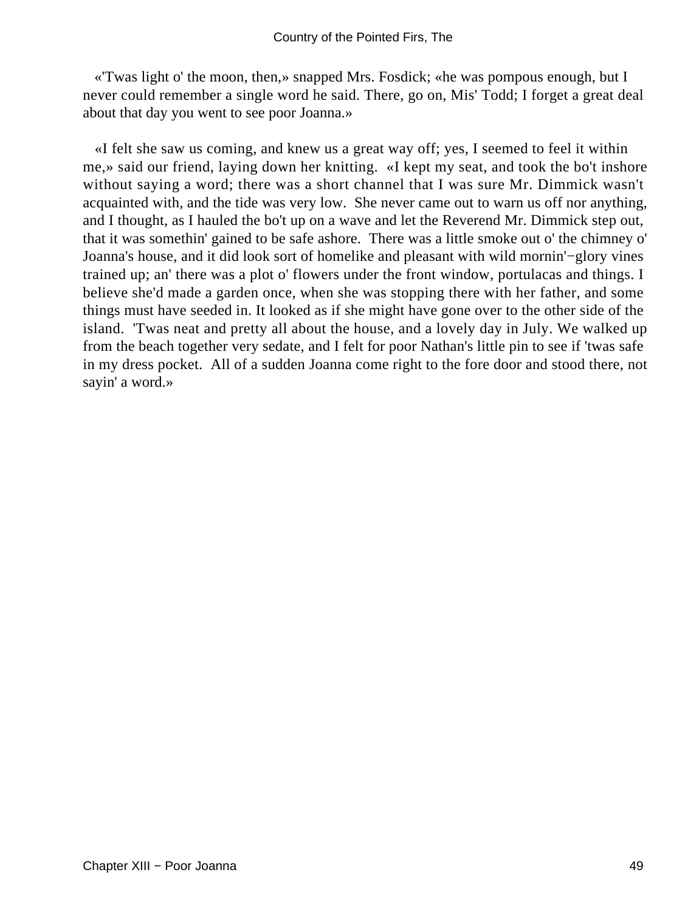«'Twas light o' the moon, then,» snapped Mrs. Fosdick; «he was pompous enough, but I never could remember a single word he said. There, go on, Mis' Todd; I forget a great deal about that day you went to see poor Joanna.»

«I felt she saw us coming, and knew us a great way off; yes, I seemed to feel it within me,» said our friend, laying down her knitting. «I kept my seat, and took the bo't inshore without saying a word; there was a short channel that I was sure Mr. Dimmick wasn't acquainted with, and the tide was very low. She never came out to warn us off nor anything, and I thought, as I hauled the bo't up on a wave and let the Reverend Mr. Dimmick step out, that it was somethin' gained to be safe ashore. There was a little smoke out o' the chimney o' Joanna's house, and it did look sort of homelike and pleasant with wild mornin'−glory vines trained up; an' there was a plot o' flowers under the front window, portulacas and things. I believe she'd made a garden once, when she was stopping there with her father, and some things must have seeded in. It looked as if she might have gone over to the other side of the island. 'Twas neat and pretty all about the house, and a lovely day in July. We walked up from the beach together very sedate, and I felt for poor Nathan's little pin to see if 'twas safe in my dress pocket. All of a sudden Joanna come right to the fore door and stood there, not sayin' a word.»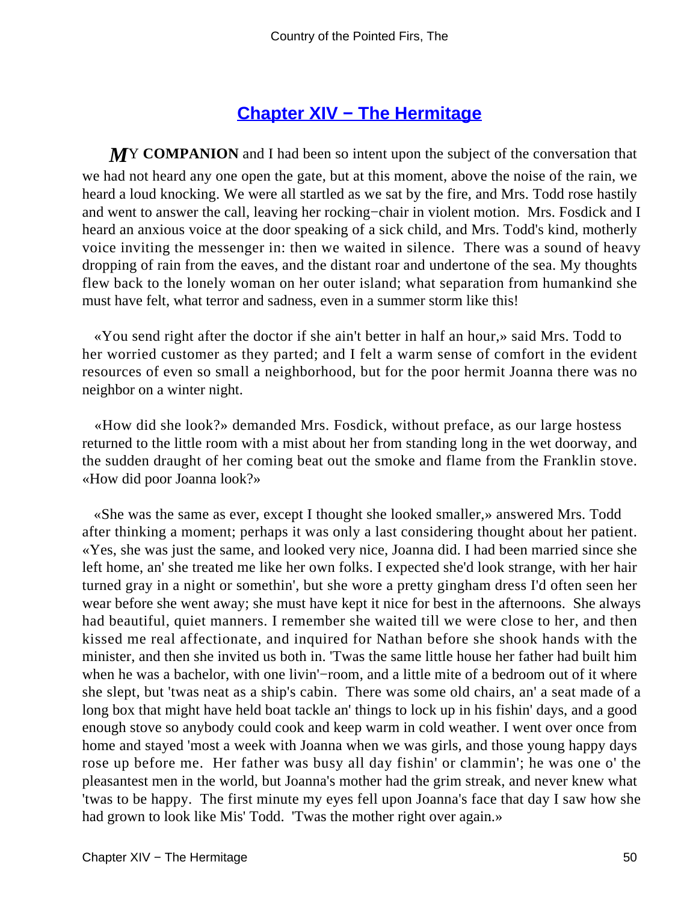## Chapter XIV − The Hermitage

**MY COMPANION** and I had been so intent upon the subject of the conversation that we had not heard any one open the gate, but at this moment, above the noise of the rain, we heard a loud knocking. We were all startled as we sat by the fire, and Mrs. Todd rose hastily and went to answer the call, leaving her rocking−chair in violent motion. Mrs. Fosdick and I heard an anxious voice at the door speaking of a sick child, and Mrs. Todd's kind, motherly voice inviting the messenger in: then we waited in silence. There was a sound of heavy dropping of rain from the eaves, and the distant roar and undertone of the sea. My thoughts flew back to the lonely woman on her outer island; what separation from humankind she must have felt, what terror and sadness, even in a summer storm like this!

«You send right after the doctor if she ain't better in half an hour,» said Mrs. Todd to her worried customer as they parted; and I felt a warm sense of comfort in the evident resources of even so small a neighborhood, but for the poor hermit Joanna there was no neighbor on a winter night.

«How did she look?» demanded Mrs. Fosdick, without preface, as our large hostess returned to the little room with a mist about her from standing long in the wet doorway, and the sudden draught of her coming beat out the smoke and flame from the Franklin stove. «How did poor Joanna look?»

«She was the same as ever, except I thought she looked smaller,» answered Mrs. Todd after thinking a moment; perhaps it was only a last considering thought about her patient. «Yes, she was just the same, and looked very nice, Joanna did. I had been married since she left home, an' she treated me like her own folks. I expected she'd look strange, with her hair turned gray in a night or somethin', but she wore a pretty gingham dress I'd often seen her wear before she went away; she must have kept it nice for best in the afternoons. She always had beautiful, quiet manners. I remember she waited till we were close to her, and then kissed me real affectionate, and inquired for Nathan before she shook hands with the minister, and then she invited us both in. 'Twas the same little house her father had built him when he was a bachelor, with one livin'−room, and a little mite of a bedroom out of it where she slept, but 'twas neat as a ship's cabin. There was some old chairs, an' a seat made of a long box that might have held boat tackle an' things to lock up in his fishin' days, and a good enough stove so anybody could cook and keep warm in cold weather. I went over once from home and stayed 'most a week with Joanna when we was girls, and those young happy days rose up before me. Her father was busy all day fishin' or clammin'; he was one o' the pleasantest men in the world, but Joanna's mother had the grim streak, and never knew what 'twas to be happy. The first minute my eyes fell upon Joanna's face that day I saw how she had grown to look like Mis' Todd. 'Twas the mother right over again.»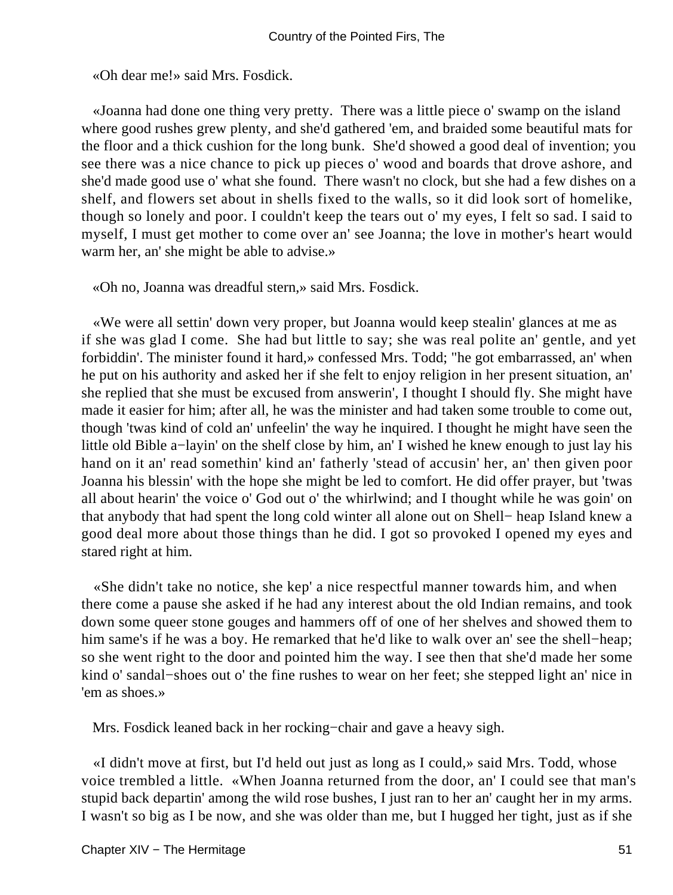«Oh dear me!» said Mrs. Fosdick.

«Joanna had done one thing very pretty. There was a little piece o' swamp on the island where good rushes grew plenty, and she'd gathered 'em, and braided some beautiful mats for the floor and a thick cushion for the long bunk. She'd showed a good deal of invention; you see there was a nice chance to pick up pieces o' wood and boards that drove ashore, and she'd made good use o' what she found. There wasn't no clock, but she had a few dishes on a shelf, and flowers set about in shells fixed to the walls, so it did look sort of homelike, though so lonely and poor. I couldn't keep the tears out o' my eyes, I felt so sad. I said to myself, I must get mother to come over an' see Joanna; the love in mother's heart would warm her, an' she might be able to advise.»

«Oh no, Joanna was dreadful stern,» said Mrs. Fosdick.

«We were all settin' down very proper, but Joanna would keep stealin' glances at me as if she was glad I come. She had but little to say; she was real polite an' gentle, and yet forbiddin'. The minister found it hard,» confessed Mrs. Todd; "he got embarrassed, an' when he put on his authority and asked her if she felt to enjoy religion in her present situation, an' she replied that she must be excused from answerin', I thought I should fly. She might have made it easier for him; after all, he was the minister and had taken some trouble to come out, though 'twas kind of cold an' unfeelin' the way he inquired. I thought he might have seen the little old Bible a−layin' on the shelf close by him, an' I wished he knew enough to just lay his hand on it an' read somethin' kind an' fatherly 'stead of accusin' her, an' then given poor Joanna his blessin' with the hope she might be led to comfort. He did offer prayer, but 'twas all about hearin' the voice o' God out o' the whirlwind; and I thought while he was goin' on that anybody that had spent the long cold winter all alone out on Shell− heap Island knew a good deal more about those things than he did. I got so provoked I opened my eyes and stared right at him.

«She didn't take no notice, she kep' a nice respectful manner towards him, and when there come a pause she asked if he had any interest about the old Indian remains, and took down some queer stone gouges and hammers off of one of her shelves and showed them to him same's if he was a boy. He remarked that he'd like to walk over an' see the shell−heap; so she went right to the door and pointed him the way. I see then that she'd made her some kind o' sandal−shoes out o' the fine rushes to wear on her feet; she stepped light an' nice in 'em as shoes.»

Mrs. Fosdick leaned back in her rocking−chair and gave a heavy sigh.

«I didn't move at first, but I'd held out just as long as I could,» said Mrs. Todd, whose voice trembled a little. «When Joanna returned from the door, an' I could see that man's stupid back departin' among the wild rose bushes, I just ran to her an' caught her in my arms. I wasn't so big as I be now, and she was older than me, but I hugged her tight, just as if she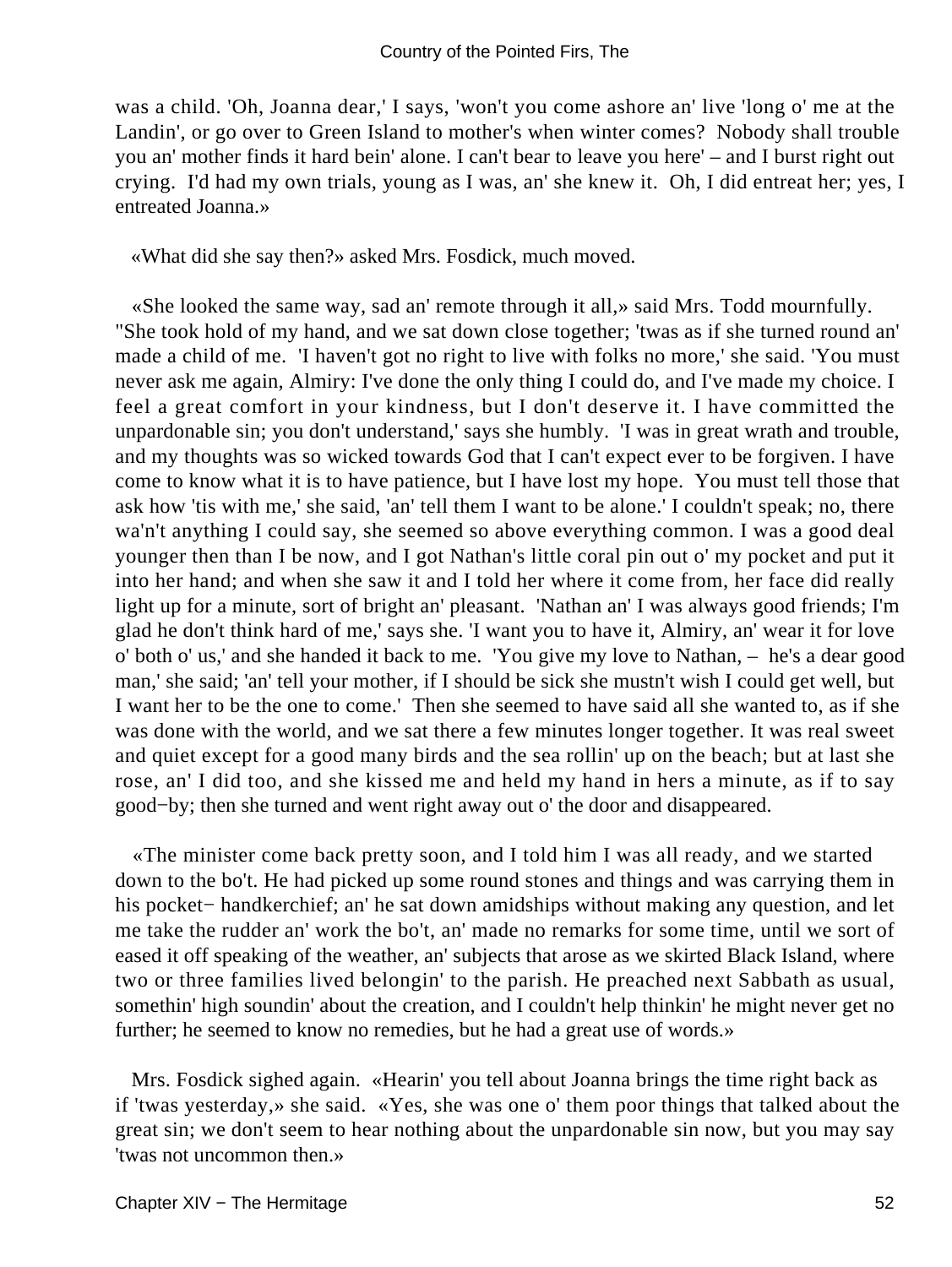was a child. 'Oh, Joanna dear,' I says, 'won't you come ashore an' live 'long o' me at the Landin', or go over to Green Island to mother's when winter comes? Nobody shall trouble you an' mother finds it hard bein' alone. I can't bear to leave you here' – and I burst right out crying. I'd had my own trials, young as I was, an' she knew it. Oh, I did entreat her; yes, I entreated Joanna.»

«What did she say then?» asked Mrs. Fosdick, much moved.

«She looked the same way, sad an' remote through it all,» said Mrs. Todd mournfully. "She took hold of my hand, and we sat down close together; 'twas as if she turned round an' made a child of me. 'I haven't got no right to live with folks no more,' she said. 'You must never ask me again, Almiry: I've done the only thing I could do, and I've made my choice. I feel a great comfort in your kindness, but I don't deserve it. I have committed the unpardonable sin; you don't understand,' says she humbly. 'I was in great wrath and trouble, and my thoughts was so wicked towards God that I can't expect ever to be forgiven. I have come to know what it is to have patience, but I have lost my hope. You must tell those that ask how 'tis with me,' she said, 'an' tell them I want to be alone.' I couldn't speak; no, there wa'n't anything I could say, she seemed so above everything common. I was a good deal younger then than I be now, and I got Nathan's little coral pin out o' my pocket and put it into her hand; and when she saw it and I told her where it come from, her face did really light up for a minute, sort of bright an' pleasant. 'Nathan an' I was always good friends; I'm glad he don't think hard of me,' says she. 'I want you to have it, Almiry, an' wear it for love o' both o' us,' and she handed it back to me. 'You give my love to Nathan, – he's a dear good man,' she said; 'an' tell your mother, if I should be sick she mustn't wish I could get well, but I want her to be the one to come.' Then she seemed to have said all she wanted to, as if she was done with the world, and we sat there a few minutes longer together. It was real sweet and quiet except for a good many birds and the sea rollin' up on the beach; but at last she rose, an' I did too, and she kissed me and held my hand in hers a minute, as if to say good−by; then she turned and went right away out o' the door and disappeared.

«The minister come back pretty soon, and I told him I was all ready, and we started down to the bo't. He had picked up some round stones and things and was carrying them in his pocket− handkerchief; an' he sat down amidships without making any question, and let me take the rudder an' work the bo't, an' made no remarks for some time, until we sort of eased it off speaking of the weather, an' subjects that arose as we skirted Black Island, where two or three families lived belongin' to the parish. He preached next Sabbath as usual, somethin' high soundin' about the creation, and I couldn't help thinkin' he might never get no further; he seemed to know no remedies, but he had a great use of words.»

Mrs. Fosdick sighed again. «Hearin' you tell about Joanna brings the time right back as if 'twas yesterday,» she said. «Yes, she was one o' them poor things that talked about the great sin; we don't seem to hear nothing about the unpardonable sin now, but you may say 'twas not uncommon then.»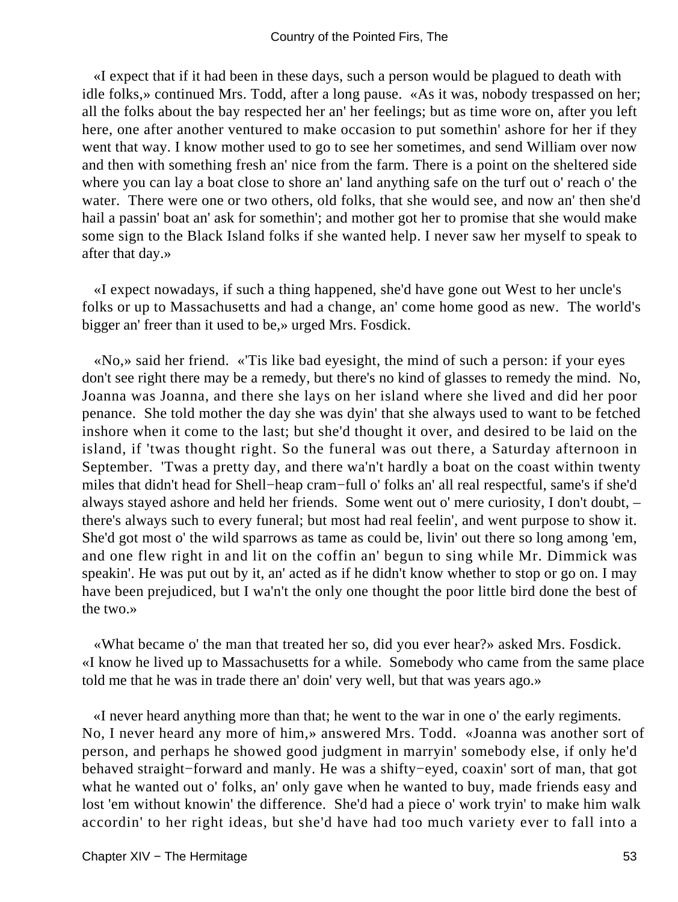«I expect that if it had been in these days, such a person would be plagued to death with idle folks,» continued Mrs. Todd, after a long pause. «As it was, nobody trespassed on her; all the folks about the bay respected her an' her feelings; but as time wore on, after you left here, one after another ventured to make occasion to put somethin' ashore for her if they went that way. I know mother used to go to see her sometimes, and send William over now and then with something fresh an' nice from the farm. There is a point on the sheltered side where you can lay a boat close to shore an' land anything safe on the turf out o' reach o' the water. There were one or two others, old folks, that she would see, and now an' then she'd hail a passin' boat an' ask for somethin'; and mother got her to promise that she would make some sign to the Black Island folks if she wanted help. I never saw her myself to speak to after that day.»

«I expect nowadays, if such a thing happened, she'd have gone out West to her uncle's folks or up to Massachusetts and had a change, an' come home good as new. The world's bigger an' freer than it used to be,» urged Mrs. Fosdick.

«No,» said her friend. «'Tis like bad eyesight, the mind of such a person: if your eyes don't see right there may be a remedy, but there's no kind of glasses to remedy the mind. No, Joanna was Joanna, and there she lays on her island where she lived and did her poor penance. She told mother the day she was dyin' that she always used to want to be fetched inshore when it come to the last; but she'd thought it over, and desired to be laid on the island, if 'twas thought right. So the funeral was out there, a Saturday afternoon in September. 'Twas a pretty day, and there wa'n't hardly a boat on the coast within twenty miles that didn't head for Shell−heap cram−full o' folks an' all real respectful, same's if she'd always stayed ashore and held her friends. Some went out o' mere curiosity, I don't doubt, – there's always such to every funeral; but most had real feelin', and went purpose to show it. She'd got most o' the wild sparrows as tame as could be, livin' out there so long among 'em, and one flew right in and lit on the coffin an' begun to sing while Mr. Dimmick was speakin'. He was put out by it, an' acted as if he didn't know whether to stop or go on. I may have been prejudiced, but I wa'n't the only one thought the poor little bird done the best of the two.»

«What became o' the man that treated her so, did you ever hear?» asked Mrs. Fosdick. «I know he lived up to Massachusetts for a while. Somebody who came from the same place told me that he was in trade there an' doin' very well, but that was years ago.»

«I never heard anything more than that; he went to the war in one o' the early regiments. No, I never heard any more of him,» answered Mrs. Todd. «Joanna was another sort of person, and perhaps he showed good judgment in marryin' somebody else, if only he'd behaved straight−forward and manly. He was a shifty−eyed, coaxin' sort of man, that got what he wanted out o' folks, an' only gave when he wanted to buy, made friends easy and lost 'em without knowin' the difference. She'd had a piece o' work tryin' to make him walk accordin' to her right ideas, but she'd have had too much variety ever to fall into a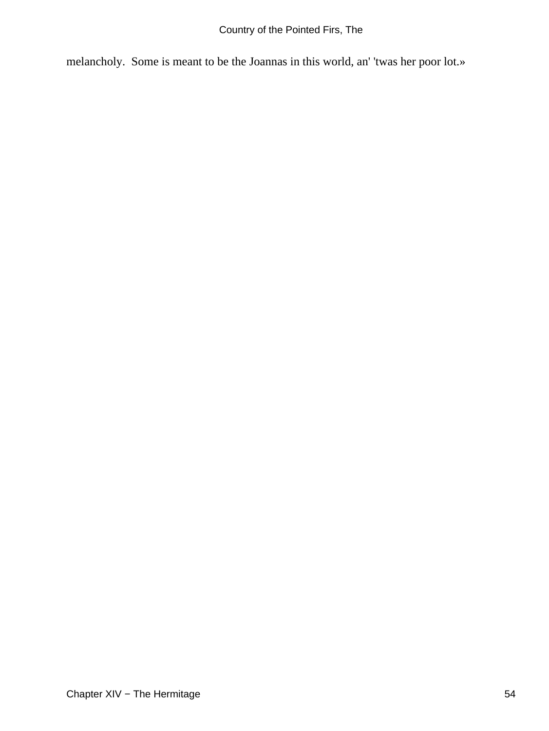melancholy.  Some is meant to be the Joannas in this world, an' 'twas her poor lot.»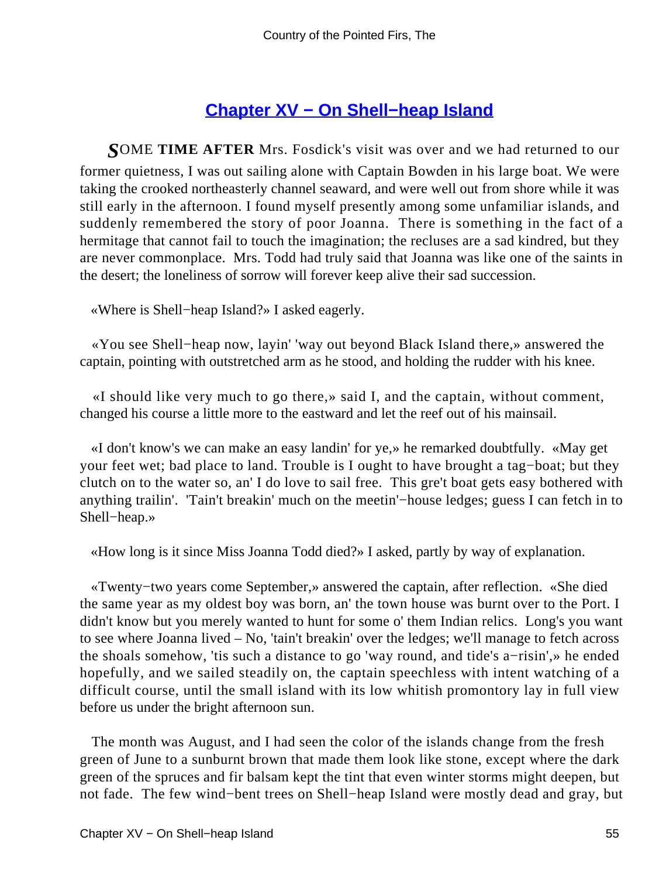## [Chapter XV − On Shell−heap Island]()

***S**OME* **TIME AFTER** Mrs. Fosdick's visit was over and we had returned to our former quietness, I was out sailing alone with Captain Bowden in his large boat. We were taking the crooked northeasterly channel seaward, and were well out from shore while it was still early in the afternoon. I found myself presently among some unfamiliar islands, and suddenly remembered the story of poor Joanna. There is something in the fact of a hermitage that cannot fail to touch the imagination; the recluses are a sad kindred, but they are never commonplace. Mrs. Todd had truly said that Joanna was like one of the saints in the desert; the loneliness of sorrow will forever keep alive their sad succession.

«Where is Shell−heap Island?» I asked eagerly.

«You see Shell−heap now, layin' 'way out beyond Black Island there,» answered the captain, pointing with outstretched arm as he stood, and holding the rudder with his knee.

«I should like very much to go there,» said I, and the captain, without comment, changed his course a little more to the eastward and let the reef out of his mainsail.

«I don't know's we can make an easy landin' for ye,» he remarked doubtfully. «May get your feet wet; bad place to land. Trouble is I ought to have brought a tag−boat; but they clutch on to the water so, an' I do love to sail free. This gre't boat gets easy bothered with anything trailin'. 'Tain't breakin' much on the meetin'−house ledges; guess I can fetch in to Shell−heap.»

«How long is it since Miss Joanna Todd died?» I asked, partly by way of explanation.

«Twenty−two years come September,» answered the captain, after reflection. «She died the same year as my oldest boy was born, an' the town house was burnt over to the Port. I didn't know but you merely wanted to hunt for some o' them Indian relics. Long's you want to see where Joanna lived – No, 'tain't breakin' over the ledges; we'll manage to fetch across the shoals somehow, 'tis such a distance to go 'way round, and tide's a−risin',» he ended hopefully, and we sailed steadily on, the captain speechless with intent watching of a difficult course, until the small island with its low whitish promontory lay in full view before us under the bright afternoon sun.

The month was August, and I had seen the color of the islands change from the fresh green of June to a sunburnt brown that made them look like stone, except where the dark green of the spruces and fir balsam kept the tint that even winter storms might deepen, but not fade. The few wind−bent trees on Shell−heap Island were mostly dead and gray, but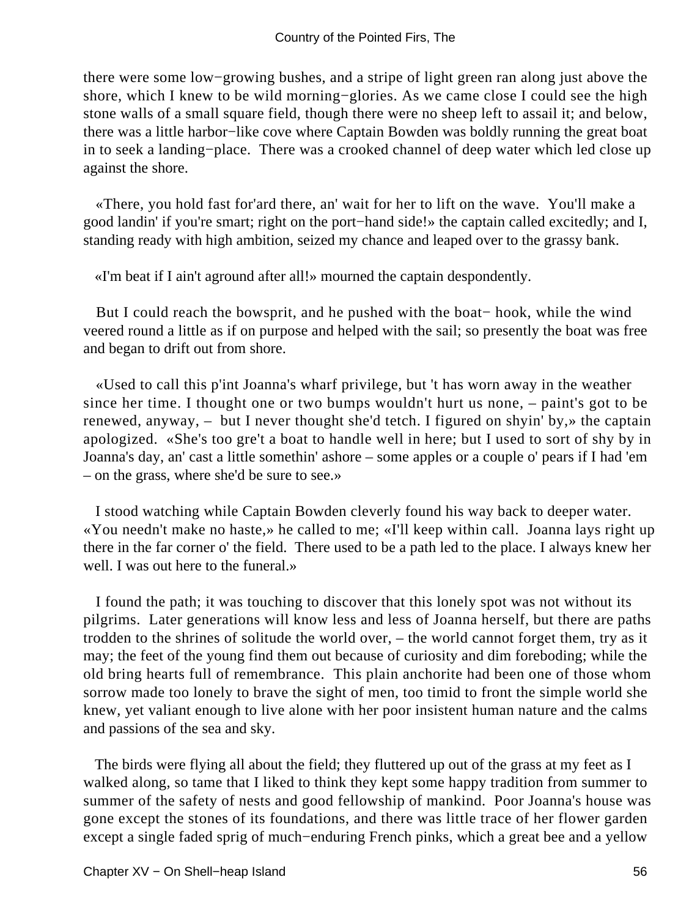there were some low−growing bushes, and a stripe of light green ran along just above the shore, which I knew to be wild morning−glories. As we came close I could see the high stone walls of a small square field, though there were no sheep left to assail it; and below, there was a little harbor−like cove where Captain Bowden was boldly running the great boat in to seek a landing−place. There was a crooked channel of deep water which led close up against the shore.

«There, you hold fast for'ard there, an' wait for her to lift on the wave. You'll make a good landin' if you're smart; right on the port−hand side!» the captain called excitedly; and I, standing ready with high ambition, seized my chance and leaped over to the grassy bank.

«I'm beat if I ain't aground after all!» mourned the captain despondently.

But I could reach the bowsprit, and he pushed with the boat− hook, while the wind veered round a little as if on purpose and helped with the sail; so presently the boat was free and began to drift out from shore.

«Used to call this p'int Joanna's wharf privilege, but 't has worn away in the weather since her time. I thought one or two bumps wouldn't hurt us none, – paint's got to be renewed, anyway, – but I never thought she'd tetch. I figured on shyin' by,» the captain apologized. «She's too gre't a boat to handle well in here; but I used to sort of shy by in Joanna's day, an' cast a little somethin' ashore – some apples or a couple o' pears if I had 'em – on the grass, where she'd be sure to see.»

I stood watching while Captain Bowden cleverly found his way back to deeper water. «You needn't make no haste,» he called to me; «I'll keep within call. Joanna lays right up there in the far corner o' the field. There used to be a path led to the place. I always knew her well. I was out here to the funeral.»

I found the path; it was touching to discover that this lonely spot was not without its pilgrims. Later generations will know less and less of Joanna herself, but there are paths trodden to the shrines of solitude the world over, – the world cannot forget them, try as it may; the feet of the young find them out because of curiosity and dim foreboding; while the old bring hearts full of remembrance. This plain anchorite had been one of those whom sorrow made too lonely to brave the sight of men, too timid to front the simple world she knew, yet valiant enough to live alone with her poor insistent human nature and the calms and passions of the sea and sky.

The birds were flying all about the field; they fluttered up out of the grass at my feet as I walked along, so tame that I liked to think they kept some happy tradition from summer to summer of the safety of nests and good fellowship of mankind. Poor Joanna's house was gone except the stones of its foundations, and there was little trace of her flower garden except a single faded sprig of much−enduring French pinks, which a great bee and a yellow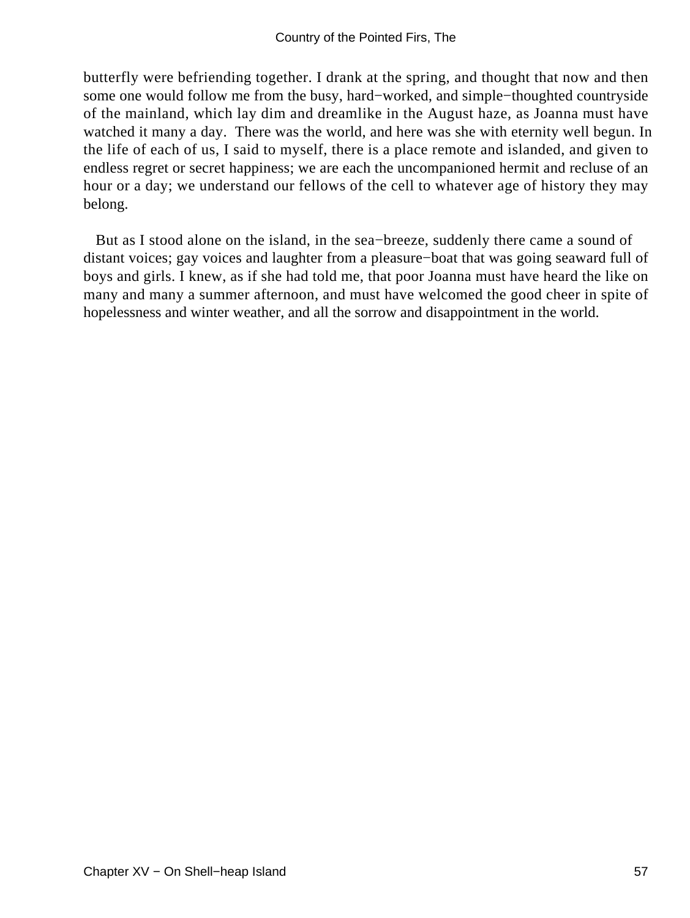butterfly were befriending together. I drank at the spring, and thought that now and then some one would follow me from the busy, hard−worked, and simple−thoughted countryside of the mainland, which lay dim and dreamlike in the August haze, as Joanna must have watched it many a day. There was the world, and here was she with eternity well begun. In the life of each of us, I said to myself, there is a place remote and islanded, and given to endless regret or secret happiness; we are each the uncompanioned hermit and recluse of an hour or a day; we understand our fellows of the cell to whatever age of history they may belong.

But as I stood alone on the island, in the sea−breeze, suddenly there came a sound of distant voices; gay voices and laughter from a pleasure−boat that was going seaward full of boys and girls. I knew, as if she had told me, that poor Joanna must have heard the like on many and many a summer afternoon, and must have welcomed the good cheer in spite of hopelessness and winter weather, and all the sorrow and disappointment in the world.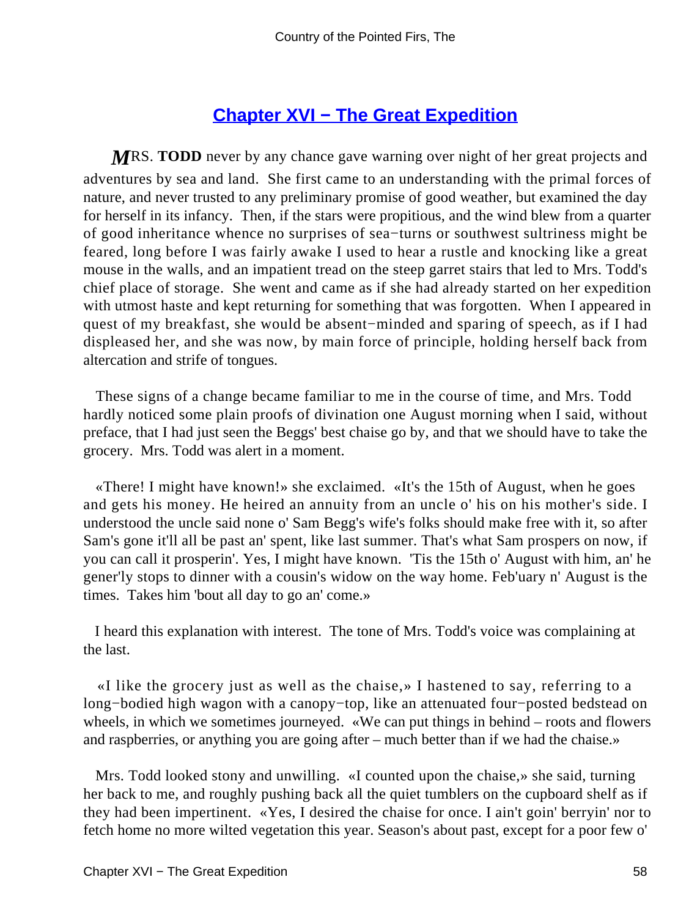## Chapter XVI − The Great Expedition

**MRS. TODD** never by any chance gave warning over night of her great projects and adventures by sea and land. She first came to an understanding with the primal forces of nature, and never trusted to any preliminary promise of good weather, but examined the day for herself in its infancy. Then, if the stars were propitious, and the wind blew from a quarter of good inheritance whence no surprises of sea−turns or southwest sultriness might be feared, long before I was fairly awake I used to hear a rustle and knocking like a great mouse in the walls, and an impatient tread on the steep garret stairs that led to Mrs. Todd's chief place of storage. She went and came as if she had already started on her expedition with utmost haste and kept returning for something that was forgotten. When I appeared in quest of my breakfast, she would be absent−minded and sparing of speech, as if I had displeased her, and she was now, by main force of principle, holding herself back from altercation and strife of tongues.

These signs of a change became familiar to me in the course of time, and Mrs. Todd hardly noticed some plain proofs of divination one August morning when I said, without preface, that I had just seen the Beggs' best chaise go by, and that we should have to take the grocery. Mrs. Todd was alert in a moment.

«There! I might have known!» she exclaimed. «It's the 15th of August, when he goes and gets his money. He heired an annuity from an uncle o' his on his mother's side. I understood the uncle said none o' Sam Begg's wife's folks should make free with it, so after Sam's gone it'll all be past an' spent, like last summer. That's what Sam prospers on now, if you can call it prosperin'. Yes, I might have known. 'Tis the 15th o' August with him, an' he gener'ly stops to dinner with a cousin's widow on the way home. Feb'uary n' August is the times. Takes him 'bout all day to go an' come.»

I heard this explanation with interest. The tone of Mrs. Todd's voice was complaining at the last.

«I like the grocery just as well as the chaise,» I hastened to say, referring to a long−bodied high wagon with a canopy−top, like an attenuated four−posted bedstead on wheels, in which we sometimes journeyed. «We can put things in behind – roots and flowers and raspberries, or anything you are going after – much better than if we had the chaise.»

Mrs. Todd looked stony and unwilling. «I counted upon the chaise,» she said, turning her back to me, and roughly pushing back all the quiet tumblers on the cupboard shelf as if they had been impertinent. «Yes, I desired the chaise for once. I ain't goin' berryin' nor to fetch home no more wilted vegetation this year. Season's about past, except for a poor few o'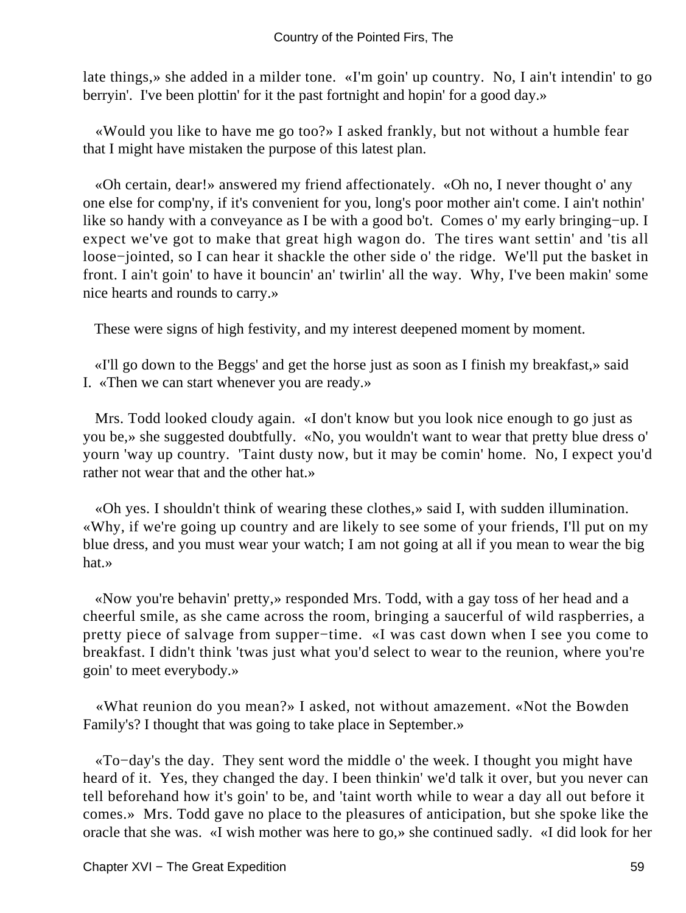late things,» she added in a milder tone. «I'm goin' up country. No, I ain't intendin' to go berryin'. I've been plottin' for it the past fortnight and hopin' for a good day.»

«Would you like to have me go too?» I asked frankly, but not without a humble fear that I might have mistaken the purpose of this latest plan.

«Oh certain, dear!» answered my friend affectionately. «Oh no, I never thought o' any one else for comp'ny, if it's convenient for you, long's poor mother ain't come. I ain't nothin' like so handy with a conveyance as I be with a good bo't. Comes o' my early bringing−up. I expect we've got to make that great high wagon do. The tires want settin' and 'tis all loose−jointed, so I can hear it shackle the other side o' the ridge. We'll put the basket in front. I ain't goin' to have it bouncin' an' twirlin' all the way. Why, I've been makin' some nice hearts and rounds to carry.»

These were signs of high festivity, and my interest deepened moment by moment.

«I'll go down to the Beggs' and get the horse just as soon as I finish my breakfast,» said I. «Then we can start whenever you are ready.»

Mrs. Todd looked cloudy again. «I don't know but you look nice enough to go just as you be,» she suggested doubtfully. «No, you wouldn't want to wear that pretty blue dress o' yourn 'way up country. 'Taint dusty now, but it may be comin' home. No, I expect you'd rather not wear that and the other hat.»

«Oh yes. I shouldn't think of wearing these clothes,» said I, with sudden illumination. «Why, if we're going up country and are likely to see some of your friends, I'll put on my blue dress, and you must wear your watch; I am not going at all if you mean to wear the big hat.»

«Now you're behavin' pretty,» responded Mrs. Todd, with a gay toss of her head and a cheerful smile, as she came across the room, bringing a saucerful of wild raspberries, a pretty piece of salvage from supper−time. «I was cast down when I see you come to breakfast. I didn't think 'twas just what you'd select to wear to the reunion, where you're goin' to meet everybody.»

«What reunion do you mean?» I asked, not without amazement. «Not the Bowden Family's? I thought that was going to take place in September.»

«To−day's the day. They sent word the middle o' the week. I thought you might have heard of it. Yes, they changed the day. I been thinkin' we'd talk it over, but you never can tell beforehand how it's goin' to be, and 'taint worth while to wear a day all out before it comes.» Mrs. Todd gave no place to the pleasures of anticipation, but she spoke like the oracle that she was. «I wish mother was here to go,» she continued sadly. «I did look for her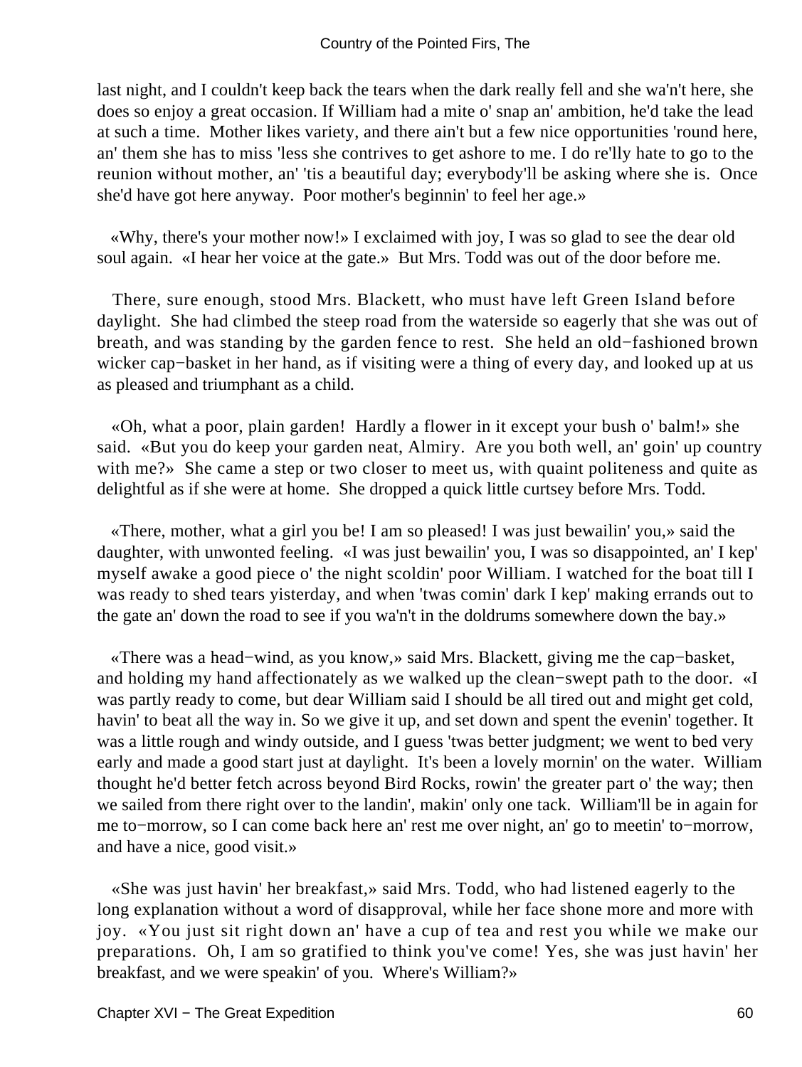last night, and I couldn't keep back the tears when the dark really fell and she wa'n't here, she does so enjoy a great occasion. If William had a mite o' snap an' ambition, he'd take the lead at such a time. Mother likes variety, and there ain't but a few nice opportunities 'round here, an' them she has to miss 'less she contrives to get ashore to me. I do re'lly hate to go to the reunion without mother, an' 'tis a beautiful day; everybody'll be asking where she is. Once she'd have got here anyway. Poor mother's beginnin' to feel her age.»

«Why, there's your mother now!» I exclaimed with joy, I was so glad to see the dear old soul again. «I hear her voice at the gate.» But Mrs. Todd was out of the door before me.

There, sure enough, stood Mrs. Blackett, who must have left Green Island before daylight. She had climbed the steep road from the waterside so eagerly that she was out of breath, and was standing by the garden fence to rest. She held an old−fashioned brown wicker cap−basket in her hand, as if visiting were a thing of every day, and looked up at us as pleased and triumphant as a child.

«Oh, what a poor, plain garden! Hardly a flower in it except your bush o' balm!» she said. «But you do keep your garden neat, Almiry. Are you both well, an' goin' up country with me?» She came a step or two closer to meet us, with quaint politeness and quite as delightful as if she were at home. She dropped a quick little curtsey before Mrs. Todd.

«There, mother, what a girl you be! I am so pleased! I was just bewailin' you,» said the daughter, with unwonted feeling. «I was just bewailin' you, I was so disappointed, an' I kep' myself awake a good piece o' the night scoldin' poor William. I watched for the boat till I was ready to shed tears yisterday, and when 'twas comin' dark I kep' making errands out to the gate an' down the road to see if you wa'n't in the doldrums somewhere down the bay.»

«There was a head−wind, as you know,» said Mrs. Blackett, giving me the cap−basket, and holding my hand affectionately as we walked up the clean−swept path to the door. «I was partly ready to come, but dear William said I should be all tired out and might get cold, havin' to beat all the way in. So we give it up, and set down and spent the evenin' together. It was a little rough and windy outside, and I guess 'twas better judgment; we went to bed very early and made a good start just at daylight. It's been a lovely mornin' on the water. William thought he'd better fetch across beyond Bird Rocks, rowin' the greater part o' the way; then we sailed from there right over to the landin', makin' only one tack. William'll be in again for me to−morrow, so I can come back here an' rest me over night, an' go to meetin' to−morrow, and have a nice, good visit.»

«She was just havin' her breakfast,» said Mrs. Todd, who had listened eagerly to the long explanation without a word of disapproval, while her face shone more and more with joy. «You just sit right down an' have a cup of tea and rest you while we make our preparations. Oh, I am so gratified to think you've come! Yes, she was just havin' her breakfast, and we were speakin' of you. Where's William?»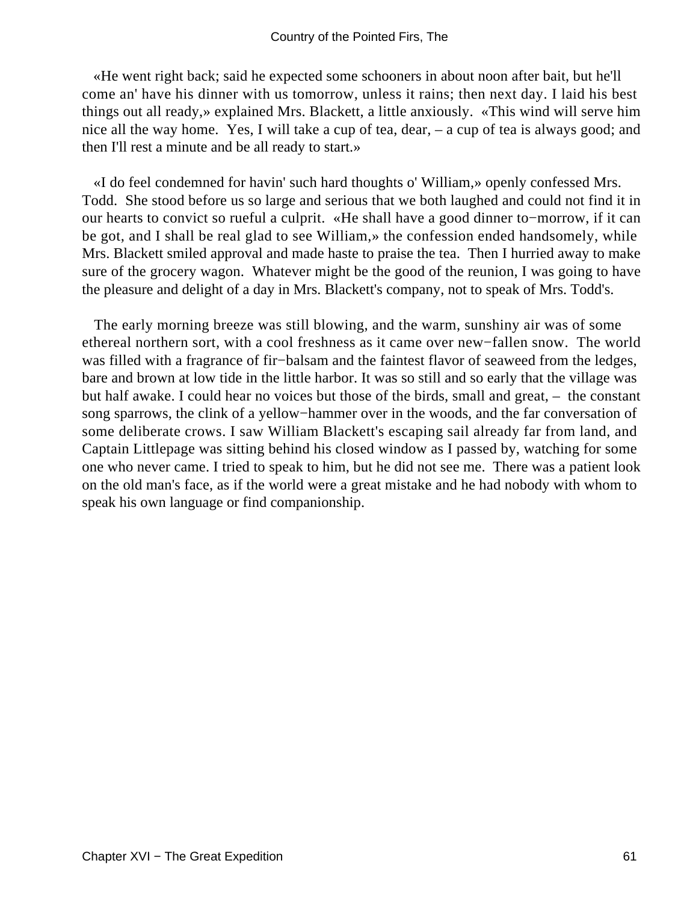«He went right back; said he expected some schooners in about noon after bait, but he'll come an' have his dinner with us tomorrow, unless it rains; then next day. I laid his best things out all ready,» explained Mrs. Blackett, a little anxiously. «This wind will serve him nice all the way home. Yes, I will take a cup of tea, dear, – a cup of tea is always good; and then I'll rest a minute and be all ready to start.»

«I do feel condemned for havin' such hard thoughts o' William,» openly confessed Mrs. Todd. She stood before us so large and serious that we both laughed and could not find it in our hearts to convict so rueful a culprit. «He shall have a good dinner to−morrow, if it can be got, and I shall be real glad to see William,» the confession ended handsomely, while Mrs. Blackett smiled approval and made haste to praise the tea. Then I hurried away to make sure of the grocery wagon. Whatever might be the good of the reunion, I was going to have the pleasure and delight of a day in Mrs. Blackett's company, not to speak of Mrs. Todd's.

The early morning breeze was still blowing, and the warm, sunshiny air was of some ethereal northern sort, with a cool freshness as it came over new−fallen snow. The world was filled with a fragrance of fir−balsam and the faintest flavor of seaweed from the ledges, bare and brown at low tide in the little harbor. It was so still and so early that the village was but half awake. I could hear no voices but those of the birds, small and great, – the constant song sparrows, the clink of a yellow−hammer over in the woods, and the far conversation of some deliberate crows. I saw William Blackett's escaping sail already far from land, and Captain Littlepage was sitting behind his closed window as I passed by, watching for some one who never came. I tried to speak to him, but he did not see me. There was a patient look on the old man's face, as if the world were a great mistake and he had nobody with whom to speak his own language or find companionship.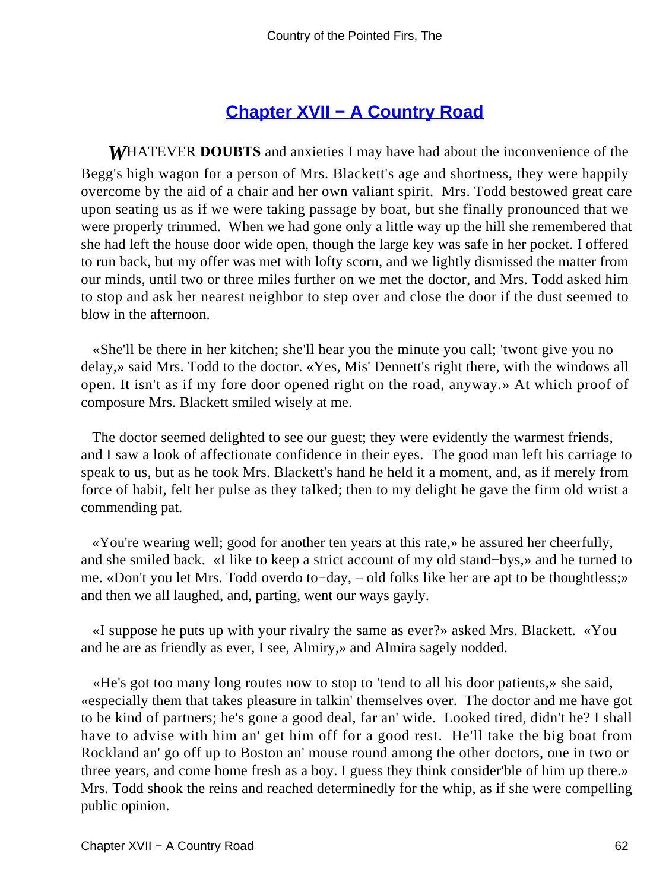## Chapter XVII − A Country Road

*W*HATEVER **DOUBTS** and anxieties I may have had about the inconvenience of the Begg's high wagon for a person of Mrs. Blackett's age and shortness, they were happily overcome by the aid of a chair and her own valiant spirit. Mrs. Todd bestowed great care upon seating us as if we were taking passage by boat, but she finally pronounced that we were properly trimmed. When we had gone only a little way up the hill she remembered that she had left the house door wide open, though the large key was safe in her pocket. I offered to run back, but my offer was met with lofty scorn, and we lightly dismissed the matter from our minds, until two or three miles further on we met the doctor, and Mrs. Todd asked him to stop and ask her nearest neighbor to step over and close the door if the dust seemed to blow in the afternoon.

«She'll be there in her kitchen; she'll hear you the minute you call; 'twont give you no delay,» said Mrs. Todd to the doctor. «Yes, Mis' Dennett's right there, with the windows all open. It isn't as if my fore door opened right on the road, anyway.» At which proof of composure Mrs. Blackett smiled wisely at me.

The doctor seemed delighted to see our guest; they were evidently the warmest friends, and I saw a look of affectionate confidence in their eyes. The good man left his carriage to speak to us, but as he took Mrs. Blackett's hand he held it a moment, and, as if merely from force of habit, felt her pulse as they talked; then to my delight he gave the firm old wrist a commending pat.

«You're wearing well; good for another ten years at this rate,» he assured her cheerfully, and she smiled back. «I like to keep a strict account of my old stand−bys,» and he turned to me. «Don't you let Mrs. Todd overdo to−day, – old folks like her are apt to be thoughtless;» and then we all laughed, and, parting, went our ways gayly.

«I suppose he puts up with your rivalry the same as ever?» asked Mrs. Blackett. «You and he are as friendly as ever, I see, Almiry,» and Almira sagely nodded.

«He's got too many long routes now to stop to 'tend to all his door patients,» she said, «especially them that takes pleasure in talkin' themselves over. The doctor and me have got to be kind of partners; he's gone a good deal, far an' wide. Looked tired, didn't he? I shall have to advise with him an' get him off for a good rest. He'll take the big boat from Rockland an' go off up to Boston an' mouse round among the other doctors, one in two or three years, and come home fresh as a boy. I guess they think consider'ble of him up there.» Mrs. Todd shook the reins and reached determinedly for the whip, as if she were compelling public opinion.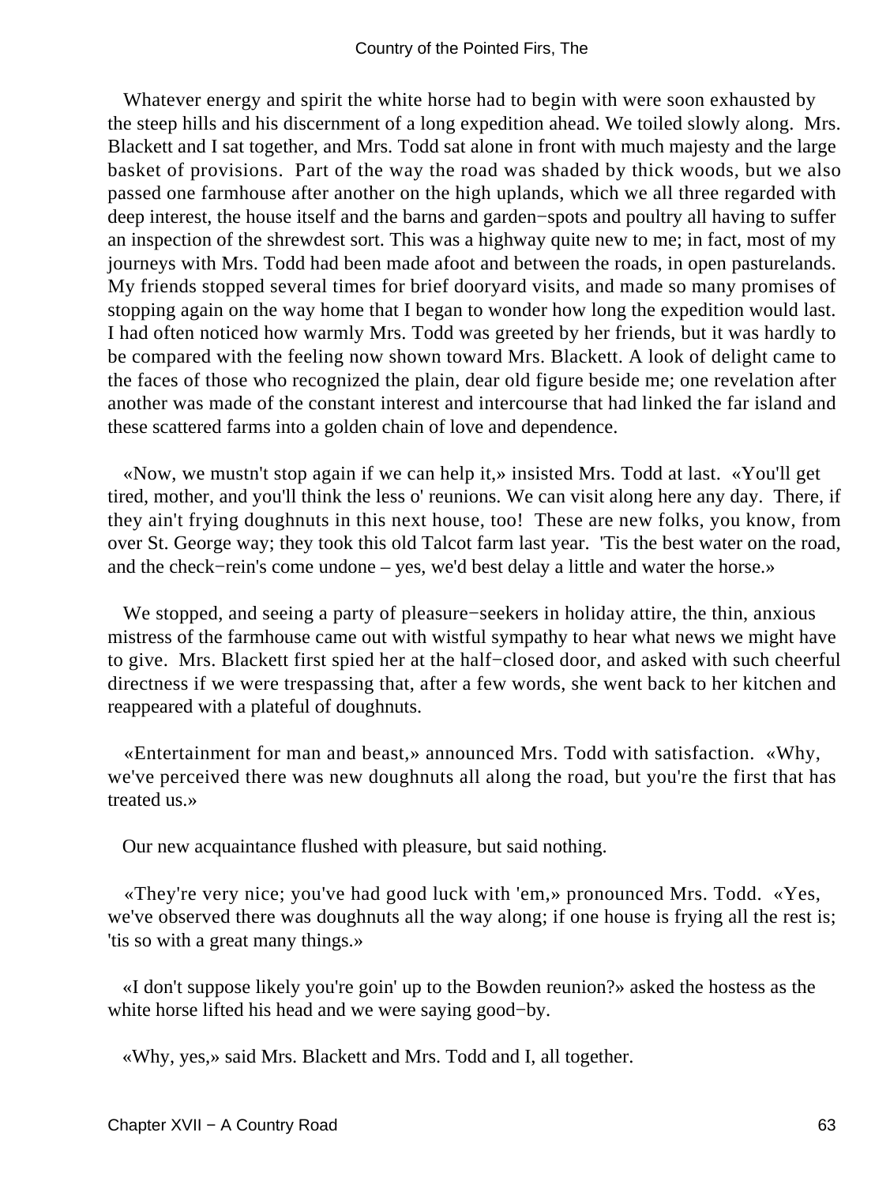Whatever energy and spirit the white horse had to begin with were soon exhausted by the steep hills and his discernment of a long expedition ahead. We toiled slowly along. Mrs. Blackett and I sat together, and Mrs. Todd sat alone in front with much majesty and the large basket of provisions. Part of the way the road was shaded by thick woods, but we also passed one farmhouse after another on the high uplands, which we all three regarded with deep interest, the house itself and the barns and garden−spots and poultry all having to suffer an inspection of the shrewdest sort. This was a highway quite new to me; in fact, most of my journeys with Mrs. Todd had been made afoot and between the roads, in open pasturelands. My friends stopped several times for brief dooryard visits, and made so many promises of stopping again on the way home that I began to wonder how long the expedition would last. I had often noticed how warmly Mrs. Todd was greeted by her friends, but it was hardly to be compared with the feeling now shown toward Mrs. Blackett. A look of delight came to the faces of those who recognized the plain, dear old figure beside me; one revelation after another was made of the constant interest and intercourse that had linked the far island and these scattered farms into a golden chain of love and dependence.

«Now, we mustn't stop again if we can help it,» insisted Mrs. Todd at last. «You'll get tired, mother, and you'll think the less o' reunions. We can visit along here any day. There, if they ain't frying doughnuts in this next house, too! These are new folks, you know, from over St. George way; they took this old Talcot farm last year. 'Tis the best water on the road, and the check−rein's come undone – yes, we'd best delay a little and water the horse.»

We stopped, and seeing a party of pleasure−seekers in holiday attire, the thin, anxious mistress of the farmhouse came out with wistful sympathy to hear what news we might have to give. Mrs. Blackett first spied her at the half−closed door, and asked with such cheerful directness if we were trespassing that, after a few words, she went back to her kitchen and reappeared with a plateful of doughnuts.

«Entertainment for man and beast,» announced Mrs. Todd with satisfaction. «Why, we've perceived there was new doughnuts all along the road, but you're the first that has treated us.»

Our new acquaintance flushed with pleasure, but said nothing.

«They're very nice; you've had good luck with 'em,» pronounced Mrs. Todd. «Yes, we've observed there was doughnuts all the way along; if one house is frying all the rest is; 'tis so with a great many things.»

«I don't suppose likely you're goin' up to the Bowden reunion?» asked the hostess as the white horse lifted his head and we were saying good−by.

«Why, yes,» said Mrs. Blackett and Mrs. Todd and I, all together.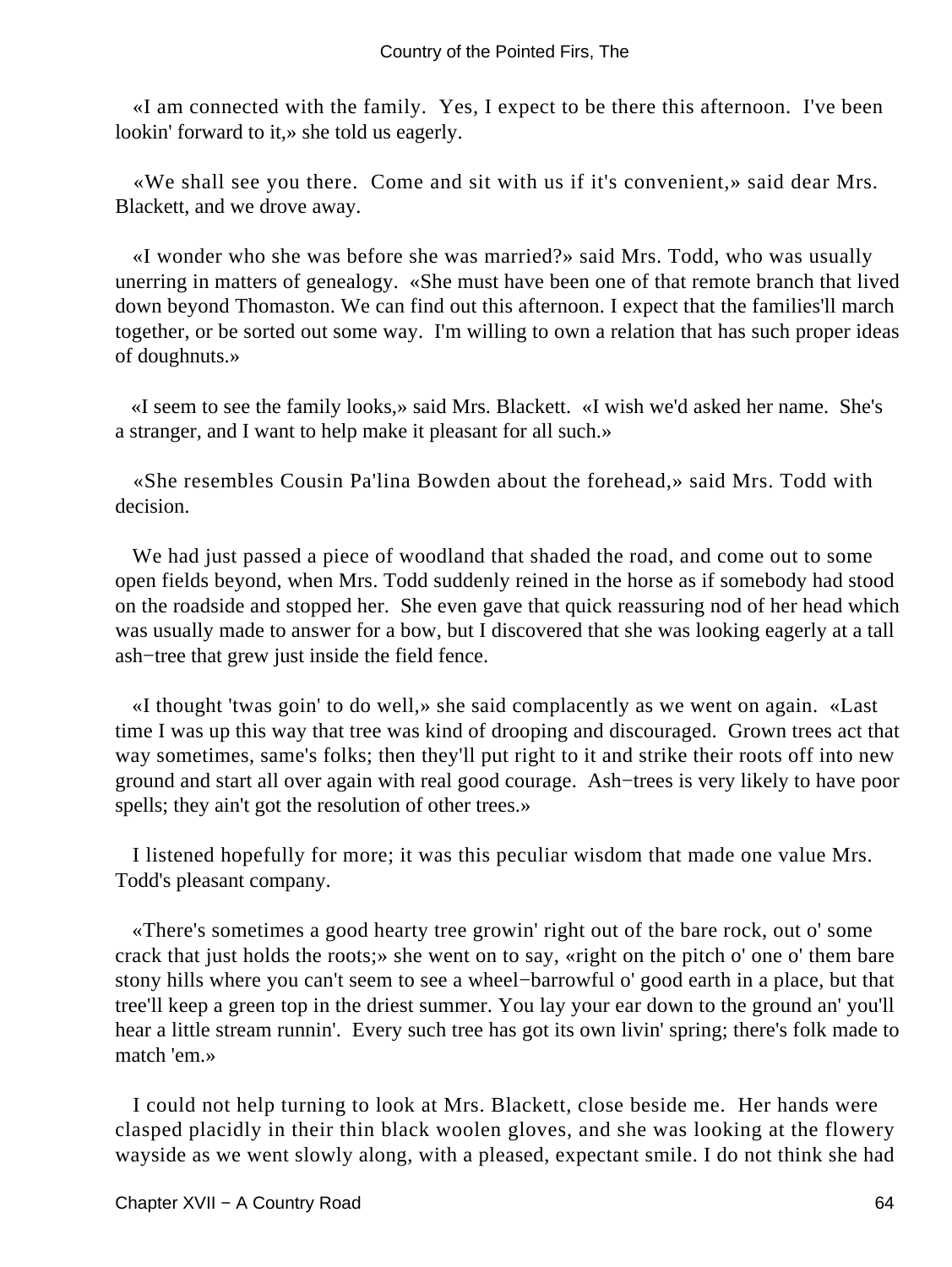«I am connected with the family. Yes, I expect to be there this afternoon. I've been lookin' forward to it,» she told us eagerly.

«We shall see you there. Come and sit with us if it's convenient,» said dear Mrs. Blackett, and we drove away.

«I wonder who she was before she was married?» said Mrs. Todd, who was usually unerring in matters of genealogy. «She must have been one of that remote branch that lived down beyond Thomaston. We can find out this afternoon. I expect that the families'll march together, or be sorted out some way. I'm willing to own a relation that has such proper ideas of doughnuts.»

«I seem to see the family looks,» said Mrs. Blackett. «I wish we'd asked her name. She's a stranger, and I want to help make it pleasant for all such.»

«She resembles Cousin Pa'lina Bowden about the forehead,» said Mrs. Todd with decision.

We had just passed a piece of woodland that shaded the road, and come out to some open fields beyond, when Mrs. Todd suddenly reined in the horse as if somebody had stood on the roadside and stopped her. She even gave that quick reassuring nod of her head which was usually made to answer for a bow, but I discovered that she was looking eagerly at a tall ash−tree that grew just inside the field fence.

«I thought 'twas goin' to do well,» she said complacently as we went on again. «Last time I was up this way that tree was kind of drooping and discouraged. Grown trees act that way sometimes, same's folks; then they'll put right to it and strike their roots off into new ground and start all over again with real good courage. Ash−trees is very likely to have poor spells; they ain't got the resolution of other trees.»

I listened hopefully for more; it was this peculiar wisdom that made one value Mrs. Todd's pleasant company.

«There's sometimes a good hearty tree growin' right out of the bare rock, out o' some crack that just holds the roots;» she went on to say, «right on the pitch o' one o' them bare stony hills where you can't seem to see a wheel−barrowful o' good earth in a place, but that tree'll keep a green top in the driest summer. You lay your ear down to the ground an' you'll hear a little stream runnin'. Every such tree has got its own livin' spring; there's folk made to match 'em.»

I could not help turning to look at Mrs. Blackett, close beside me. Her hands were clasped placidly in their thin black woolen gloves, and she was looking at the flowery wayside as we went slowly along, with a pleased, expectant smile. I do not think she had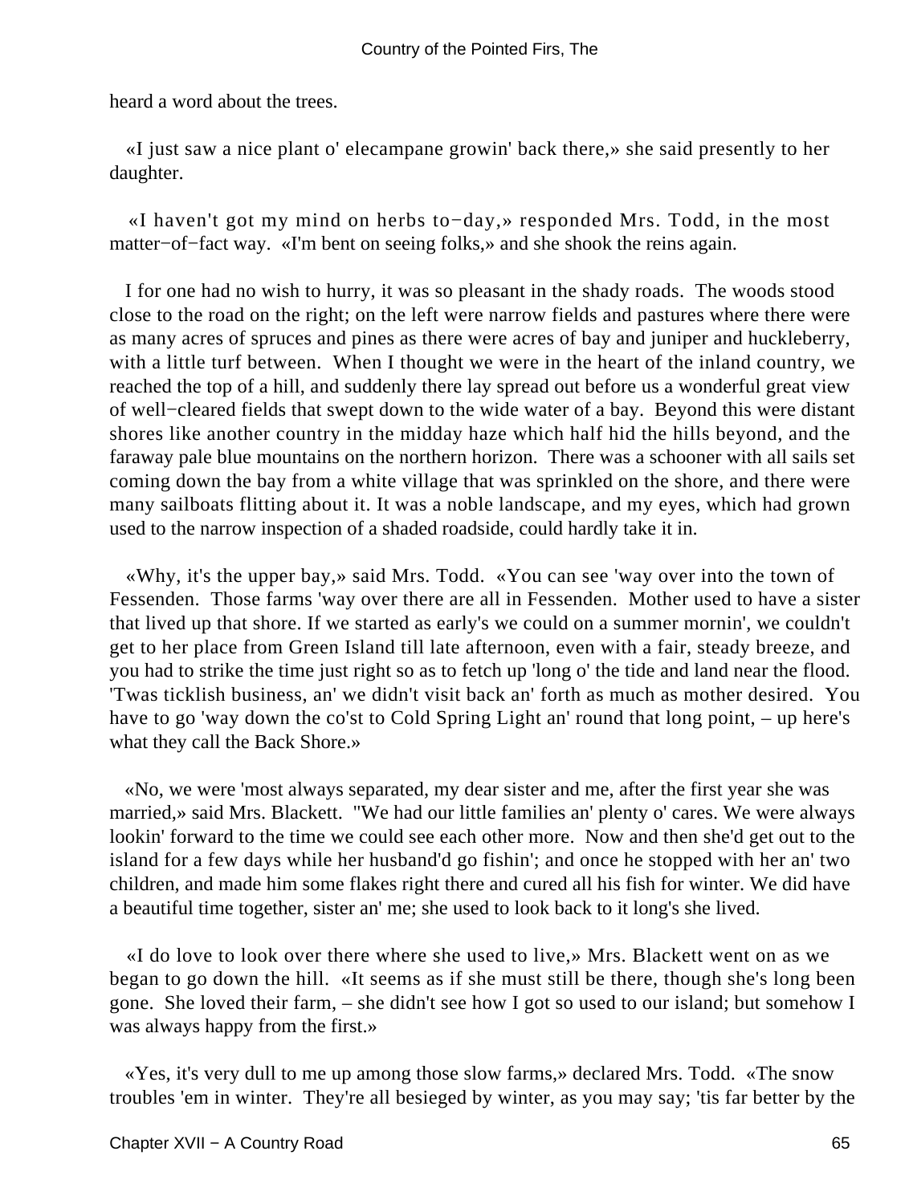heard a word about the trees.

«I just saw a nice plant o' elecampane growin' back there,» she said presently to her daughter.

«I haven't got my mind on herbs to−day,» responded Mrs. Todd, in the most matter−of−fact way. «I'm bent on seeing folks,» and she shook the reins again.

I for one had no wish to hurry, it was so pleasant in the shady roads. The woods stood close to the road on the right; on the left were narrow fields and pastures where there were as many acres of spruces and pines as there were acres of bay and juniper and huckleberry, with a little turf between. When I thought we were in the heart of the inland country, we reached the top of a hill, and suddenly there lay spread out before us a wonderful great view of well−cleared fields that swept down to the wide water of a bay. Beyond this were distant shores like another country in the midday haze which half hid the hills beyond, and the faraway pale blue mountains on the northern horizon. There was a schooner with all sails set coming down the bay from a white village that was sprinkled on the shore, and there were many sailboats flitting about it. It was a noble landscape, and my eyes, which had grown used to the narrow inspection of a shaded roadside, could hardly take it in.

«Why, it's the upper bay,» said Mrs. Todd. «You can see 'way over into the town of Fessenden. Those farms 'way over there are all in Fessenden. Mother used to have a sister that lived up that shore. If we started as early's we could on a summer mornin', we couldn't get to her place from Green Island till late afternoon, even with a fair, steady breeze, and you had to strike the time just right so as to fetch up 'long o' the tide and land near the flood. 'Twas ticklish business, an' we didn't visit back an' forth as much as mother desired. You have to go 'way down the co'st to Cold Spring Light an' round that long point, – up here's what they call the Back Shore.»

«No, we were 'most always separated, my dear sister and me, after the first year she was married,» said Mrs. Blackett. "We had our little families an' plenty o' cares. We were always lookin' forward to the time we could see each other more. Now and then she'd get out to the island for a few days while her husband'd go fishin'; and once he stopped with her an' two children, and made him some flakes right there and cured all his fish for winter. We did have a beautiful time together, sister an' me; she used to look back to it long's she lived.

«I do love to look over there where she used to live,» Mrs. Blackett went on as we began to go down the hill. «It seems as if she must still be there, though she's long been gone. She loved their farm, – she didn't see how I got so used to our island; but somehow I was always happy from the first.»

«Yes, it's very dull to me up among those slow farms,» declared Mrs. Todd. «The snow troubles 'em in winter. They're all besieged by winter, as you may say; 'tis far better by the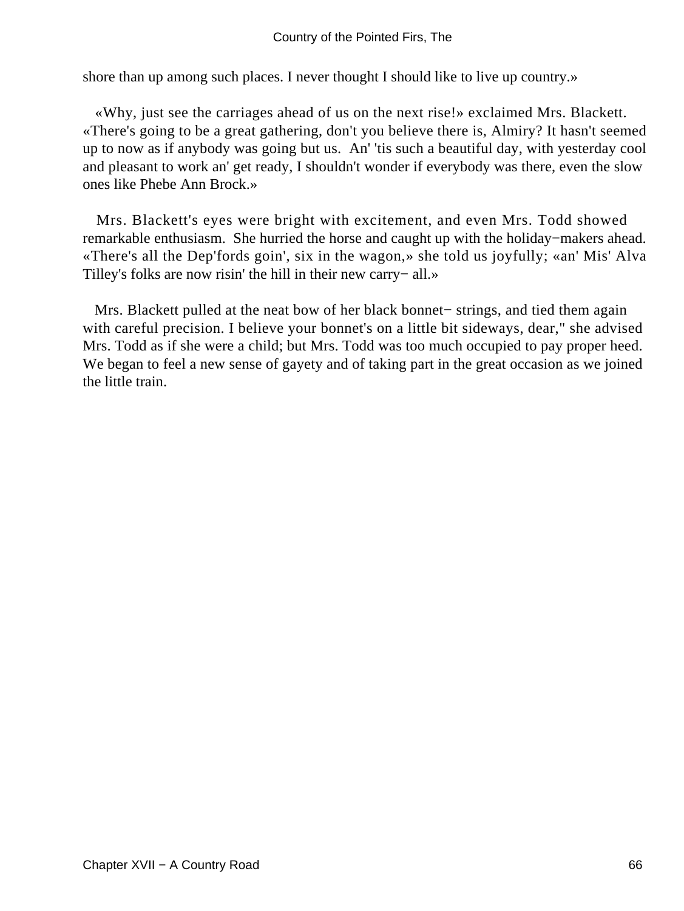shore than up among such places. I never thought I should like to live up country.»

«Why, just see the carriages ahead of us on the next rise!» exclaimed Mrs. Blackett. «There's going to be a great gathering, don't you believe there is, Almiry? It hasn't seemed up to now as if anybody was going but us. An' 'tis such a beautiful day, with yesterday cool and pleasant to work an' get ready, I shouldn't wonder if everybody was there, even the slow ones like Phebe Ann Brock.»

Mrs. Blackett's eyes were bright with excitement, and even Mrs. Todd showed remarkable enthusiasm. She hurried the horse and caught up with the holiday−makers ahead. «There's all the Dep'fords goin', six in the wagon,» she told us joyfully; «an' Mis' Alva Tilley's folks are now risin' the hill in their new carry− all.»

Mrs. Blackett pulled at the neat bow of her black bonnet− strings, and tied them again with careful precision. I believe your bonnet's on a little bit sideways, dear," she advised Mrs. Todd as if she were a child; but Mrs. Todd was too much occupied to pay proper heed. We began to feel a new sense of gayety and of taking part in the great occasion as we joined the little train.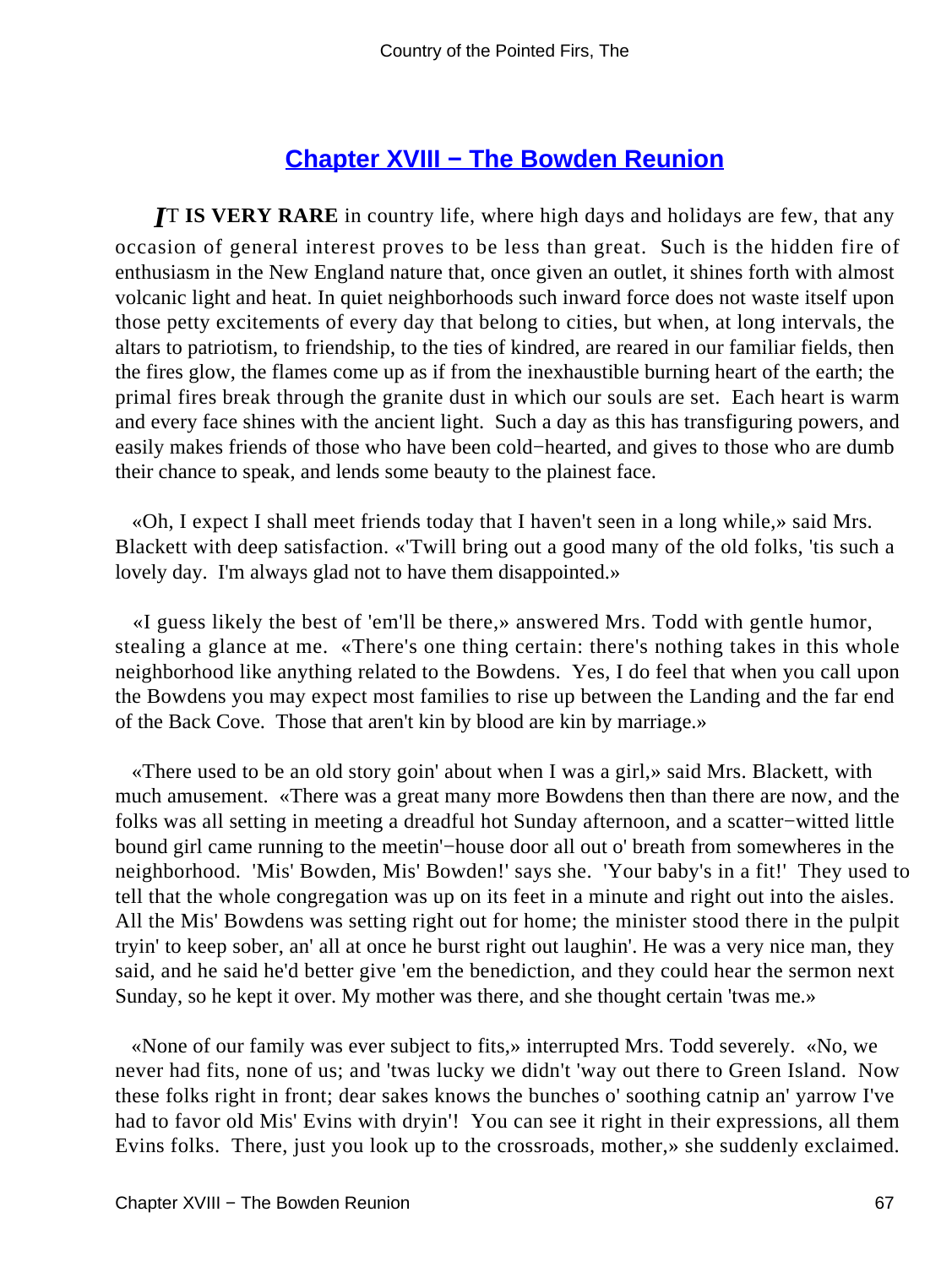## Chapter XVIII − The Bowden Reunion

*I*T **IS VERY RARE** in country life, where high days and holidays are few, that any occasion of general interest proves to be less than great. Such is the hidden fire of enthusiasm in the New England nature that, once given an outlet, it shines forth with almost volcanic light and heat. In quiet neighborhoods such inward force does not waste itself upon those petty excitements of every day that belong to cities, but when, at long intervals, the altars to patriotism, to friendship, to the ties of kindred, are reared in our familiar fields, then the fires glow, the flames come up as if from the inexhaustible burning heart of the earth; the primal fires break through the granite dust in which our souls are set. Each heart is warm and every face shines with the ancient light. Such a day as this has transfiguring powers, and easily makes friends of those who have been cold−hearted, and gives to those who are dumb their chance to speak, and lends some beauty to the plainest face.

«Oh, I expect I shall meet friends today that I haven't seen in a long while,» said Mrs. Blackett with deep satisfaction. «'Twill bring out a good many of the old folks, 'tis such a lovely day. I'm always glad not to have them disappointed.»

«I guess likely the best of 'em'll be there,» answered Mrs. Todd with gentle humor, stealing a glance at me. «There's one thing certain: there's nothing takes in this whole neighborhood like anything related to the Bowdens. Yes, I do feel that when you call upon the Bowdens you may expect most families to rise up between the Landing and the far end of the Back Cove. Those that aren't kin by blood are kin by marriage.»

«There used to be an old story goin' about when I was a girl,» said Mrs. Blackett, with much amusement. «There was a great many more Bowdens then than there are now, and the folks was all setting in meeting a dreadful hot Sunday afternoon, and a scatter−witted little bound girl came running to the meetin'−house door all out o' breath from somewheres in the neighborhood. 'Mis' Bowden, Mis' Bowden!' says she. 'Your baby's in a fit!' They used to tell that the whole congregation was up on its feet in a minute and right out into the aisles. All the Mis' Bowdens was setting right out for home; the minister stood there in the pulpit tryin' to keep sober, an' all at once he burst right out laughin'. He was a very nice man, they said, and he said he'd better give 'em the benediction, and they could hear the sermon next Sunday, so he kept it over. My mother was there, and she thought certain 'twas me.»

«None of our family was ever subject to fits,» interrupted Mrs. Todd severely. «No, we never had fits, none of us; and 'twas lucky we didn't 'way out there to Green Island. Now these folks right in front; dear sakes knows the bunches o' soothing catnip an' yarrow I've had to favor old Mis' Evins with dryin'! You can see it right in their expressions, all them Evins folks. There, just you look up to the crossroads, mother,» she suddenly exclaimed.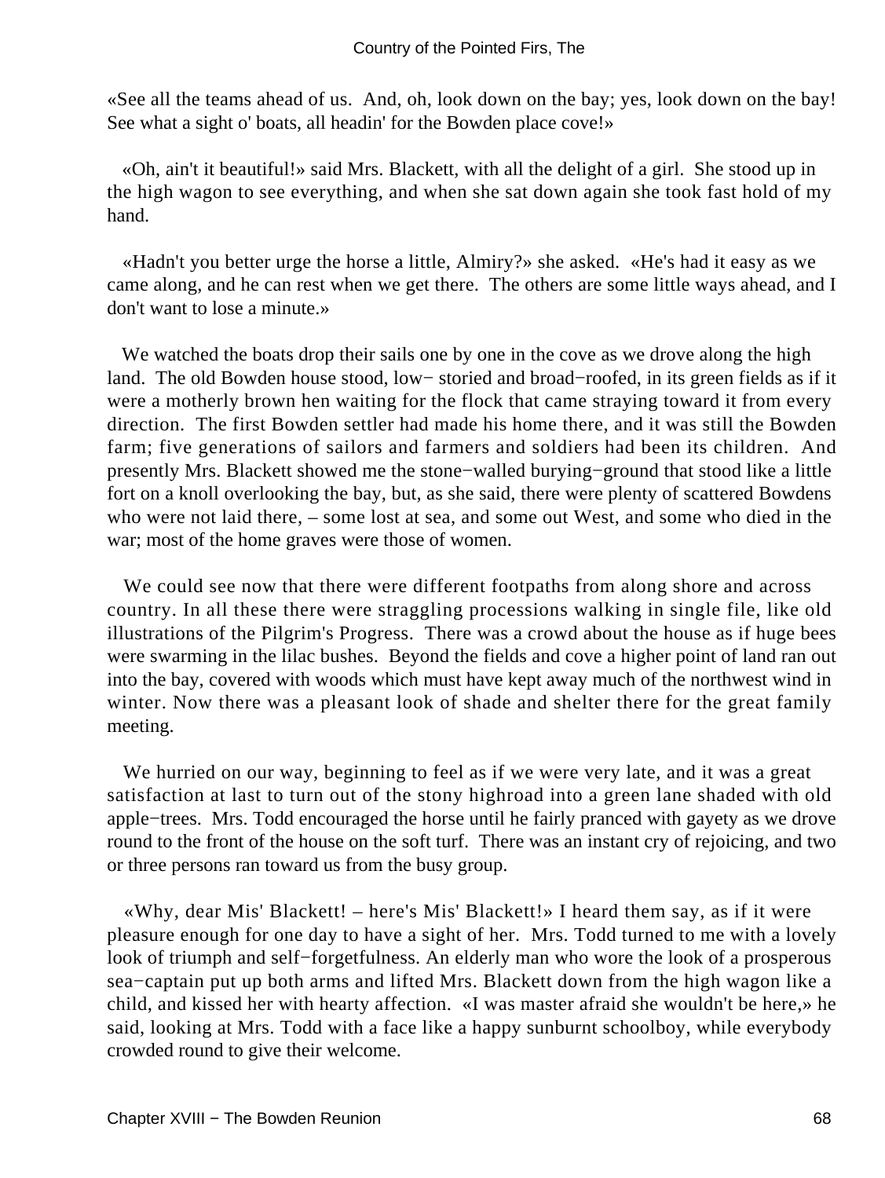«See all the teams ahead of us. And, oh, look down on the bay; yes, look down on the bay! See what a sight o' boats, all headin' for the Bowden place cove!»

«Oh, ain't it beautiful!» said Mrs. Blackett, with all the delight of a girl. She stood up in the high wagon to see everything, and when she sat down again she took fast hold of my hand.

«Hadn't you better urge the horse a little, Almiry?» she asked. «He's had it easy as we came along, and he can rest when we get there. The others are some little ways ahead, and I don't want to lose a minute.»

We watched the boats drop their sails one by one in the cove as we drove along the high land. The old Bowden house stood, low− storied and broad−roofed, in its green fields as if it were a motherly brown hen waiting for the flock that came straying toward it from every direction. The first Bowden settler had made his home there, and it was still the Bowden farm; five generations of sailors and farmers and soldiers had been its children. And presently Mrs. Blackett showed me the stone−walled burying−ground that stood like a little fort on a knoll overlooking the bay, but, as she said, there were plenty of scattered Bowdens who were not laid there, – some lost at sea, and some out West, and some who died in the war; most of the home graves were those of women.

We could see now that there were different footpaths from along shore and across country. In all these there were straggling processions walking in single file, like old illustrations of the Pilgrim's Progress. There was a crowd about the house as if huge bees were swarming in the lilac bushes. Beyond the fields and cove a higher point of land ran out into the bay, covered with woods which must have kept away much of the northwest wind in winter. Now there was a pleasant look of shade and shelter there for the great family meeting.

We hurried on our way, beginning to feel as if we were very late, and it was a great satisfaction at last to turn out of the stony highroad into a green lane shaded with old apple−trees. Mrs. Todd encouraged the horse until he fairly pranced with gayety as we drove round to the front of the house on the soft turf. There was an instant cry of rejoicing, and two or three persons ran toward us from the busy group.

«Why, dear Mis' Blackett! – here's Mis' Blackett!» I heard them say, as if it were pleasure enough for one day to have a sight of her. Mrs. Todd turned to me with a lovely look of triumph and self−forgetfulness. An elderly man who wore the look of a prosperous sea−captain put up both arms and lifted Mrs. Blackett down from the high wagon like a child, and kissed her with hearty affection. «I was master afraid she wouldn't be here,» he said, looking at Mrs. Todd with a face like a happy sunburnt schoolboy, while everybody crowded round to give their welcome.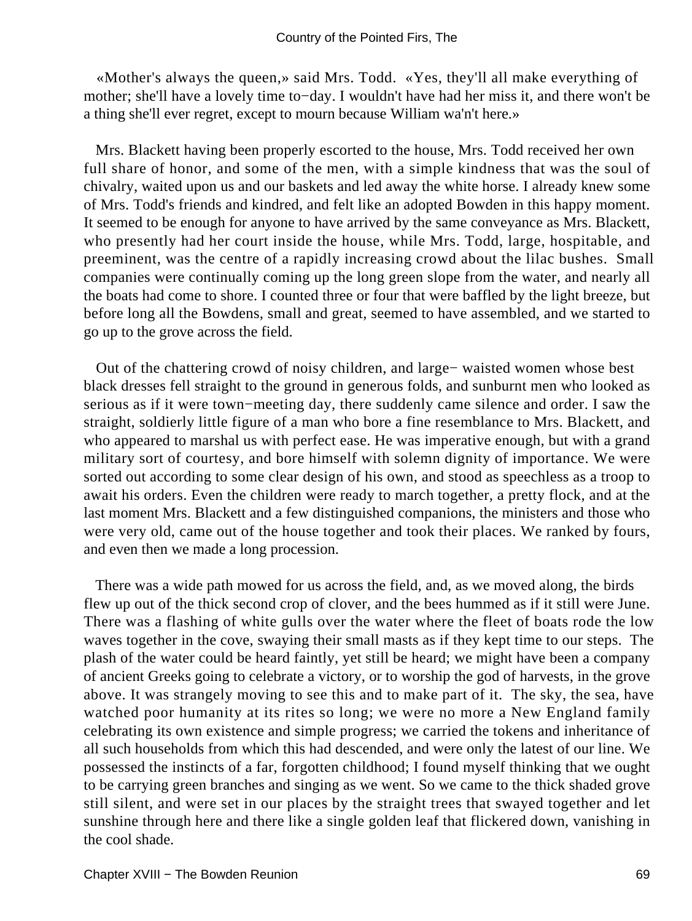«Mother's always the queen,» said Mrs. Todd. «Yes, they'll all make everything of mother; she'll have a lovely time to−day. I wouldn't have had her miss it, and there won't be a thing she'll ever regret, except to mourn because William wa'n't here.»

Mrs. Blackett having been properly escorted to the house, Mrs. Todd received her own full share of honor, and some of the men, with a simple kindness that was the soul of chivalry, waited upon us and our baskets and led away the white horse. I already knew some of Mrs. Todd's friends and kindred, and felt like an adopted Bowden in this happy moment. It seemed to be enough for anyone to have arrived by the same conveyance as Mrs. Blackett, who presently had her court inside the house, while Mrs. Todd, large, hospitable, and preeminent, was the centre of a rapidly increasing crowd about the lilac bushes. Small companies were continually coming up the long green slope from the water, and nearly all the boats had come to shore. I counted three or four that were baffled by the light breeze, but before long all the Bowdens, small and great, seemed to have assembled, and we started to go up to the grove across the field.

Out of the chattering crowd of noisy children, and large− waisted women whose best black dresses fell straight to the ground in generous folds, and sunburnt men who looked as serious as if it were town−meeting day, there suddenly came silence and order. I saw the straight, soldierly little figure of a man who bore a fine resemblance to Mrs. Blackett, and who appeared to marshal us with perfect ease. He was imperative enough, but with a grand military sort of courtesy, and bore himself with solemn dignity of importance. We were sorted out according to some clear design of his own, and stood as speechless as a troop to await his orders. Even the children were ready to march together, a pretty flock, and at the last moment Mrs. Blackett and a few distinguished companions, the ministers and those who were very old, came out of the house together and took their places. We ranked by fours, and even then we made a long procession.

There was a wide path mowed for us across the field, and, as we moved along, the birds flew up out of the thick second crop of clover, and the bees hummed as if it still were June. There was a flashing of white gulls over the water where the fleet of boats rode the low waves together in the cove, swaying their small masts as if they kept time to our steps. The plash of the water could be heard faintly, yet still be heard; we might have been a company of ancient Greeks going to celebrate a victory, or to worship the god of harvests, in the grove above. It was strangely moving to see this and to make part of it. The sky, the sea, have watched poor humanity at its rites so long; we were no more a New England family celebrating its own existence and simple progress; we carried the tokens and inheritance of all such households from which this had descended, and were only the latest of our line. We possessed the instincts of a far, forgotten childhood; I found myself thinking that we ought to be carrying green branches and singing as we went. So we came to the thick shaded grove still silent, and were set in our places by the straight trees that swayed together and let sunshine through here and there like a single golden leaf that flickered down, vanishing in the cool shade.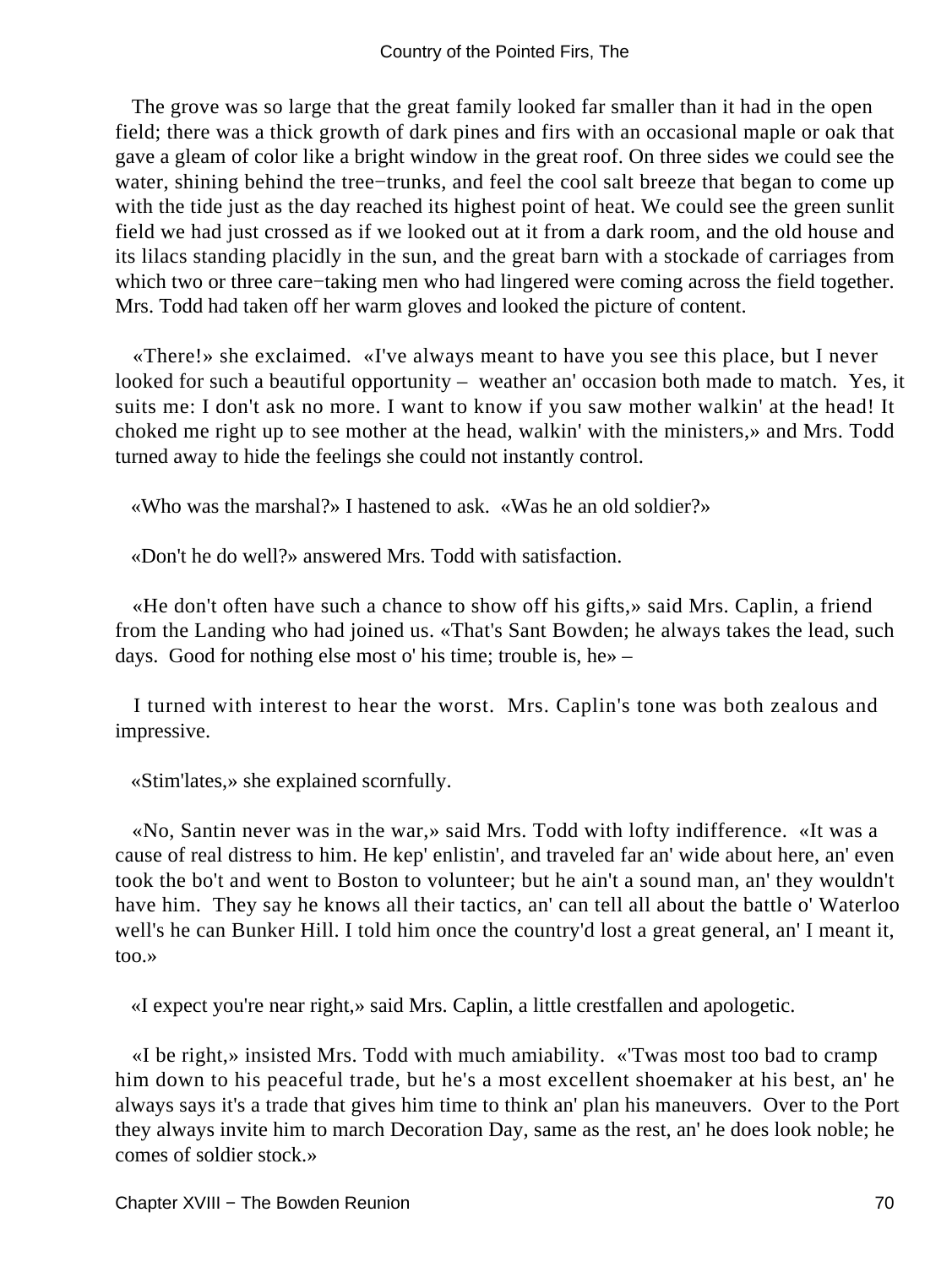The grove was so large that the great family looked far smaller than it had in the open field; there was a thick growth of dark pines and firs with an occasional maple or oak that gave a gleam of color like a bright window in the great roof. On three sides we could see the water, shining behind the tree−trunks, and feel the cool salt breeze that began to come up with the tide just as the day reached its highest point of heat. We could see the green sunlit field we had just crossed as if we looked out at it from a dark room, and the old house and its lilacs standing placidly in the sun, and the great barn with a stockade of carriages from which two or three care−taking men who had lingered were coming across the field together. Mrs. Todd had taken off her warm gloves and looked the picture of content.

«There!» she exclaimed. «I've always meant to have you see this place, but I never looked for such a beautiful opportunity – weather an' occasion both made to match. Yes, it suits me: I don't ask no more. I want to know if you saw mother walkin' at the head! It choked me right up to see mother at the head, walkin' with the ministers,» and Mrs. Todd turned away to hide the feelings she could not instantly control.

«Who was the marshal?» I hastened to ask. «Was he an old soldier?»

«Don't he do well?» answered Mrs. Todd with satisfaction.

«He don't often have such a chance to show off his gifts,» said Mrs. Caplin, a friend from the Landing who had joined us. «That's Sant Bowden; he always takes the lead, such days. Good for nothing else most o' his time; trouble is, he» –

I turned with interest to hear the worst. Mrs. Caplin's tone was both zealous and impressive.

«Stim'lates,» she explained scornfully.

«No, Santin never was in the war,» said Mrs. Todd with lofty indifference. «It was a cause of real distress to him. He kep' enlistin', and traveled far an' wide about here, an' even took the bo't and went to Boston to volunteer; but he ain't a sound man, an' they wouldn't have him. They say he knows all their tactics, an' can tell all about the battle o' Waterloo well's he can Bunker Hill. I told him once the country'd lost a great general, an' I meant it, too.»

«I expect you're near right,» said Mrs. Caplin, a little crestfallen and apologetic.

«I be right,» insisted Mrs. Todd with much amiability. «'Twas most too bad to cramp him down to his peaceful trade, but he's a most excellent shoemaker at his best, an' he always says it's a trade that gives him time to think an' plan his maneuvers. Over to the Port they always invite him to march Decoration Day, same as the rest, an' he does look noble; he comes of soldier stock.»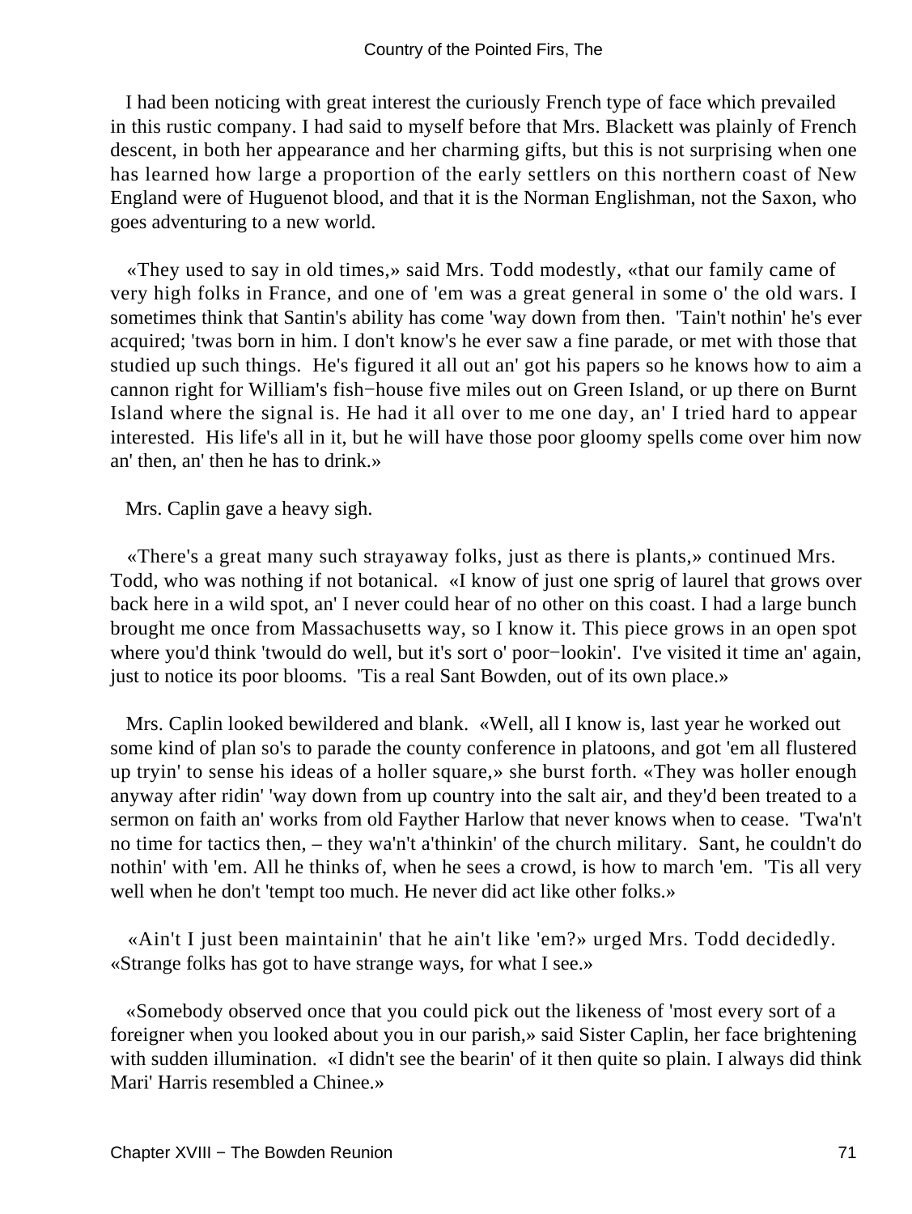I had been noticing with great interest the curiously French type of face which prevailed in this rustic company. I had said to myself before that Mrs. Blackett was plainly of French descent, in both her appearance and her charming gifts, but this is not surprising when one has learned how large a proportion of the early settlers on this northern coast of New England were of Huguenot blood, and that it is the Norman Englishman, not the Saxon, who goes adventuring to a new world.

«They used to say in old times,» said Mrs. Todd modestly, «that our family came of very high folks in France, and one of 'em was a great general in some o' the old wars. I sometimes think that Santin's ability has come 'way down from then. 'Tain't nothin' he's ever acquired; 'twas born in him. I don't know's he ever saw a fine parade, or met with those that studied up such things. He's figured it all out an' got his papers so he knows how to aim a cannon right for William's fish−house five miles out on Green Island, or up there on Burnt Island where the signal is. He had it all over to me one day, an' I tried hard to appear interested. His life's all in it, but he will have those poor gloomy spells come over him now an' then, an' then he has to drink.»

Mrs. Caplin gave a heavy sigh.

«There's a great many such strayaway folks, just as there is plants,» continued Mrs. Todd, who was nothing if not botanical. «I know of just one sprig of laurel that grows over back here in a wild spot, an' I never could hear of no other on this coast. I had a large bunch brought me once from Massachusetts way, so I know it. This piece grows in an open spot where you'd think 'twould do well, but it's sort o' poor−lookin'. I've visited it time an' again, just to notice its poor blooms. 'Tis a real Sant Bowden, out of its own place.»

Mrs. Caplin looked bewildered and blank. «Well, all I know is, last year he worked out some kind of plan so's to parade the county conference in platoons, and got 'em all flustered up tryin' to sense his ideas of a holler square,» she burst forth. «They was holler enough anyway after ridin' 'way down from up country into the salt air, and they'd been treated to a sermon on faith an' works from old Fayther Harlow that never knows when to cease. 'Twa'n't no time for tactics then, – they wa'n't a'thinkin' of the church military. Sant, he couldn't do nothin' with 'em. All he thinks of, when he sees a crowd, is how to march 'em. 'Tis all very well when he don't 'tempt too much. He never did act like other folks.»

«Ain't I just been maintainin' that he ain't like 'em?» urged Mrs. Todd decidedly. «Strange folks has got to have strange ways, for what I see.»

«Somebody observed once that you could pick out the likeness of 'most every sort of a foreigner when you looked about you in our parish,» said Sister Caplin, her face brightening with sudden illumination. «I didn't see the bearin' of it then quite so plain. I always did think Mari' Harris resembled a Chinee.»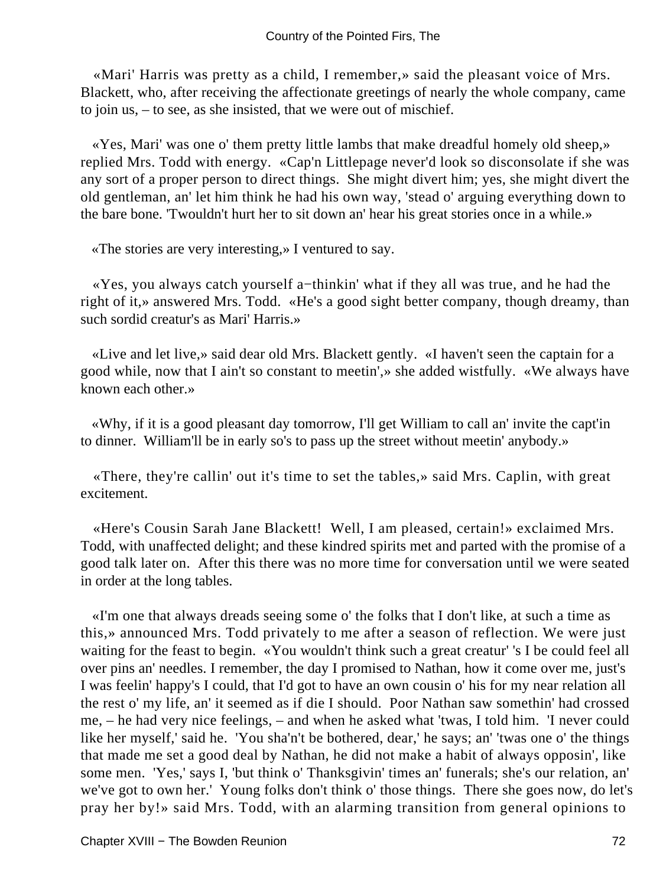«Mari' Harris was pretty as a child, I remember,» said the pleasant voice of Mrs. Blackett, who, after receiving the affectionate greetings of nearly the whole company, came to join us, – to see, as she insisted, that we were out of mischief.

«Yes, Mari' was one o' them pretty little lambs that make dreadful homely old sheep,» replied Mrs. Todd with energy. «Cap'n Littlepage never'd look so disconsolate if she was any sort of a proper person to direct things. She might divert him; yes, she might divert the old gentleman, an' let him think he had his own way, 'stead o' arguing everything down to the bare bone. 'Twouldn't hurt her to sit down an' hear his great stories once in a while.»

«The stories are very interesting,» I ventured to say.

«Yes, you always catch yourself a−thinkin' what if they all was true, and he had the right of it,» answered Mrs. Todd. «He's a good sight better company, though dreamy, than such sordid creatur's as Mari' Harris.»

«Live and let live,» said dear old Mrs. Blackett gently. «I haven't seen the captain for a good while, now that I ain't so constant to meetin',» she added wistfully. «We always have known each other.»

«Why, if it is a good pleasant day tomorrow, I'll get William to call an' invite the capt'in to dinner. William'll be in early so's to pass up the street without meetin' anybody.»

«There, they're callin' out it's time to set the tables,» said Mrs. Caplin, with great excitement.

«Here's Cousin Sarah Jane Blackett! Well, I am pleased, certain!» exclaimed Mrs. Todd, with unaffected delight; and these kindred spirits met and parted with the promise of a good talk later on. After this there was no more time for conversation until we were seated in order at the long tables.

«I'm one that always dreads seeing some o' the folks that I don't like, at such a time as this,» announced Mrs. Todd privately to me after a season of reflection. We were just waiting for the feast to begin. «You wouldn't think such a great creatur' 's I be could feel all over pins an' needles. I remember, the day I promised to Nathan, how it come over me, just's I was feelin' happy's I could, that I'd got to have an own cousin o' his for my near relation all the rest o' my life, an' it seemed as if die I should. Poor Nathan saw somethin' had crossed me, – he had very nice feelings, – and when he asked what 'twas, I told him. 'I never could like her myself,' said he. 'You sha'n't be bothered, dear,' he says; an' 'twas one o' the things that made me set a good deal by Nathan, he did not make a habit of always opposin', like some men. 'Yes,' says I, 'but think o' Thanksgivin' times an' funerals; she's our relation, an' we've got to own her.' Young folks don't think o' those things. There she goes now, do let's pray her by!» said Mrs. Todd, with an alarming transition from general opinions to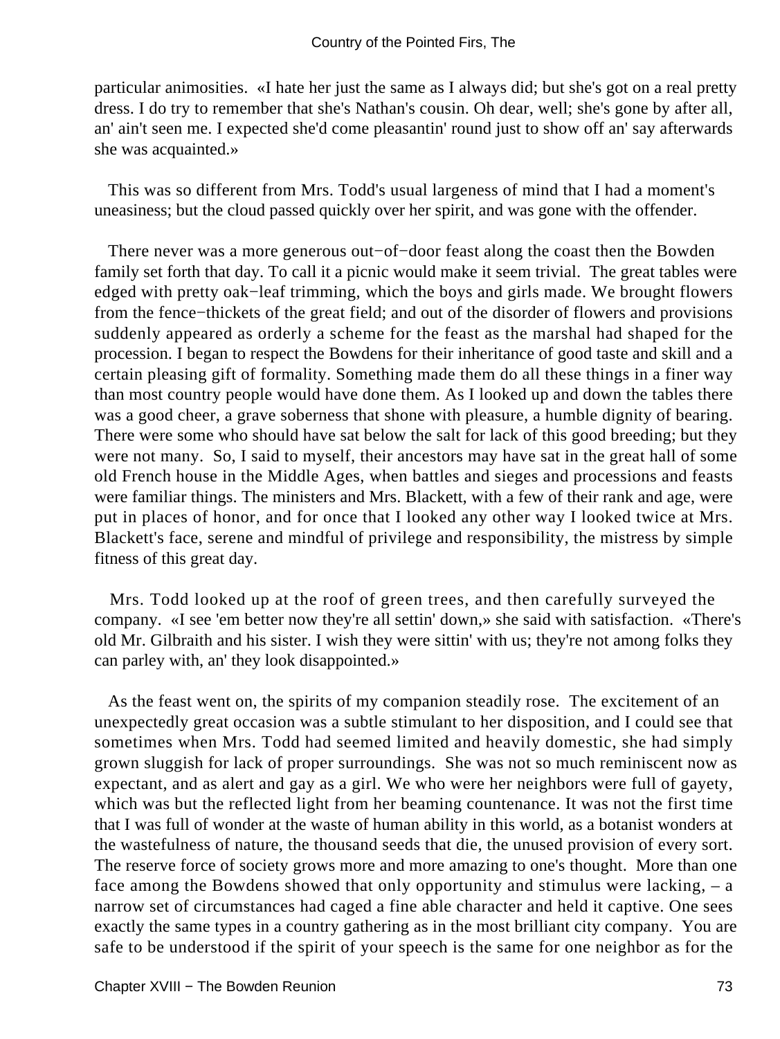particular animosities. «I hate her just the same as I always did; but she's got on a real pretty dress. I do try to remember that she's Nathan's cousin. Oh dear, well; she's gone by after all, an' ain't seen me. I expected she'd come pleasantin' round just to show off an' say afterwards she was acquainted.»

This was so different from Mrs. Todd's usual largeness of mind that I had a moment's uneasiness; but the cloud passed quickly over her spirit, and was gone with the offender.

There never was a more generous out−of−door feast along the coast then the Bowden family set forth that day. To call it a picnic would make it seem trivial. The great tables were edged with pretty oak−leaf trimming, which the boys and girls made. We brought flowers from the fence−thickets of the great field; and out of the disorder of flowers and provisions suddenly appeared as orderly a scheme for the feast as the marshal had shaped for the procession. I began to respect the Bowdens for their inheritance of good taste and skill and a certain pleasing gift of formality. Something made them do all these things in a finer way than most country people would have done them. As I looked up and down the tables there was a good cheer, a grave soberness that shone with pleasure, a humble dignity of bearing. There were some who should have sat below the salt for lack of this good breeding; but they were not many. So, I said to myself, their ancestors may have sat in the great hall of some old French house in the Middle Ages, when battles and sieges and processions and feasts were familiar things. The ministers and Mrs. Blackett, with a few of their rank and age, were put in places of honor, and for once that I looked any other way I looked twice at Mrs. Blackett's face, serene and mindful of privilege and responsibility, the mistress by simple fitness of this great day.

Mrs. Todd looked up at the roof of green trees, and then carefully surveyed the company. «I see 'em better now they're all settin' down,» she said with satisfaction. «There's old Mr. Gilbraith and his sister. I wish they were sittin' with us; they're not among folks they can parley with, an' they look disappointed.»

As the feast went on, the spirits of my companion steadily rose. The excitement of an unexpectedly great occasion was a subtle stimulant to her disposition, and I could see that sometimes when Mrs. Todd had seemed limited and heavily domestic, she had simply grown sluggish for lack of proper surroundings. She was not so much reminiscent now as expectant, and as alert and gay as a girl. We who were her neighbors were full of gayety, which was but the reflected light from her beaming countenance. It was not the first time that I was full of wonder at the waste of human ability in this world, as a botanist wonders at the wastefulness of nature, the thousand seeds that die, the unused provision of every sort. The reserve force of society grows more and more amazing to one's thought. More than one face among the Bowdens showed that only opportunity and stimulus were lacking, – a narrow set of circumstances had caged a fine able character and held it captive. One sees exactly the same types in a country gathering as in the most brilliant city company. You are safe to be understood if the spirit of your speech is the same for one neighbor as for the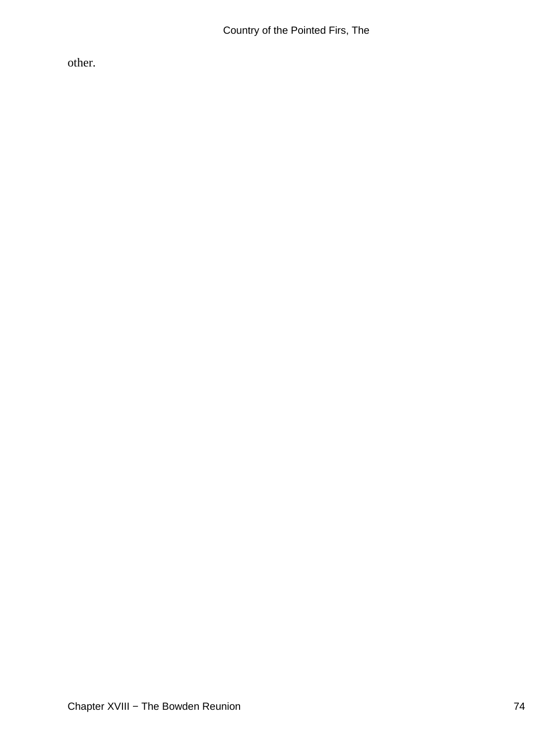other.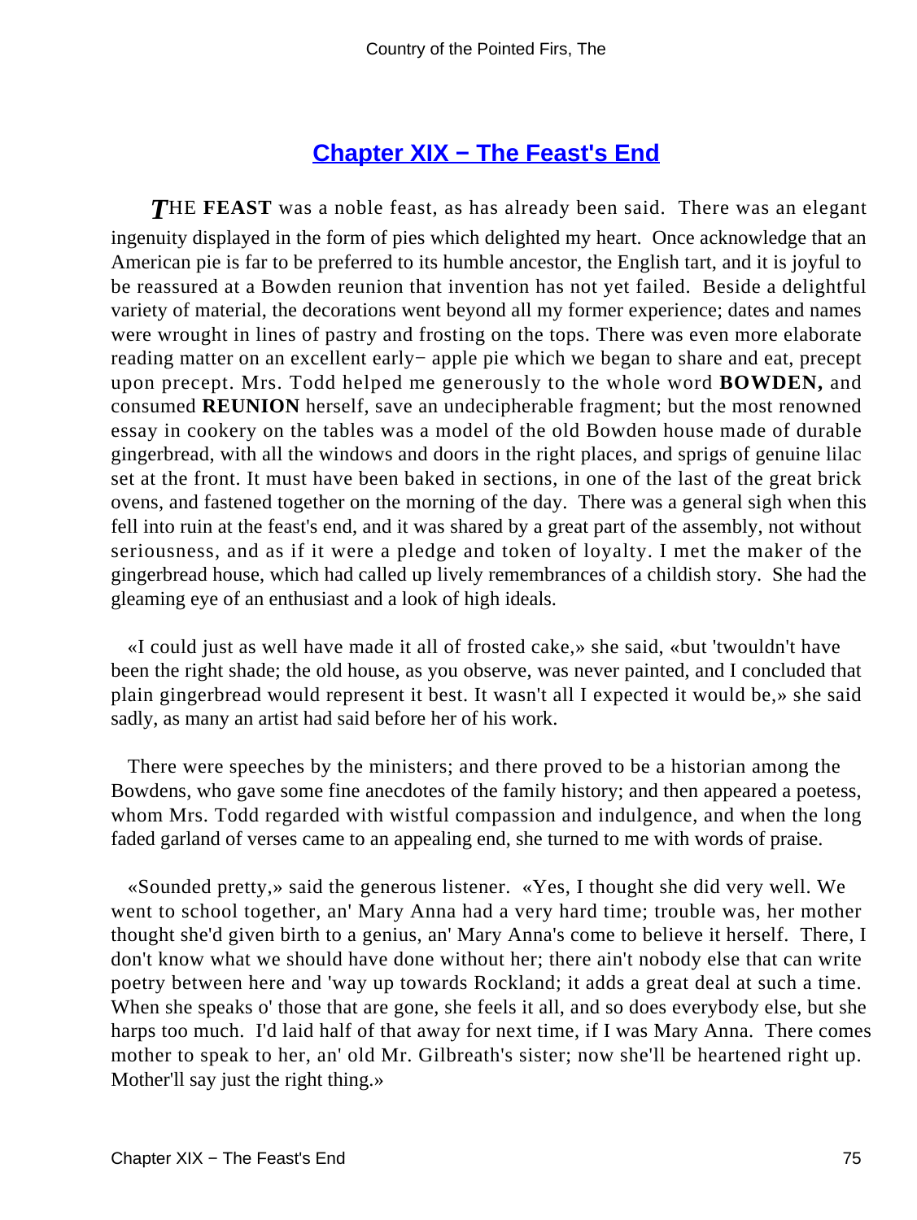## Chapter XIX − The Feast's End

*T*HE **FEAST** was a noble feast, as has already been said. There was an elegant ingenuity displayed in the form of pies which delighted my heart. Once acknowledge that an American pie is far to be preferred to its humble ancestor, the English tart, and it is joyful to be reassured at a Bowden reunion that invention has not yet failed. Beside a delightful variety of material, the decorations went beyond all my former experience; dates and names were wrought in lines of pastry and frosting on the tops. There was even more elaborate reading matter on an excellent early− apple pie which we began to share and eat, precept upon precept. Mrs. Todd helped me generously to the whole word **BOWDEN,** and consumed **REUNION** herself, save an undecipherable fragment; but the most renowned essay in cookery on the tables was a model of the old Bowden house made of durable gingerbread, with all the windows and doors in the right places, and sprigs of genuine lilac set at the front. It must have been baked in sections, in one of the last of the great brick ovens, and fastened together on the morning of the day. There was a general sigh when this fell into ruin at the feast's end, and it was shared by a great part of the assembly, not without seriousness, and as if it were a pledge and token of loyalty. I met the maker of the gingerbread house, which had called up lively remembrances of a childish story. She had the gleaming eye of an enthusiast and a look of high ideals.

«I could just as well have made it all of frosted cake,» she said, «but 'twouldn't have been the right shade; the old house, as you observe, was never painted, and I concluded that plain gingerbread would represent it best. It wasn't all I expected it would be,» she said sadly, as many an artist had said before her of his work.

There were speeches by the ministers; and there proved to be a historian among the Bowdens, who gave some fine anecdotes of the family history; and then appeared a poetess, whom Mrs. Todd regarded with wistful compassion and indulgence, and when the long faded garland of verses came to an appealing end, she turned to me with words of praise.

«Sounded pretty,» said the generous listener. «Yes, I thought she did very well. We went to school together, an' Mary Anna had a very hard time; trouble was, her mother thought she'd given birth to a genius, an' Mary Anna's come to believe it herself. There, I don't know what we should have done without her; there ain't nobody else that can write poetry between here and 'way up towards Rockland; it adds a great deal at such a time. When she speaks o' those that are gone, she feels it all, and so does everybody else, but she harps too much. I'd laid half of that away for next time, if I was Mary Anna. There comes mother to speak to her, an' old Mr. Gilbreath's sister; now she'll be heartened right up. Mother'll say just the right thing.»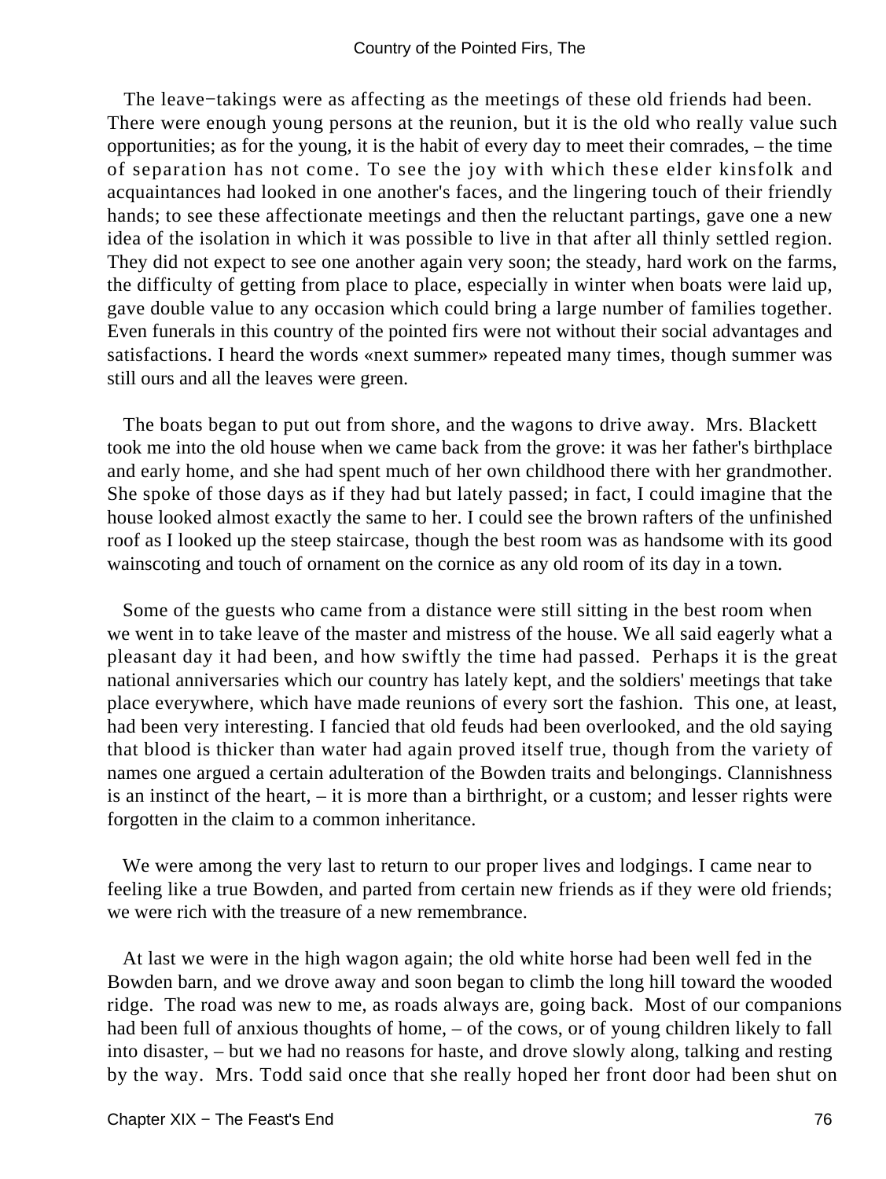The leave−takings were as affecting as the meetings of these old friends had been. There were enough young persons at the reunion, but it is the old who really value such opportunities; as for the young, it is the habit of every day to meet their comrades, – the time of separation has not come. To see the joy with which these elder kinsfolk and acquaintances had looked in one another's faces, and the lingering touch of their friendly hands; to see these affectionate meetings and then the reluctant partings, gave one a new idea of the isolation in which it was possible to live in that after all thinly settled region. They did not expect to see one another again very soon; the steady, hard work on the farms, the difficulty of getting from place to place, especially in winter when boats were laid up, gave double value to any occasion which could bring a large number of families together. Even funerals in this country of the pointed firs were not without their social advantages and satisfactions. I heard the words «next summer» repeated many times, though summer was still ours and all the leaves were green.

The boats began to put out from shore, and the wagons to drive away. Mrs. Blackett took me into the old house when we came back from the grove: it was her father's birthplace and early home, and she had spent much of her own childhood there with her grandmother. She spoke of those days as if they had but lately passed; in fact, I could imagine that the house looked almost exactly the same to her. I could see the brown rafters of the unfinished roof as I looked up the steep staircase, though the best room was as handsome with its good wainscoting and touch of ornament on the cornice as any old room of its day in a town.

Some of the guests who came from a distance were still sitting in the best room when we went in to take leave of the master and mistress of the house. We all said eagerly what a pleasant day it had been, and how swiftly the time had passed. Perhaps it is the great national anniversaries which our country has lately kept, and the soldiers' meetings that take place everywhere, which have made reunions of every sort the fashion. This one, at least, had been very interesting. I fancied that old feuds had been overlooked, and the old saying that blood is thicker than water had again proved itself true, though from the variety of names one argued a certain adulteration of the Bowden traits and belongings. Clannishness is an instinct of the heart, – it is more than a birthright, or a custom; and lesser rights were forgotten in the claim to a common inheritance.

We were among the very last to return to our proper lives and lodgings. I came near to feeling like a true Bowden, and parted from certain new friends as if they were old friends; we were rich with the treasure of a new remembrance.

At last we were in the high wagon again; the old white horse had been well fed in the Bowden barn, and we drove away and soon began to climb the long hill toward the wooded ridge. The road was new to me, as roads always are, going back. Most of our companions had been full of anxious thoughts of home, – of the cows, or of young children likely to fall into disaster, – but we had no reasons for haste, and drove slowly along, talking and resting by the way. Mrs. Todd said once that she really hoped her front door had been shut on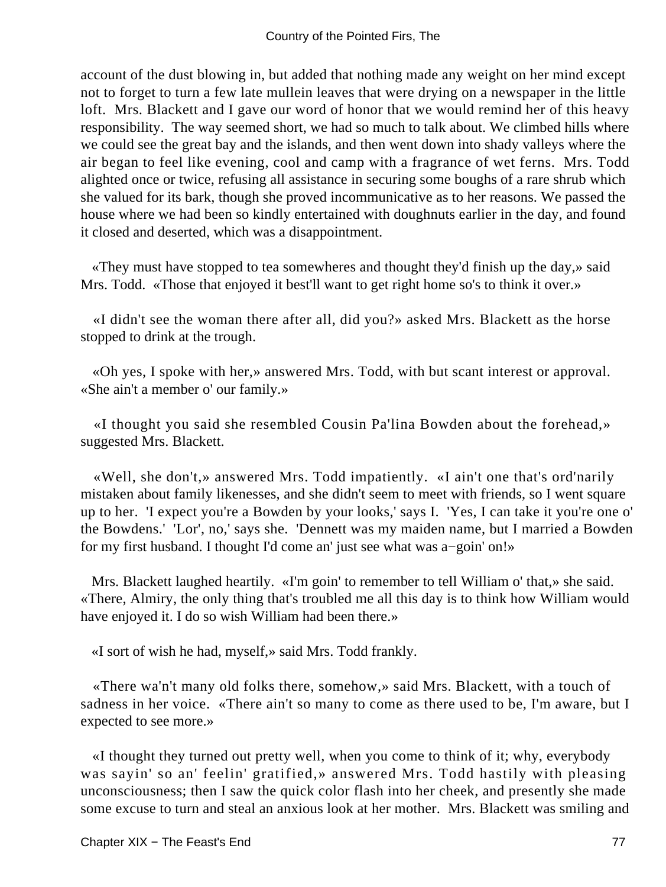account of the dust blowing in, but added that nothing made any weight on her mind except not to forget to turn a few late mullein leaves that were drying on a newspaper in the little loft. Mrs. Blackett and I gave our word of honor that we would remind her of this heavy responsibility. The way seemed short, we had so much to talk about. We climbed hills where we could see the great bay and the islands, and then went down into shady valleys where the air began to feel like evening, cool and camp with a fragrance of wet ferns. Mrs. Todd alighted once or twice, refusing all assistance in securing some boughs of a rare shrub which she valued for its bark, though she proved incommunicative as to her reasons. We passed the house where we had been so kindly entertained with doughnuts earlier in the day, and found it closed and deserted, which was a disappointment.

«They must have stopped to tea somewheres and thought they'd finish up the day,» said Mrs. Todd. «Those that enjoyed it best'll want to get right home so's to think it over.»

«I didn't see the woman there after all, did you?» asked Mrs. Blackett as the horse stopped to drink at the trough.

«Oh yes, I spoke with her,» answered Mrs. Todd, with but scant interest or approval. «She ain't a member o' our family.»

«I thought you said she resembled Cousin Pa'lina Bowden about the forehead,» suggested Mrs. Blackett.

«Well, she don't,» answered Mrs. Todd impatiently. «I ain't one that's ord'narily mistaken about family likenesses, and she didn't seem to meet with friends, so I went square up to her. 'I expect you're a Bowden by your looks,' says I. 'Yes, I can take it you're one o' the Bowdens.' 'Lor', no,' says she. 'Dennett was my maiden name, but I married a Bowden for my first husband. I thought I'd come an' just see what was a−goin' on!»

Mrs. Blackett laughed heartily. «I'm goin' to remember to tell William o' that,» she said. «There, Almiry, the only thing that's troubled me all this day is to think how William would have enjoyed it. I do so wish William had been there.»

«I sort of wish he had, myself,» said Mrs. Todd frankly.

«There wa'n't many old folks there, somehow,» said Mrs. Blackett, with a touch of sadness in her voice. «There ain't so many to come as there used to be, I'm aware, but I expected to see more.»

«I thought they turned out pretty well, when you come to think of it; why, everybody was sayin' so an' feelin' gratified,» answered Mrs. Todd hastily with pleasing unconsciousness; then I saw the quick color flash into her cheek, and presently she made some excuse to turn and steal an anxious look at her mother. Mrs. Blackett was smiling and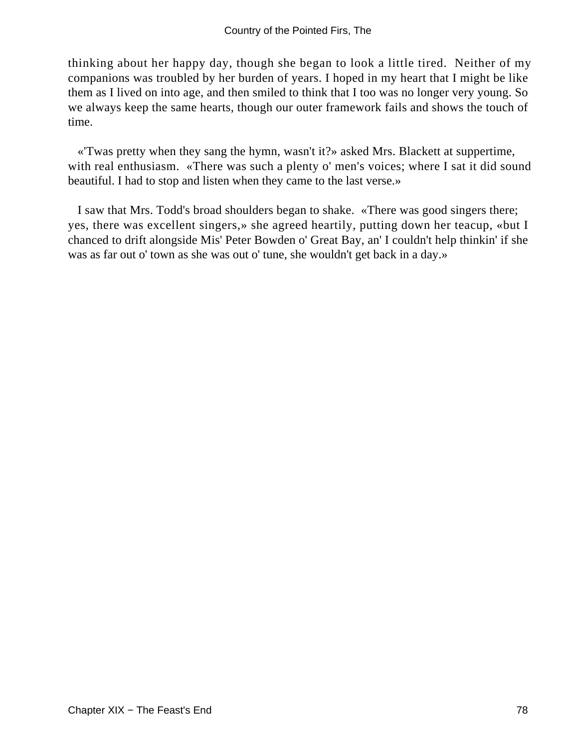thinking about her happy day, though she began to look a little tired. Neither of my companions was troubled by her burden of years. I hoped in my heart that I might be like them as I lived on into age, and then smiled to think that I too was no longer very young. So we always keep the same hearts, though our outer framework fails and shows the touch of time.

«'Twas pretty when they sang the hymn, wasn't it?» asked Mrs. Blackett at suppertime, with real enthusiasm. «There was such a plenty o' men's voices; where I sat it did sound beautiful. I had to stop and listen when they came to the last verse.»

I saw that Mrs. Todd's broad shoulders began to shake. «There was good singers there; yes, there was excellent singers,» she agreed heartily, putting down her teacup, «but I chanced to drift alongside Mis' Peter Bowden o' Great Bay, an' I couldn't help thinkin' if she was as far out o' town as she was out o' tune, she wouldn't get back in a day.»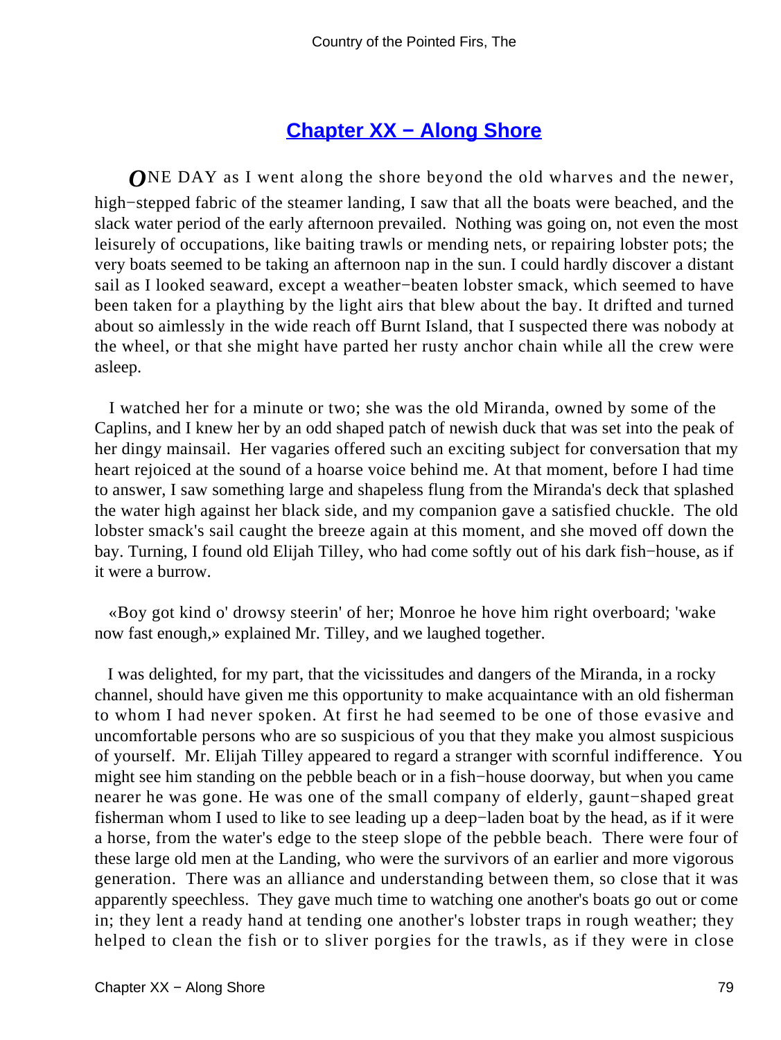## Chapter XX − Along Shore

*O*NE DAY as I went along the shore beyond the old wharves and the newer, high−stepped fabric of the steamer landing, I saw that all the boats were beached, and the slack water period of the early afternoon prevailed. Nothing was going on, not even the most leisurely of occupations, like baiting trawls or mending nets, or repairing lobster pots; the very boats seemed to be taking an afternoon nap in the sun. I could hardly discover a distant sail as I looked seaward, except a weather−beaten lobster smack, which seemed to have been taken for a plaything by the light airs that blew about the bay. It drifted and turned about so aimlessly in the wide reach off Burnt Island, that I suspected there was nobody at the wheel, or that she might have parted her rusty anchor chain while all the crew were asleep.

I watched her for a minute or two; she was the old Miranda, owned by some of the Caplins, and I knew her by an odd shaped patch of newish duck that was set into the peak of her dingy mainsail. Her vagaries offered such an exciting subject for conversation that my heart rejoiced at the sound of a hoarse voice behind me. At that moment, before I had time to answer, I saw something large and shapeless flung from the Miranda's deck that splashed the water high against her black side, and my companion gave a satisfied chuckle. The old lobster smack's sail caught the breeze again at this moment, and she moved off down the bay. Turning, I found old Elijah Tilley, who had come softly out of his dark fish−house, as if it were a burrow.

«Boy got kind o' drowsy steerin' of her; Monroe he hove him right overboard; 'wake now fast enough,» explained Mr. Tilley, and we laughed together.

I was delighted, for my part, that the vicissitudes and dangers of the Miranda, in a rocky channel, should have given me this opportunity to make acquaintance with an old fisherman to whom I had never spoken. At first he had seemed to be one of those evasive and uncomfortable persons who are so suspicious of you that they make you almost suspicious of yourself. Mr. Elijah Tilley appeared to regard a stranger with scornful indifference. You might see him standing on the pebble beach or in a fish−house doorway, but when you came nearer he was gone. He was one of the small company of elderly, gaunt−shaped great fisherman whom I used to like to see leading up a deep−laden boat by the head, as if it were a horse, from the water's edge to the steep slope of the pebble beach. There were four of these large old men at the Landing, who were the survivors of an earlier and more vigorous generation. There was an alliance and understanding between them, so close that it was apparently speechless. They gave much time to watching one another's boats go out or come in; they lent a ready hand at tending one another's lobster traps in rough weather; they helped to clean the fish or to sliver porgies for the trawls, as if they were in close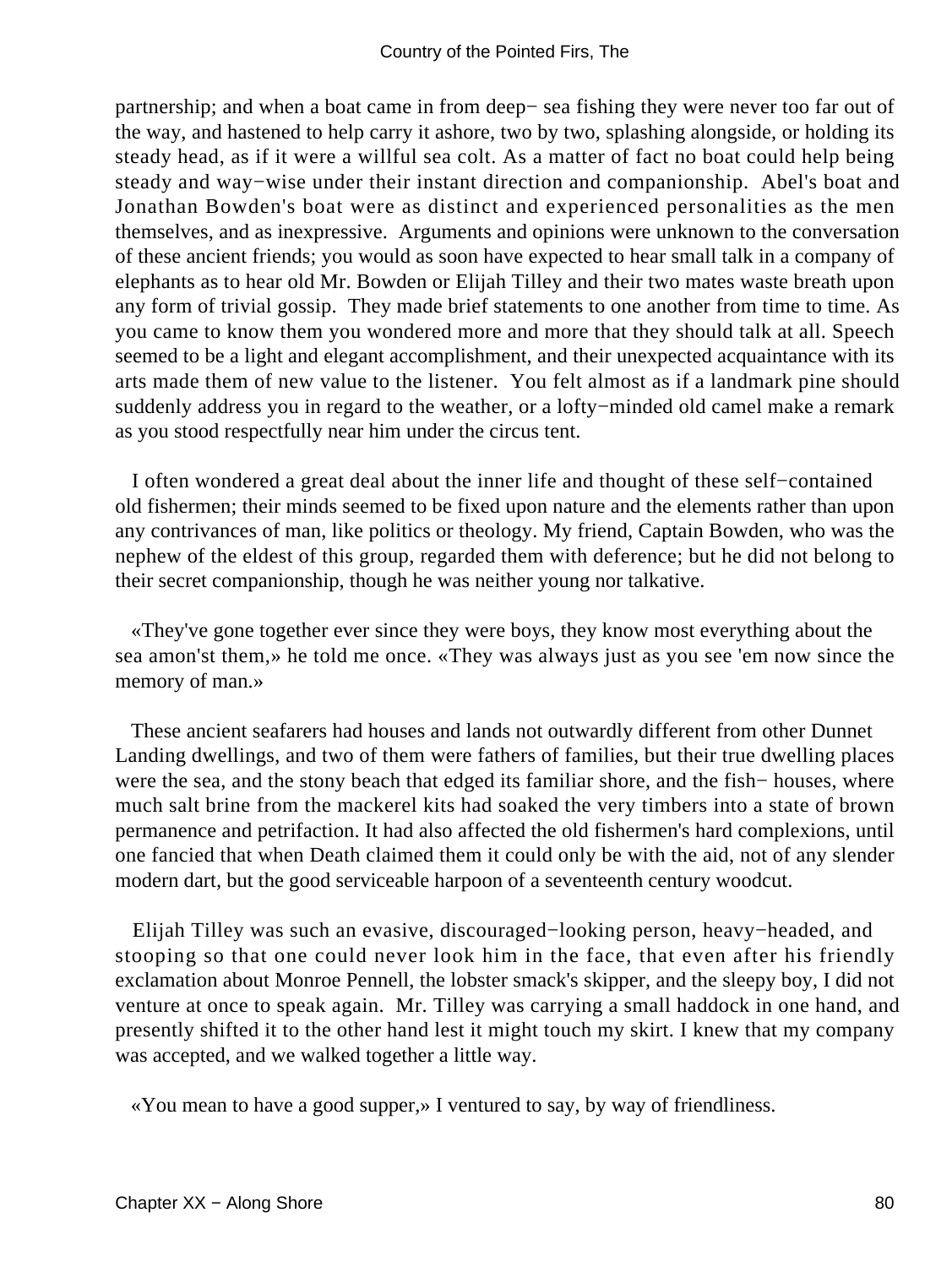partnership; and when a boat came in from deep− sea fishing they were never too far out of the way, and hastened to help carry it ashore, two by two, splashing alongside, or holding its steady head, as if it were a willful sea colt. As a matter of fact no boat could help being steady and way−wise under their instant direction and companionship. Abel's boat and Jonathan Bowden's boat were as distinct and experienced personalities as the men themselves, and as inexpressive. Arguments and opinions were unknown to the conversation of these ancient friends; you would as soon have expected to hear small talk in a company of elephants as to hear old Mr. Bowden or Elijah Tilley and their two mates waste breath upon any form of trivial gossip. They made brief statements to one another from time to time. As you came to know them you wondered more and more that they should talk at all. Speech seemed to be a light and elegant accomplishment, and their unexpected acquaintance with its arts made them of new value to the listener. You felt almost as if a landmark pine should suddenly address you in regard to the weather, or a lofty−minded old camel make a remark as you stood respectfully near him under the circus tent.

I often wondered a great deal about the inner life and thought of these self−contained old fishermen; their minds seemed to be fixed upon nature and the elements rather than upon any contrivances of man, like politics or theology. My friend, Captain Bowden, who was the nephew of the eldest of this group, regarded them with deference; but he did not belong to their secret companionship, though he was neither young nor talkative.

«They've gone together ever since they were boys, they know most everything about the sea amon'st them,» he told me once. «They was always just as you see 'em now since the memory of man.»

These ancient seafarers had houses and lands not outwardly different from other Dunnet Landing dwellings, and two of them were fathers of families, but their true dwelling places were the sea, and the stony beach that edged its familiar shore, and the fish− houses, where much salt brine from the mackerel kits had soaked the very timbers into a state of brown permanence and petrifaction. It had also affected the old fishermen's hard complexions, until one fancied that when Death claimed them it could only be with the aid, not of any slender modern dart, but the good serviceable harpoon of a seventeenth century woodcut.

Elijah Tilley was such an evasive, discouraged−looking person, heavy−headed, and stooping so that one could never look him in the face, that even after his friendly exclamation about Monroe Pennell, the lobster smack's skipper, and the sleepy boy, I did not venture at once to speak again. Mr. Tilley was carrying a small haddock in one hand, and presently shifted it to the other hand lest it might touch my skirt. I knew that my company was accepted, and we walked together a little way.

«You mean to have a good supper,» I ventured to say, by way of friendliness.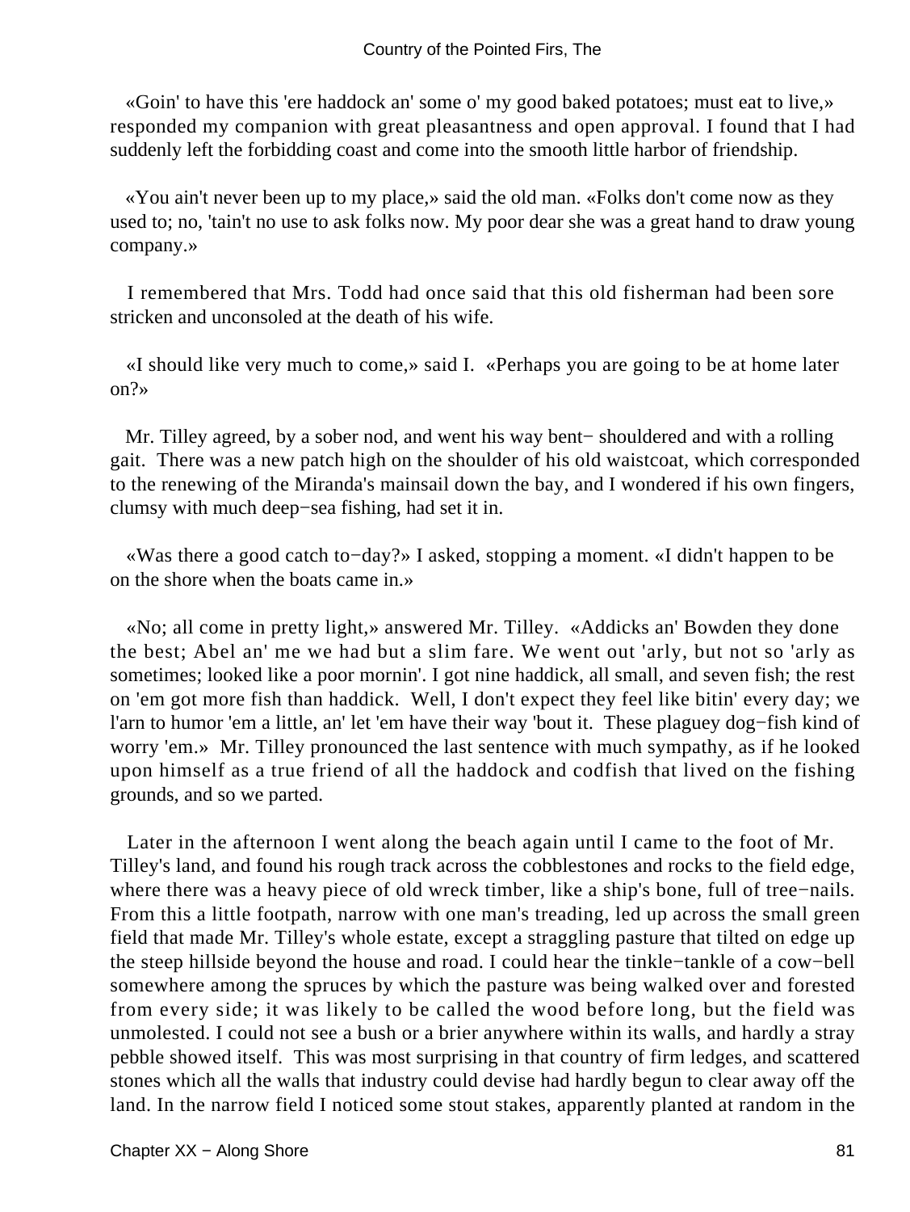«Goin' to have this 'ere haddock an' some o' my good baked potatoes; must eat to live,» responded my companion with great pleasantness and open approval. I found that I had suddenly left the forbidding coast and come into the smooth little harbor of friendship.

«You ain't never been up to my place,» said the old man. «Folks don't come now as they used to; no, 'tain't no use to ask folks now. My poor dear she was a great hand to draw young company.»

I remembered that Mrs. Todd had once said that this old fisherman had been sore stricken and unconsoled at the death of his wife.

«I should like very much to come,» said I. «Perhaps you are going to be at home later on?»

Mr. Tilley agreed, by a sober nod, and went his way bent− shouldered and with a rolling gait. There was a new patch high on the shoulder of his old waistcoat, which corresponded to the renewing of the Miranda's mainsail down the bay, and I wondered if his own fingers, clumsy with much deep−sea fishing, had set it in.

«Was there a good catch to−day?» I asked, stopping a moment. «I didn't happen to be on the shore when the boats came in.»

«No; all come in pretty light,» answered Mr. Tilley. «Addicks an' Bowden they done the best; Abel an' me we had but a slim fare. We went out 'arly, but not so 'arly as sometimes; looked like a poor mornin'. I got nine haddick, all small, and seven fish; the rest on 'em got more fish than haddick. Well, I don't expect they feel like bitin' every day; we l'arn to humor 'em a little, an' let 'em have their way 'bout it. These plaguey dog−fish kind of worry 'em.» Mr. Tilley pronounced the last sentence with much sympathy, as if he looked upon himself as a true friend of all the haddock and codfish that lived on the fishing grounds, and so we parted.

Later in the afternoon I went along the beach again until I came to the foot of Mr. Tilley's land, and found his rough track across the cobblestones and rocks to the field edge, where there was a heavy piece of old wreck timber, like a ship's bone, full of tree−nails. From this a little footpath, narrow with one man's treading, led up across the small green field that made Mr. Tilley's whole estate, except a straggling pasture that tilted on edge up the steep hillside beyond the house and road. I could hear the tinkle−tankle of a cow−bell somewhere among the spruces by which the pasture was being walked over and forested from every side; it was likely to be called the wood before long, but the field was unmolested. I could not see a bush or a brier anywhere within its walls, and hardly a stray pebble showed itself. This was most surprising in that country of firm ledges, and scattered stones which all the walls that industry could devise had hardly begun to clear away off the land. In the narrow field I noticed some stout stakes, apparently planted at random in the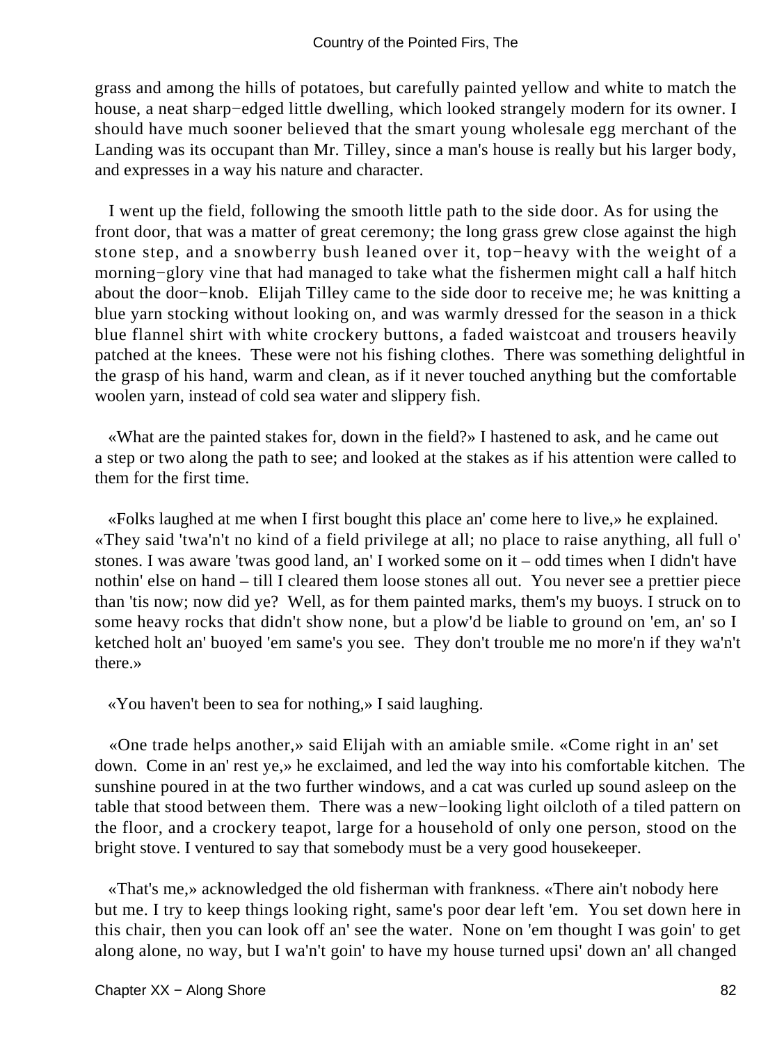grass and among the hills of potatoes, but carefully painted yellow and white to match the house, a neat sharp−edged little dwelling, which looked strangely modern for its owner. I should have much sooner believed that the smart young wholesale egg merchant of the Landing was its occupant than Mr. Tilley, since a man's house is really but his larger body, and expresses in a way his nature and character.

I went up the field, following the smooth little path to the side door. As for using the front door, that was a matter of great ceremony; the long grass grew close against the high stone step, and a snowberry bush leaned over it, top−heavy with the weight of a morning−glory vine that had managed to take what the fishermen might call a half hitch about the door−knob. Elijah Tilley came to the side door to receive me; he was knitting a blue yarn stocking without looking on, and was warmly dressed for the season in a thick blue flannel shirt with white crockery buttons, a faded waistcoat and trousers heavily patched at the knees. These were not his fishing clothes. There was something delightful in the grasp of his hand, warm and clean, as if it never touched anything but the comfortable woolen yarn, instead of cold sea water and slippery fish.

«What are the painted stakes for, down in the field?» I hastened to ask, and he came out a step or two along the path to see; and looked at the stakes as if his attention were called to them for the first time.

«Folks laughed at me when I first bought this place an' come here to live,» he explained. «They said 'twa'n't no kind of a field privilege at all; no place to raise anything, all full o' stones. I was aware 'twas good land, an' I worked some on it – odd times when I didn't have nothin' else on hand – till I cleared them loose stones all out. You never see a prettier piece than 'tis now; now did ye? Well, as for them painted marks, them's my buoys. I struck on to some heavy rocks that didn't show none, but a plow'd be liable to ground on 'em, an' so I ketched holt an' buoyed 'em same's you see. They don't trouble me no more'n if they wa'n't there.»

«You haven't been to sea for nothing,» I said laughing.

«One trade helps another,» said Elijah with an amiable smile. «Come right in an' set down. Come in an' rest ye,» he exclaimed, and led the way into his comfortable kitchen. The sunshine poured in at the two further windows, and a cat was curled up sound asleep on the table that stood between them. There was a new−looking light oilcloth of a tiled pattern on the floor, and a crockery teapot, large for a household of only one person, stood on the bright stove. I ventured to say that somebody must be a very good housekeeper.

«That's me,» acknowledged the old fisherman with frankness. «There ain't nobody here but me. I try to keep things looking right, same's poor dear left 'em. You set down here in this chair, then you can look off an' see the water. None on 'em thought I was goin' to get along alone, no way, but I wa'n't goin' to have my house turned upsi' down an' all changed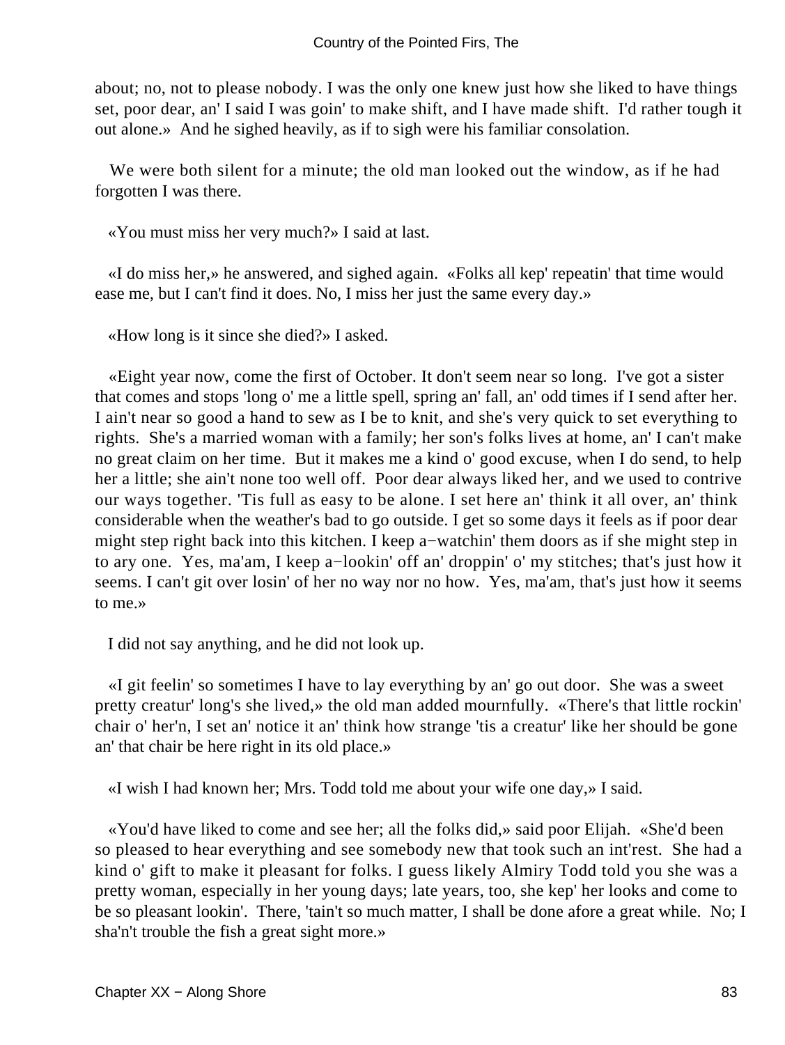about; no, not to please nobody. I was the only one knew just how she liked to have things set, poor dear, an' I said I was goin' to make shift, and I have made shift. I'd rather tough it out alone.» And he sighed heavily, as if to sigh were his familiar consolation.

We were both silent for a minute; the old man looked out the window, as if he had forgotten I was there.

«You must miss her very much?» I said at last.

«I do miss her,» he answered, and sighed again. «Folks all kep' repeatin' that time would ease me, but I can't find it does. No, I miss her just the same every day.»

«How long is it since she died?» I asked.

«Eight year now, come the first of October. It don't seem near so long. I've got a sister that comes and stops 'long o' me a little spell, spring an' fall, an' odd times if I send after her. I ain't near so good a hand to sew as I be to knit, and she's very quick to set everything to rights. She's a married woman with a family; her son's folks lives at home, an' I can't make no great claim on her time. But it makes me a kind o' good excuse, when I do send, to help her a little; she ain't none too well off. Poor dear always liked her, and we used to contrive our ways together. 'Tis full as easy to be alone. I set here an' think it all over, an' think considerable when the weather's bad to go outside. I get so some days it feels as if poor dear might step right back into this kitchen. I keep a−watchin' them doors as if she might step in to ary one. Yes, ma'am, I keep a−lookin' off an' droppin' o' my stitches; that's just how it seems. I can't git over losin' of her no way nor no how. Yes, ma'am, that's just how it seems to me.»

I did not say anything, and he did not look up.

«I git feelin' so sometimes I have to lay everything by an' go out door. She was a sweet pretty creatur' long's she lived,» the old man added mournfully. «There's that little rockin' chair o' her'n, I set an' notice it an' think how strange 'tis a creatur' like her should be gone an' that chair be here right in its old place.»

«I wish I had known her; Mrs. Todd told me about your wife one day,» I said.

«You'd have liked to come and see her; all the folks did,» said poor Elijah. «She'd been so pleased to hear everything and see somebody new that took such an int'rest. She had a kind o' gift to make it pleasant for folks. I guess likely Almiry Todd told you she was a pretty woman, especially in her young days; late years, too, she kep' her looks and come to be so pleasant lookin'. There, 'tain't so much matter, I shall be done afore a great while. No; I sha'n't trouble the fish a great sight more.»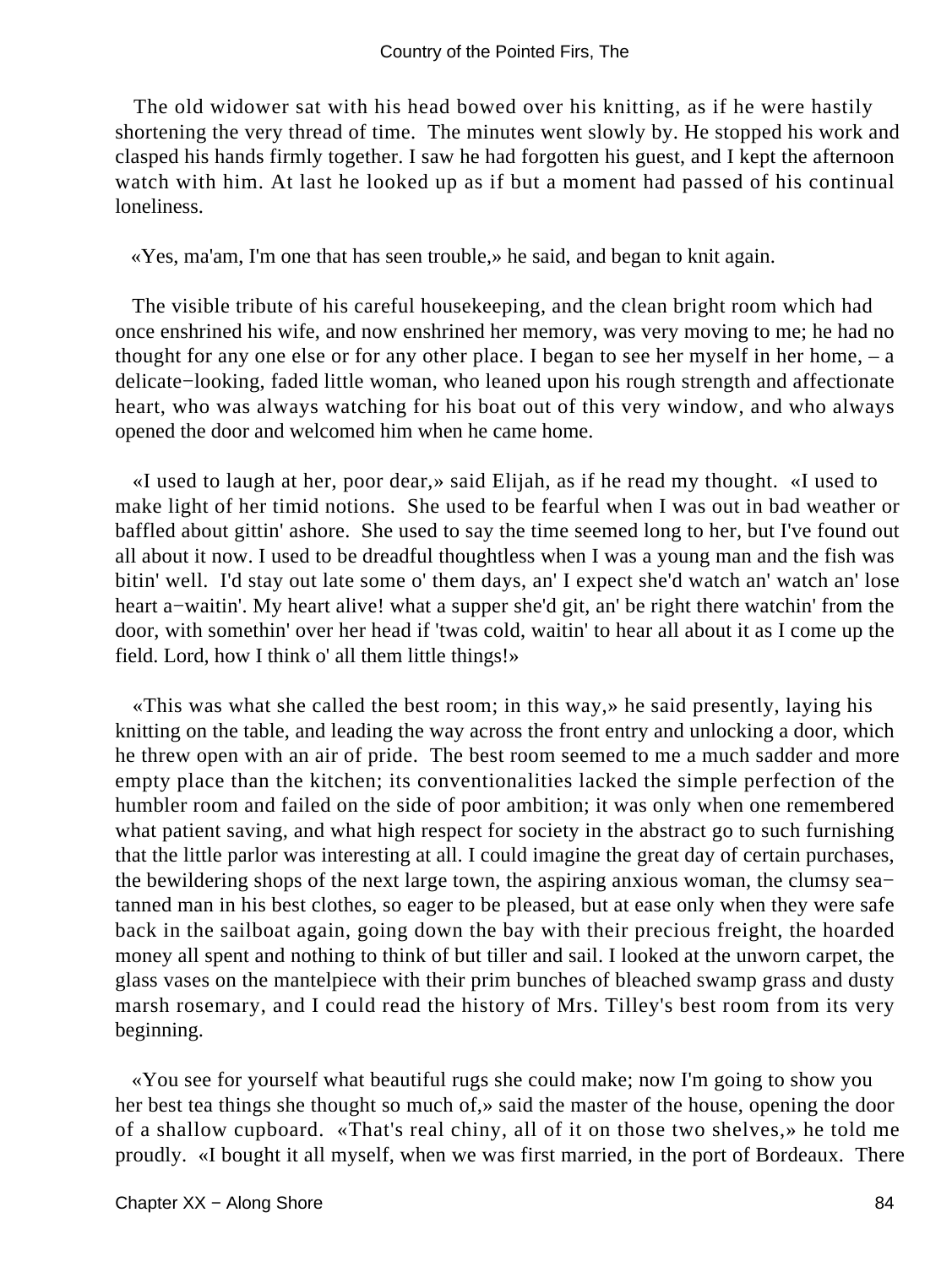The old widower sat with his head bowed over his knitting, as if he were hastily shortening the very thread of time. The minutes went slowly by. He stopped his work and clasped his hands firmly together. I saw he had forgotten his guest, and I kept the afternoon watch with him. At last he looked up as if but a moment had passed of his continual loneliness.

«Yes, ma'am, I'm one that has seen trouble,» he said, and began to knit again.

The visible tribute of his careful housekeeping, and the clean bright room which had once enshrined his wife, and now enshrined her memory, was very moving to me; he had no thought for any one else or for any other place. I began to see her myself in her home, – a delicate−looking, faded little woman, who leaned upon his rough strength and affectionate heart, who was always watching for his boat out of this very window, and who always opened the door and welcomed him when he came home.

«I used to laugh at her, poor dear,» said Elijah, as if he read my thought. «I used to make light of her timid notions. She used to be fearful when I was out in bad weather or baffled about gittin' ashore. She used to say the time seemed long to her, but I've found out all about it now. I used to be dreadful thoughtless when I was a young man and the fish was bitin' well. I'd stay out late some o' them days, an' I expect she'd watch an' watch an' lose heart a−waitin'. My heart alive! what a supper she'd git, an' be right there watchin' from the door, with somethin' over her head if 'twas cold, waitin' to hear all about it as I come up the field. Lord, how I think o' all them little things!»

«This was what she called the best room; in this way,» he said presently, laying his knitting on the table, and leading the way across the front entry and unlocking a door, which he threw open with an air of pride. The best room seemed to me a much sadder and more empty place than the kitchen; its conventionalities lacked the simple perfection of the humbler room and failed on the side of poor ambition; it was only when one remembered what patient saving, and what high respect for society in the abstract go to such furnishing that the little parlor was interesting at all. I could imagine the great day of certain purchases, the bewildering shops of the next large town, the aspiring anxious woman, the clumsy sea−tanned man in his best clothes, so eager to be pleased, but at ease only when they were safe back in the sailboat again, going down the bay with their precious freight, the hoarded money all spent and nothing to think of but tiller and sail. I looked at the unworn carpet, the glass vases on the mantelpiece with their prim bunches of bleached swamp grass and dusty marsh rosemary, and I could read the history of Mrs. Tilley's best room from its very beginning.

«You see for yourself what beautiful rugs she could make; now I'm going to show you her best tea things she thought so much of,» said the master of the house, opening the door of a shallow cupboard. «That's real chiny, all of it on those two shelves,» he told me proudly. «I bought it all myself, when we was first married, in the port of Bordeaux. There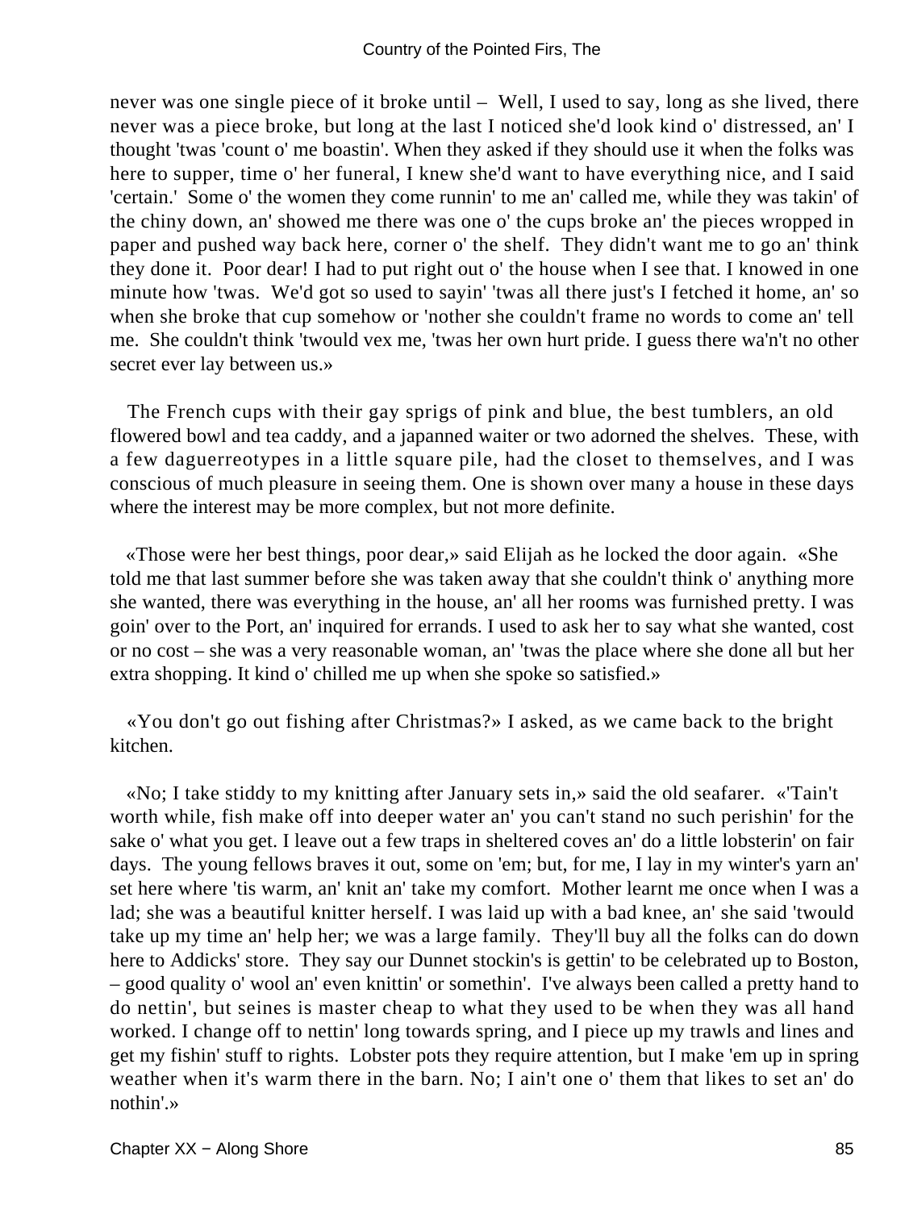never was one single piece of it broke until – Well, I used to say, long as she lived, there never was a piece broke, but long at the last I noticed she'd look kind o' distressed, an' I thought 'twas 'count o' me boastin'. When they asked if they should use it when the folks was here to supper, time o' her funeral, I knew she'd want to have everything nice, and I said 'certain.' Some o' the women they come runnin' to me an' called me, while they was takin' of the chiny down, an' showed me there was one o' the cups broke an' the pieces wropped in paper and pushed way back here, corner o' the shelf. They didn't want me to go an' think they done it. Poor dear! I had to put right out o' the house when I see that. I knowed in one minute how 'twas. We'd got so used to sayin' 'twas all there just's I fetched it home, an' so when she broke that cup somehow or 'nother she couldn't frame no words to come an' tell me. She couldn't think 'twould vex me, 'twas her own hurt pride. I guess there wa'n't no other secret ever lay between us.»

The French cups with their gay sprigs of pink and blue, the best tumblers, an old flowered bowl and tea caddy, and a japanned waiter or two adorned the shelves. These, with a few daguerreotypes in a little square pile, had the closet to themselves, and I was conscious of much pleasure in seeing them. One is shown over many a house in these days where the interest may be more complex, but not more definite.

«Those were her best things, poor dear,» said Elijah as he locked the door again. «She told me that last summer before she was taken away that she couldn't think o' anything more she wanted, there was everything in the house, an' all her rooms was furnished pretty. I was goin' over to the Port, an' inquired for errands. I used to ask her to say what she wanted, cost or no cost – she was a very reasonable woman, an' 'twas the place where she done all but her extra shopping. It kind o' chilled me up when she spoke so satisfied.»

«You don't go out fishing after Christmas?» I asked, as we came back to the bright kitchen.

«No; I take stiddy to my knitting after January sets in,» said the old seafarer. «'Tain't worth while, fish make off into deeper water an' you can't stand no such perishin' for the sake o' what you get. I leave out a few traps in sheltered coves an' do a little lobsterin' on fair days. The young fellows braves it out, some on 'em; but, for me, I lay in my winter's yarn an' set here where 'tis warm, an' knit an' take my comfort. Mother learnt me once when I was a lad; she was a beautiful knitter herself. I was laid up with a bad knee, an' she said 'twould take up my time an' help her; we was a large family. They'll buy all the folks can do down here to Addicks' store. They say our Dunnet stockin's is gettin' to be celebrated up to Boston, – good quality o' wool an' even knittin' or somethin'. I've always been called a pretty hand to do nettin', but seines is master cheap to what they used to be when they was all hand worked. I change off to nettin' long towards spring, and I piece up my trawls and lines and get my fishin' stuff to rights. Lobster pots they require attention, but I make 'em up in spring weather when it's warm there in the barn. No; I ain't one o' them that likes to set an' do nothin'.»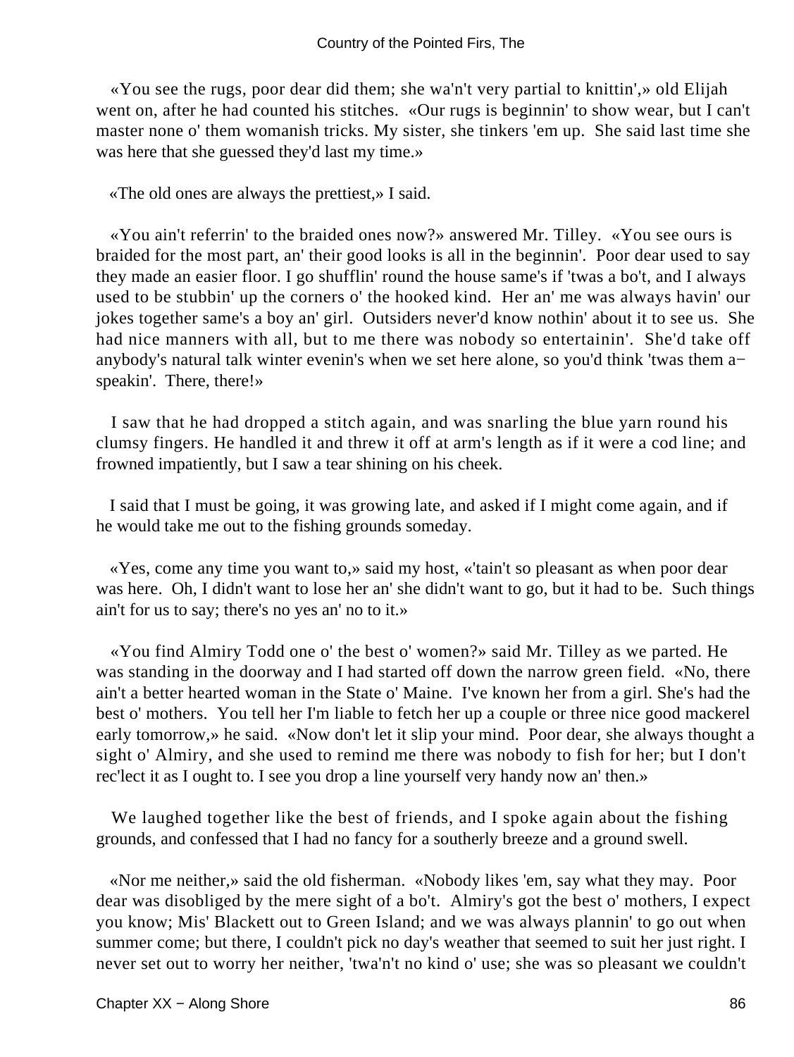«You see the rugs, poor dear did them; she wa'n't very partial to knittin',» old Elijah went on, after he had counted his stitches. «Our rugs is beginnin' to show wear, but I can't master none o' them womanish tricks. My sister, she tinkers 'em up. She said last time she was here that she guessed they'd last my time.»

«The old ones are always the prettiest,» I said.

«You ain't referrin' to the braided ones now?» answered Mr. Tilley. «You see ours is braided for the most part, an' their good looks is all in the beginnin'. Poor dear used to say they made an easier floor. I go shufflin' round the house same's if 'twas a bo't, and I always used to be stubbin' up the corners o' the hooked kind. Her an' me was always havin' our jokes together same's a boy an' girl. Outsiders never'd know nothin' about it to see us. She had nice manners with all, but to me there was nobody so entertainin'. She'd take off anybody's natural talk winter evenin's when we set here alone, so you'd think 'twas them a−speakin'. There, there!»

I saw that he had dropped a stitch again, and was snarling the blue yarn round his clumsy fingers. He handled it and threw it off at arm's length as if it were a cod line; and frowned impatiently, but I saw a tear shining on his cheek.

I said that I must be going, it was growing late, and asked if I might come again, and if he would take me out to the fishing grounds someday.

«Yes, come any time you want to,» said my host, «'tain't so pleasant as when poor dear was here. Oh, I didn't want to lose her an' she didn't want to go, but it had to be. Such things ain't for us to say; there's no yes an' no to it.»

«You find Almiry Todd one o' the best o' women?» said Mr. Tilley as we parted. He was standing in the doorway and I had started off down the narrow green field. «No, there ain't a better hearted woman in the State o' Maine. I've known her from a girl. She's had the best o' mothers. You tell her I'm liable to fetch her up a couple or three nice good mackerel early tomorrow,» he said. «Now don't let it slip your mind. Poor dear, she always thought a sight o' Almiry, and she used to remind me there was nobody to fish for her; but I don't rec'lect it as I ought to. I see you drop a line yourself very handy now an' then.»

We laughed together like the best of friends, and I spoke again about the fishing grounds, and confessed that I had no fancy for a southerly breeze and a ground swell.

«Nor me neither,» said the old fisherman. «Nobody likes 'em, say what they may. Poor dear was disobliged by the mere sight of a bo't. Almiry's got the best o' mothers, I expect you know; Mis' Blackett out to Green Island; and we was always plannin' to go out when summer come; but there, I couldn't pick no day's weather that seemed to suit her just right. I never set out to worry her neither, 'twa'n't no kind o' use; she was so pleasant we couldn't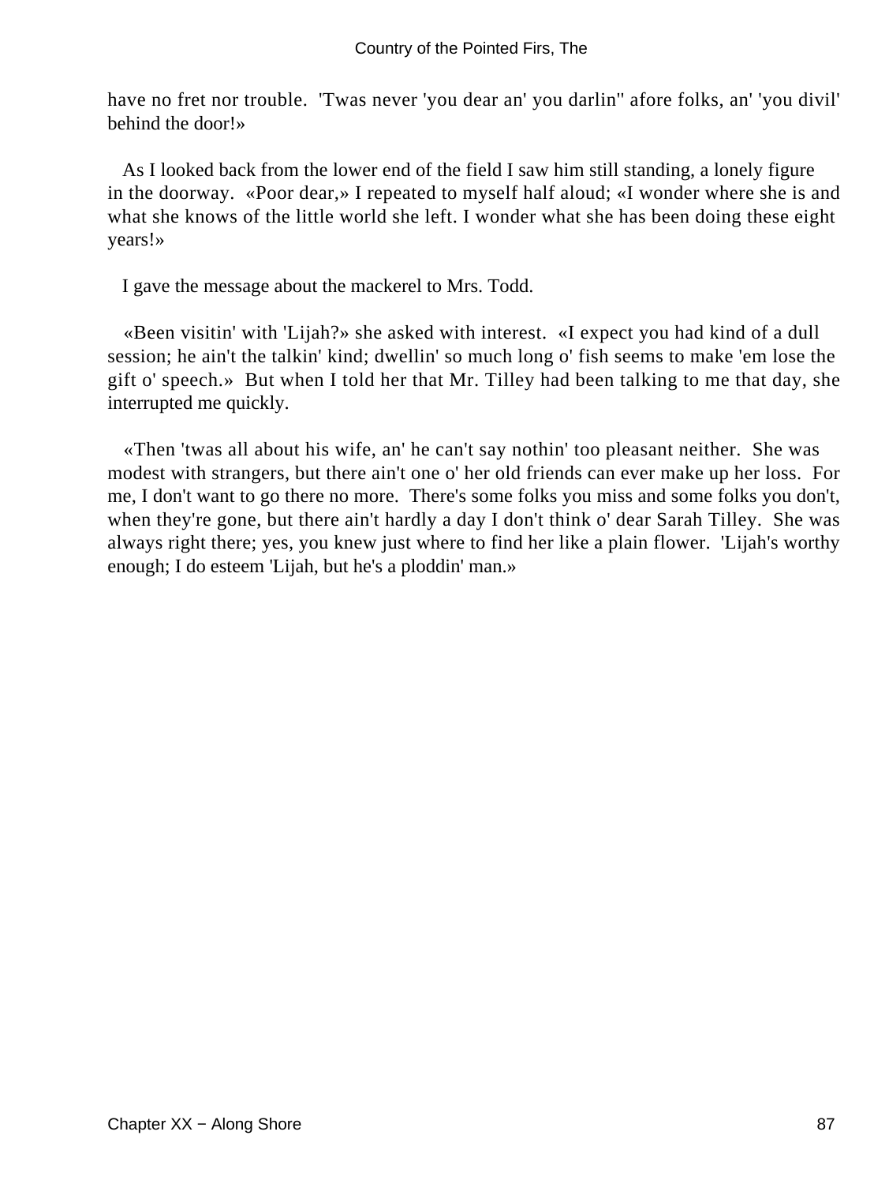have no fret nor trouble. 'Twas never 'you dear an' you darlin'' afore folks, an' 'you divil' behind the door!»

As I looked back from the lower end of the field I saw him still standing, a lonely figure in the doorway. «Poor dear,» I repeated to myself half aloud; «I wonder where she is and what she knows of the little world she left. I wonder what she has been doing these eight years!»

I gave the message about the mackerel to Mrs. Todd.

«Been visitin' with 'Lijah?» she asked with interest. «I expect you had kind of a dull session; he ain't the talkin' kind; dwellin' so much long o' fish seems to make 'em lose the gift o' speech.» But when I told her that Mr. Tilley had been talking to me that day, she interrupted me quickly.

«Then 'twas all about his wife, an' he can't say nothin' too pleasant neither. She was modest with strangers, but there ain't one o' her old friends can ever make up her loss. For me, I don't want to go there no more. There's some folks you miss and some folks you don't, when they're gone, but there ain't hardly a day I don't think o' dear Sarah Tilley. She was always right there; yes, you knew just where to find her like a plain flower. 'Lijah's worthy enough; I do esteem 'Lijah, but he's a ploddin' man.»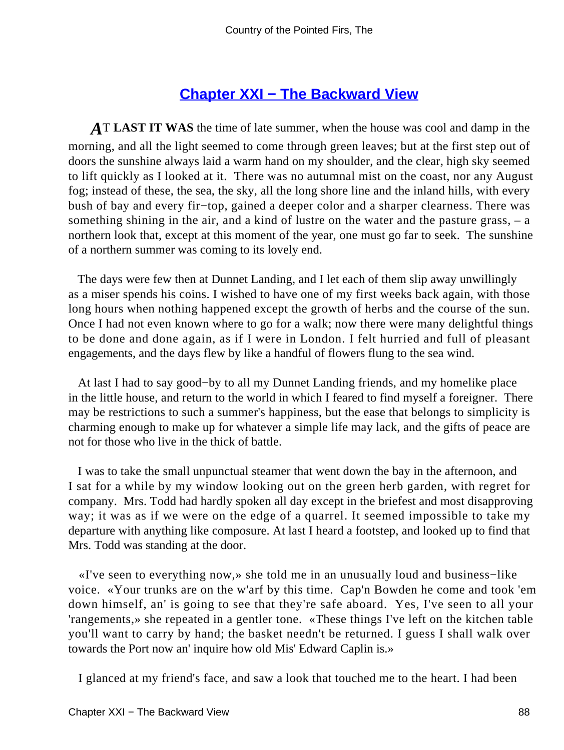## Chapter XXI − The Backward View

**AT LAST IT WAS** the time of late summer, when the house was cool and damp in the morning, and all the light seemed to come through green leaves; but at the first step out of doors the sunshine always laid a warm hand on my shoulder, and the clear, high sky seemed to lift quickly as I looked at it. There was no autumnal mist on the coast, nor any August fog; instead of these, the sea, the sky, all the long shore line and the inland hills, with every bush of bay and every fir−top, gained a deeper color and a sharper clearness. There was something shining in the air, and a kind of lustre on the water and the pasture grass, – a northern look that, except at this moment of the year, one must go far to seek. The sunshine of a northern summer was coming to its lovely end.

The days were few then at Dunnet Landing, and I let each of them slip away unwillingly as a miser spends his coins. I wished to have one of my first weeks back again, with those long hours when nothing happened except the growth of herbs and the course of the sun. Once I had not even known where to go for a walk; now there were many delightful things to be done and done again, as if I were in London. I felt hurried and full of pleasant engagements, and the days flew by like a handful of flowers flung to the sea wind.

At last I had to say good−by to all my Dunnet Landing friends, and my homelike place in the little house, and return to the world in which I feared to find myself a foreigner. There may be restrictions to such a summer's happiness, but the ease that belongs to simplicity is charming enough to make up for whatever a simple life may lack, and the gifts of peace are not for those who live in the thick of battle.

I was to take the small unpunctual steamer that went down the bay in the afternoon, and I sat for a while by my window looking out on the green herb garden, with regret for company. Mrs. Todd had hardly spoken all day except in the briefest and most disapproving way; it was as if we were on the edge of a quarrel. It seemed impossible to take my departure with anything like composure. At last I heard a footstep, and looked up to find that Mrs. Todd was standing at the door.

«I've seen to everything now,» she told me in an unusually loud and business−like voice. «Your trunks are on the w'arf by this time. Cap'n Bowden he come and took 'em down himself, an' is going to see that they're safe aboard. Yes, I've seen to all your 'rangements,» she repeated in a gentler tone. «These things I've left on the kitchen table you'll want to carry by hand; the basket needn't be returned. I guess I shall walk over towards the Port now an' inquire how old Mis' Edward Caplin is.»

I glanced at my friend's face, and saw a look that touched me to the heart. I had been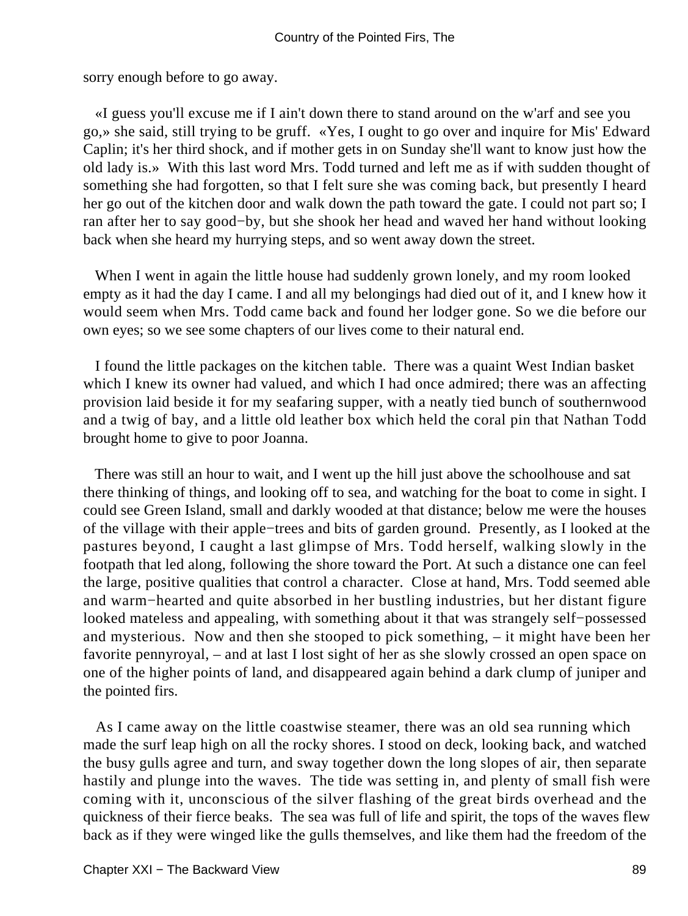sorry enough before to go away.

«I guess you'll excuse me if I ain't down there to stand around on the w'arf and see you go,» she said, still trying to be gruff. «Yes, I ought to go over and inquire for Mis' Edward Caplin; it's her third shock, and if mother gets in on Sunday she'll want to know just how the old lady is.» With this last word Mrs. Todd turned and left me as if with sudden thought of something she had forgotten, so that I felt sure she was coming back, but presently I heard her go out of the kitchen door and walk down the path toward the gate. I could not part so; I ran after her to say good−by, but she shook her head and waved her hand without looking back when she heard my hurrying steps, and so went away down the street.

When I went in again the little house had suddenly grown lonely, and my room looked empty as it had the day I came. I and all my belongings had died out of it, and I knew how it would seem when Mrs. Todd came back and found her lodger gone. So we die before our own eyes; so we see some chapters of our lives come to their natural end.

I found the little packages on the kitchen table. There was a quaint West Indian basket which I knew its owner had valued, and which I had once admired; there was an affecting provision laid beside it for my seafaring supper, with a neatly tied bunch of southernwood and a twig of bay, and a little old leather box which held the coral pin that Nathan Todd brought home to give to poor Joanna.

There was still an hour to wait, and I went up the hill just above the schoolhouse and sat there thinking of things, and looking off to sea, and watching for the boat to come in sight. I could see Green Island, small and darkly wooded at that distance; below me were the houses of the village with their apple−trees and bits of garden ground. Presently, as I looked at the pastures beyond, I caught a last glimpse of Mrs. Todd herself, walking slowly in the footpath that led along, following the shore toward the Port. At such a distance one can feel the large, positive qualities that control a character. Close at hand, Mrs. Todd seemed able and warm−hearted and quite absorbed in her bustling industries, but her distant figure looked mateless and appealing, with something about it that was strangely self−possessed and mysterious. Now and then she stooped to pick something, – it might have been her favorite pennyroyal, – and at last I lost sight of her as she slowly crossed an open space on one of the higher points of land, and disappeared again behind a dark clump of juniper and the pointed firs.

As I came away on the little coastwise steamer, there was an old sea running which made the surf leap high on all the rocky shores. I stood on deck, looking back, and watched the busy gulls agree and turn, and sway together down the long slopes of air, then separate hastily and plunge into the waves. The tide was setting in, and plenty of small fish were coming with it, unconscious of the silver flashing of the great birds overhead and the quickness of their fierce beaks. The sea was full of life and spirit, the tops of the waves flew back as if they were winged like the gulls themselves, and like them had the freedom of the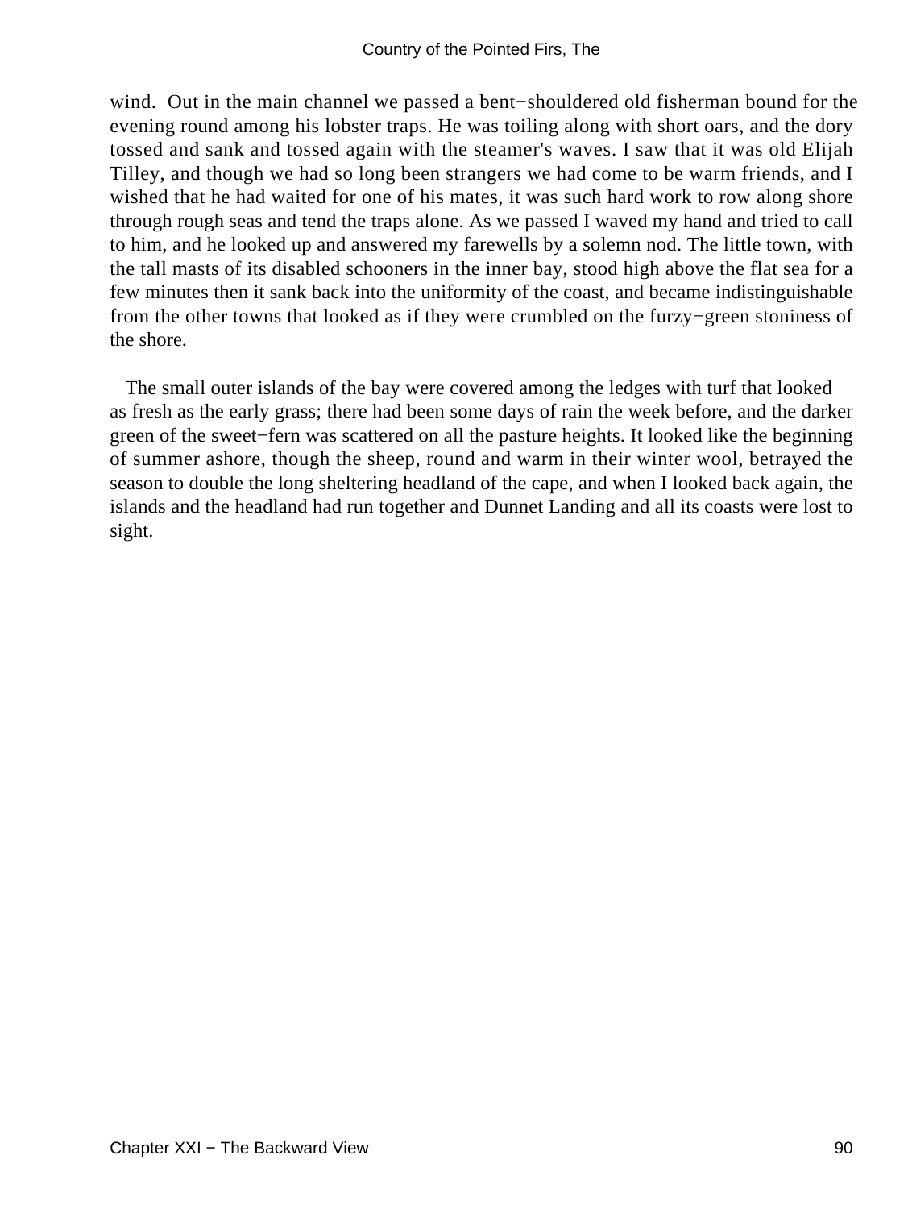wind.  Out in the main channel we passed a bent−shouldered old fisherman bound for the evening round among his lobster traps. He was toiling along with short oars, and the dory tossed and sank and tossed again with the steamer's waves. I saw that it was old Elijah Tilley, and though we had so long been strangers we had come to be warm friends, and I wished that he had waited for one of his mates, it was such hard work to row along shore through rough seas and tend the traps alone. As we passed I waved my hand and tried to call to him, and he looked up and answered my farewells by a solemn nod. The little town, with the tall masts of its disabled schooners in the inner bay, stood high above the flat sea for a few minutes then it sank back into the uniformity of the coast, and became indistinguishable from the other towns that looked as if they were crumbled on the furzy−green stoniness of the shore.

The small outer islands of the bay were covered among the ledges with turf that looked as fresh as the early grass; there had been some days of rain the week before, and the darker green of the sweet−fern was scattered on all the pasture heights. It looked like the beginning of summer ashore, though the sheep, round and warm in their winter wool, betrayed the season to double the long sheltering headland of the cape, and when I looked back again, the islands and the headland had run together and Dunnet Landing and all its coasts were lost to sight.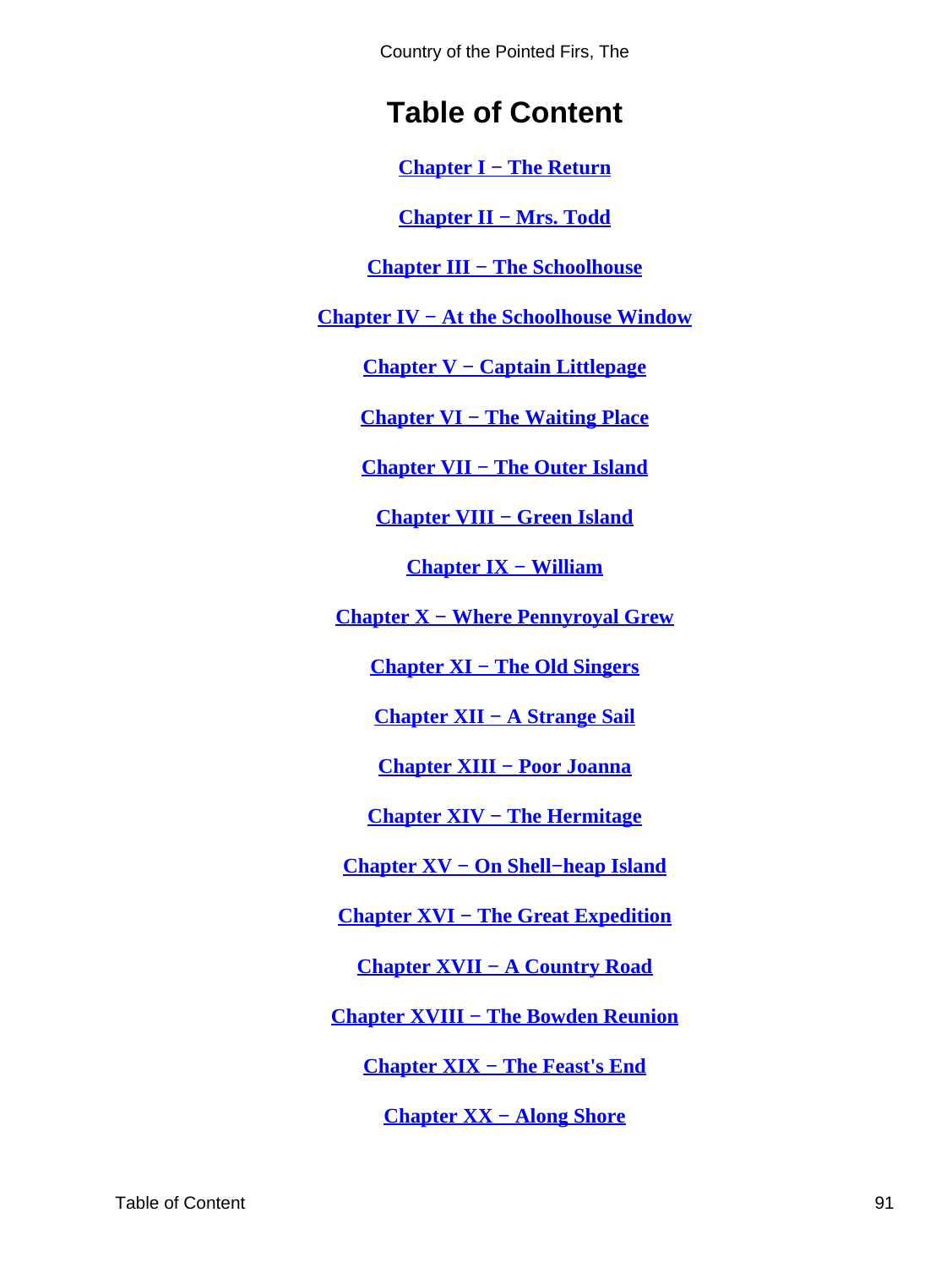# Table of Content

[Chapter I − The Return]

[Chapter II − Mrs. Todd]

[Chapter III − The Schoolhouse]

[Chapter IV − At the Schoolhouse Window]

[Chapter V − Captain Littlepage]

[Chapter VI − The Waiting Place]

[Chapter VII − The Outer Island]

[Chapter VIII − Green Island]

[Chapter IX − William]

[Chapter X − Where Pennyroyal Grew]

[Chapter XI − The Old Singers]

[Chapter XII − A Strange Sail]

[Chapter XIII − Poor Joanna]

[Chapter XIV − The Hermitage]

[Chapter XV − On Shell−heap Island]

[Chapter XVI − The Great Expedition]

[Chapter XVII − A Country Road]

[Chapter XVIII − The Bowden Reunion]

[Chapter XIX − The Feast's End]

[Chapter XX − Along Shore]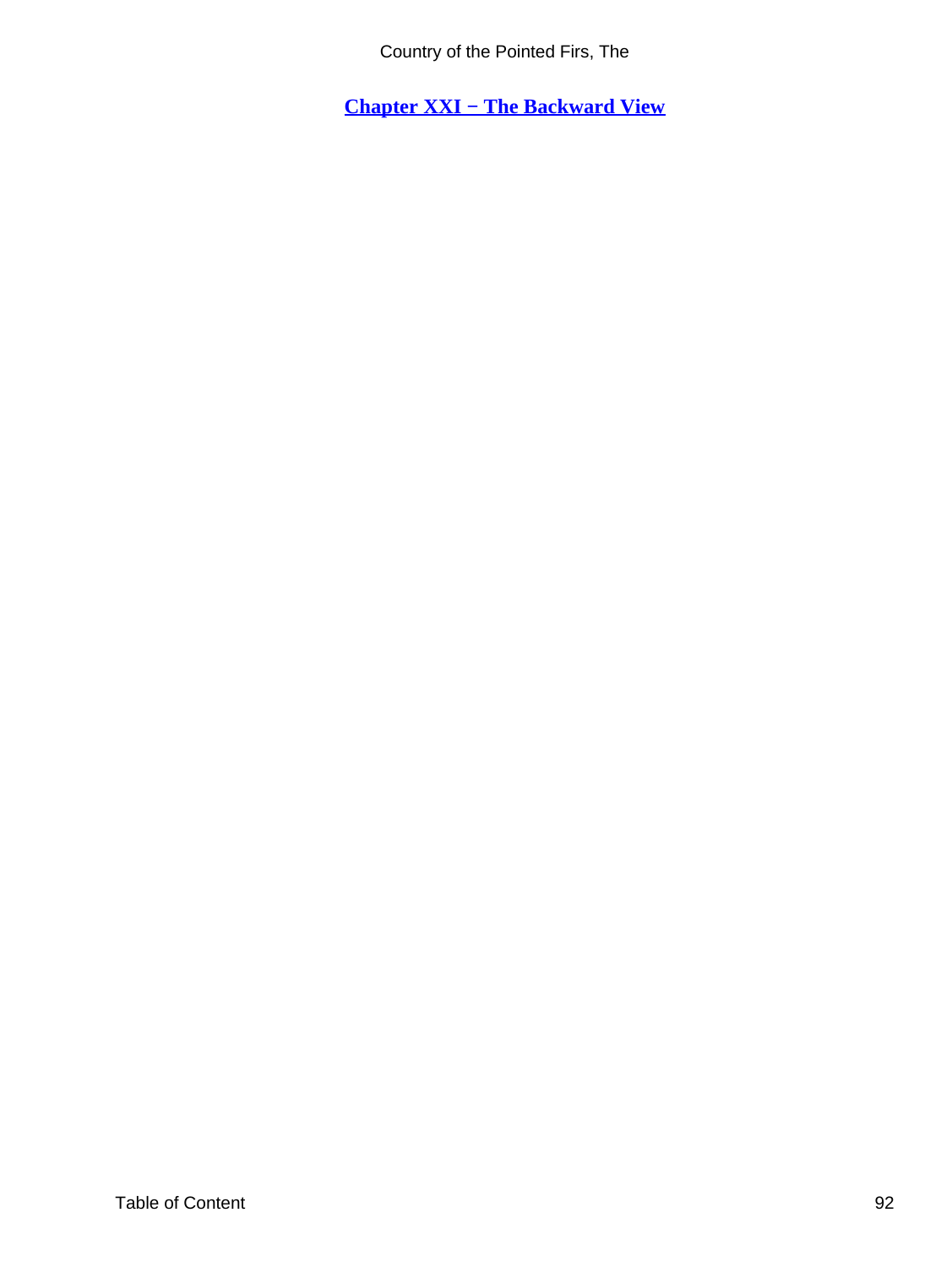## Chapter XXI − The Backward View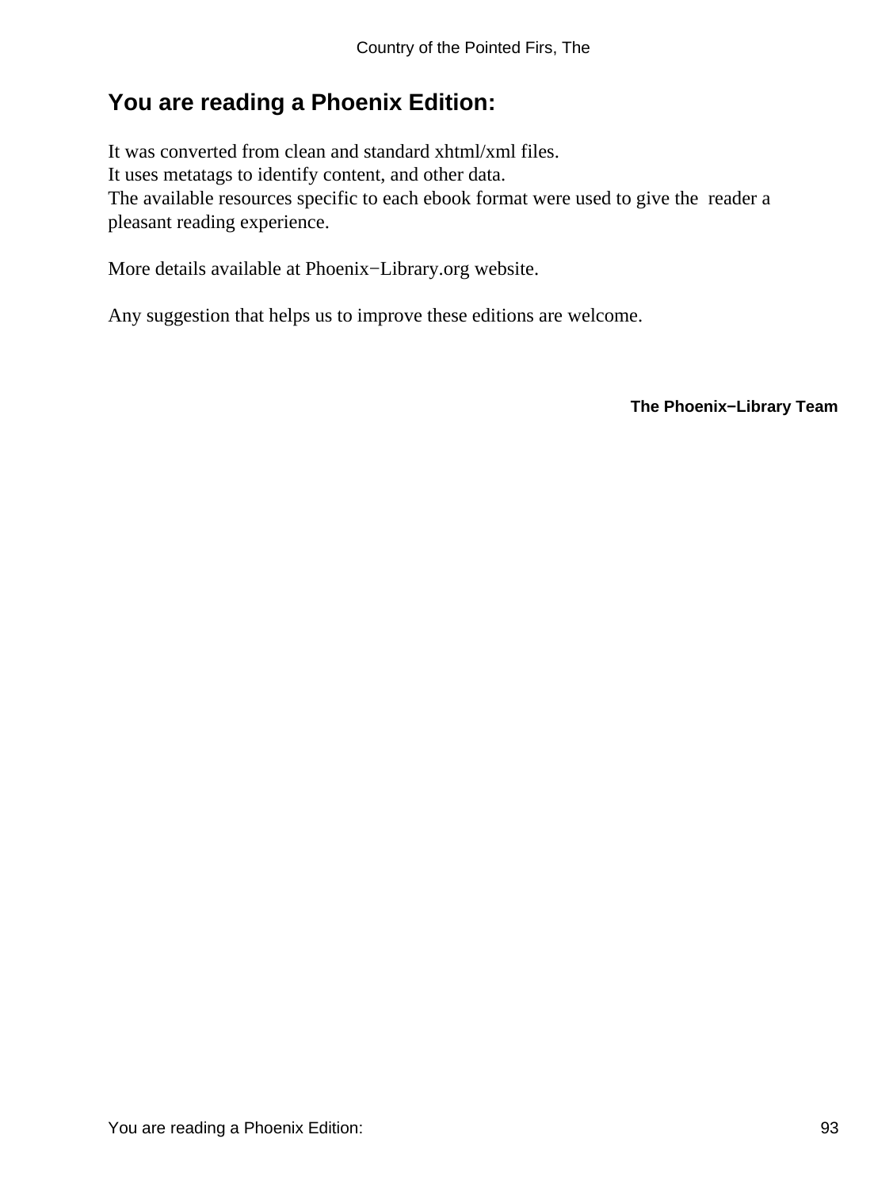## You are reading a Phoenix Edition:

It was converted from clean and standard xhtml/xml files.
It uses metatags to identify content, and other data.
The available resources specific to each ebook format were used to give the reader a pleasant reading experience.

More details available at Phoenix−Library.org website.

Any suggestion that helps us to improve these editions are welcome.

**The Phoenix−Library Team**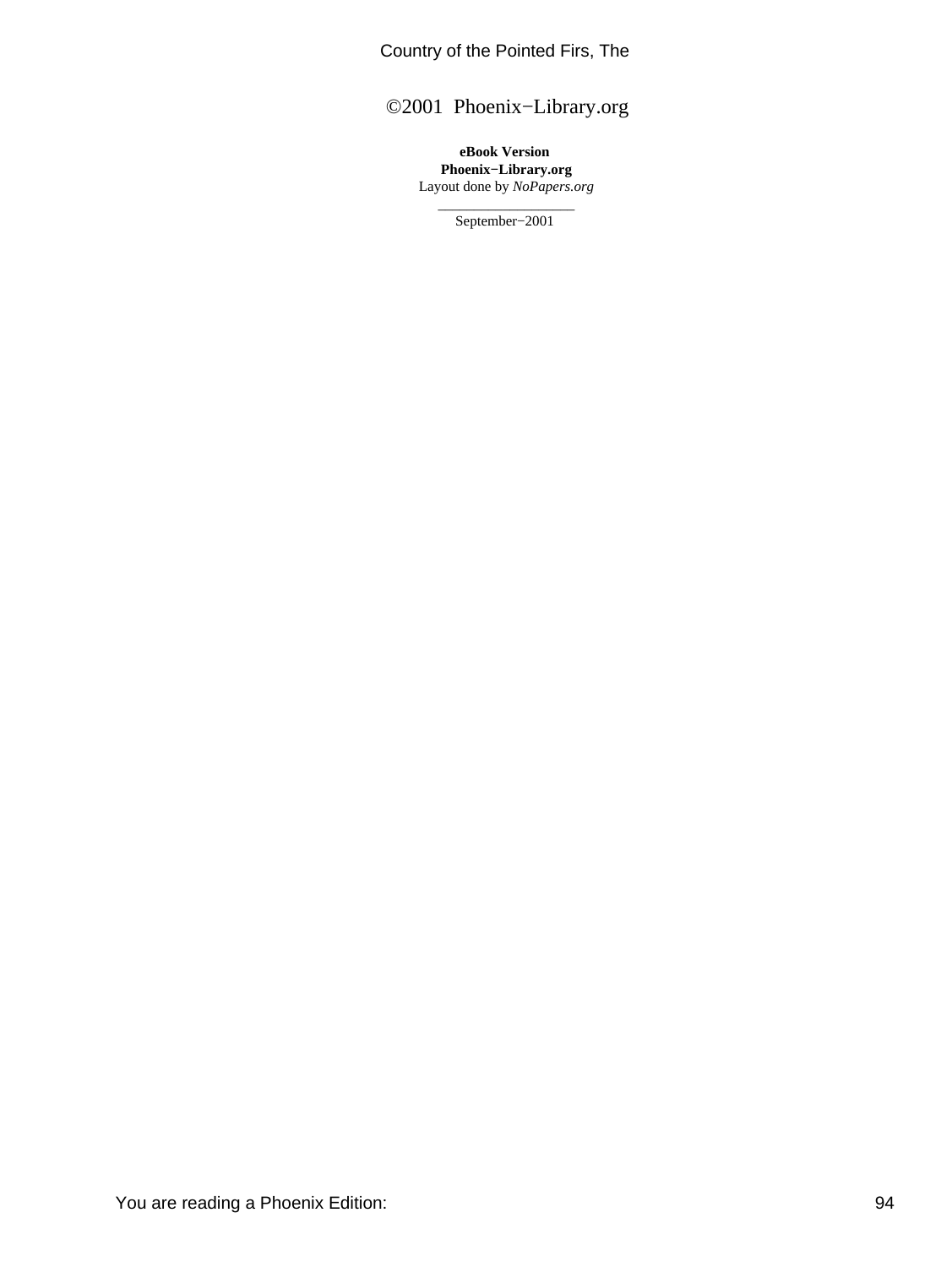©2001 Phoenix−Library.org

**eBook Version**
**Phoenix−Library.org**
Layout done by *NoPapers.org*

___________________

September−2001